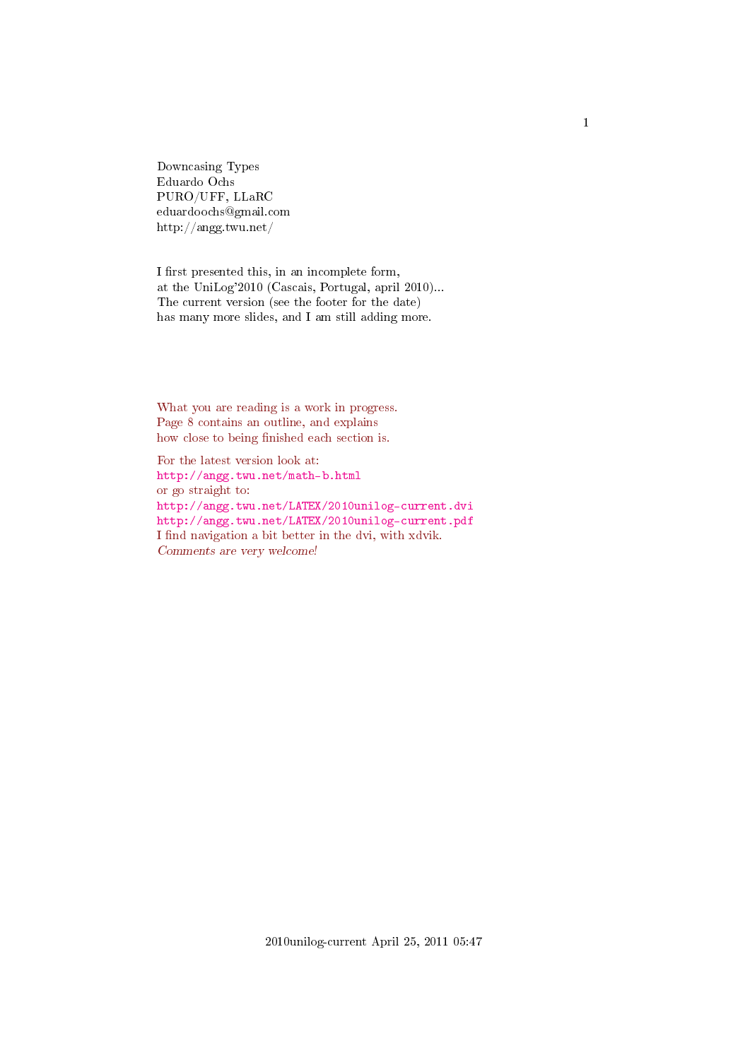Downcasing Types
Eduardo Ochs
PURO/UFF, LLaRC
eduardoochs@gmail.com
http://angg.twu.net/

I first presented this, in an incomplete form,
at the UniLog'2010 (Cascais, Portugal, april 2010)...
The current version (see the footer for the date)
has many more slides, and I am still adding more.

What you are reading is a work in progress.
Page 8 contains an outline, and explains
how close to being finished each section is.

For the latest version look at:
`http://angg.twu.net/math-b.html`
or go straight to:
`http://angg.twu.net/LATEX/2010unilog-current.dvi`
`http://angg.twu.net/LATEX/2010unilog-current.pdf`
I find navigation a bit better in the dvi, with xdvik.
*Comments are very welcome!*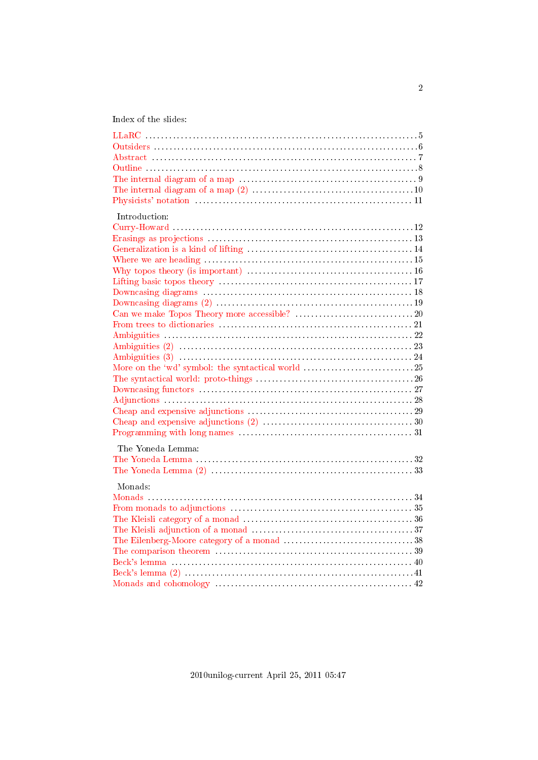Index of the slides:

- LLaRC ... 5
- Outsiders ... 6
- Abstract ... 7
- Outline ... 8
- The internal diagram of a map ... 9
- The internal diagram of a map (2) ... 10
- Physicists' notation ... 11

Introduction:

- Curry-Howard ... 12
- Erasings as projections ... 13
- Generalization is a kind of lifting ... 14
- Where we are heading ... 15
- Why topos theory (is important) ... 16
- Lifting basic topos theory ... 17
- Downcasing diagrams ... 18
- Downcasing diagrams (2) ... 19
- Can we make Topos Theory more accessible? ... 20
- From trees to dictionaries ... 21
- Ambiguities ... 22
- Ambiguities (2) ... 23
- Ambiguities (3) ... 24
- More on the 'wd' symbol: the syntactical world ... 25
- The syntactical world: proto-things ... 26
- Downcasing functors ... 27
- Adjunctions ... 28
- Cheap and expensive adjunctions ... 29
- Cheap and expensive adjunctions (2) ... 30
- Programming with long names ... 31

The Yoneda Lemma:

- The Yoneda Lemma ... 32
- The Yoneda Lemma (2) ... 33

Monads:

- Monads ... 34
- From monads to adjunctions ... 35
- The Kleisli category of a monad ... 36
- The Kleisli adjunction of a monad ... 37
- The Eilenberg-Moore category of a monad ... 38
- The comparison theorem ... 39
- Beck's lemma ... 40
- Beck's lemma (2) ... 41
- Monads and cohomology ... 42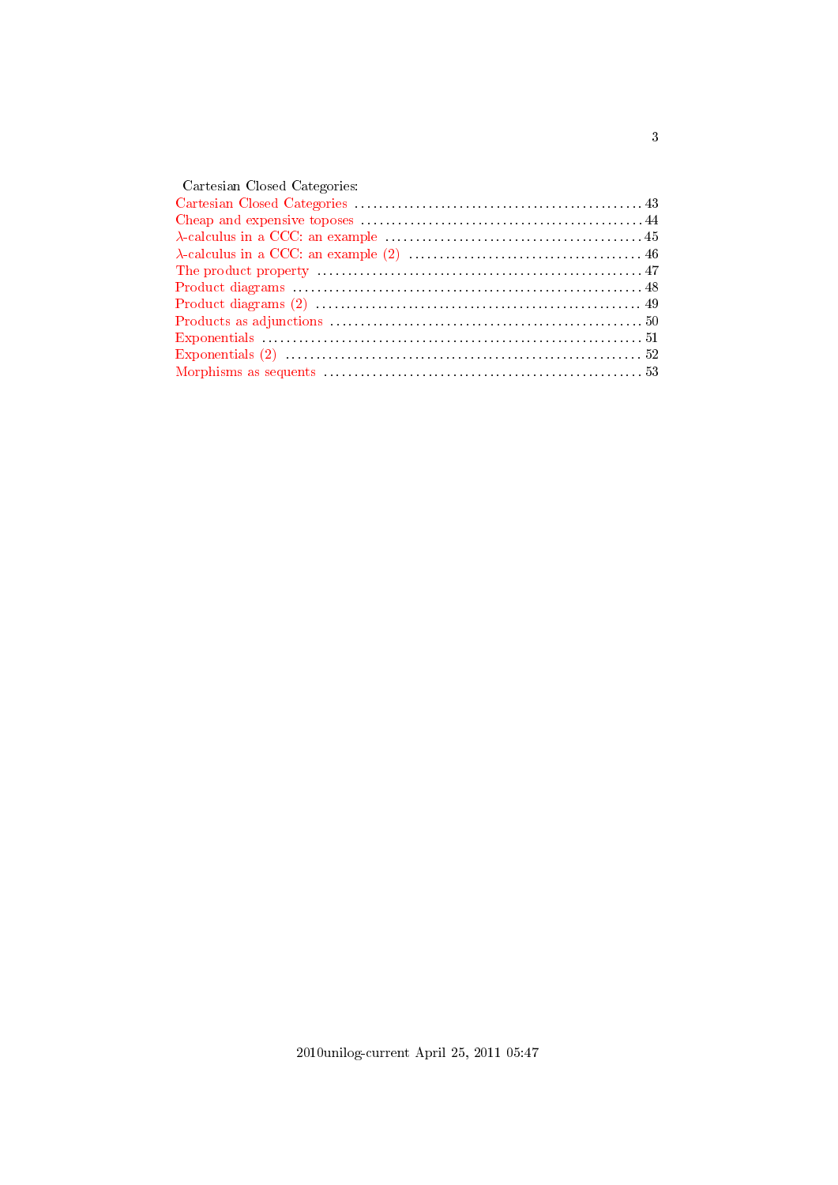Cartesian Closed Categories:

Cartesian Closed Categories ................................................ 43
Cheap and expensive toposes ................................................ 44
$\lambda$-calculus in a CCC: an example ................................................ 45
$\lambda$-calculus in a CCC: an example (2) ................................................ 46
The product property ................................................ 47
Product diagrams ................................................ 48
Product diagrams (2) ................................................ 49
Products as adjunctions ................................................ 50
Exponentials ................................................ 51
Exponentials (2) ................................................ 52
Morphisms as sequents ................................................ 53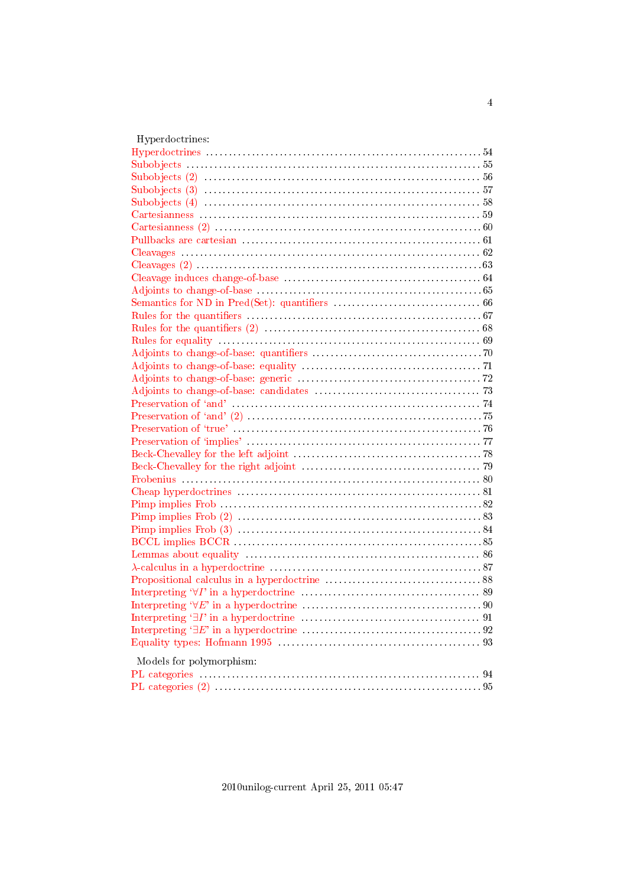Hyperdoctrines:

- Hyperdoctrines ........ 54
- Subobjects ........ 55
- Subobjects (2) ........ 56
- Subobjects (3) ........ 57
- Subobjects (4) ........ 58
- Cartesianness ........ 59
- Cartesianness (2) ........ 60
- Pullbacks are cartesian ........ 61
- Cleavages ........ 62
- Cleavages (2) ........ 63
- Cleavage induces change-of-base ........ 64
- Adjoints to change-of-base ........ 65
- Semantics for ND in Pred(Set): quantifiers ........ 66
- Rules for the quantifiers ........ 67
- Rules for the quantifiers (2) ........ 68
- Rules for equality ........ 69
- Adjoints to change-of-base: quantifiers ........ 70
- Adjoints to change-of-base: equality ........ 71
- Adjoints to change-of-base: generic ........ 72
- Adjoints to change-of-base: candidates ........ 73
- Preservation of 'and' ........ 74
- Preservation of 'and' (2) ........ 75
- Preservation of 'true' ........ 76
- Preservation of 'implies' ........ 77
- Beck-Chevalley for the left adjoint ........ 78
- Beck-Chevalley for the right adjoint ........ 79
- Frobenius ........ 80
- Cheap hyperdoctrines ........ 81
- Pimp implies Frob ........ 82
- Pimp implies Frob (2) ........ 83
- Pimp implies Frob (3) ........ 84
- BCCL implies BCCR ........ 85
- Lemmas about equality ........ 86
- $\lambda$-calculus in a hyperdoctrine ........ 87
- Propositional calculus in a hyperdoctrine ........ 88
- Interpreting '$\forall I$' in a hyperdoctrine ........ 89
- Interpreting '$\forall E$' in a hyperdoctrine ........ 90
- Interpreting '$\exists I$' in a hyperdoctrine ........ 91
- Interpreting '$\exists E$' in a hyperdoctrine ........ 92
- Equality types: Hofmann 1995 ........ 93

Models for polymorphism:

- PL categories ........ 94
- PL categories (2) ........ 95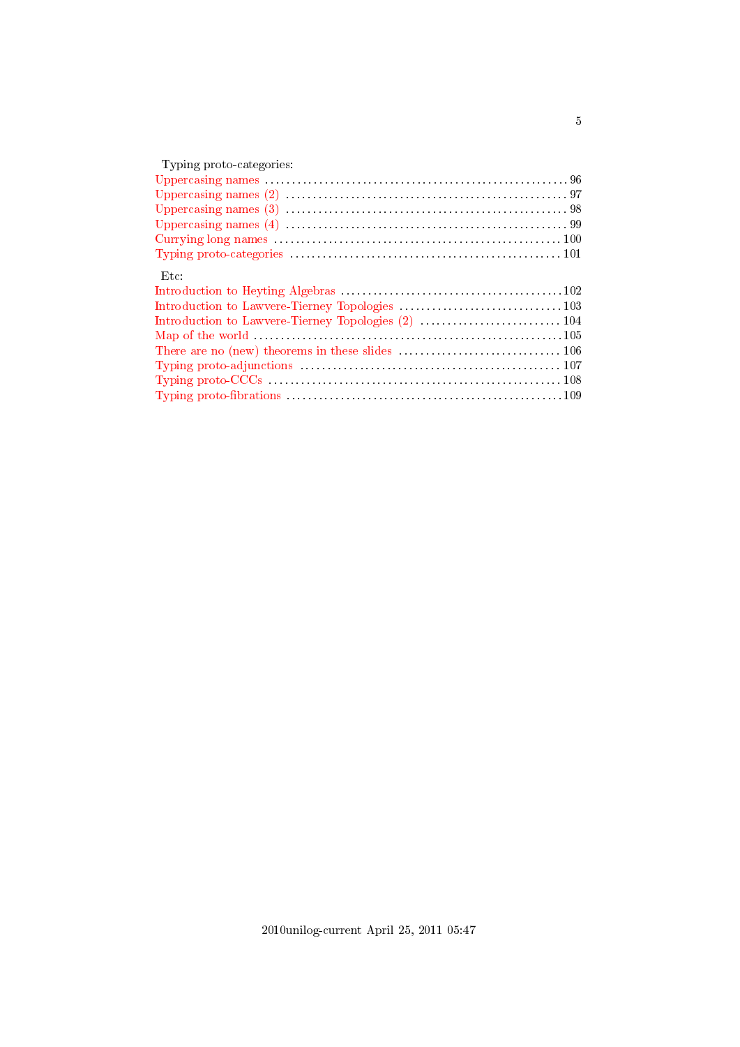Typing proto-categories:

Uppercasing names ........................................................ 96
Uppercasing names (2) .................................................... 97
Uppercasing names (3) .................................................... 98
Uppercasing names (4) .................................................... 99
Currying long names ..................................................... 100
Typing proto-categories .................................................. 101

Etc:

Introduction to Heyting Algebras ......................................... 102
Introduction to Lawvere-Tierney Topologies ............................... 103
Introduction to Lawvere-Tierney Topologies (2) ........................... 104
Map of the world ......................................................... 105
There are no (new) theorems in these slides .............................. 106
Typing proto-adjunctions ................................................. 107
Typing proto-CCCs ........................................................ 108
Typing proto-fibrations .................................................. 109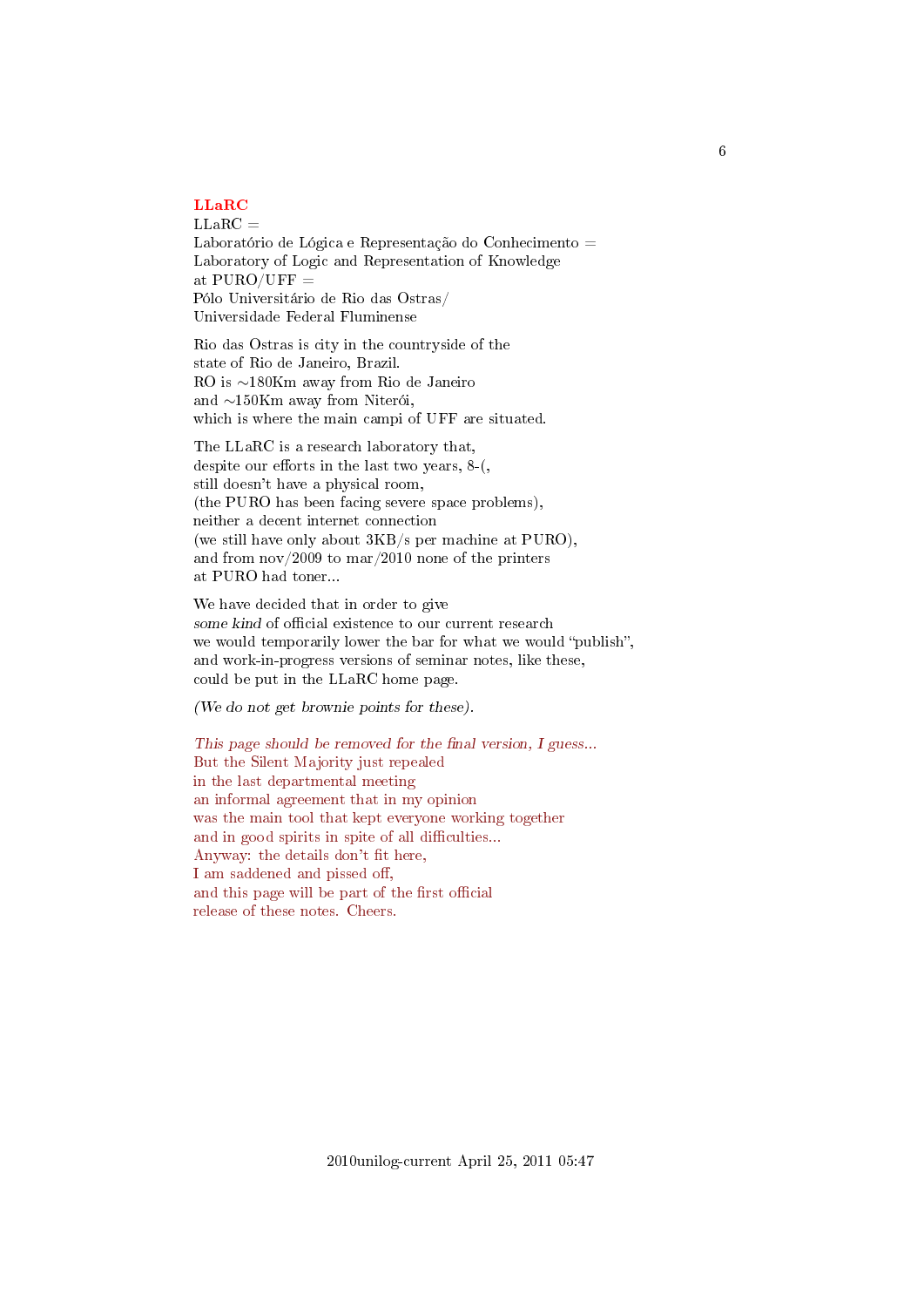## LLaRC

LLaRC =
Laboratório de Lógica e Representação do Conhecimento =
Laboratory of Logic and Representation of Knowledge
at PURO/UFF =
Pólo Universitário de Rio das Ostras/
Universidade Federal Fluminense

Rio das Ostras is city in the countryside of the
state of Rio de Janeiro, Brazil.
RO is ∼180Km away from Rio de Janeiro
and ∼150Km away from Niterói,
which is where the main campi of UFF are situated.

The LLaRC is a research laboratory that,
despite our efforts in the last two years, 8-(,
still doesn't have a physical room,
(the PURO has been facing severe space problems),
neither a decent internet connection
(we still have only about 3KB/s per machine at PURO),
and from nov/2009 to mar/2010 none of the printers
at PURO had toner...

We have decided that in order to give
*some kind* of official existence to our current research
we would temporarily lower the bar for what we would "publish",
and work-in-progress versions of seminar notes, like these,
could be put in the LLaRC home page.

*(We do not get brownie points for these).*

*This page should be removed for the final version, I guess...*
But the Silent Majority just repealed
in the last departmental meeting
an informal agreement that in my opinion
was the main tool that kept everyone working together
and in good spirits in spite of all difficulties...
Anyway: the details don't fit here,
I am saddened and pissed off,
and this page will be part of the first official
release of these notes. Cheers.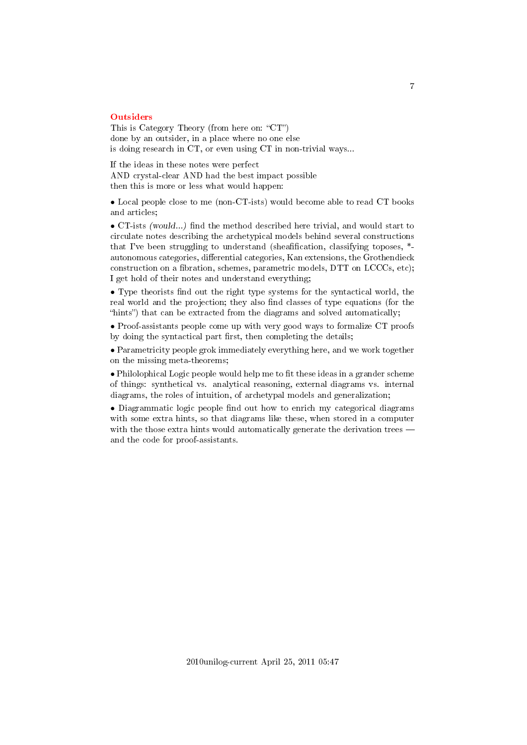## Outsiders

This is Category Theory (from here on: “CT”)
done by an outsider, in a place where no one else
is doing research in CT, or even using CT in non-trivial ways...

If the ideas in these notes were perfect
AND crystal-clear AND had the best impact possible
then this is more or less what would happen:

• Local people close to me (non-CT-ists) would become able to read CT books and articles;

• CT-ists *(would...)* find the method described here trivial, and would start to circulate notes describing the archetypical models behind several constructions that I’ve been struggling to understand (sheafification, classifying toposes, *-autonomous categories, differential categories, Kan extensions, the Grothendieck construction on a fibration, schemes, parametric models, DTT on LCCCs, etc); I get hold of their notes and understand everything;

• Type theorists find out the right type systems for the syntactical world, the real world and the projection; they also find classes of type equations (for the “hints”) that can be extracted from the diagrams and solved automatically;

• Proof-assistants people come up with very good ways to formalize CT proofs by doing the syntactical part first, then completing the details;

• Parametricity people grok immediately everything here, and we work together on the missing meta-theorems;

• Philolophical Logic people would help me to fit these ideas in a grander scheme of things: synthetical vs. analytical reasoning, external diagrams vs. internal diagrams, the roles of intuition, of archetypal models and generalization;

• Diagrammatic logic people find out how to enrich my categorical diagrams with some extra hints, so that diagrams like these, when stored in a computer with the those extra hints would automatically generate the derivation trees — and the code for proof-assistants.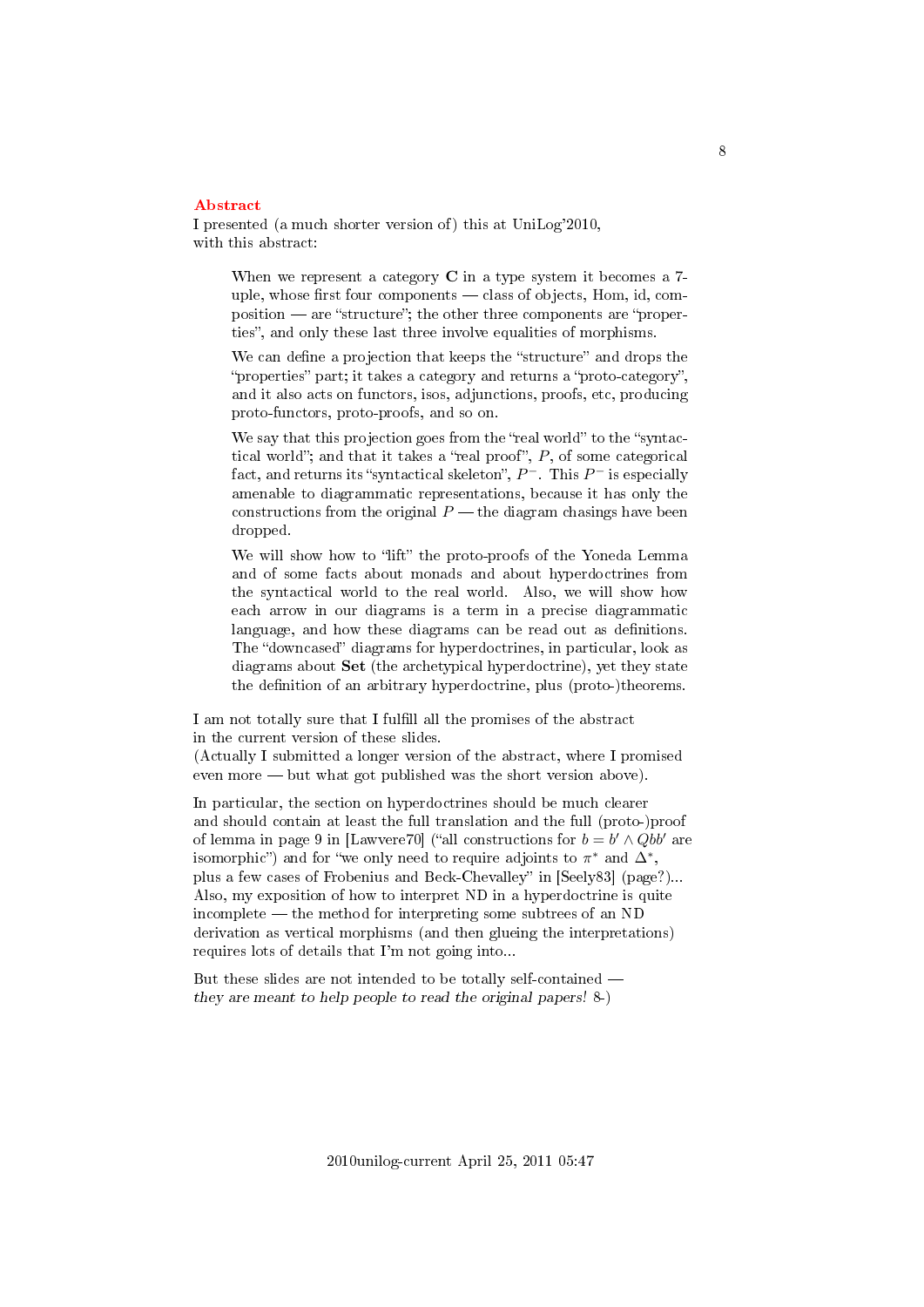## Abstract

I presented (a much shorter version of) this at UniLog'2010, with this abstract:

> When we represent a category **C** in a type system it becomes a 7-uple, whose first four components — class of objects, Hom, id, composition — are "structure"; the other three components are "properties", and only these last three involve equalities of morphisms.
>
> We can define a projection that keeps the "structure" and drops the "properties" part; it takes a category and returns a "proto-category", and it also acts on functors, isos, adjunctions, proofs, etc, producing proto-functors, proto-proofs, and so on.
>
> We say that this projection goes from the "real world" to the "syntactical world"; and that it takes a "real proof", $P$, of some categorical fact, and returns its "syntactical skeleton", $P^-$. This $P^-$ is especially amenable to diagrammatic representations, because it has only the constructions from the original $P$ — the diagram chasings have been dropped.
>
> We will show how to "lift" the proto-proofs of the Yoneda Lemma and of some facts about monads and about hyperdoctrines from the syntactical world to the real world. Also, we will show how each arrow in our diagrams is a term in a precise diagrammatic language, and how these diagrams can be read out as definitions. The "downcased" diagrams for hyperdoctrines, in particular, look as diagrams about **Set** (the archetypical hyperdoctrine), yet they state the definition of an arbitrary hyperdoctrine, plus (proto-)theorems.

I am not totally sure that I fulfill all the promises of the abstract in the current version of these slides.
(Actually I submitted a longer version of the abstract, where I promised even more — but what got published was the short version above).

In particular, the section on hyperdoctrines should be much clearer and should contain at least the full translation and the full (proto-)proof of lemma in page 9 in [Lawvere70] ("all constructions for $b = b' \wedge Qbb'$ are isomorphic") and for "we only need to require adjoints to $\pi^*$ and $\Delta^*$, plus a few cases of Frobenius and Beck-Chevalley" in [Seely83] (page?)...
Also, my exposition of how to interpret ND in a hyperdoctrine is quite incomplete — the method for interpreting some subtrees of an ND derivation as vertical morphisms (and then glueing the interpretations) requires lots of details that I'm not going into...

But these slides are not intended to be totally self-contained — *they are meant to help people to read the original papers!* 8-)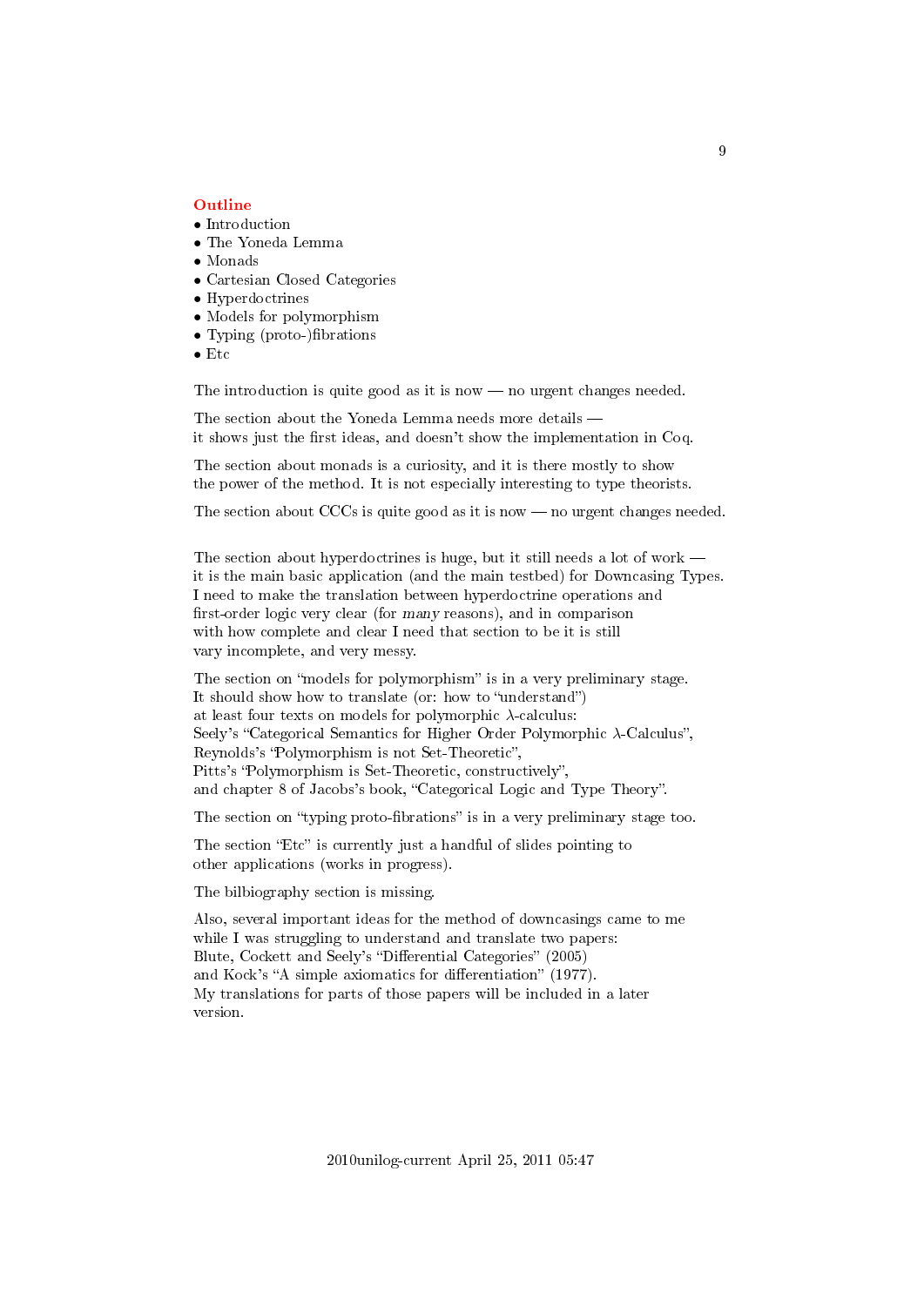## Outline

- Introduction
- The Yoneda Lemma
- Monads
- Cartesian Closed Categories
- Hyperdoctrines
- Models for polymorphism
- Typing (proto-)fibrations
- Etc

The introduction is quite good as it is now — no urgent changes needed.

The section about the Yoneda Lemma needs more details —
it shows just the first ideas, and doesn't show the implementation in Coq.

The section about monads is a curiosity, and it is there mostly to show
the power of the method. It is not especially interesting to type theorists.

The section about CCCs is quite good as it is now — no urgent changes needed.

The section about hyperdoctrines is huge, but it still needs a lot of work —
it is the main basic application (and the main testbed) for Downcasing Types.
I need to make the translation between hyperdoctrine operations and
first-order logic very clear (for *many* reasons), and in comparison
with how complete and clear I need that section to be it is still
vary incomplete, and very messy.

The section on "models for polymorphism" is in a very preliminary stage.
It should show how to translate (or: how to "understand")
at least four texts on models for polymorphic $\lambda$-calculus:
Seely's "Categorical Semantics for Higher Order Polymorphic $\lambda$-Calculus",
Reynolds's "Polymorphism is not Set-Theoretic",
Pitts's "Polymorphism is Set-Theoretic, constructively",
and chapter 8 of Jacobs's book, "Categorical Logic and Type Theory".

The section on "typing proto-fibrations" is in a very preliminary stage too.

The section "Etc" is currently just a handful of slides pointing to
other applications (works in progress).

The bilbiography section is missing.

Also, several important ideas for the method of downcasings came to me
while I was struggling to understand and translate two papers:
Blute, Cockett and Seely's "Differential Categories" (2005)
and Kock's "A simple axiomatics for differentiation" (1977).
My translations for parts of those papers will be included in a later
version.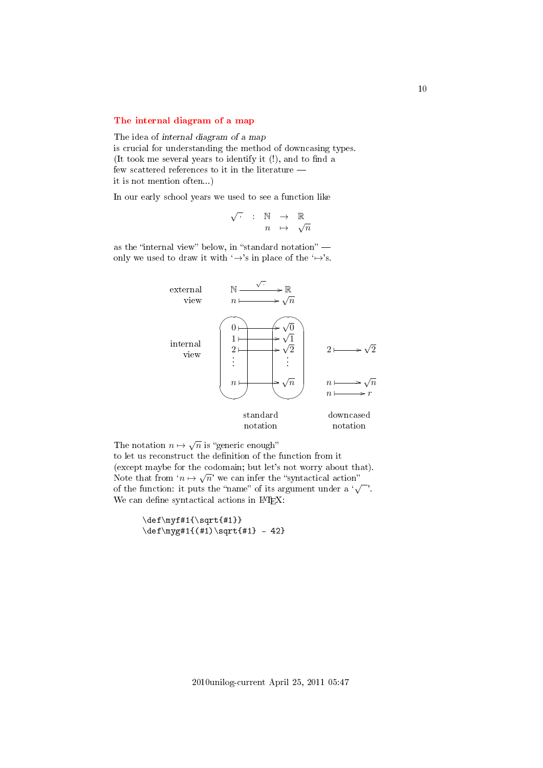## The internal diagram of a map

The idea of *internal diagram of a map*
is crucial for understanding the method of downcasing types.
(It took me several years to identify it (!), and to find a
few scattered references to it in the literature —
it is not mention often...)

In our early school years we used to see a function like

$$\begin{array}{rcccc} \sqrt{\cdot} & : & \mathbb{N} & \to & \mathbb{R} \\ & & n & \mapsto & \sqrt{n} \end{array}$$

as the "internal view" below, in "standard notation" —
only we used to draw it with '$\to$'s in place of the '$\mapsto$'s.

external view: $\mathbb{N} \xrightarrow{\sqrt{\cdot}} \mathbb{R}$, $n \mapsto \sqrt{n}$

internal view (standard notation): $0 \mapsto \sqrt{0}$, $1 \mapsto \sqrt{1}$, $2 \mapsto \sqrt{2}$, $\vdots$, $n \mapsto \sqrt{n}$

internal view (downcased notation): $2 \mapsto \sqrt{2}$, $n \mapsto \sqrt{n}$, $n \mapsto r$

The notation $n \mapsto \sqrt{n}$ is "generic enough"
to let us reconstruct the definition of the function from it
(except maybe for the codomain; but let's not worry about that).
Note that from '$n \mapsto \sqrt{n}$' we can infer the "syntactical action"
of the function: it puts the "name" of its argument under a '$\sqrt{\;}$'.
We can define syntactical actions in LaTeX:

```
\def\myf#1{\sqrt{#1}}
\def\myg#1{(#1)\sqrt{#1} - 42}
```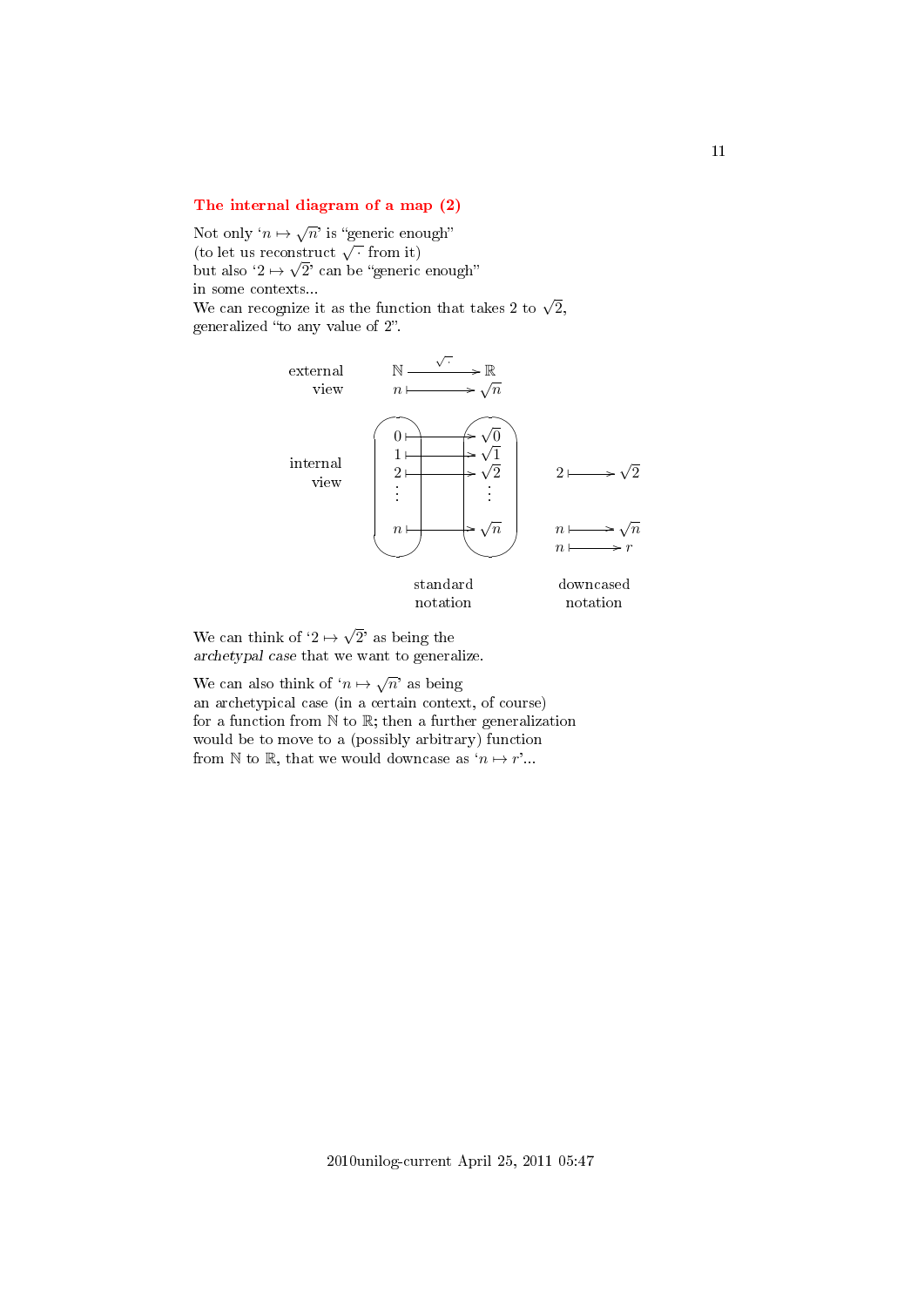## The internal diagram of a map (2)

Not only '$n \mapsto \sqrt{n}$' is "generic enough"
(to let us reconstruct $\sqrt{\cdot}$ from it)
but also '$2 \mapsto \sqrt{2}$' can be "generic enough"
in some contexts...
We can recognize it as the function that takes 2 to $\sqrt{2}$,
generalized "to any value of 2".

external view:

$$\mathbb{N} \xrightarrow{\sqrt{\cdot}} \mathbb{R}$$
$$n \mapsto \sqrt{n}$$

internal view:

standard notation:

$$0 \mapsto \sqrt{0}$$
$$1 \mapsto \sqrt{1}$$
$$2 \mapsto \sqrt{2}$$
$$\vdots \qquad \vdots$$
$$n \mapsto \sqrt{n}$$

downcased notation:

$$2 \mapsto \sqrt{2}$$
$$n \mapsto \sqrt{n}$$
$$n \mapsto r$$

We can think of '$2 \mapsto \sqrt{2}$' as being the
*archetypal case* that we want to generalize.

We can also think of '$n \mapsto \sqrt{n}$' as being
an archetypical case (in a certain context, of course)
for a function from $\mathbb{N}$ to $\mathbb{R}$; then a further generalization
would be to move to a (possibly arbitrary) function
from $\mathbb{N}$ to $\mathbb{R}$, that we would downcase as '$n \mapsto r$'...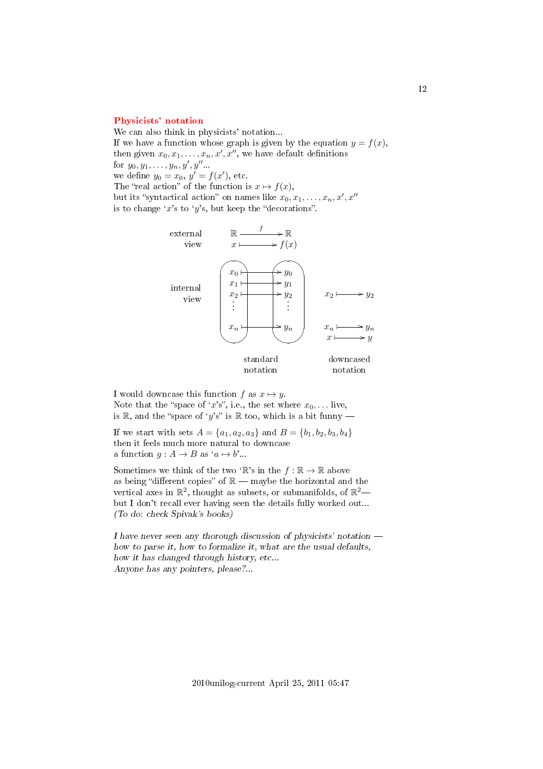**Physicists' notation**

We can also think in physicists' notation...
If we have a function whose graph is given by the equation $y = f(x)$,
then given $x_0, x_1, \ldots, x_n, x', x''$, we have default definitions
for $y_0, y_1, \ldots, y_n, y', y''$...
we define $y_0 = x_0$, $y' = f(x')$, etc.
The "real action" of the function is $x \mapsto f(x)$,
but its "syntactical action" on names like $x_0, x_1, \ldots, x_n, x', x''$
is to change '$x$'s to '$y$'s, but keep the "decorations".

external view: $\mathbb{R} \xrightarrow{f} \mathbb{R}$, $x \mapsto f(x)$

internal view (standard notation): $x_0 \mapsto y_0$, $x_1 \mapsto y_1$, $x_2 \mapsto y_2$, $\ldots$, $x_n \mapsto y_n$

downcased notation: $x_2 \mapsto y_2$, $x_n \mapsto y_n$, $x \mapsto y$

I would downcase this function $f$ as $x \mapsto y$.
Note that the "space of '$x$'s", i.e., the set where $x_0, \ldots$ live,
is $\mathbb{R}$, and the "space of '$y$'s" is $\mathbb{R}$ too, which is a bit funny —

If we start with sets $A = \{a_1, a_2, a_3\}$ and $B = \{b_1, b_2, b_3, b_4\}$
then it feels much more natural to downcase
a function $g : A \to B$ as '$a \mapsto b$'...

Sometimes we think of the two '$\mathbb{R}$'s in the $f : \mathbb{R} \to \mathbb{R}$ above
as being "different copies" of $\mathbb{R}$ — maybe the horizontal and the
vertical axes in $\mathbb{R}^2$, thought as subsets, or submanifolds, of $\mathbb{R}^2$—
but I don't recall ever having seen the details fully worked out...
*(To do: check Spivak's books)*

*I have never seen any thorough discussion of physicists' notation —
how to parse it, how to formalize it, what are the usual defaults,
how it has changed through history, etc...
Anyone has any pointers, please?...*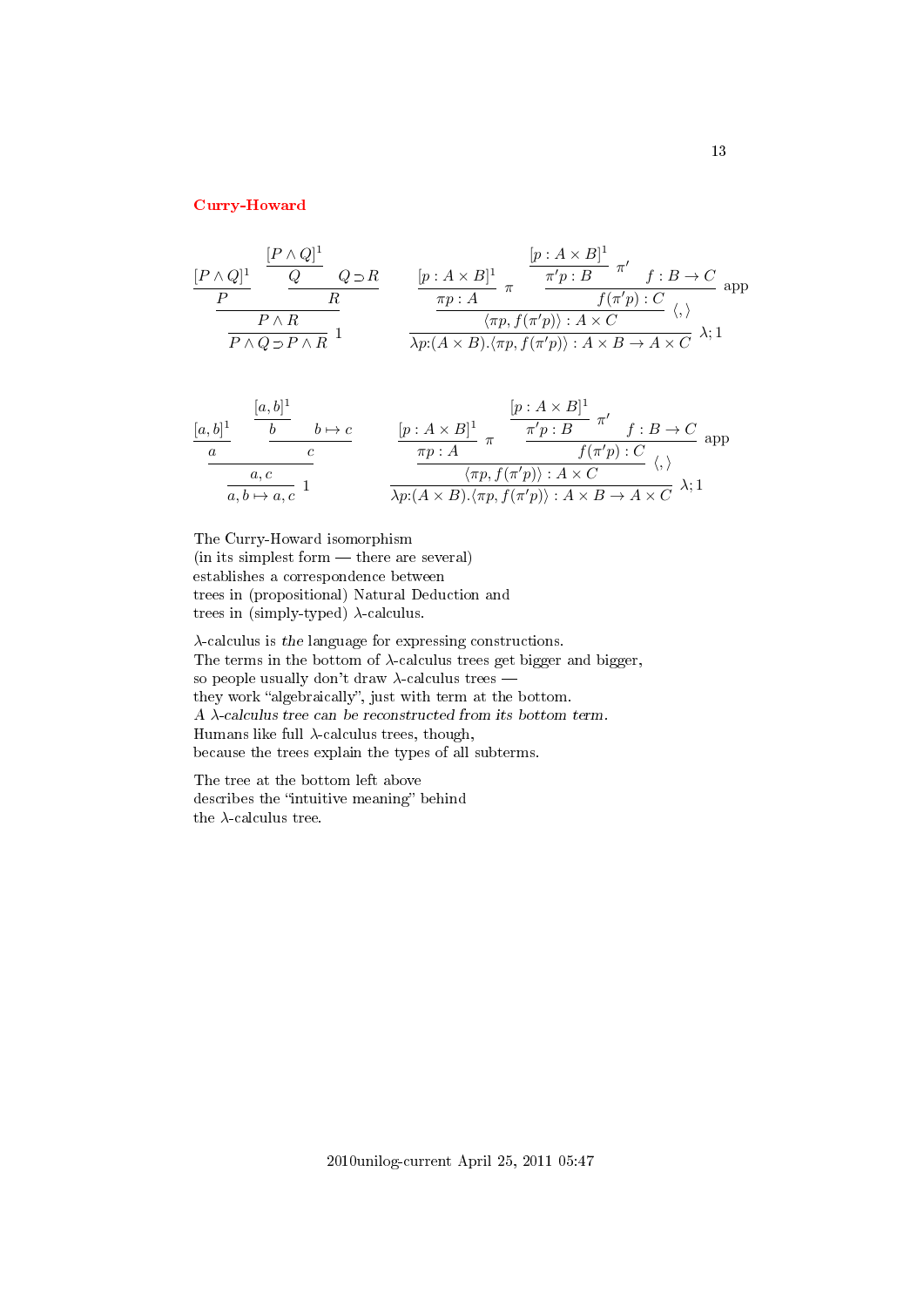# Curry-Howard

$$
\dfrac{\dfrac{\dfrac{[P\land Q]^1}{P} \qquad \dfrac{\dfrac{[P\land Q]^1}{Q} \quad Q\supset R}{R}}{P\land R}}{P\land Q\supset P\land R}\;1
\qquad
\dfrac{\dfrac{\dfrac{[p:A\times B]^1}{\pi p:A}\;\pi \qquad \dfrac{\dfrac{[p:A\times B]^1}{\pi' p:B}\;\pi' \quad f:B\to C}{f(\pi' p):C}\;\text{app}}{\langle \pi p, f(\pi' p)\rangle : A\times C}\;\langle,\rangle}{\lambda p{:}(A\times B).\langle \pi p, f(\pi' p)\rangle : A\times B\to A\times C}\;\lambda;1
$$

$$
\dfrac{\dfrac{\dfrac{[a,b]^1}{a} \qquad \dfrac{\dfrac{[a,b]^1}{b} \quad b\mapsto c}{c}}{a,c}}{a,b\mapsto a,c}\;1
\qquad
\dfrac{\dfrac{\dfrac{[p:A\times B]^1}{\pi p:A}\;\pi \qquad \dfrac{\dfrac{[p:A\times B]^1}{\pi' p:B}\;\pi' \quad f:B\to C}{f(\pi' p):C}\;\text{app}}{\langle \pi p, f(\pi' p)\rangle : A\times C}\;\langle,\rangle}{\lambda p{:}(A\times B).\langle \pi p, f(\pi' p)\rangle : A\times B\to A\times C}\;\lambda;1
$$

The Curry-Howard isomorphism
(in its simplest form — there are several)
establishes a correspondence between
trees in (propositional) Natural Deduction and
trees in (simply-typed) $\lambda$-calculus.

$\lambda$-calculus is *the* language for expressing constructions.
The terms in the bottom of $\lambda$-calculus trees get bigger and bigger,
so people usually don't draw $\lambda$-calculus trees —
they work "algebraically", just with term at the bottom.
*A $\lambda$-calculus tree can be reconstructed from its bottom term.*
Humans like full $\lambda$-calculus trees, though,
because the trees explain the types of all subterms.

The tree at the bottom left above
describes the "intuitive meaning" behind
the $\lambda$-calculus tree.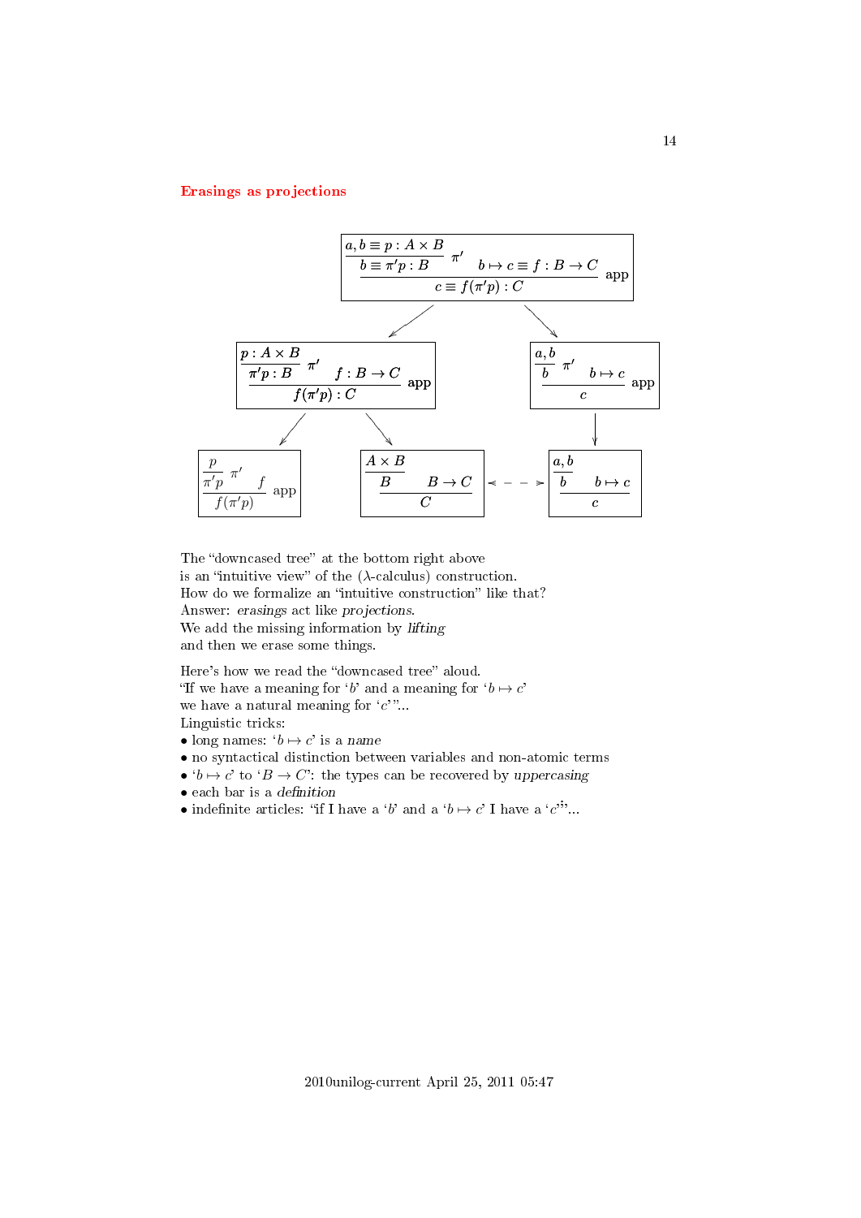## Erasings as projections

$$
\dfrac{\dfrac{a,b \equiv p : A \times B}{b \equiv \pi' p : B}\pi' \qquad b \mapsto c \equiv f : B \to C}{c \equiv f(\pi' p) : C}\text{app}
$$

$$
\dfrac{\dfrac{p : A \times B}{\pi' p : B}\pi' \qquad f : B \to C}{f(\pi' p) : C}\text{app}
\qquad\qquad
\dfrac{\dfrac{a,b}{b}\pi' \qquad b \mapsto c}{c}\text{app}
$$

$$
\dfrac{\dfrac{p}{\pi' p}\pi' \qquad f}{f(\pi' p)}\text{app}
\qquad\qquad
\dfrac{\dfrac{A \times B}{B} \qquad B \to C}{C}
\quad \leftarrow - - \rightarrow \quad
\dfrac{\dfrac{a,b}{b} \qquad b \mapsto c}{c}
$$

The "downcased tree" at the bottom right above
is an "intuitive view" of the ($\lambda$-calculus) construction.
How do we formalize an "intuitive construction" like that?
Answer: *erasings* act like *projections*.
We add the missing information by *lifting*
and then we erase some things.

Here's how we read the "downcased tree" aloud.
"If we have a meaning for '$b$' and a meaning for '$b \mapsto c$'
we have a natural meaning for '$c$'"...
Linguistic tricks:

- long names: '$b \mapsto c$' is a *name*
- no syntactical distinction between variables and non-atomic terms
- '$b \mapsto c$' to '$B \to C$': the types can be recovered by *uppercasing*
- each bar is a *definition*
- indefinite articles: "if I have a '$b$' and a '$b \mapsto c$' I have a '$c$'"...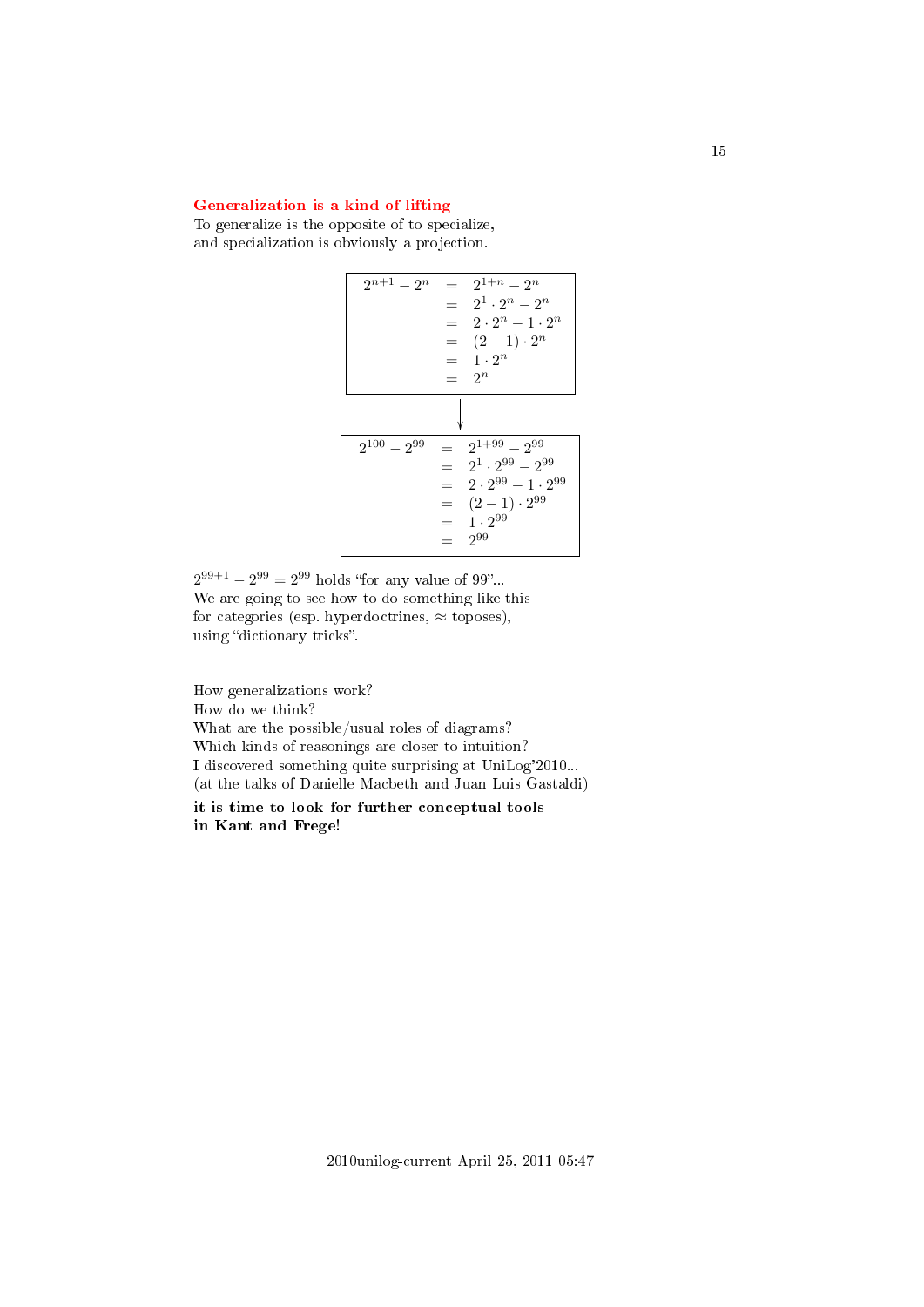### Generalization is a kind of lifting

To generalize is the opposite of to specialize,
and specialization is obviously a projection.

$$
\begin{array}{rcl}
2^{n+1} - 2^n & = & 2^{1+n} - 2^n \\
 & = & 2^1 \cdot 2^n - 2^n \\
 & = & 2 \cdot 2^n - 1 \cdot 2^n \\
 & = & (2-1) \cdot 2^n \\
 & = & 1 \cdot 2^n \\
 & = & 2^n
\end{array}
$$

$$\downarrow$$

$$
\begin{array}{rcl}
2^{100} - 2^{99} & = & 2^{1+99} - 2^{99} \\
 & = & 2^1 \cdot 2^{99} - 2^{99} \\
 & = & 2 \cdot 2^{99} - 1 \cdot 2^{99} \\
 & = & (2-1) \cdot 2^{99} \\
 & = & 1 \cdot 2^{99} \\
 & = & 2^{99}
\end{array}
$$

$2^{99+1} - 2^{99} = 2^{99}$ holds "for any value of 99"...
We are going to see how to do something like this
for categories (esp. hyperdoctrines, $\approx$ toposes),
using "dictionary tricks".

How generalizations work?
How do we think?
What are the possible/usual roles of diagrams?
Which kinds of reasonings are closer to intuition?
I discovered something quite surprising at UniLog'2010...
(at the talks of Danielle Macbeth and Juan Luis Gastaldi)

**it is time to look for further conceptual tools
in Kant and Frege!**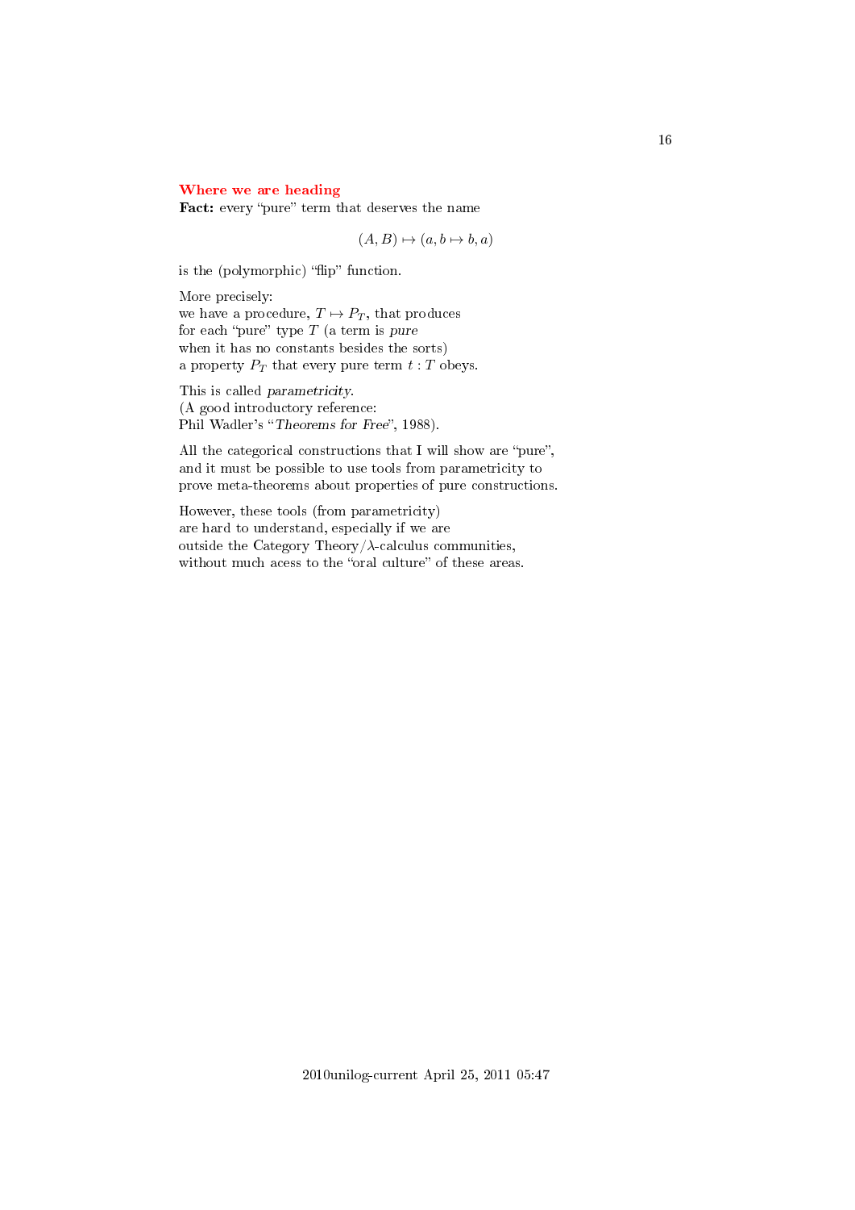## Where we are heading

**Fact:** every "pure" term that deserves the name

$$(A, B) \mapsto (a, b \mapsto b, a)$$

is the (polymorphic) "flip" function.

More precisely:
we have a procedure, $T \mapsto P_T$, that produces
for each "pure" type $T$ (a term is *pure*
when it has no constants besides the sorts)
a property $P_T$ that every pure term $t : T$ obeys.

This is called *parametricity*.
(A good introductory reference:
Phil Wadler's "*Theorems for Free*", 1988).

All the categorical constructions that I will show are "pure",
and it must be possible to use tools from parametricity to
prove meta-theorems about properties of pure constructions.

However, these tools (from parametricity)
are hard to understand, especially if we are
outside the Category Theory/$\lambda$-calculus communities,
without much acess to the "oral culture" of these areas.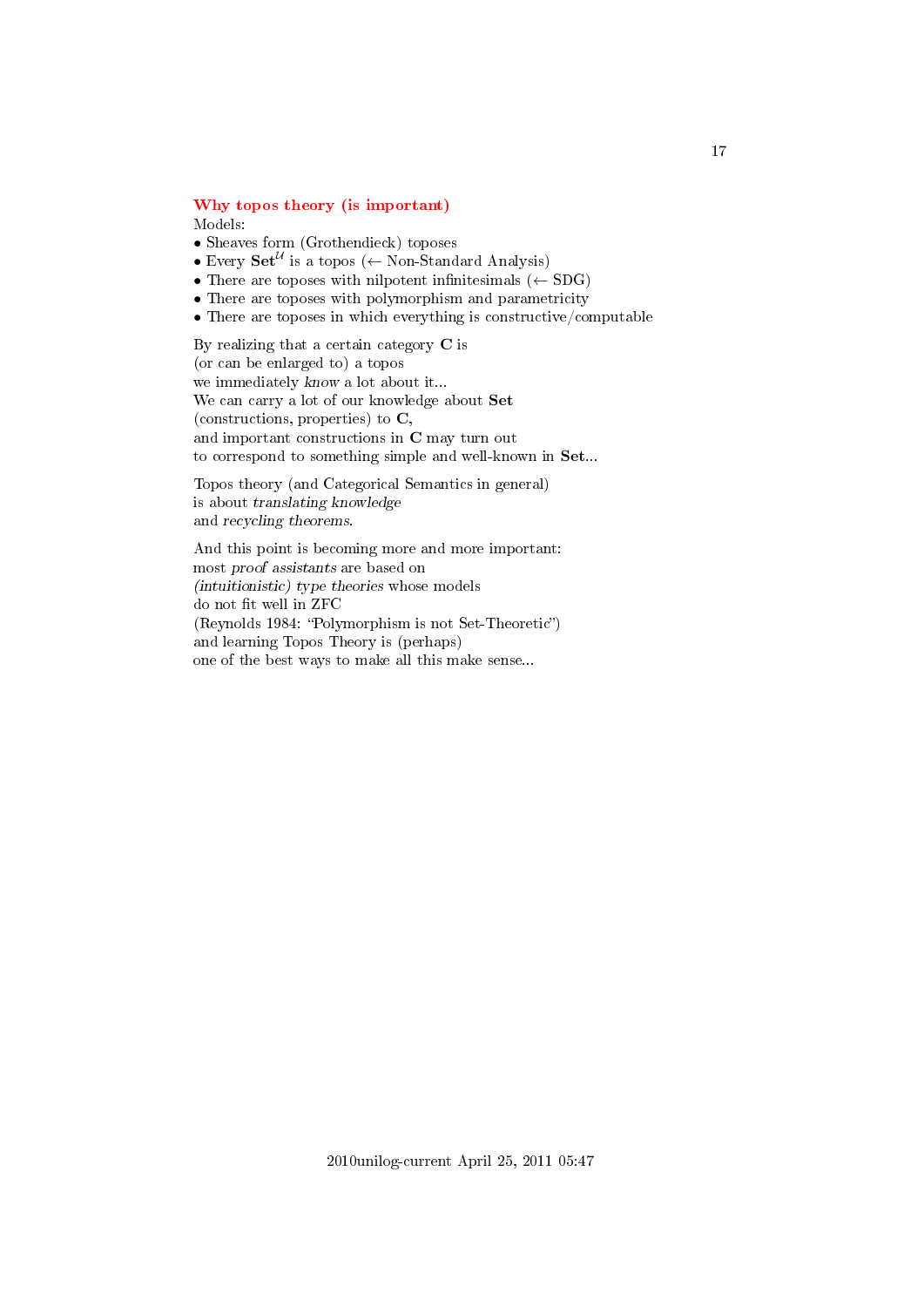## Why topos theory (is important)

Models:

- Sheaves form (Grothendieck) toposes
- Every $\mathbf{Set}^{\mathcal{U}}$ is a topos (← Non-Standard Analysis)
- There are toposes with nilpotent infinitesimals (← SDG)
- There are toposes with polymorphism and parametricity
- There are toposes in which everything is constructive/computable

By realizing that a certain category **C** is
(or can be enlarged to) a topos
we immediately *know* a lot about it...
We can carry a lot of our knowledge about **Set**
(constructions, properties) to **C**,
and important constructions in **C** may turn out
to correspond to something simple and well-known in **Set**...

Topos theory (and Categorical Semantics in general)
is about *translating knowledge*
and *recycling theorems*.

And this point is becoming more and more important:
most *proof assistants* are based on
*(intuitionistic) type theories* whose models
do not fit well in ZFC
(Reynolds 1984: "Polymorphism is not Set-Theoretic")
and learning Topos Theory is (perhaps)
one of the best ways to make all this make sense...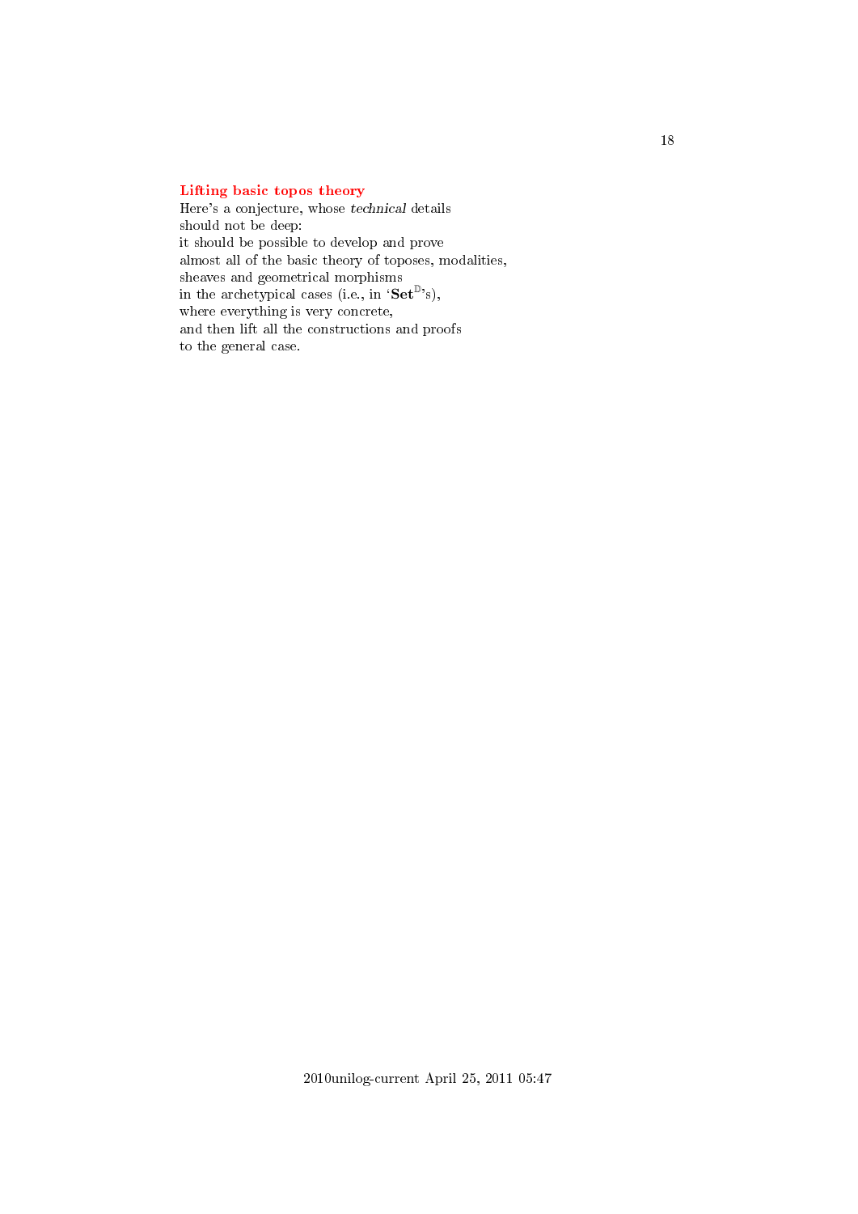### Lifting basic topos theory

Here's a conjecture, whose *technical* details
should not be deep:
it should be possible to develop and prove
almost all of the basic theory of toposes, modalities,
sheaves and geometrical morphisms
in the archetypical cases (i.e., in '$\mathbf{Set}^{\mathbb{D}}$'s),
where everything is very concrete,
and then lift all the constructions and proofs
to the general case.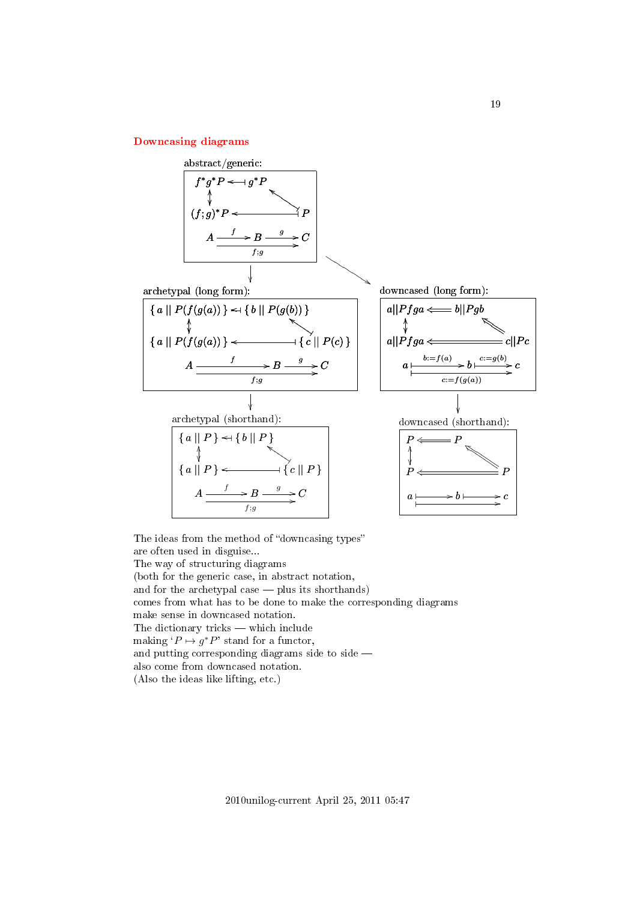## Downcasing diagrams

abstract/generic:

$$
\begin{array}{ccc}
f^*g^*P & \leftarrow\!\!\!\dashv & g^*P \\
\updownarrow & & \nwarrow \\
(f;g)^*P & \longleftarrow\!\!\!\dashv & P \\
A \xrightarrow{f} & B \xrightarrow{g} & C \\
& \xrightarrow[f;g]{} &
\end{array}
$$

archetypal (long form):

$$
\begin{array}{ccc}
\{\, a \,||\, P(f(g(a)))\,\} & \leftarrow\!\!\!\dashv & \{\, b \,||\, P(g(b))\,\} \\
\updownarrow & & \nwarrow \\
\{\, a \,||\, P(f(g(a)))\,\} & \longleftarrow\!\!\!\dashv & \{\, c \,||\, P(c)\,\} \\
A \xrightarrow{f} & B \xrightarrow{g} & C \\
& \xrightarrow[f;g]{} &
\end{array}
$$

archetypal (shorthand):

$$
\begin{array}{ccc}
\{\, a \,||\, P\,\} & \leftarrow\!\!\!\dashv & \{\, b \,||\, P\,\} \\
\updownarrow & & \nwarrow \\
\{\, a \,||\, P\,\} & \longleftarrow\!\!\!\dashv & \{\, c \,||\, P\,\} \\
A \xrightarrow{f} & B \xrightarrow{g} & C \\
& \xrightarrow[f;g]{} &
\end{array}
$$

downcased (long form):

$$
\begin{array}{ccc}
a||Pfga & \Longleftarrow & b||Pgb \\
\updownarrow & & \nwarrow \\
a||Pfga & \Longleftarrow & c||Pc \\
a \overset{b:=f(a)}{\longmapsto} & b \overset{c:=g(b)}{\longmapsto} & c \\
& \underset{c:=f(g(a))}{\longmapsto} &
\end{array}
$$

downcased (shorthand):

$$
\begin{array}{ccc}
P & \Longleftarrow & P \\
\updownarrow & & \nwarrow \\
P & \Longleftarrow & P \\
a \longmapsto & b \longmapsto & c \\
& \longmapsto &
\end{array}
$$

The ideas from the method of "downcasing types"
are often used in disguise...
The way of structuring diagrams
(both for the generic case, in abstract notation,
and for the archetypal case — plus its shorthands)
comes from what has to be done to make the corresponding diagrams
make sense in downcased notation.
The dictionary tricks — which include
making '$P \mapsto g^*P$' stand for a functor,
and putting corresponding diagrams side to side —
also come from downcased notation.
(Also the ideas like lifting, etc.)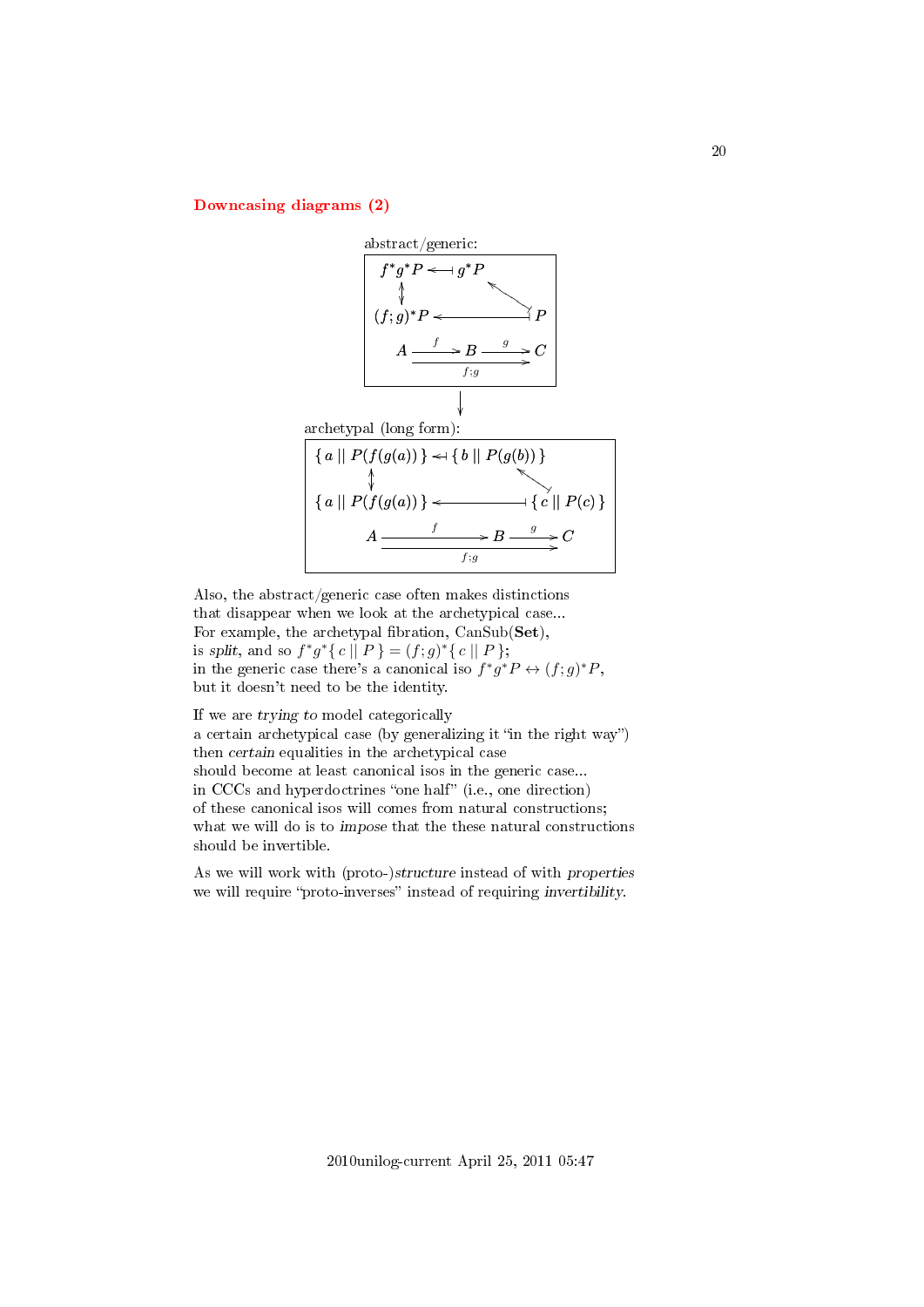## Downcasing diagrams (2)

abstract/generic:

$$
\begin{array}{ccc}
f^*g^*P & \longleftarrow\!\shortmid & g^*P \\
\updownarrow & & \nwarrow \\
(f;g)^*P & \longleftarrow\!\shortmid & P \\
A \xrightarrow{f} & B & \xrightarrow{g} C \\
& \xrightarrow[f;g]{} &
\end{array}
$$

$\downarrow$

archetypal (long form):

$$
\begin{array}{ccc}
\{\, a \mid\mid P(f(g(a)))\,\} & \longleftarrow\!\shortmid & \{\, b \mid\mid P(g(b))\,\} \\
\updownarrow & & \nwarrow \\
\{\, a \mid\mid P(f(g(a)))\,\} & \longleftarrow\!\shortmid & \{\, c \mid\mid P(c)\,\} \\
A \xrightarrow{f} & B & \xrightarrow{g} C \\
& \xrightarrow[f;g]{} &
\end{array}
$$

Also, the abstract/generic case often makes distinctions
that disappear when we look at the archetypical case...
For example, the archetypal fibration, CanSub(**Set**),
is *split*, and so $f^*g^*\{\, c \mid\mid P\,\} = (f;g)^*\{\, c \mid\mid P\,\}$;
in the generic case there's a canonical iso $f^*g^*P \leftrightarrow (f;g)^*P$,
but it doesn't need to be the identity.

If we are *trying to* model categorically
a certain archetypical case (by generalizing it "in the right way")
then *certain* equalities in the archetypical case
should become at least canonical isos in the generic case...
in CCCs and hyperdoctrines "one half" (i.e., one direction)
of these canonical isos will comes from natural constructions;
what we will do is to *impose* that the these natural constructions
should be invertible.

As we will work with (proto-)*structure* instead of with *properties*
we will require "proto-inverses" instead of requiring *invertibility*.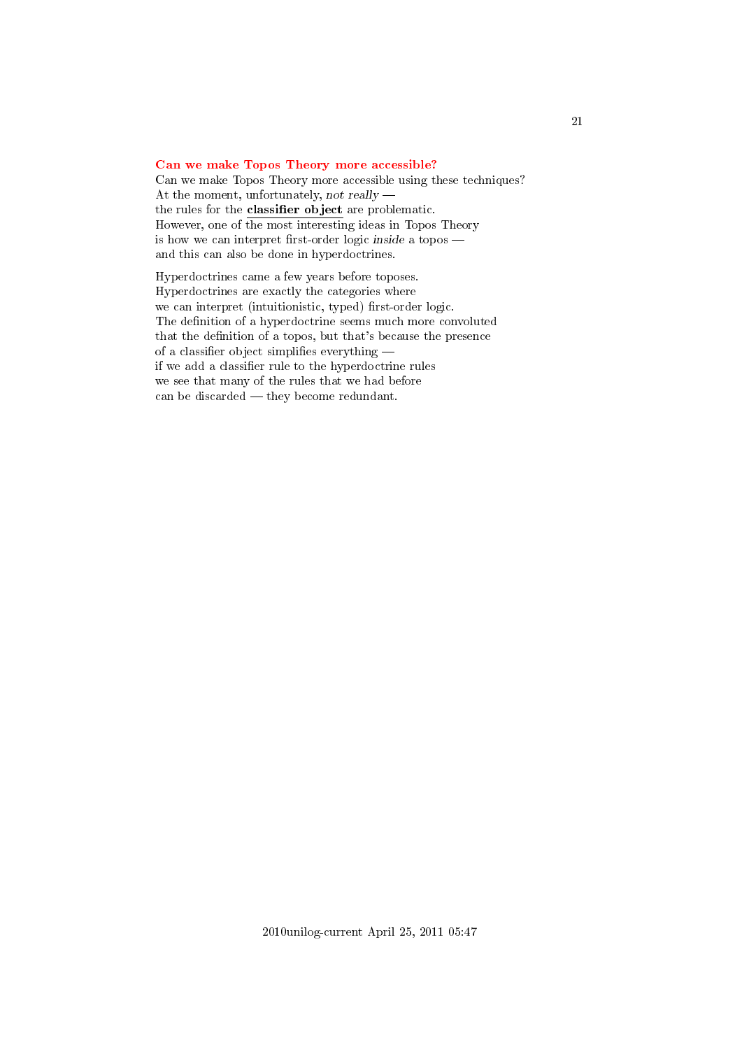### Can we make Topos Theory more accessible?

Can we make Topos Theory more accessible using these techniques?
At the moment, unfortunately, *not really* —
the rules for the **classifier object** are problematic.
However, one of the most interesting ideas in Topos Theory
is how we can interpret first-order logic *inside* a topos —
and this can also be done in hyperdoctrines.

Hyperdoctrines came a few years before toposes.
Hyperdoctrines are exactly the categories where
we can interpret (intuitionistic, typed) first-order logic.
The definition of a hyperdoctrine seems much more convoluted
that the definition of a topos, but that's because the presence
of a classifier object simplifies everything —
if we add a classifier rule to the hyperdoctrine rules
we see that many of the rules that we had before
can be discarded — they become redundant.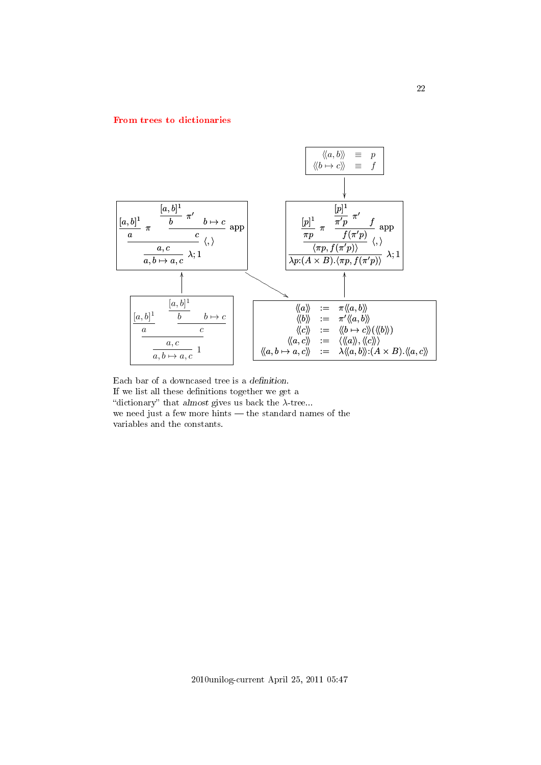## From trees to dictionaries

$$\begin{array}{rcl} \langle\!\langle a,b\rangle\!\rangle & \equiv & p \\ \langle\!\langle b\mapsto c\rangle\!\rangle & \equiv & f \end{array}$$

$$\dfrac{\dfrac{[a,b]^1}{a}\pi \quad \dfrac{\dfrac{[a,b]^1}{b}\pi' \quad b\mapsto c}{c}\text{app}}{\dfrac{a,c}{a,b\mapsto a,c}\lambda;1}\langle,\rangle$$

$$\dfrac{\dfrac{[p]^1}{\pi p}\pi \quad \dfrac{\dfrac{[p]^1}{\pi' p}\pi' \quad f}{f(\pi' p)}\text{app}}{\dfrac{\langle \pi p, f(\pi' p)\rangle}{\lambda p{:}(A\times B).\langle \pi p, f(\pi' p)\rangle}\lambda;1}\langle,\rangle$$

$$\dfrac{\dfrac{[a,b]^1}{a} \quad \dfrac{\dfrac{[a,b]^1}{b} \quad b\mapsto c}{c}}{\dfrac{a,c}{a,b\mapsto a,c}1}$$

$$\begin{array}{rcl} \langle\!\langle a\rangle\!\rangle & := & \pi\langle\!\langle a,b\rangle\!\rangle \\ \langle\!\langle b\rangle\!\rangle & := & \pi'\langle\!\langle a,b\rangle\!\rangle \\ \langle\!\langle c\rangle\!\rangle & := & \langle\!\langle b\mapsto c\rangle\!\rangle(\langle\!\langle b\rangle\!\rangle) \\ \langle\!\langle a,c\rangle\!\rangle & := & \langle\langle\!\langle a\rangle\!\rangle,\langle\!\langle c\rangle\!\rangle\rangle \\ \langle\!\langle a,b\mapsto a,c\rangle\!\rangle & := & \lambda\langle\!\langle a,b\rangle\!\rangle{:}(A\times B).\langle\!\langle a,c\rangle\!\rangle \end{array}$$

Each bar of a downcased tree is a *definition*.
If we list all these definitions together we get a "dictionary" that *almost* gives us back the $\lambda$-tree...
we need just a few more hints — the standard names of the variables and the constants.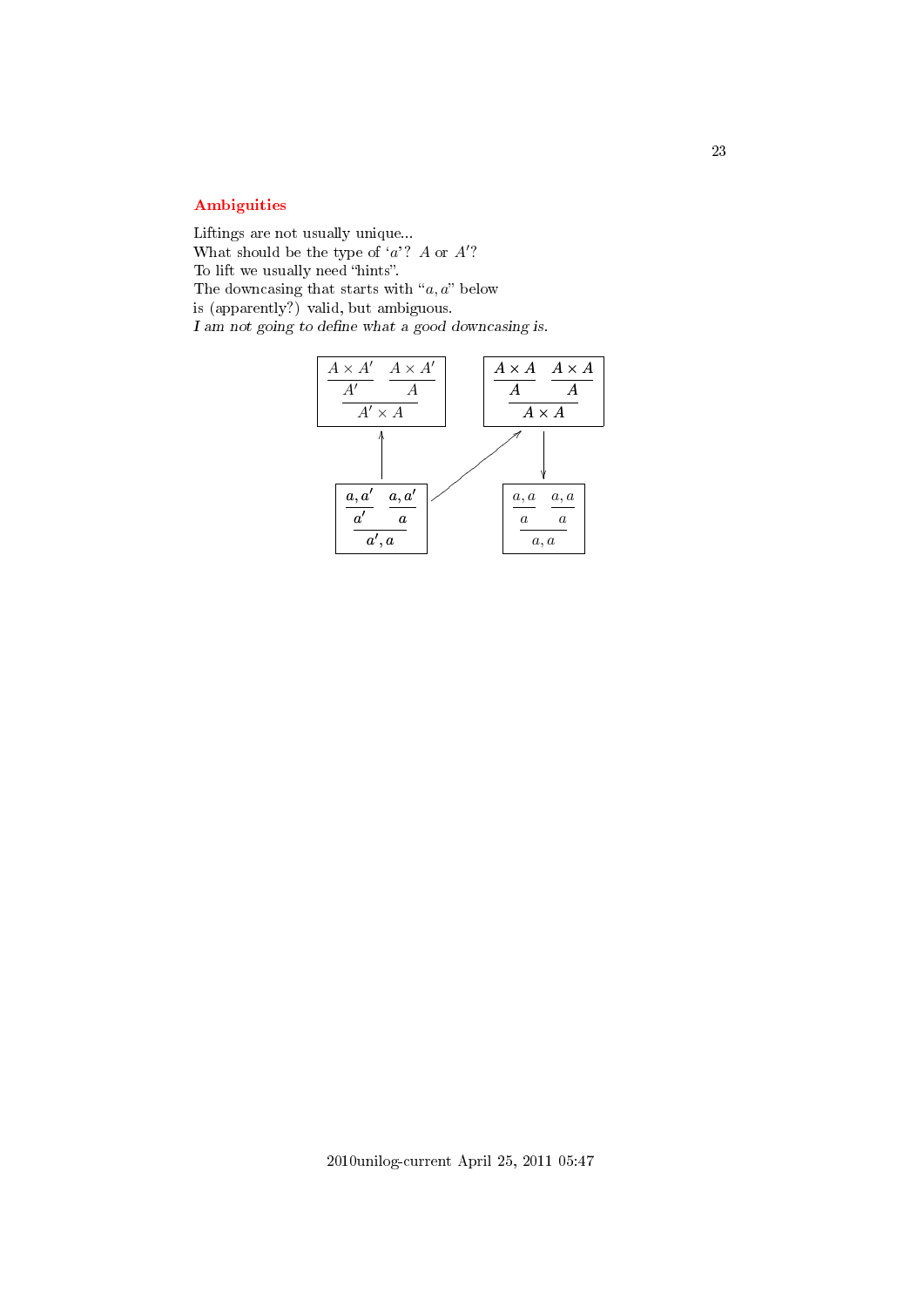## Ambiguities

Liftings are not usually unique...
What should be the type of '$a$'? $A$ or $A'$?
To lift we usually need "hints".
The downcasing that starts with "$a, a$" below
is (apparently?) valid, but ambiguous.
*I am not going to define what a good downcasing is.*

$$\dfrac{\dfrac{A \times A'}{A'} \quad \dfrac{A \times A'}{A}}{A' \times A} \qquad \dfrac{\dfrac{A \times A}{A} \quad \dfrac{A \times A}{A}}{A \times A}$$

$$\dfrac{\dfrac{a, a'}{a'} \quad \dfrac{a, a'}{a}}{a', a} \qquad \dfrac{\dfrac{a, a}{a} \quad \dfrac{a, a}{a}}{a, a}$$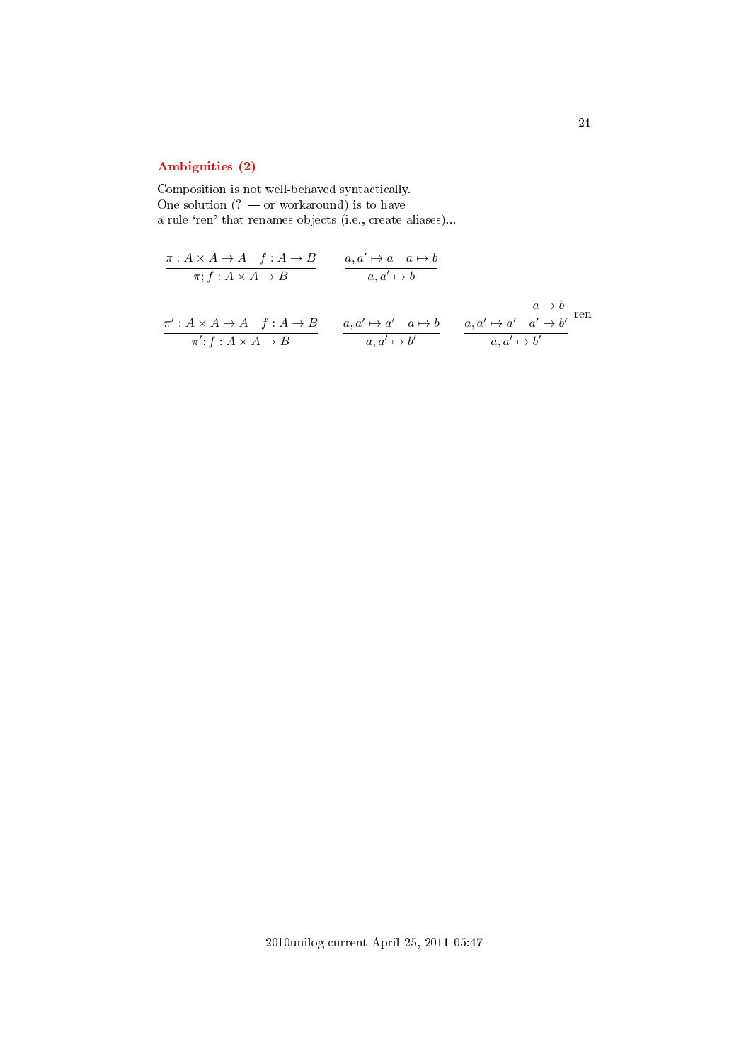## Ambiguities (2)

Composition is not well-behaved syntactically.
One solution (? — or workaround) is to have
a rule 'ren' that renames objects (i.e., create aliases)...

$$\frac{\pi : A \times A \to A \quad f : A \to B}{\pi ; f : A \times A \to B} \qquad \frac{a, a' \mapsto a \quad a \mapsto b}{a, a' \mapsto b}$$

$$\frac{\pi' : A \times A \to A \quad f : A \to B}{\pi' ; f : A \times A \to B} \qquad \frac{a, a' \mapsto a' \quad a \mapsto b}{a, a' \mapsto b'} \qquad \frac{a, a' \mapsto a' \quad \dfrac{a \mapsto b}{a' \mapsto b'}\ \text{ren}}{a, a' \mapsto b'}$$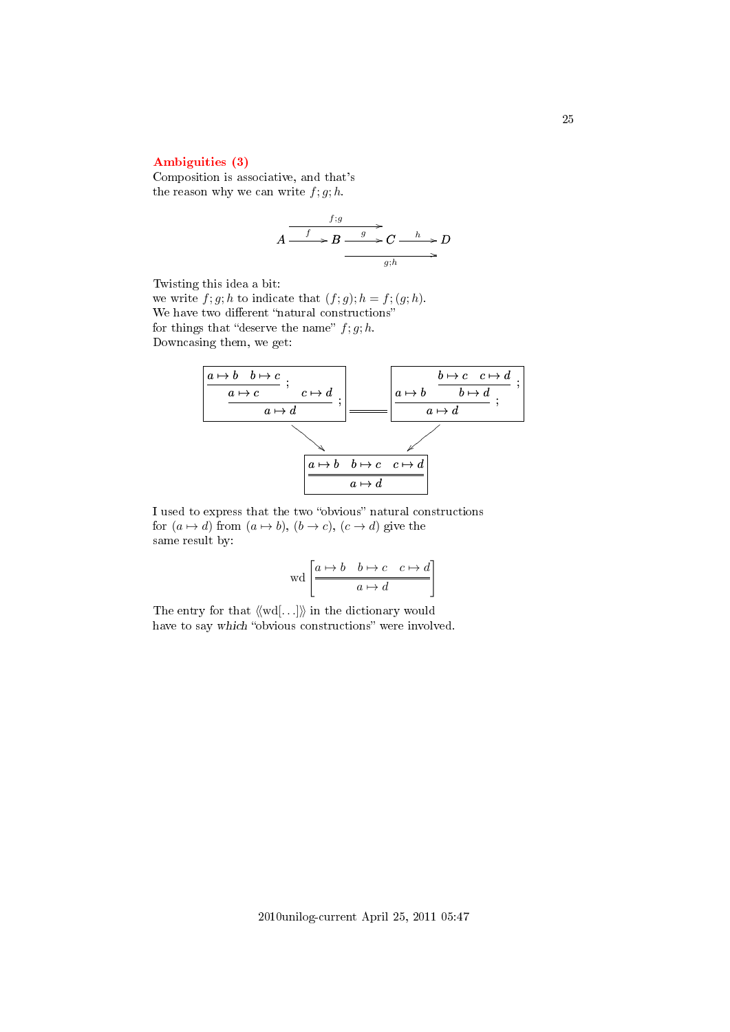## Ambiguities (3)

Composition is associative, and that's the reason why we can write $f;g;h$.

$$A \xrightarrow{f} B \xrightarrow{g} C \xrightarrow{h} D \qquad (f;g : A \to C,\quad g;h : B \to D)$$

Twisting this idea a bit:
we write $f;g;h$ to indicate that $(f;g);h = f;(g;h)$.
We have two different "natural constructions" for things that "deserve the name" $f;g;h$.
Downcasing them, we get:

$$\boxed{\dfrac{\dfrac{a \mapsto b \quad b \mapsto c}{a \mapsto c}\,; \quad c \mapsto d}{a \mapsto d}\,;} \;=\!=\; \boxed{\dfrac{a \mapsto b \quad \dfrac{b \mapsto c \quad c \mapsto d}{b \mapsto d}\,;}{a \mapsto d}\,;}$$

$$\searrow \qquad \swarrow$$

$$\boxed{\dfrac{a \mapsto b \quad b \mapsto c \quad c \mapsto d}{\overline{a \mapsto d}}}$$

I used to express that the two "obvious" natural constructions for $(a \mapsto d)$ from $(a \mapsto b)$, $(b \to c)$, $(c \to d)$ give the same result by:

$$\mathrm{wd}\left[\dfrac{a \mapsto b \quad b \mapsto c \quad c \mapsto d}{\overline{a \mapsto d}}\right]$$

The entry for that $\langle\!\langle \mathrm{wd}[\ldots] \rangle\!\rangle$ in the dictionary would have to say *which* "obvious constructions" were involved.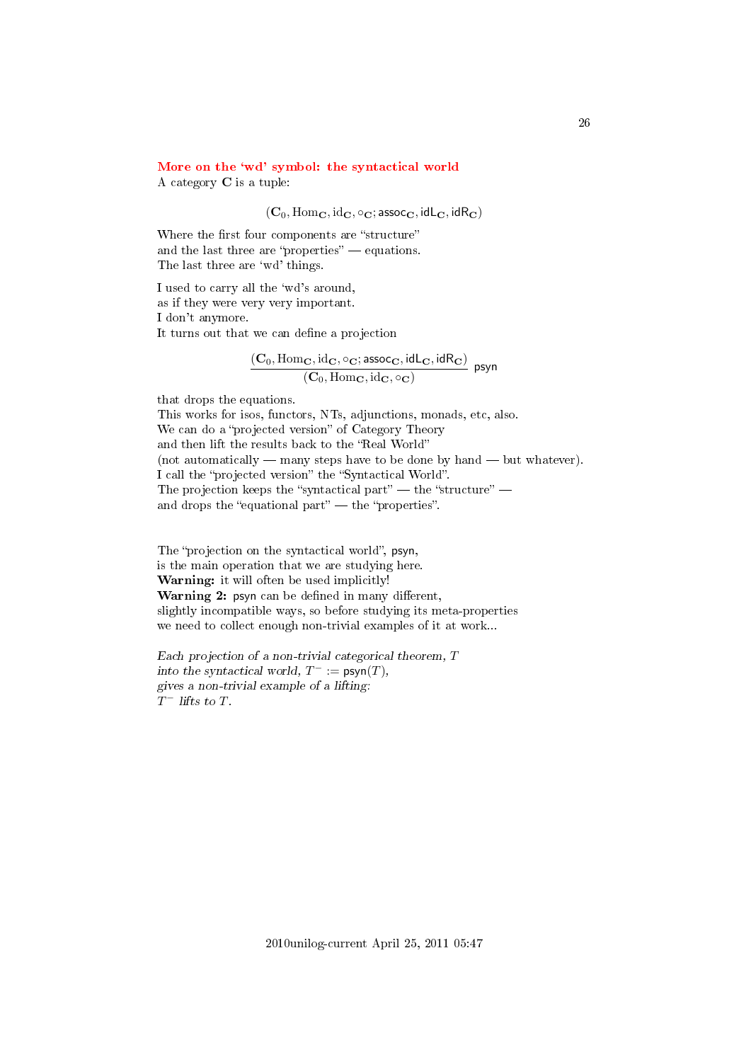## More on the 'wd' symbol: the syntactical world

A category $\mathbf{C}$ is a tuple:

$$(\mathbf{C}_0, \mathrm{Hom}_{\mathbf{C}}, \mathrm{id}_{\mathbf{C}}, \circ_{\mathbf{C}}; \mathsf{assoc}_{\mathbf{C}}, \mathsf{idL}_{\mathbf{C}}, \mathsf{idR}_{\mathbf{C}})$$

Where the first four components are "structure"
and the last three are "properties" — equations.
The last three are 'wd' things.

I used to carry all the 'wd's around,
as if they were very very important.
I don't anymore.
It turns out that we can define a projection

$$\frac{(\mathbf{C}_0, \mathrm{Hom}_{\mathbf{C}}, \mathrm{id}_{\mathbf{C}}, \circ_{\mathbf{C}}; \mathsf{assoc}_{\mathbf{C}}, \mathsf{idL}_{\mathbf{C}}, \mathsf{idR}_{\mathbf{C}})}{(\mathbf{C}_0, \mathrm{Hom}_{\mathbf{C}}, \mathrm{id}_{\mathbf{C}}, \circ_{\mathbf{C}})} \; \mathsf{psyn}$$

that drops the equations.
This works for isos, functors, NTs, adjunctions, monads, etc, also.
We can do a "projected version" of Category Theory
and then lift the results back to the "Real World"
(not automatically — many steps have to be done by hand — but whatever).
I call the "projected version" the "Syntactical World".
The projection keeps the "syntactical part" — the "structure" —
and drops the "equational part" — the "properties".

The "projection on the syntactical world", psyn,
is the main operation that we are studying here.
**Warning:** it will often be used implicitly!
**Warning 2:** psyn can be defined in many different,
slightly incompatible ways, so before studying its meta-properties
we need to collect enough non-trivial examples of it at work...

*Each projection of a non-trivial categorical theorem, $T$
into the syntactical world, $T^- := \mathsf{psyn}(T)$,
gives a non-trivial example of a lifting:
$T^-$ lifts to $T$.*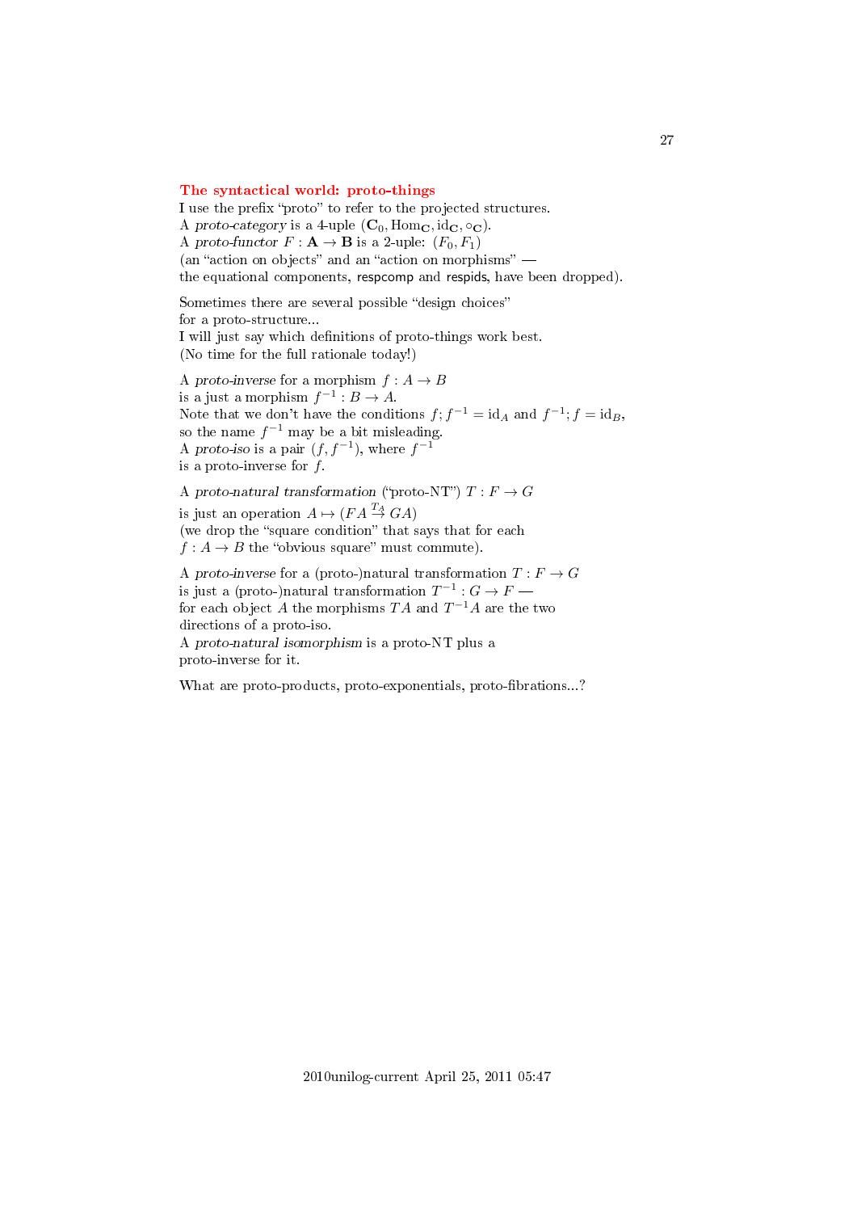## The syntactical world: proto-things

I use the prefix "proto" to refer to the projected structures.
A *proto-category* is a 4-uple $(\mathbf{C}_0, \mathrm{Hom}_{\mathbf{C}}, \mathrm{id}_{\mathbf{C}}, \circ_{\mathbf{C}})$.
A *proto-functor* $F : \mathbf{A} \to \mathbf{B}$ is a 2-uple: $(F_0, F_1)$
(an "action on objects" and an "action on morphisms" —
the equational components, respcomp and respids, have been dropped).

Sometimes there are several possible "design choices"
for a proto-structure...
I will just say which definitions of proto-things work best.
(No time for the full rationale today!)

A *proto-inverse* for a morphism $f : A \to B$
is a just a morphism $f^{-1} : B \to A$.
Note that we don't have the conditions $f; f^{-1} = \mathrm{id}_A$ and $f^{-1}; f = \mathrm{id}_B$,
so the name $f^{-1}$ may be a bit misleading.
A *proto-iso* is a pair $(f, f^{-1})$, where $f^{-1}$
is a proto-inverse for $f$.

A *proto-natural transformation* ("proto-NT") $T : F \to G$
is just an operation $A \mapsto (FA \overset{T_A}{\to} GA)$
(we drop the "square condition" that says that for each
$f : A \to B$ the "obvious square" must commute).

A *proto-inverse* for a (proto-)natural transformation $T : F \to G$
is just a (proto-)natural transformation $T^{-1} : G \to F$ —
for each object $A$ the morphisms $TA$ and $T^{-1}A$ are the two
directions of a proto-iso.
A *proto-natural isomorphism* is a proto-NT plus a
proto-inverse for it.

What are proto-products, proto-exponentials, proto-fibrations...?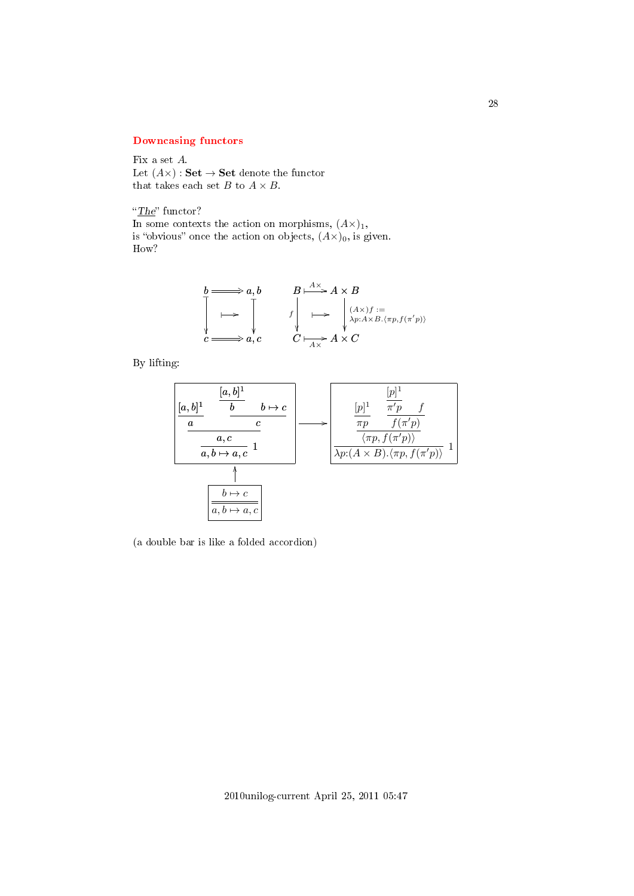## Downcasing functors

Fix a set $A$.
Let $(A\times) : \mathbf{Set} \to \mathbf{Set}$ denote the functor
that takes each set $B$ to $A \times B$.

"*The*" functor?
In some contexts the action on morphisms, $(A\times)_1$,
is "obvious" once the action on objects, $(A\times)_0$, is given.
How?

$$
\begin{array}{ccc}
b & \Longrightarrow & a,b \\
\downarrow & \mapsto & \downarrow \\
c & \Longrightarrow & a,c
\end{array}
\qquad
\begin{array}{ccc}
B & \overset{A\times}{\longmapsto} & A \times B \\
{\scriptstyle f}\downarrow & \mapsto & \downarrow {\scriptstyle (A\times)f := \lambda p{:}A\times B.\langle \pi p, f(\pi' p)\rangle} \\
C & \underset{A\times}{\longmapsto} & A \times C
\end{array}
$$

By lifting:

$$
\dfrac{\dfrac{b \mapsto c}{}}{\dfrac{}{a,b \mapsto a,c}}
\quad\longmapsto\quad
\dfrac{\dfrac{\dfrac{[a,b]^1}{a} \qquad \dfrac{\dfrac{[a,b]^1}{b} \quad b \mapsto c}{c}}{a,c}}{a,b \mapsto a,c}\;1
\quad\longrightarrow\quad
\dfrac{\dfrac{\dfrac{[p]^1}{\pi p} \qquad \dfrac{\dfrac{[p]^1}{\pi' p} \quad f}{f(\pi' p)}}{\langle \pi p, f(\pi' p)\rangle}}{\lambda p{:}(A \times B).\langle \pi p, f(\pi' p)\rangle}\;1
$$

(a double bar is like a folded accordion)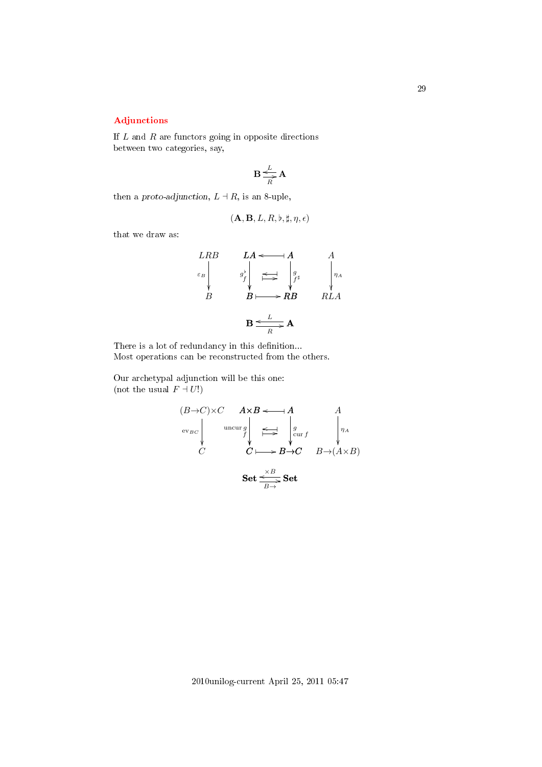## Adjunctions

If $L$ and $R$ are functors going in opposite directions between two categories, say,

$$\mathbf{B} \underset{R}{\overset{L}{\rightleftarrows}} \mathbf{A}$$

then a *proto-adjunction*, $L \dashv R$, is an 8-uple,

$$(\mathbf{A}, \mathbf{B}, L, R, \flat, \sharp, \eta, \epsilon)$$

that we draw as:

$$\begin{array}{ccccc}
LRB & & LA & \longleftarrow\!\shortmid & A & & A \\
\downarrow{\scriptstyle \varepsilon_B} & & \downarrow{\scriptstyle g^\flat_{\ f}} & \overset{\longleftarrow\!\shortmid}{\shortmid\!\longrightarrow} & \downarrow{\scriptstyle g \atop f^\sharp} & & \downarrow{\scriptstyle \eta_A} \\
B & & B & \shortmid\!\longrightarrow & RB & & RLA
\end{array}$$

$$\mathbf{B} \underset{R}{\overset{L}{\rightleftarrows}} \mathbf{A}$$

There is a lot of redundancy in this definition...
Most operations can be reconstructed from the others.

Our archetypal adjunction will be this one:
(not the usual $F \dashv U$!)

$$\begin{array}{ccccc}
(B{\to}C){\times}C & & A{\times}B & \longleftarrow\!\shortmid & A & & A \\
\downarrow{\scriptstyle \mathrm{ev}_{BC}} & & \downarrow{\scriptstyle \mathrm{uncur}\, g \atop f} & \overset{\longleftarrow\!\shortmid}{\shortmid\!\longrightarrow} & \downarrow{\scriptstyle g \atop \mathrm{cur}\, f} & & \downarrow{\scriptstyle \eta_A} \\
C & & C & \shortmid\!\longrightarrow & B{\to}C & & B{\to}(A{\times}B)
\end{array}$$

$$\mathbf{Set} \underset{B\to}{\overset{\times B}{\rightleftarrows}} \mathbf{Set}$$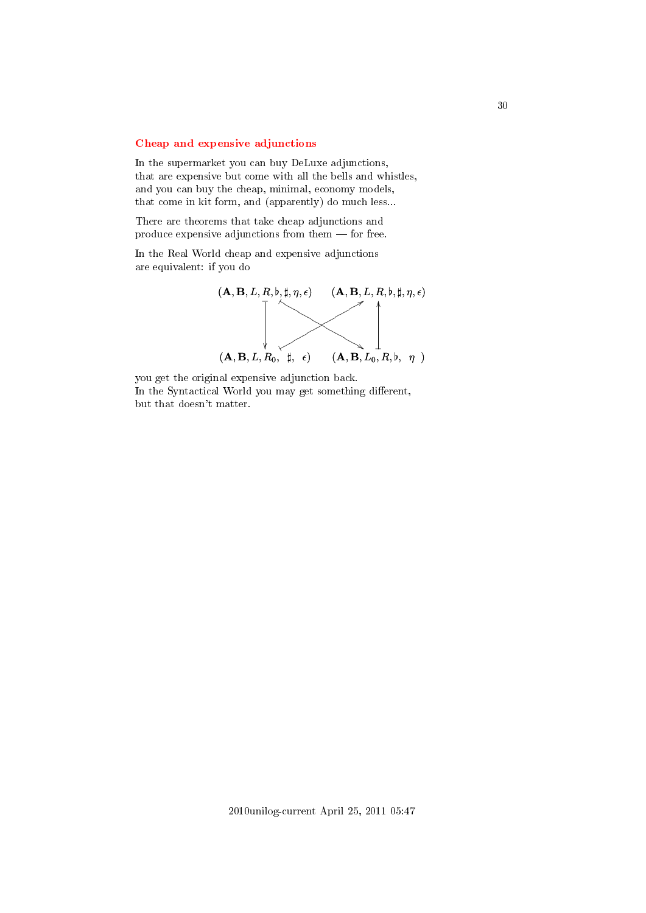### Cheap and expensive adjunctions

In the supermarket you can buy DeLuxe adjunctions,
that are expensive but come with all the bells and whistles,
and you can buy the cheap, minimal, economy models,
that come in kit form, and (apparently) do much less...

There are theorems that take cheap adjunctions and
produce expensive adjunctions from them — for free.

In the Real World cheap and expensive adjunctions
are equivalent: if you do

$$
\begin{array}{ccc}
(\mathbf{A},\mathbf{B},L,R,\flat,\sharp,\eta,\epsilon) & & (\mathbf{A},\mathbf{B},L,R,\flat,\sharp,\eta,\epsilon) \\
\downarrow & \searrow \quad \nearrow & \uparrow \\
(\mathbf{A},\mathbf{B},L,R_0,\ \ \sharp,\ \ \epsilon) & & (\mathbf{A},\mathbf{B},L_0,R,\flat,\ \ \eta\ \ )
\end{array}
$$

you get the original expensive adjunction back.
In the Syntactical World you may get something different,
but that doesn't matter.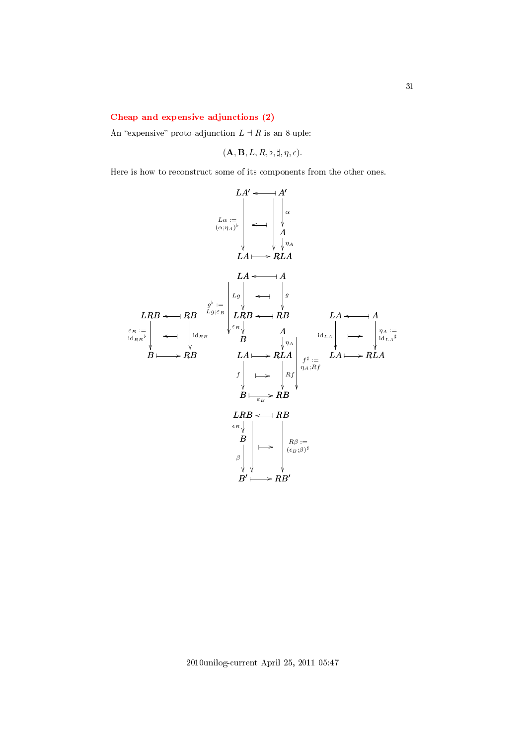## Cheap and expensive adjunctions (2)

An "expensive" proto-adjunction $L \dashv R$ is an 8-uple:

$$(\mathbf{A}, \mathbf{B}, L, R, \flat, \sharp, \eta, \epsilon).$$

Here is how to reconstruct some of its components from the other ones.

$$
\begin{array}{ccc}
LA' & \longleftarrow\!\!\!\dashv & A' \\
 & & \downarrow \alpha \\
L\alpha := (\alpha;\eta_A)^\flat \downarrow & \longleftarrow\!\!\!\dashv & A \\
 & & \downarrow \eta_A \\
LA & \longmapsto & RLA
\end{array}
$$

$$
\begin{array}{ccc}
LA & \longleftarrow\!\!\!\dashv & A \\
Lg \downarrow & \longleftarrow\!\!\!\dashv & \downarrow g \\
LRB & \longleftarrow\!\!\!\dashv & RB \\
\varepsilon_B \downarrow & & \\
B & &
\end{array}
\qquad g^\flat := Lg;\varepsilon_B
$$

$$
\begin{array}{ccc}
LRB & \longleftarrow\!\!\!\dashv & RB \\
\varepsilon_B := \mathrm{id}_{RB}{}^\flat \downarrow & \longleftarrow\!\!\!\dashv & \downarrow \mathrm{id}_{RB} \\
B & \longmapsto & RB
\end{array}
$$

$$
\begin{array}{ccc}
 & & A \\
 & & \downarrow \eta_A \\
LA & \longmapsto & RLA \\
f \downarrow & \longmapsto & \downarrow Rf \\
B & \underset{\varepsilon_B}{\longmapsto} & RB
\end{array}
\qquad f^\sharp := \eta_A;Rf
$$

$$
\begin{array}{ccc}
LA & \longleftarrow\!\!\!\dashv & A \\
\mathrm{id}_{LA} \downarrow & \longmapsto & \downarrow \eta_A := \mathrm{id}_{LA}{}^\sharp \\
LA & \longmapsto & RLA
\end{array}
$$

$$
\begin{array}{ccc}
LRB & \longleftarrow\!\!\!\dashv & RB \\
\epsilon_B \downarrow & & \\
B & \longmapsto & \downarrow R\beta := (\epsilon_B;\beta)^\sharp \\
\beta \downarrow & & \\
B' & \longmapsto & RB'
\end{array}
$$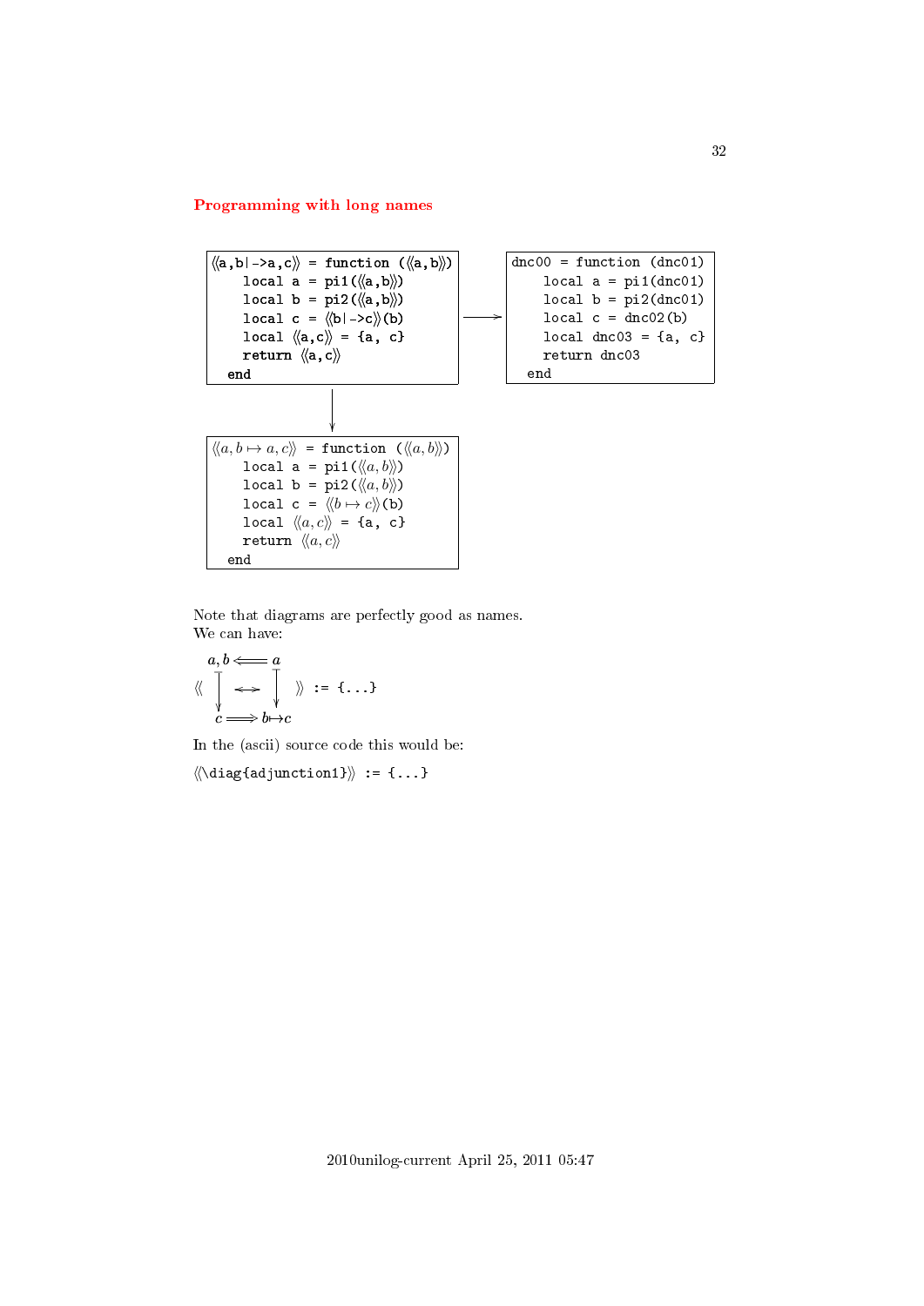## Programming with long names

```
⟨⟨a,b|->a,c⟩⟩ = function (⟨⟨a,b⟩⟩)
    local a = pi1(⟨⟨a,b⟩⟩)
    local b = pi2(⟨⟨a,b⟩⟩)
    local c = ⟨⟨b|->c⟩⟩(b)
    local ⟨⟨a,c⟩⟩ = {a, c}
    return ⟨⟨a,c⟩⟩
  end
```

→

```
dnc00 = function (dnc01)
    local a = pi1(dnc01)
    local b = pi2(dnc01)
    local c = dnc02(b)
    local dnc03 = {a, c}
    return dnc03
  end
```

↓

```
⟨⟨a, b ↦ a, c⟩⟩ = function (⟨⟨a, b⟩⟩)
    local a = pi1(⟨⟨a, b⟩⟩)
    local b = pi2(⟨⟨a, b⟩⟩)
    local c = ⟨⟨b ↦ c⟩⟩(b)
    local ⟨⟨a, c⟩⟩ = {a, c}
    return ⟨⟨a, c⟩⟩
  end
```

Note that diagrams are perfectly good as names.
We can have:

$$\left\langle\!\left\langle \begin{array}{ccc} a,b & \Longleftarrow & a \\ \downarrow & \leftrightarrow & \downarrow \\ c & \Longrightarrow & b{\mapsto}c \end{array} \right\rangle\!\right\rangle \texttt{ := \{...\}}$$

In the (ascii) source code this would be:

```
⟨⟨\diag{adjunction1}⟩⟩ := {...}
```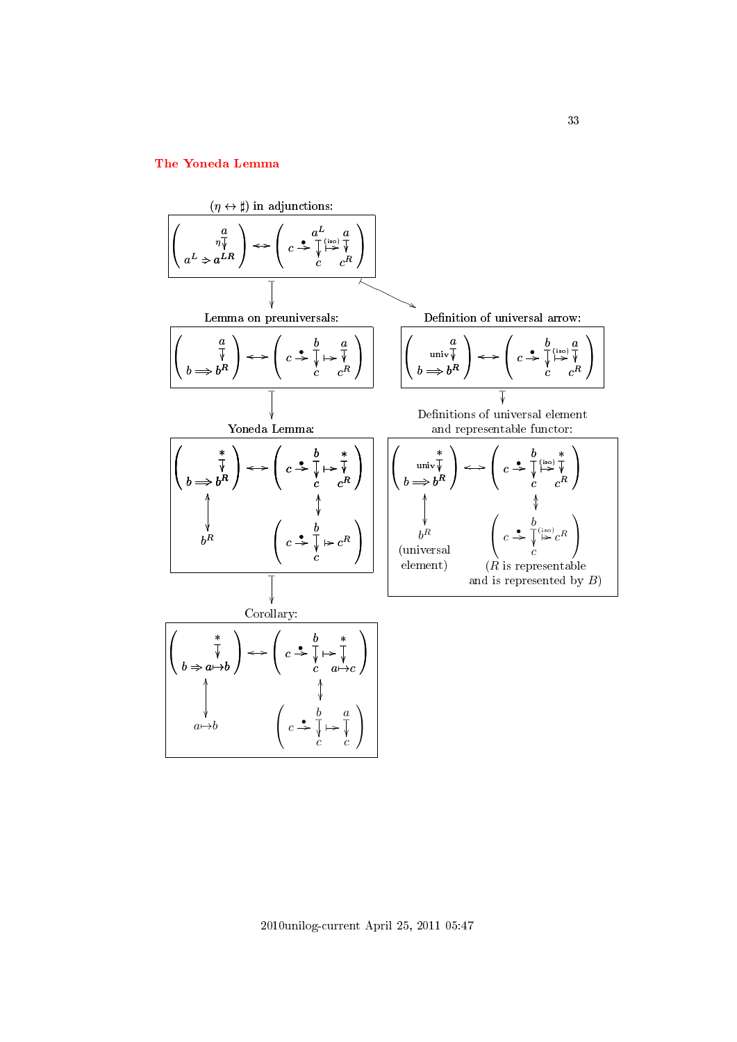## The Yoneda Lemma

$(\eta \leftrightarrow \sharp)$ in adjunctions:

$$\left( \begin{array}{c} a \\ \eta\downarrow \\ a^L \Rightarrow a^{LR} \end{array} \right) \leftrightarrow \left( c \overset{\bullet}{\to} \begin{array}{c} a^L \\ \downarrow \\ c \end{array} \overset{(\text{iso})}{\mapsto} \begin{array}{c} a \\ \downarrow \\ c^R \end{array} \right)$$

Lemma on preuniversals:

$$\left( \begin{array}{c} a \\ \downarrow \\ b \Longrightarrow b^R \end{array} \right) \leftrightarrow \left( c \overset{\bullet}{\to} \begin{array}{c} b \\ \downarrow \\ c \end{array} \mapsto \begin{array}{c} a \\ \downarrow \\ c^R \end{array} \right)$$

Definition of universal arrow:

$$\left( \begin{array}{c} a \\ \text{univ}\downarrow \\ b \Longrightarrow b^R \end{array} \right) \leftrightarrow \left( c \overset{\bullet}{\to} \begin{array}{c} b \\ \downarrow \\ c \end{array} \overset{(\text{iso})}{\mapsto} \begin{array}{c} a \\ \downarrow \\ c^R \end{array} \right)$$

Yoneda Lemma:

$$\left( \begin{array}{c} * \\ \downarrow \\ b \Longrightarrow b^R \end{array} \right) \leftrightarrow \left( c \overset{\bullet}{\to} \begin{array}{c} b \\ \downarrow \\ c \end{array} \mapsto \begin{array}{c} * \\ \downarrow \\ c^R \end{array} \right)$$

$$b^R \qquad\qquad \left( c \overset{\bullet}{\to} \begin{array}{c} b \\ \downarrow \\ c \end{array} \mapsto c^R \right)$$

Definitions of universal element and representable functor:

$$\left( \begin{array}{c} * \\ \text{univ}\downarrow \\ b \Longrightarrow b^R \end{array} \right) \leftrightarrow \left( c \overset{\bullet}{\to} \begin{array}{c} b \\ \downarrow \\ c \end{array} \overset{(\text{iso})}{\mapsto} \begin{array}{c} * \\ \downarrow \\ c^R \end{array} \right)$$

$$b^R \text{ (universal element)} \qquad\qquad \left( c \overset{\bullet}{\to} \begin{array}{c} b \\ \downarrow \\ c \end{array} \overset{(\text{iso})}{\mapsto} c^R \right)$$

($R$ is representable and is represented by $B$)

Corollary:

$$\left( \begin{array}{c} * \\ \downarrow \\ b \Rightarrow a \mapsto b \end{array} \right) \leftrightarrow \left( c \overset{\bullet}{\to} \begin{array}{c} b \\ \downarrow \\ c \end{array} \mapsto \begin{array}{c} * \\ \downarrow \\ a \mapsto c \end{array} \right)$$

$$a \mapsto b \qquad\qquad \left( c \overset{\bullet}{\to} \begin{array}{c} b \\ \downarrow \\ c \end{array} \mapsto \begin{array}{c} a \\ \downarrow \\ c \end{array} \right)$$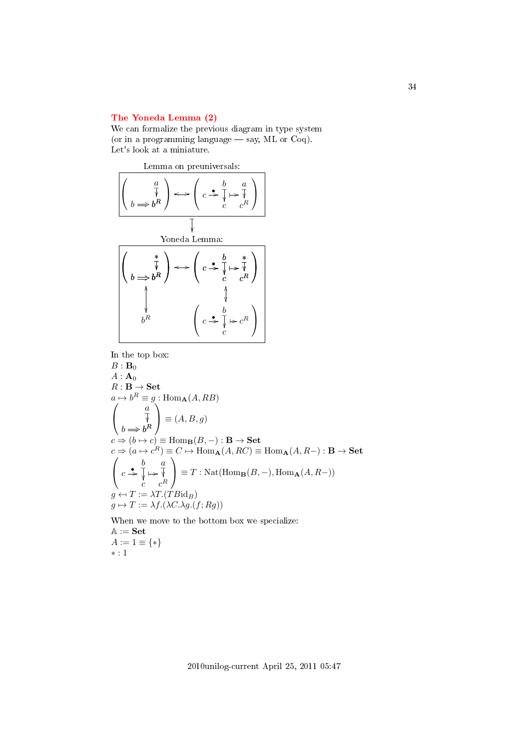## The Yoneda Lemma (2)

We can formalize the previous diagram in type system
(or in a programming language — say, ML or Coq).
Let's look at a miniature.

Lemma on preuniversals:

$$\left( \begin{array}{cc} & a \\ & \downarrow \\ b \Longrightarrow & b^R \end{array} \right) \longleftrightarrow \left( c \overset{\bullet}{\rightarrow} \begin{array}{c} b \\ \downarrow \\ c \end{array} \mapsto \begin{array}{c} a \\ \downarrow \\ c^R \end{array} \right)$$

$$\downarrow$$

Yoneda Lemma:

$$\left( \begin{array}{cc} & * \\ & \downarrow \\ b \Longrightarrow & b^R \end{array} \right) \longleftrightarrow \left( c \overset{\bullet}{\rightarrow} \begin{array}{c} b \\ \downarrow \\ c \end{array} \mapsto \begin{array}{c} * \\ \downarrow \\ c^R \end{array} \right)$$

$$\updownarrow \qquad\qquad\qquad\qquad \updownarrow$$

$$b^R \qquad\qquad\qquad \left( c \overset{\bullet}{\rightarrow} \begin{array}{c} b \\ \downarrow \\ c \end{array} \mapsto c^R \right)$$

In the top box:
$B : \mathbf{B}_0$
$A : \mathbf{A}_0$
$R : \mathbf{B} \to \mathbf{Set}$
$a \mapsto b^R \equiv g : \mathrm{Hom}_{\mathbf{A}}(A, RB)$
$\left( \begin{array}{cc} & a \\ & \downarrow \\ b \Longrightarrow & b^R \end{array} \right) \equiv (A, B, g)$
$c \Rightarrow (b \mapsto c) \equiv \mathrm{Hom}_{\mathbf{B}}(B, -) : \mathbf{B} \to \mathbf{Set}$
$c \Rightarrow (a \mapsto c^R) \equiv C \mapsto \mathrm{Hom}_{\mathbf{A}}(A, RC) \equiv \mathrm{Hom}_{\mathbf{A}}(A, R-) : \mathbf{B} \to \mathbf{Set}$
$\left( c \overset{\bullet}{\rightarrow} \begin{array}{c} b \\ \downarrow \\ c \end{array} \mapsto \begin{array}{c} a \\ \downarrow \\ c^R \end{array} \right) \equiv T : \mathrm{Nat}(\mathrm{Hom}_{\mathbf{B}}(B, -), \mathrm{Hom}_{\mathbf{A}}(A, R-))$
$g \leftarrow T := \lambda T.(TB\mathrm{id}_B)$
$g \mapsto T := \lambda f.(\lambda C.\lambda g.(f; Rg))$

When we move to the bottom box we specialize:
$\mathbb{A} := \mathbf{Set}$
$A := 1 \equiv \{*\}$
$* : 1$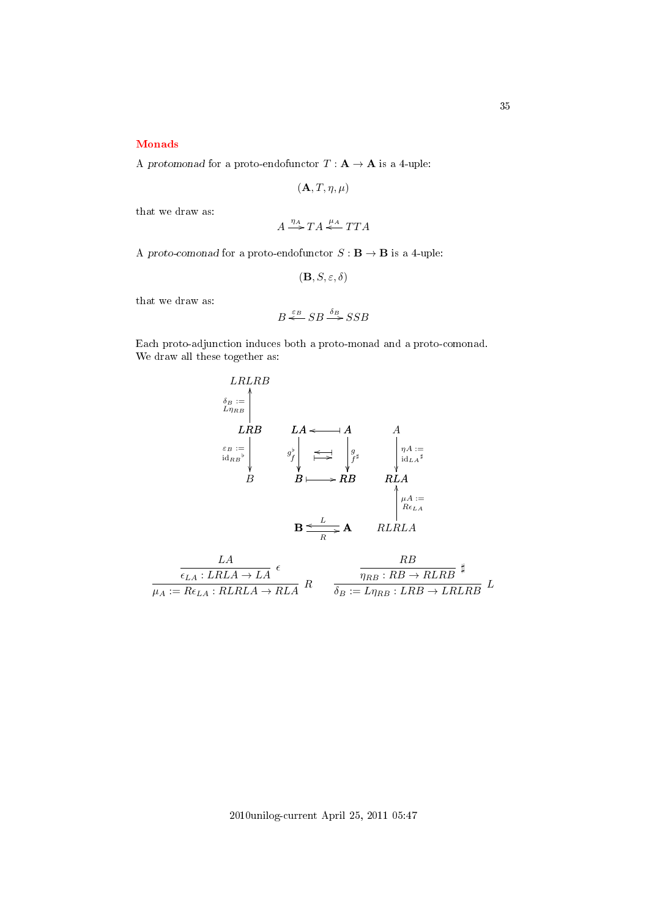## Monads

A *protomonad* for a proto-endofunctor $T : \mathbf{A} \to \mathbf{A}$ is a 4-uple:

$$(\mathbf{A}, T, \eta, \mu)$$

that we draw as:

$$A \xrightarrow{\eta_A} TA \xleftarrow{\mu_A} TTA$$

A *proto-comonad* for a proto-endofunctor $S : \mathbf{B} \to \mathbf{B}$ is a 4-uple:

$$(\mathbf{B}, S, \varepsilon, \delta)$$

that we draw as:

$$B \xleftarrow{\varepsilon_B} SB \xrightarrow{\delta_B} SSB$$

Each proto-adjunction induces both a proto-monad and a proto-comonad. We draw all these together as:

$$
\begin{array}{ccccc}
LRLRB & & & & \\
\uparrow {\scriptstyle \delta_B := L\eta_{RB}} & & & & \\
LRB & & LA & \longleftarrow\!\!\mid & A & & A \\
\downarrow {\scriptstyle \varepsilon_B := \mathrm{id}_{RB}{}^\flat} & & {\scriptstyle g^\flat_f}\downarrow & \leftrightarrows & \downarrow {\scriptstyle g_{f^\sharp}} & & \downarrow {\scriptstyle \eta A := \mathrm{id}_{LA}{}^\sharp} \\
B & & B & \mid\!\!\longrightarrow & RB & & RLA \\
 & & & & & & \uparrow {\scriptstyle \mu A := R\epsilon_{LA}} \\
 & & \mathbf{B} & \underset{R}{\overset{L}{\leftrightarrows}} & \mathbf{A} & & RLRLA
\end{array}
$$

$$
\dfrac{\dfrac{LA}{\epsilon_{LA} : LRLA \to LA}\ \epsilon}{\mu_A := R\epsilon_{LA} : RLRLA \to RLA}\ R
\qquad
\dfrac{\dfrac{RB}{\eta_{RB} : RB \to RLRB}\ \sharp}{\delta_B := L\eta_{RB} : LRB \to LRLRB}\ L
$$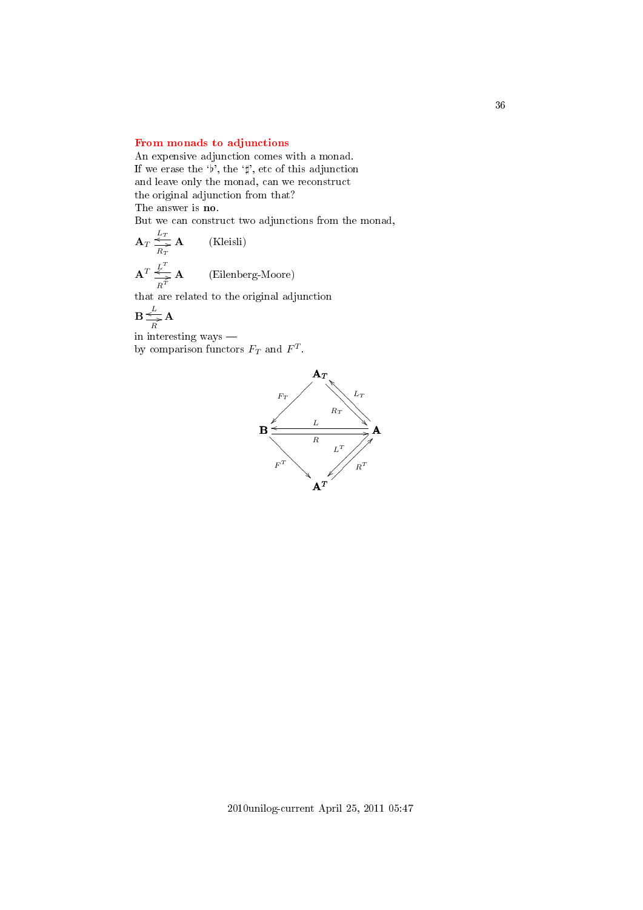## From monads to adjunctions

An expensive adjunction comes with a monad.
If we erase the '♭', the '♯', etc of this adjunction
and leave only the monad, can we reconstruct
the original adjunction from that?
The answer is **no**.
But we can construct two adjunctions from the monad,

$$\mathbf{A}_T \underset{R_T}{\overset{L_T}{\leftrightarrows}} \mathbf{A} \qquad \text{(Kleisli)}$$

$$\mathbf{A}^T \underset{R^T}{\overset{L^T}{\leftrightarrows}} \mathbf{A} \qquad \text{(Eilenberg-Moore)}$$

that are related to the original adjunction

$$\mathbf{B} \underset{R}{\overset{L}{\leftrightarrows}} \mathbf{A}$$

in interesting ways —
by comparison functors $F_T$ and $F^T$.

$$\begin{array}{ccccc} & & \mathbf{A_T} & & \\ & \swarrow^{F_T} & & \underset{R_T}{\overset{L_T}{\rightleftarrows}} & \\ \mathbf{B} & & \underset{R}{\overset{L}{\leftrightarrows}} & & \mathbf{A} \\ & \searrow_{F^T} & & \underset{R^T}{\overset{L^T}{\rightleftarrows}} & \\ & & \mathbf{A^T} & & \end{array}$$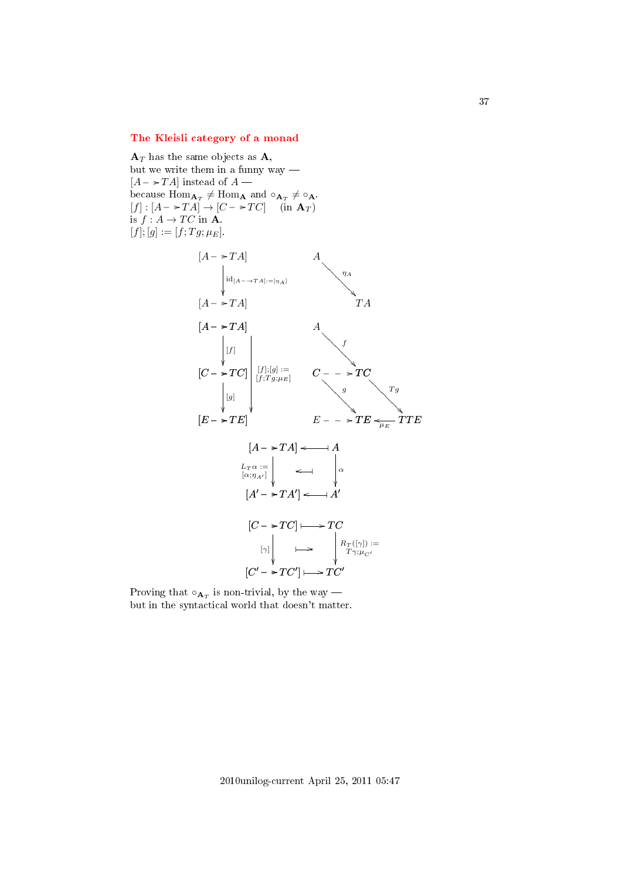## The Kleisli category of a monad

$\mathbf{A}_T$ has the same objects as $\mathbf{A}$,
but we write them in a funny way —
$[A \dashrightarrow TA]$ instead of $A$ —
because $\mathrm{Hom}_{\mathbf{A}_T} \neq \mathrm{Hom}_{\mathbf{A}}$ and $\circ_{\mathbf{A}_T} \neq \circ_{\mathbf{A}}$.
$[f] : [A \dashrightarrow TA] \to [C \dashrightarrow TC]$ (in $\mathbf{A}_T$)
is $f : A \to TC$ in $\mathbf{A}$.
$[f];[g] := [f; Tg; \mu_E]$.

$$
\begin{array}{ccc}
[A \dashrightarrow TA] & & A \\
\Big\downarrow {\scriptstyle \mathrm{id}_{[A \dashrightarrow TA]} := [\eta_A]} & & \searrow {\scriptstyle \eta_A} \\
[A \dashrightarrow TA] & & TA
\end{array}
$$

$$
\begin{array}{ccccc}
[A \dashrightarrow TA] & & A & & \\
\Big\downarrow {\scriptstyle [f]} & & \searrow {\scriptstyle f} & & \\
[C \dashrightarrow TC] & {\scriptstyle [f];[g] := [f;Tg;\mu_E]} & C \dashrightarrow TC & & \\
\Big\downarrow {\scriptstyle [g]} & & \searrow {\scriptstyle g} & \searrow {\scriptstyle Tg} & \\
[E \dashrightarrow TE] & & E \dashrightarrow TE & \xleftarrow{\mu_E} & TTE
\end{array}
$$

$$
\begin{array}{ccc}
[A \dashrightarrow TA] & \longleftarrow\!\shortmid & A \\
\Big\downarrow {\scriptstyle L_T\alpha := [\alpha;\eta_{A'}]} & \longleftarrow\!\shortmid & \Big\downarrow {\scriptstyle \alpha} \\
[A' \dashrightarrow TA'] & \longleftarrow\!\shortmid & A'
\end{array}
$$

$$
\begin{array}{ccc}
[C \dashrightarrow TC] & \longmapsto & TC \\
\Big\downarrow {\scriptstyle [\gamma]} & \longmapsto & \Big\downarrow {\scriptstyle R_T([\gamma]) := T\gamma;\mu_{C'}} \\
[C' \dashrightarrow TC'] & \longmapsto & TC'
\end{array}
$$

Proving that $\circ_{\mathbf{A}_T}$ is non-trivial, by the way —
but in the syntactical world that doesn't matter.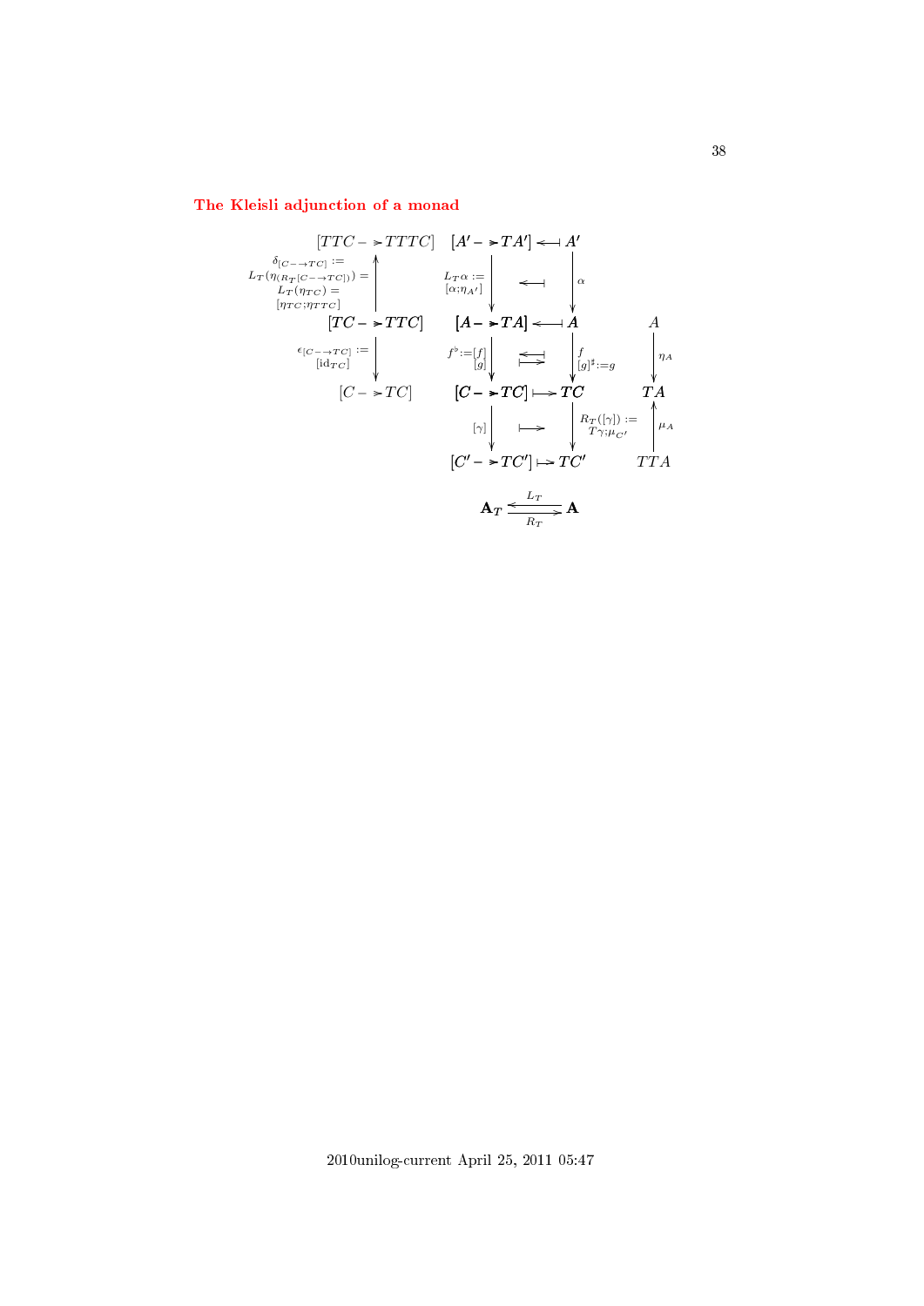## The Kleisli adjunction of a monad

$$
\begin{array}{ccccccc}
[TTC \dashrightarrow TTTC] & & [A' \dashrightarrow TA'] & \longleftarrow & A' & & \\
\uparrow \scriptstyle \delta_{[C\dashrightarrow TC]} := L_T(\eta_{(R_T[C\dashrightarrow TC])}) = L_T(\eta_{TC}) = [\eta_{TC};\eta_{TTC}] & & \downarrow \scriptstyle L_T\alpha := [\alpha;\eta_{A'}] & \longleftarrow & \downarrow \scriptstyle \alpha & & \\
[TC \dashrightarrow TTC] & & [A \dashrightarrow TA] & \longleftarrow & A & & A \\
\downarrow \scriptstyle \epsilon_{[C\dashrightarrow TC]} := [\mathrm{id}_{TC}] & & \downarrow \scriptstyle f^\flat := [f] \quad [g] & \substack{\longleftarrow \\ \longmapsto} & \downarrow \scriptstyle f \quad [g]^\sharp := g & & \downarrow \scriptstyle \eta_A \\
[C \dashrightarrow TC] & & [C \dashrightarrow TC] & \longmapsto & TC & & TA \\
& & \downarrow \scriptstyle [\gamma] & \longmapsto & \downarrow \scriptstyle R_T([\gamma]) := T\gamma;\mu_{C'} & & \uparrow \scriptstyle \mu_A \\
& & [C' \dashrightarrow TC'] & \longmapsto & TC' & & TTA
\end{array}
$$

$$
\mathbf{A}_T \underset{R_T}{\overset{L_T}{\rightleftarrows}} \mathbf{A}
$$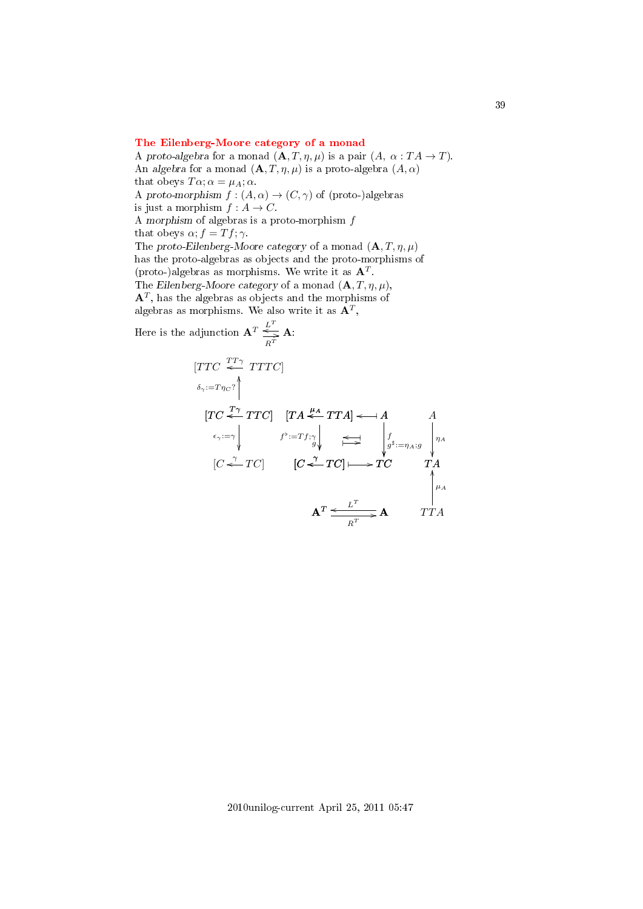## The Eilenberg-Moore category of a monad

A *proto-algebra* for a monad $(\mathbf{A}, T, \eta, \mu)$ is a pair $(A,\ \alpha : TA \to T)$.
An *algebra* for a monad $(\mathbf{A}, T, \eta, \mu)$ is a proto-algebra $(A, \alpha)$ that obeys $T\alpha; \alpha = \mu_A; \alpha$.
A *proto-morphism* $f : (A, \alpha) \to (C, \gamma)$ of (proto-)algebras is just a morphism $f : A \to C$.
A *morphism* of algebras is a proto-morphism $f$ that obeys $\alpha; f = Tf; \gamma$.
The *proto-Eilenberg-Moore category* of a monad $(\mathbf{A}, T, \eta, \mu)$ has the proto-algebras as objects and the proto-morphisms of (proto-)algebras as morphisms. We write it as $\mathbf{A}^T$.
The *Eilenberg-Moore category* of a monad $(\mathbf{A}, T, \eta, \mu)$, $\mathbf{A}^T$, has the algebras as objects and the morphisms of algebras as morphisms. We also write it as $\mathbf{A}^T$,

Here is the adjunction $\mathbf{A}^T \underset{R^T}{\overset{L^T}{\rightleftarrows}} \mathbf{A}$:

$$
\begin{array}{ccccc}
[TTC \xleftarrow{TT\gamma} TTTC] & & & & \\
\uparrow {\scriptstyle \delta_\gamma := T\eta_C ?} & & & & \\
[TC \xleftarrow{T\gamma} TTC] & [TA \xleftarrow{\mu_A} TTA] & \longleftarrow\!\!\shortmid A & & A \\
\downarrow {\scriptstyle \epsilon_\gamma := \gamma} & {\scriptstyle f^\flat := Tf;\gamma}\ \downarrow {\scriptstyle g} & \downarrow {\scriptstyle f,\ g^\sharp := \eta_A; g} & & \downarrow {\scriptstyle \eta_A} \\
[C \xleftarrow{\gamma} TC] & [C \xleftarrow{\gamma} TC] & \longmapsto TC & & TA \\
 & & & & \uparrow {\scriptstyle \mu_A} \\
 & \mathbf{A}^T & \underset{R^T}{\overset{L^T}{\rightleftarrows}} \mathbf{A} & & TTA
\end{array}
$$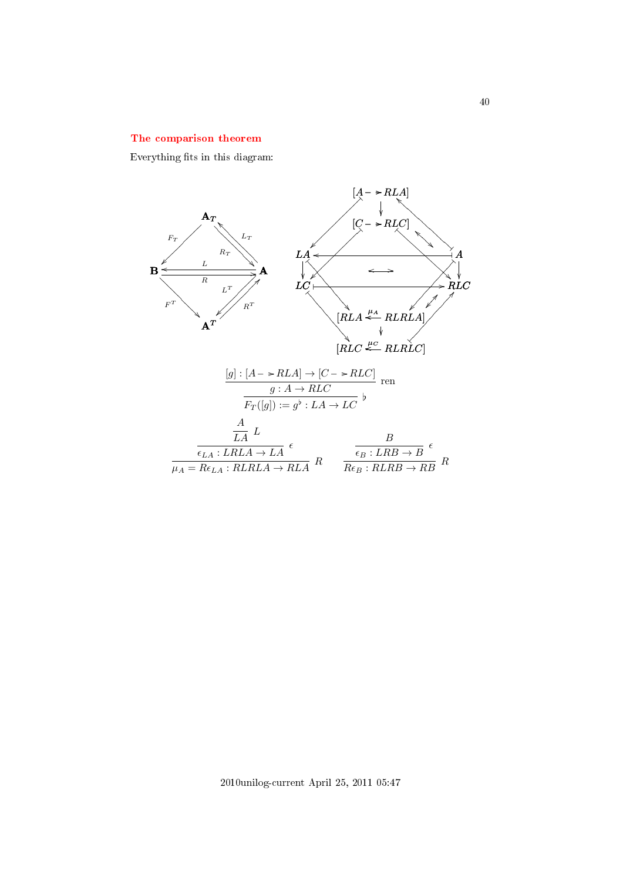## The comparison theorem

Everything fits in this diagram:

$$
\dfrac{\dfrac{[g] : [A \dashrightarrow RLA] \to [C \dashrightarrow RLC]}{g : A \to RLC}\ \text{ren}}{F_T([g]) := g^\flat : LA \to LC}\ \flat
$$

$$
\dfrac{\dfrac{\dfrac{A}{LA}\ L}{\epsilon_{LA} : LRLA \to LA}\ \epsilon}{\mu_A = R\epsilon_{LA} : RLRLA \to RLA}\ R
\qquad
\dfrac{\dfrac{B}{\epsilon_B : LRB \to B}\ \epsilon}{R\epsilon_B : RLRB \to RB}\ R
$$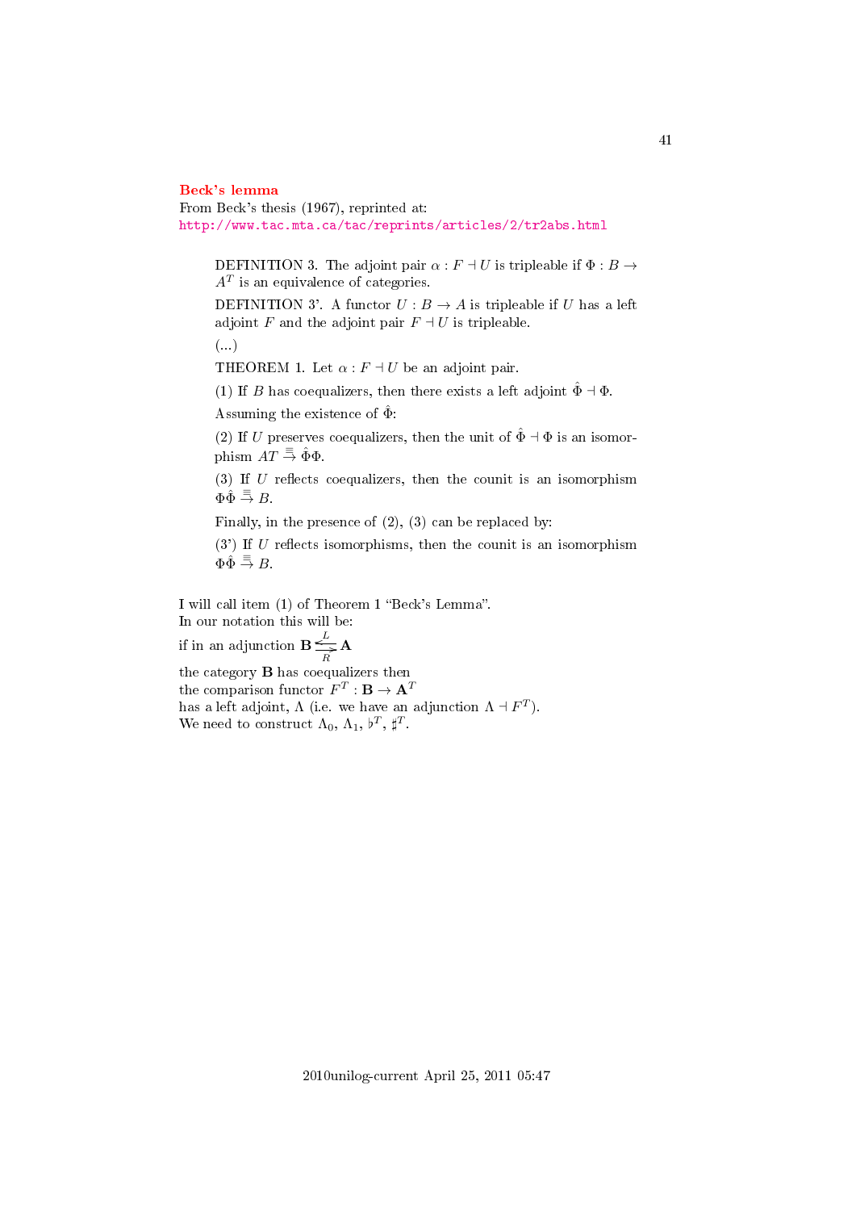## Beck's lemma

From Beck's thesis (1967), reprinted at:
http://www.tac.mta.ca/tac/reprints/articles/2/tr2abs.html

> DEFINITION 3. The adjoint pair $\alpha : F \dashv U$ is tripleable if $\Phi : B \to A^T$ is an equivalence of categories.
>
> DEFINITION 3'. A functor $U : B \to A$ is tripleable if $U$ has a left adjoint $F$ and the adjoint pair $F \dashv U$ is tripleable.
>
> (...)
>
> THEOREM 1. Let $\alpha : F \dashv U$ be an adjoint pair.
>
> (1) If $B$ has coequalizers, then there exists a left adjoint $\hat{\Phi} \dashv \Phi$.
>
> Assuming the existence of $\hat{\Phi}$:
>
> (2) If $U$ preserves coequalizers, then the unit of $\hat{\Phi} \dashv \Phi$ is an isomorphism $AT \overset{\equiv}{\to} \hat{\Phi}\Phi$.
>
> (3) If $U$ reflects coequalizers, then the counit is an isomorphism $\Phi\hat{\Phi} \overset{\equiv}{\to} B$.
>
> Finally, in the presence of (2), (3) can be replaced by:
>
> (3') If $U$ reflects isomorphisms, then the counit is an isomorphism $\Phi\hat{\Phi} \overset{\equiv}{\to} B$.

I will call item (1) of Theorem 1 "Beck's Lemma".
In our notation this will be:
if in an adjunction $\mathbf{B} \underset{R}{\overset{L}{\rightleftarrows}} \mathbf{A}$
the category $\mathbf{B}$ has coequalizers then
the comparison functor $F^T : \mathbf{B} \to \mathbf{A}^T$
has a left adjoint, $\Lambda$ (i.e. we have an adjunction $\Lambda \dashv F^T$).
We need to construct $\Lambda_0$, $\Lambda_1$, $\flat^T$, $\sharp^T$.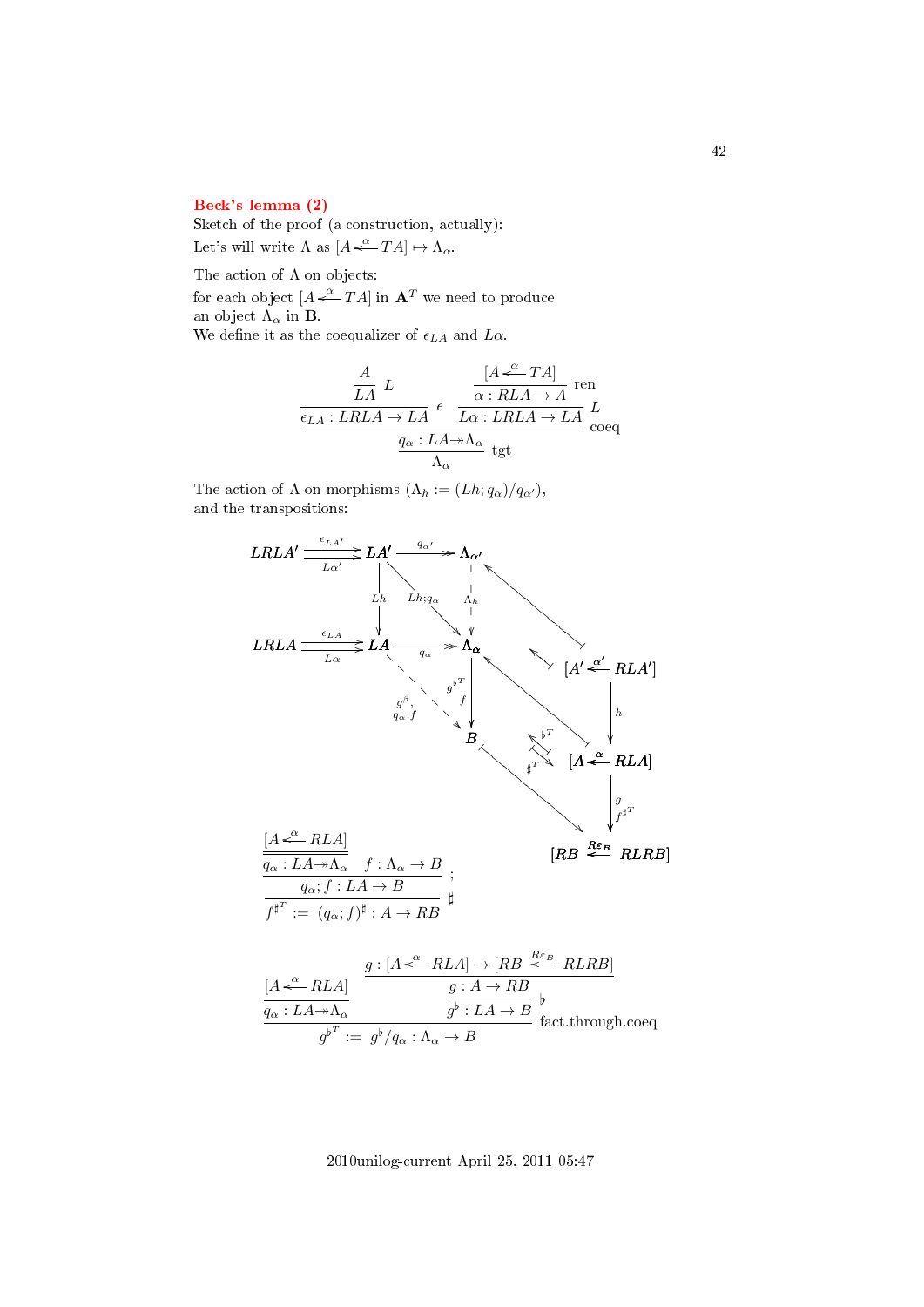## Beck's lemma (2)

Sketch of the proof (a construction, actually):

Let's will write $\Lambda$ as $[A \overset{\alpha}{\longleftarrow} TA] \mapsto \Lambda_\alpha$.

The action of $\Lambda$ on objects:

for each object $[A \overset{\alpha}{\longleftarrow} TA]$ in $\mathbf{A}^T$ we need to produce an object $\Lambda_\alpha$ in $\mathbf{B}$.

We define it as the coequalizer of $\epsilon_{LA}$ and $L\alpha$.

$$\cfrac{\cfrac{\cfrac{A}{LA}\;L}{\epsilon_{LA} : LRLA \to LA}\;\epsilon \qquad \cfrac{\cfrac{[A \overset{\alpha}{\longleftarrow} TA]}{\alpha : RLA \to A}\;\text{ren}}{L\alpha : LRLA \to LA}\;L}{\cfrac{q_\alpha : LA \twoheadrightarrow \Lambda_\alpha}{\Lambda_\alpha}\;\text{tgt}}\;\text{coeq}$$

The action of $\Lambda$ on morphisms ($\Lambda_h := (Lh; q_\alpha)/q_{\alpha'}$), and the transpositions:

$$\cfrac{\cfrac{\cfrac{[A \overset{\alpha}{\longleftarrow} RLA]}{q_\alpha : LA \twoheadrightarrow \Lambda_\alpha} \quad f : \Lambda_\alpha \to B}{q_\alpha; f : LA \to B}\;;}{f^{\sharp^T} := (q_\alpha; f)^\sharp : A \to RB}\;\sharp$$

$$\cfrac{\cfrac{[A \overset{\alpha}{\longleftarrow} RLA]}{q_\alpha : LA \twoheadrightarrow \Lambda_\alpha} \qquad \cfrac{\cfrac{g : [A \overset{\alpha}{\longleftarrow} RLA] \to [RB \overset{R\varepsilon_B}{\longleftarrow} RLRB]}{g : A \to RB}}{g^\flat : LA \to B}\;\flat}{g^{\flat^T} := g^\flat / q_\alpha : \Lambda_\alpha \to B}\;\text{fact.through.coeq}$$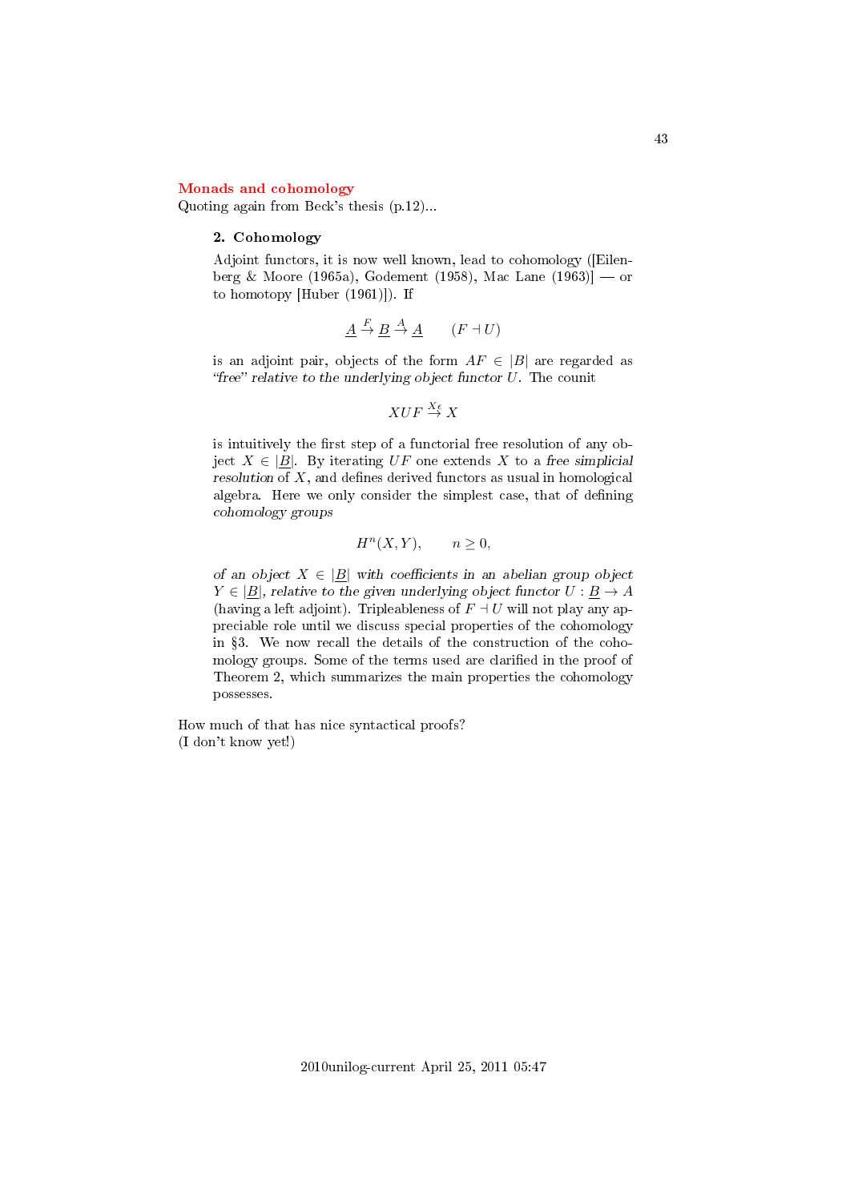## Monads and cohomology

Quoting again from Beck's thesis (p.12)...

> **2. Cohomology**
>
> Adjoint functors, it is now well known, lead to cohomology ([Eilenberg & Moore (1965a), Godement (1958), Mac Lane (1963)] — or to homotopy [Huber (1961)]). If
>
> $$\underline{A} \overset{F}{\to} \underline{B} \overset{A}{\to} \underline{A} \qquad (F \dashv U)$$
>
> is an adjoint pair, objects of the form $AF \in |B|$ are regarded as *"free" relative to the underlying object functor* $U$. The counit
>
> $$XUF \overset{X\epsilon}{\to} X$$
>
> is intuitively the first step of a functorial free resolution of any object $X \in |\underline{B}|$. By iterating $UF$ one extends $X$ to a *free simplicial resolution* of $X$, and defines derived functors as usual in homological algebra. Here we only consider the simplest case, that of defining *cohomology groups*
>
> $$H^n(X, Y), \qquad n \geq 0,$$
>
> *of an object* $X \in |\underline{B}|$ *with coefficients in an abelian group object* $Y \in |\underline{B}|$, *relative to the given underlying object functor* $U : \underline{B} \to A$ (having a left adjoint). Tripleableness of $F \dashv U$ will not play any appreciable role until we discuss special properties of the cohomology in §3. We now recall the details of the construction of the cohomology groups. Some of the terms used are clarified in the proof of Theorem 2, which summarizes the main properties the cohomology possesses.

How much of that has nice syntactical proofs?
(I don't know yet!)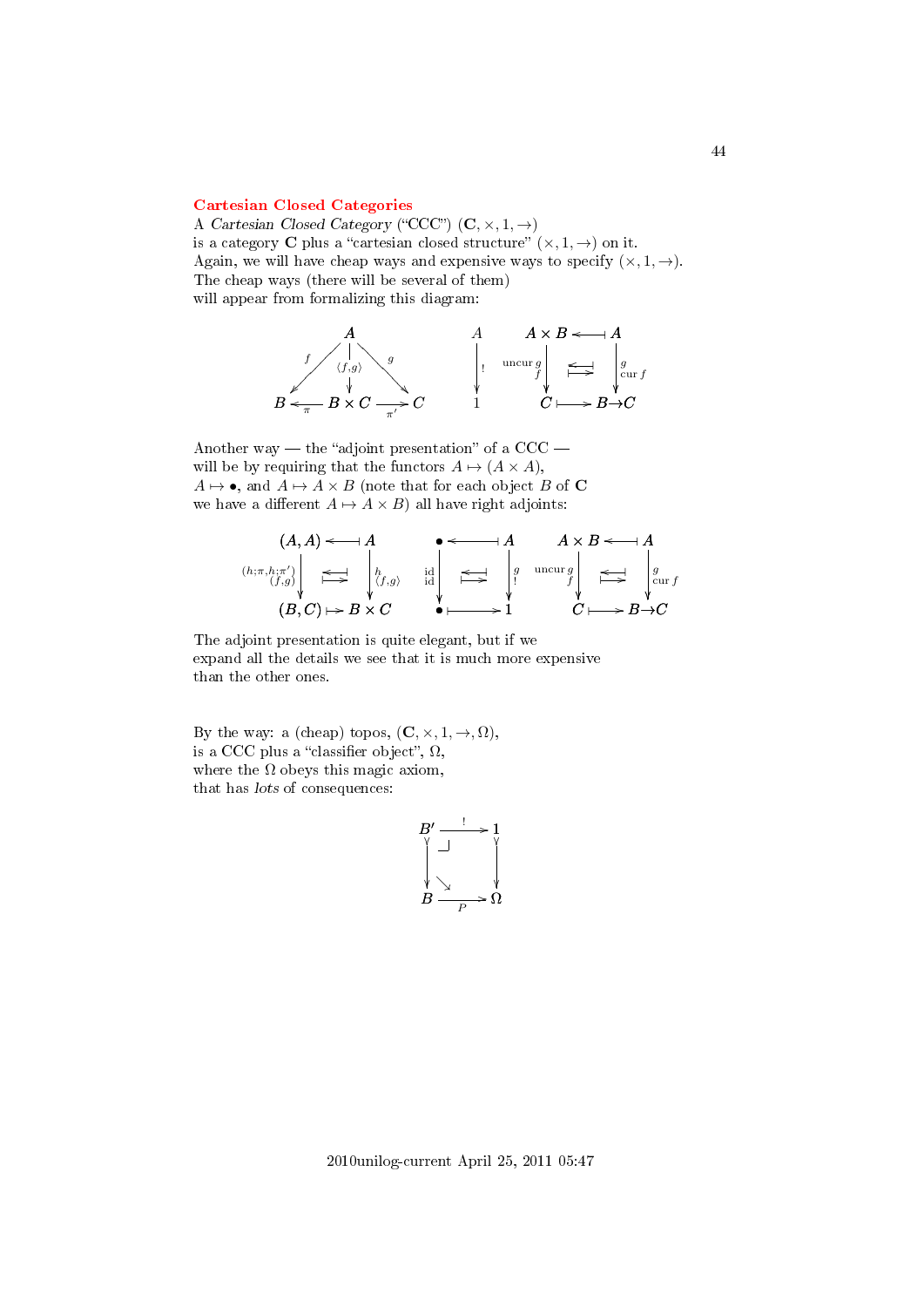## Cartesian Closed Categories

A *Cartesian Closed Category* ("CCC") $(\mathbf{C}, \times, 1, \to)$
is a category $\mathbf{C}$ plus a "cartesian closed structure" $(\times, 1, \to)$ on it.
Again, we will have cheap ways and expensive ways to specify $(\times, 1, \to)$.
The cheap ways (there will be several of them)
will appear from formalizing this diagram:

$$
\begin{array}{ccccc}
 & & A & & \\
 & {\scriptstyle f} \swarrow & \downarrow {\scriptstyle \langle f,g \rangle} & \searrow {\scriptstyle g} & \\
B & \xleftarrow[\pi]{} & B \times C & \xrightarrow[\pi']{} & C
\end{array}
\qquad
\begin{array}{c}
A \\
\downarrow {\scriptstyle !} \\
1
\end{array}
\qquad
\begin{array}{ccc}
A \times B & \longleftarrow\!\shortmid & A \\
{\scriptstyle \mathrm{uncur}\, g} \downarrow {\scriptstyle f} & \begin{smallmatrix} \leftarrow\!\shortmid \\ \mapsto \end{smallmatrix} & \downarrow {\scriptstyle g}\ {\scriptstyle \mathrm{cur}\, f} \\
C & \longmapsto & B \to C
\end{array}
$$

Another way — the "adjoint presentation" of a CCC —
will be by requiring that the functors $A \mapsto (A \times A)$,
$A \mapsto \bullet$, and $A \mapsto A \times B$ (note that for each object $B$ of $\mathbf{C}$
we have a different $A \mapsto A \times B$) all have right adjoints:

$$
\begin{array}{ccc}
(A, A) & \longleftarrow\!\shortmid & A \\
{\scriptstyle (h;\pi, h;\pi')} \atop {\scriptstyle (f,g)} \downarrow & \begin{smallmatrix} \leftarrow\!\shortmid \\ \mapsto \end{smallmatrix} & \downarrow {\scriptstyle h} \atop {\scriptstyle \langle f,g \rangle} \\
(B, C) & \longmapsto & B \times C
\end{array}
\qquad
\begin{array}{ccc}
\bullet & \longleftarrow\!\shortmid & A \\
{\scriptstyle \mathrm{id}} \atop {\scriptstyle \mathrm{id}} \downarrow & \begin{smallmatrix} \leftarrow\!\shortmid \\ \mapsto \end{smallmatrix} & \downarrow {\scriptstyle g} \atop {\scriptstyle !} \\
\bullet & \longmapsto & 1
\end{array}
\qquad
\begin{array}{ccc}
A \times B & \longleftarrow\!\shortmid & A \\
{\scriptstyle \mathrm{uncur}\, g} \atop {\scriptstyle f} \downarrow & \begin{smallmatrix} \leftarrow\!\shortmid \\ \mapsto \end{smallmatrix} & \downarrow {\scriptstyle g} \atop {\scriptstyle \mathrm{cur}\, f} \\
C & \longmapsto & B \to C
\end{array}
$$

The adjoint presentation is quite elegant, but if we
expand all the details we see that it is much more expensive
than the other ones.

By the way: a (cheap) topos, $(\mathbf{C}, \times, 1, \to, \Omega)$,
is a CCC plus a "classifier object", $\Omega$,
where the $\Omega$ obeys this magic axiom,
that has *lots* of consequences:

$$
\begin{array}{ccc}
B' & \xrightarrow{!} & 1 \\
\downarrow & \lrcorner \ \searrow & \downarrow \\
B & \xrightarrow[P]{} & \Omega
\end{array}
$$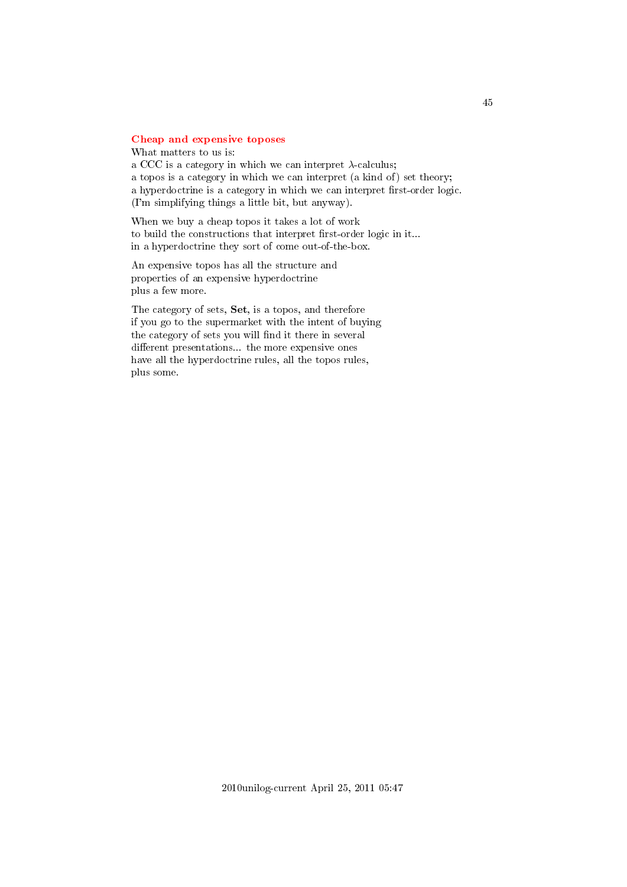## Cheap and expensive toposes

What matters to us is:
a CCC is a category in which we can interpret $\lambda$-calculus;
a topos is a category in which we can interpret (a kind of) set theory;
a hyperdoctrine is a category in which we can interpret first-order logic.
(I'm simplifying things a little bit, but anyway).

When we buy a cheap topos it takes a lot of work
to build the constructions that interpret first-order logic in it...
in a hyperdoctrine they sort of come out-of-the-box.

An expensive topos has all the structure and
properties of an expensive hyperdoctrine
plus a few more.

The category of sets, **Set**, is a topos, and therefore
if you go to the supermarket with the intent of buying
the category of sets you will find it there in several
different presentations... the more expensive ones
have all the hyperdoctrine rules, all the topos rules,
plus some.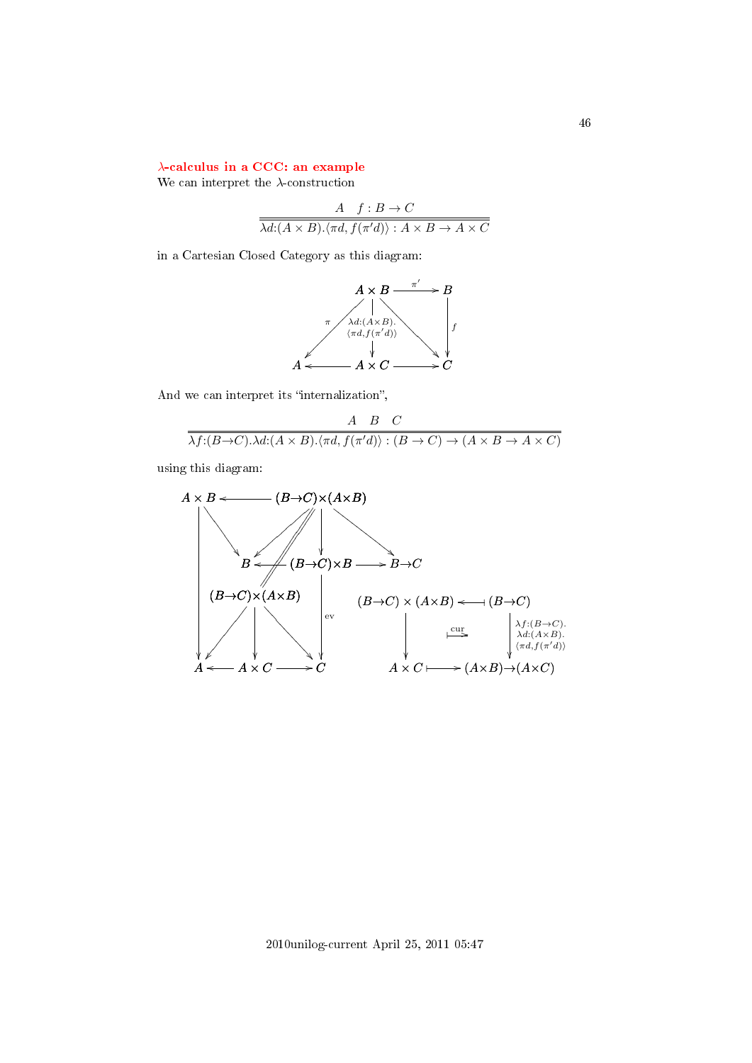## $\lambda$-calculus in a CCC: an example

We can interpret the $\lambda$-construction

$$\frac{A \quad f : B \to C}{\lambda d{:}(A \times B).\langle \pi d, f(\pi' d)\rangle : A \times B \to A \times C}$$

in a Cartesian Closed Category as this diagram:

$$\begin{array}{ccccc}
 & & A \times B & \xrightarrow{\pi'} & B \\
 & \swarrow^{\pi} & \downarrow{\scriptstyle \lambda d:(A\times B).\langle \pi d, f(\pi' d)\rangle} & \searrow & \downarrow{\scriptstyle f} \\
A & \longleftarrow & A \times C & \longrightarrow & C
\end{array}$$

And we can interpret its "internalization",

$$\frac{A \quad B \quad C}{\lambda f{:}(B{\to}C).\lambda d{:}(A \times B).\langle \pi d, f(\pi' d)\rangle : (B \to C) \to (A \times B \to A \times C)}$$

using this diagram:

$$\begin{array}{ccccc}
A \times B & \longleftarrow & (B{\to}C){\times}(A{\times}B) & & \\
 & B & \longleftarrow (B{\to}C){\times}B & \longrightarrow & B{\to}C \\
 & (B{\to}C){\times}(A{\times}B) & \downarrow{\scriptstyle \mathrm{ev}} & & \\
A & \longleftarrow A \times C & \longrightarrow C & &
\end{array}$$

$$\begin{array}{ccc}
(B{\to}C) \times (A{\times}B) & \longleftarrow\!\!\dashv & (B{\to}C) \\
\downarrow & \overset{\text{cur}}{\longmapsto} & \downarrow{\scriptstyle \lambda f:(B\to C).\lambda d:(A\times B).\langle \pi d, f(\pi' d)\rangle} \\
A \times C & \longmapsto & (A{\times}B){\to}(A{\times}C)
\end{array}$$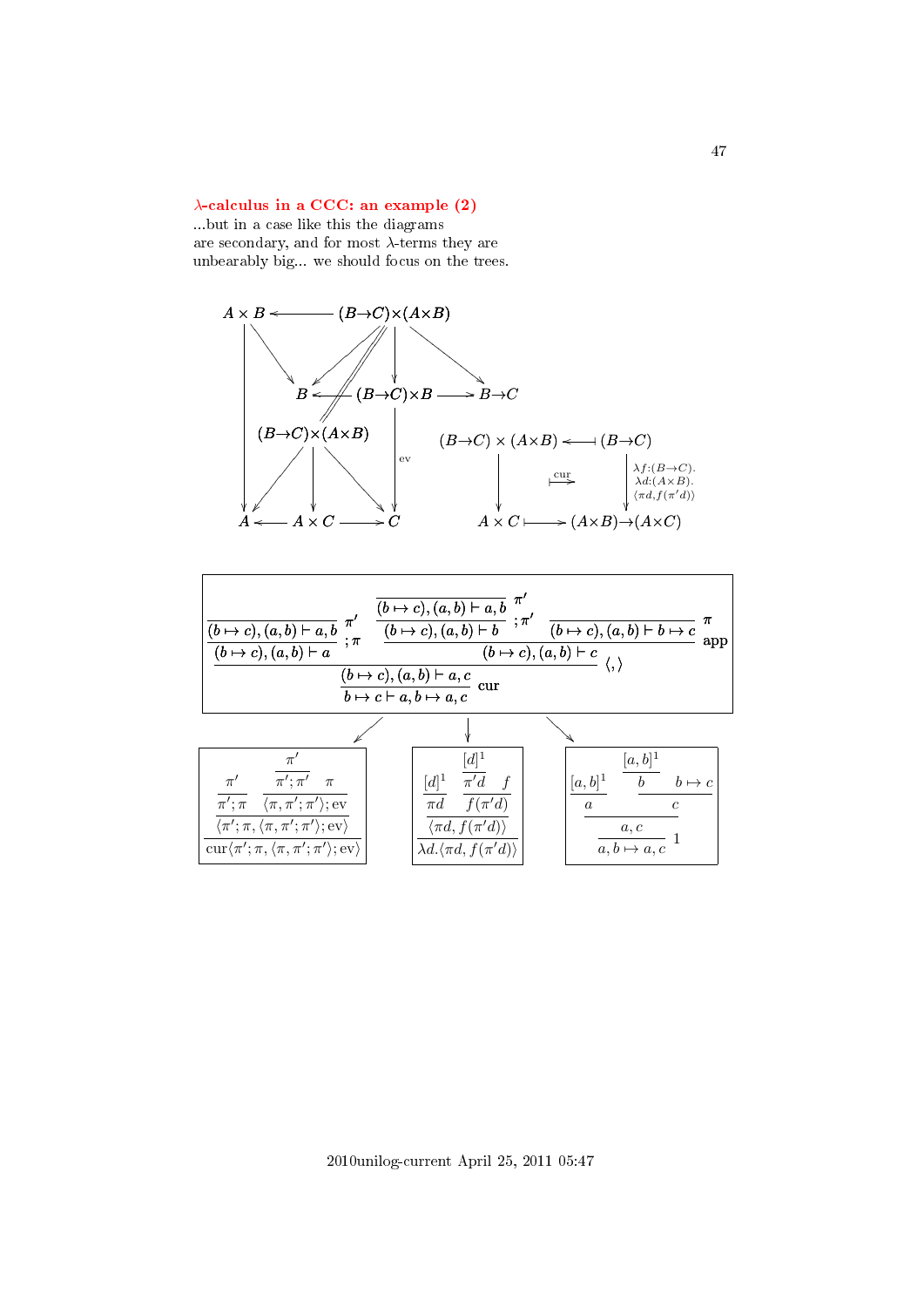## $\lambda$-calculus in a CCC: an example (2)

...but in a case like this the diagrams are secondary, and for most $\lambda$-terms they are unbearably big... we should focus on the trees.

$$
\begin{array}{ccc}
A\times B \leftarrow (B\to C)\times(A\times B) & & \\
B \leftarrow (B\to C)\times B \rightarrow B\to C & & (B\to C)\times(A\times B) \leftarrow\!\!\!\dashv (B\to C) \\
(B\to C)\times(A\times B) & \xmapsto{\text{cur}} & \downarrow\ \lambda f{:}(B\to C).\,\lambda d{:}(A\times B).\,\langle \pi d, f(\pi' d)\rangle \\
A \leftarrow A\times C \rightarrow C & & A\times C \mapsto (A\times B)\to(A\times C)
\end{array}
$$

$$
\dfrac{\dfrac{\dfrac{(b\mapsto c),(a,b)\vdash a,b}{(b\mapsto c),(a,b)\vdash a}\ {\pi';\pi} \qquad \dfrac{\dfrac{\overline{(b\mapsto c),(a,b)\vdash a,b}\ \pi'}{(b\mapsto c),(a,b)\vdash b}\ ;\pi' \quad \overline{(b\mapsto c),(a,b)\vdash b\mapsto c}\ \pi}{(b\mapsto c),(a,b)\vdash c}\ \text{app}}{(b\mapsto c),(a,b)\vdash a,c}\ \langle,\rangle}{b\mapsto c\vdash a,b\mapsto a,c}\ \text{cur}
$$

$$
\dfrac{\dfrac{\dfrac{\pi'}{\pi';\pi} \qquad \dfrac{\dfrac{\pi'}{\pi';\pi'} \quad \pi}{\langle \pi,\pi';\pi'\rangle;\text{ev}}}{\langle \pi';\pi,\langle \pi,\pi';\pi'\rangle;\text{ev}\rangle}}{\text{cur}\langle \pi';\pi,\langle \pi,\pi';\pi'\rangle;\text{ev}\rangle}
\qquad
\dfrac{\dfrac{\dfrac{[d]^1}{\pi d} \qquad \dfrac{\dfrac{[d]^1}{\pi' d} \quad f}{f(\pi' d)}}{\langle \pi d, f(\pi' d)\rangle}}{\lambda d.\langle \pi d, f(\pi' d)\rangle}
\qquad
\dfrac{\dfrac{\dfrac{[a,b]^1}{a} \qquad \dfrac{\dfrac{[a,b]^1}{b} \quad b\mapsto c}{c}}{a,c}}{a,b\mapsto a,c}\ 1
$$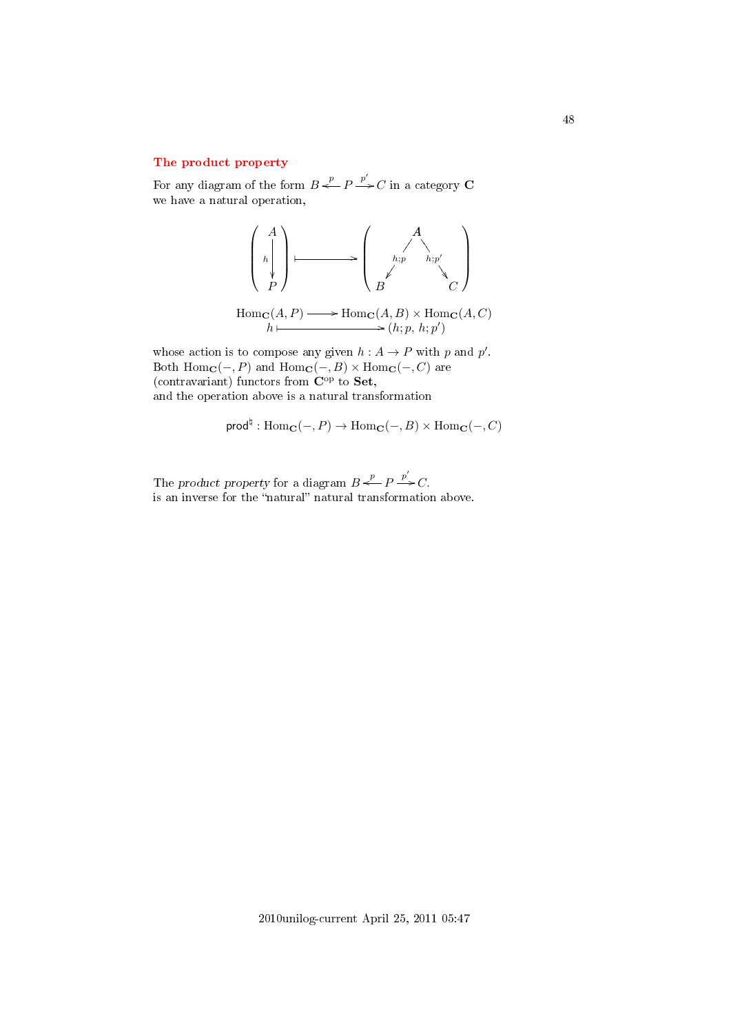### The product property

For any diagram of the form $B \xleftarrow{p} P \xrightarrow{p'} C$ in a category $\mathbf{C}$ we have a natural operation,

$$\left(\begin{array}{c} A \\ \downarrow h \\ P \end{array}\right) \longmapsto \left(\begin{array}{ccc} & A & \\ \swarrow^{h;p} & & \searrow^{h;p'} \\ B & & C \end{array}\right)$$

$$\begin{array}{rcl} \mathrm{Hom}_{\mathbf{C}}(A,P) & \longrightarrow & \mathrm{Hom}_{\mathbf{C}}(A,B) \times \mathrm{Hom}_{\mathbf{C}}(A,C) \\ h & \longmapsto & (h;p,\, h;p') \end{array}$$

whose action is to compose any given $h : A \to P$ with $p$ and $p'$. Both $\mathrm{Hom}_{\mathbf{C}}(-,P)$ and $\mathrm{Hom}_{\mathbf{C}}(-,B) \times \mathrm{Hom}_{\mathbf{C}}(-,C)$ are (contravariant) functors from $\mathbf{C}^{\mathrm{op}}$ to $\mathbf{Set}$,
and the operation above is a natural transformation

$$\mathsf{prod}^{\natural} : \mathrm{Hom}_{\mathbf{C}}(-,P) \to \mathrm{Hom}_{\mathbf{C}}(-,B) \times \mathrm{Hom}_{\mathbf{C}}(-,C)$$

The *product property* for a diagram $B \xleftarrow{p} P \xrightarrow{p'} C$.
is an inverse for the "natural" natural transformation above.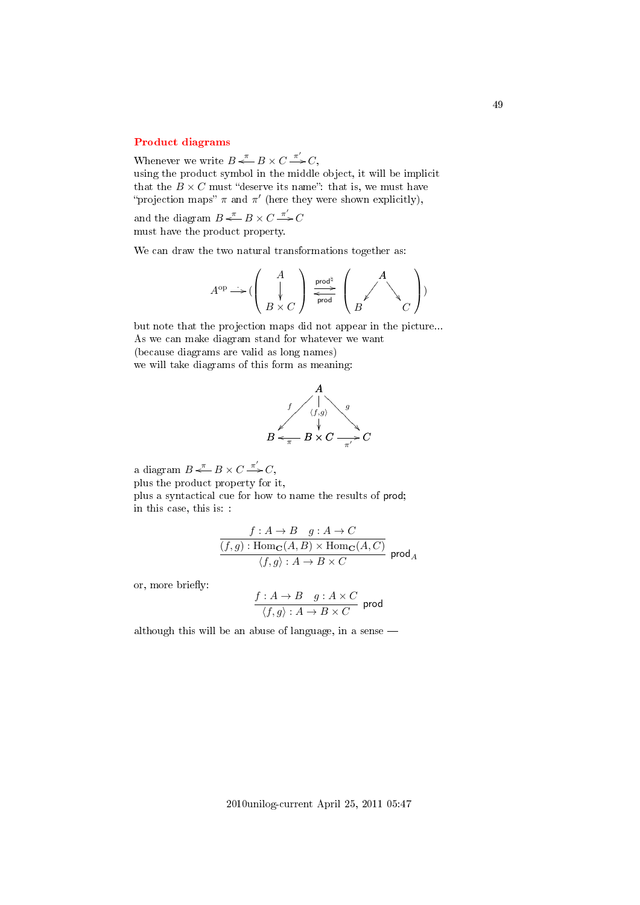## Product diagrams

Whenever we write $B \xleftarrow{\pi} B \times C \xrightarrow{\pi'} C$,
using the product symbol in the middle object, it will be implicit that the $B \times C$ must "deserve its name": that is, we must have "projection maps" $\pi$ and $\pi'$ (here they were shown explicitly),

and the diagram $B \xleftarrow{\pi} B \times C \xrightarrow{\pi'} C$
must have the product property.

We can draw the two natural transformations together as:

$$A^{\text{op}} \dashrightarrow \left( \begin{pmatrix} A \\ \downarrow \\ B \times C \end{pmatrix} \underset{\mathsf{prod}}{\overset{\mathsf{prod}^\natural}{\rightleftarrows}} \begin{pmatrix} & A & \\ \swarrow & & \searrow \\ B & & C \end{pmatrix} \right)$$

but note that the projection maps did not appear in the picture...
As we can make diagram stand for whatever we want
(because diagrams are valid as long names)
we will take diagrams of this form as meaning:

$$\begin{array}{ccccc} & & A & & \\ & {\scriptstyle f}\swarrow & \downarrow{\scriptstyle \langle f,g\rangle} & \searrow{\scriptstyle g} & \\ B & \xleftarrow[\pi]{} & B \times C & \xrightarrow[\pi']{} & C \end{array}$$

a diagram $B \xleftarrow{\pi} B \times C \xrightarrow{\pi'} C$,
plus the product property for it,
plus a syntactical cue for how to name the results of prod;
in this case, this is: :

$$\cfrac{\cfrac{f : A \to B \quad g : A \to C}{(f,g) : \mathrm{Hom}_{\mathbf{C}}(A,B) \times \mathrm{Hom}_{\mathbf{C}}(A,C)}}{\langle f,g\rangle : A \to B \times C} \;\mathsf{prod}_A$$

or, more briefly:

$$\frac{f : A \to B \quad g : A \times C}{\langle f,g\rangle : A \to B \times C} \;\mathsf{prod}$$

although this will be an abuse of language, in a sense —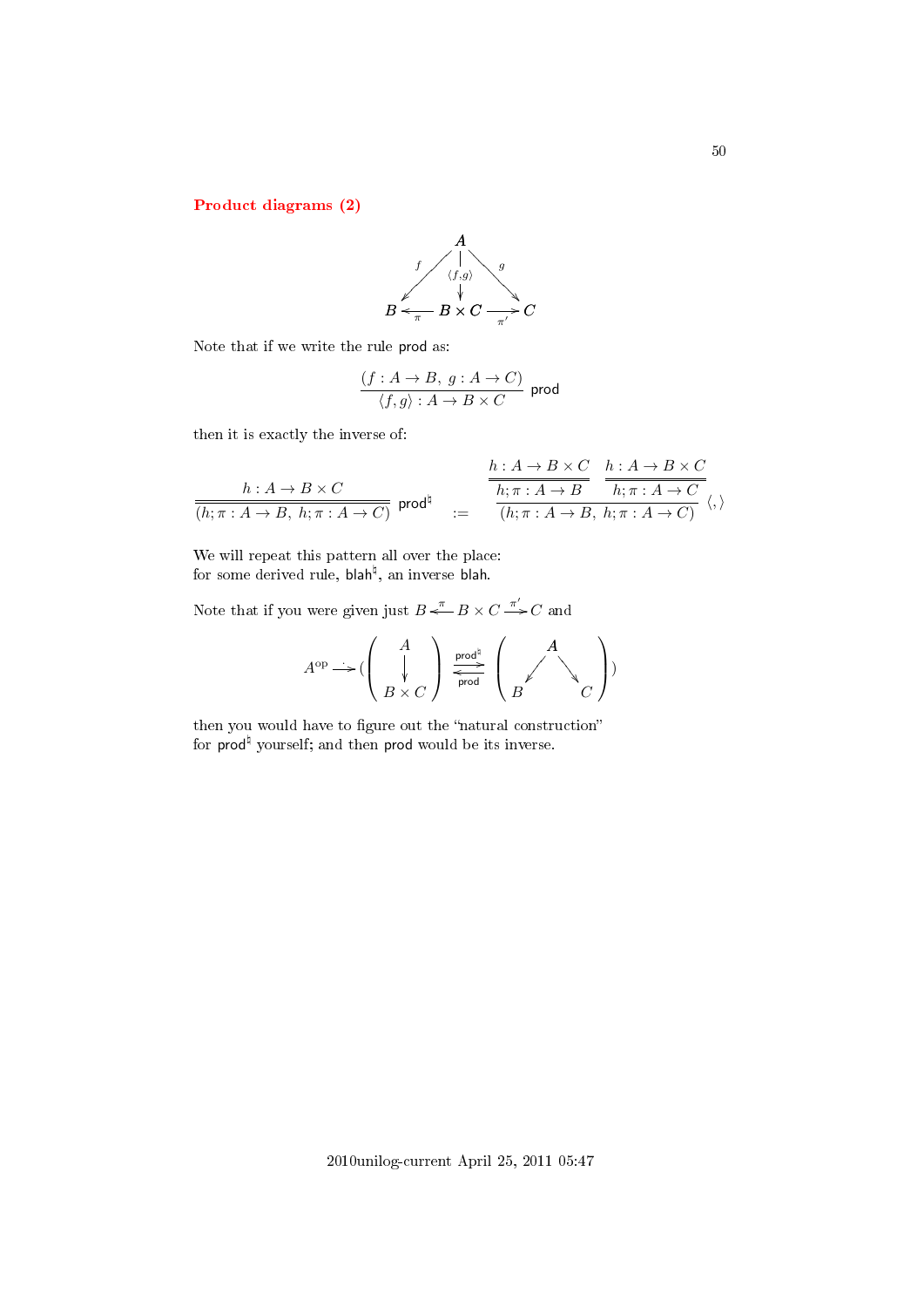## Product diagrams (2)

$$
\begin{array}{ccccc}
 & & A & & \\
 & \swarrow^{f} & \downarrow^{\langle f,g\rangle} & \searrow^{g} & \\
B & \xleftarrow[\pi]{} & B \times C & \xrightarrow[\pi']{} & C
\end{array}
$$

Note that if we write the rule $\mathsf{prod}$ as:

$$
\frac{(f : A \to B,\ g : A \to C)}{\langle f, g\rangle : A \to B \times C}\ \mathsf{prod}
$$

then it is exactly the inverse of:

$$
\frac{h : A \to B \times C}{(h;\pi : A \to B,\ h;\pi : A \to C)}\ \mathsf{prod}^\natural \quad := \quad \dfrac{\dfrac{h : A \to B \times C}{h;\pi : A \to B} \quad \dfrac{h : A \to B \times C}{h;\pi : A \to C}}{(h;\pi : A \to B,\ h;\pi : A \to C)}\ \langle,\rangle
$$

We will repeat this pattern all over the place:
for some derived rule, $\mathsf{blah}^\natural$, an inverse $\mathsf{blah}$.

Note that if you were given just $B \xleftarrow{\pi} B \times C \xrightarrow{\pi'} C$ and

$$
A^{\mathrm{op}} \longrightarrow \left( \begin{pmatrix} A \\ \downarrow \\ B \times C \end{pmatrix} \underset{\mathsf{prod}}{\overset{\mathsf{prod}^\natural}{\rightleftarrows}} \begin{pmatrix} & A & \\ \swarrow & & \searrow \\ B & & C \end{pmatrix} \right)
$$

then you would have to figure out the "natural construction" for $\mathsf{prod}^\natural$ yourself; and then $\mathsf{prod}$ would be its inverse.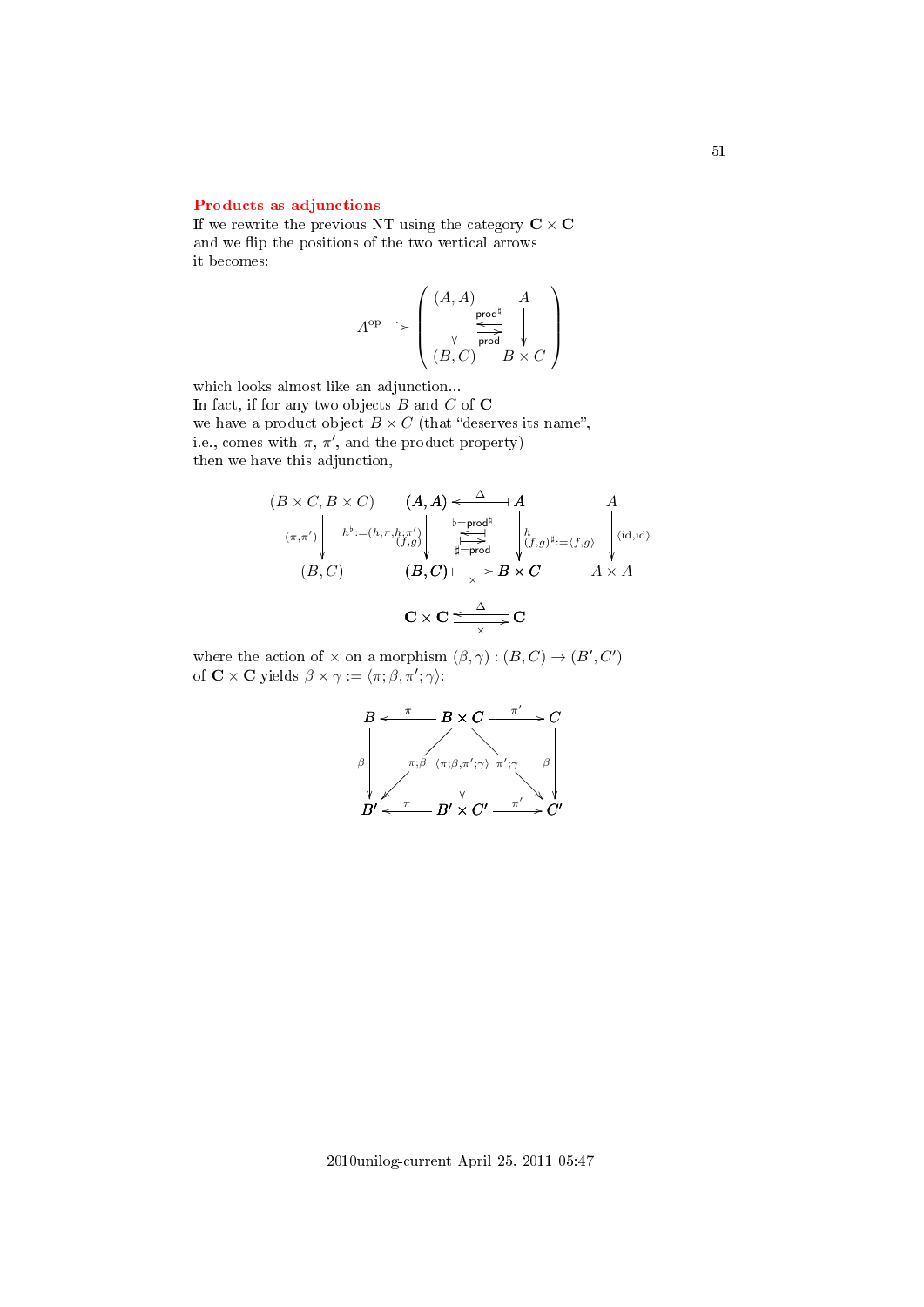## Products as adjunctions

If we rewrite the previous NT using the category $\mathbf{C} \times \mathbf{C}$ and we flip the positions of the two vertical arrows it becomes:

$$A^{\mathrm{op}} \xrightarrow{\cdot} \left( \begin{array}{ccc} (A,A) & & A \\ \downarrow & \underset{\mathsf{prod}}{\overset{\mathsf{prod}^\sharp}{\rightleftarrows}} & \downarrow \\ (B,C) & & B \times C \end{array} \right)$$

which looks almost like an adjunction...

In fact, if for any two objects $B$ and $C$ of $\mathbf{C}$ we have a product object $B \times C$ (that "deserves its name", i.e., comes with $\pi$, $\pi'$, and the product property) then we have this adjunction,

$$\begin{array}{ccccccc}
(B \times C, B \times C) & & (A,A) & \xleftarrow{\Delta} & A & & A \\
{\scriptstyle (\pi,\pi')} \downarrow & & {\scriptstyle h^\flat := (h;\pi, h;\pi')} \downarrow {\scriptstyle (f,g)} & \underset{\sharp = \mathsf{prod}}{\overset{\flat = \mathsf{prod}^\sharp}{\rightleftarrows}} & \downarrow {\scriptstyle h \atop (f,g)^\sharp := \langle f,g \rangle} & & \downarrow {\scriptstyle \langle \mathrm{id}, \mathrm{id} \rangle} \\
(B,C) & & (B,C) & \xrightarrow[\times]{} & B \times C & & A \times A
\end{array}$$

$$\mathbf{C} \times \mathbf{C} \underset{\times}{\overset{\Delta}{\rightleftarrows}} \mathbf{C}$$

where the action of $\times$ on a morphism $(\beta, \gamma) : (B, C) \to (B', C')$ of $\mathbf{C} \times \mathbf{C}$ yields $\beta \times \gamma := \langle \pi;\beta, \pi';\gamma \rangle$:

$$\begin{array}{ccccc}
B & \xleftarrow{\pi} & B \times C & \xrightarrow{\pi'} & C \\
{\scriptstyle \beta} \downarrow & \swarrow {\scriptstyle \pi;\beta} & \downarrow {\scriptstyle \langle \pi;\beta, \pi';\gamma \rangle} & {\scriptstyle \pi';\gamma} \searrow & \downarrow {\scriptstyle \beta} \\
B' & \xleftarrow{\pi} & B' \times C' & \xrightarrow{\pi'} & C'
\end{array}$$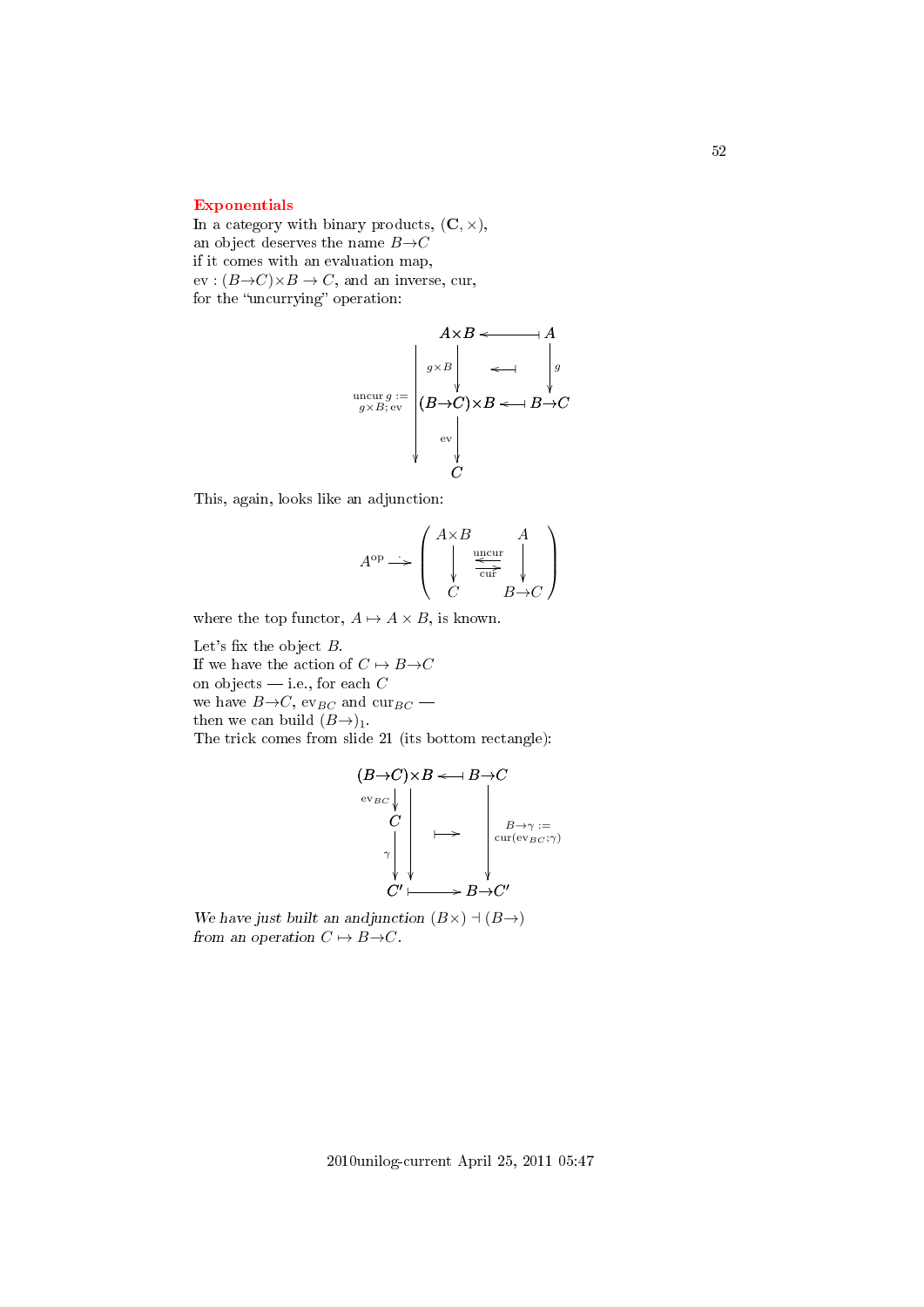## Exponentials

In a category with binary products, $(\mathbf{C}, \times)$,
an object deserves the name $B{\to}C$
if it comes with an evaluation map,
$\mathrm{ev} : (B{\to}C){\times}B \to C$, and an inverse, cur,
for the "uncurrying" operation:

$$
\begin{array}{ccccc}
 & A{\times}B & \longleftarrow\!\!\dashv & A \\
\mathrm{uncur}\,g := & \Big\downarrow{\scriptstyle g\times B} & \longleftarrow\!\!\dashv & \Big\downarrow{\scriptstyle g} \\
g{\times}B;\mathrm{ev}\ \Big\downarrow & (B{\to}C){\times}B & \longleftarrow\!\!\dashv & B{\to}C \\
 & \Big\downarrow{\scriptstyle \mathrm{ev}} & & \\
 & C & &
\end{array}
$$

This, again, looks like an adjunction:

$$
A^{\mathrm{op}} \xrightarrow{\cdot} \left( \begin{array}{ccc} A{\times}B & & A \\ \big\downarrow & \underset{\mathrm{cur}}{\overset{\mathrm{uncur}}{\leftrightarrows}} & \big\downarrow \\ C & & B{\to}C \end{array} \right)
$$

where the top functor, $A \mapsto A \times B$, is known.

Let's fix the object $B$.
If we have the action of $C \mapsto B{\to}C$
on objects — i.e., for each $C$
we have $B{\to}C$, $\mathrm{ev}_{BC}$ and $\mathrm{cur}_{BC}$ —
then we can build $(B{\to})_1$.
The trick comes from slide 21 (its bottom rectangle):

$$
\begin{array}{ccccc}
(B{\to}C){\times}B & \longleftarrow\!\!\dashv & B{\to}C \\
{\scriptstyle \mathrm{ev}_{BC}}\big\downarrow \quad \Big| & & \Big| \\
C \quad \Big| & \longmapsto & \Big| \ {\scriptstyle B\to\gamma := \mathrm{cur}(\mathrm{ev}_{BC};\gamma)} \\
{\scriptstyle \gamma}\big\downarrow \quad \big\downarrow & & \big\downarrow \\
C' & \longmapsto & B{\to}C'
\end{array}
$$

*We have just built an andjunction $(B{\times}) \dashv (B{\to})$*
*from an operation $C \mapsto B{\to}C$.*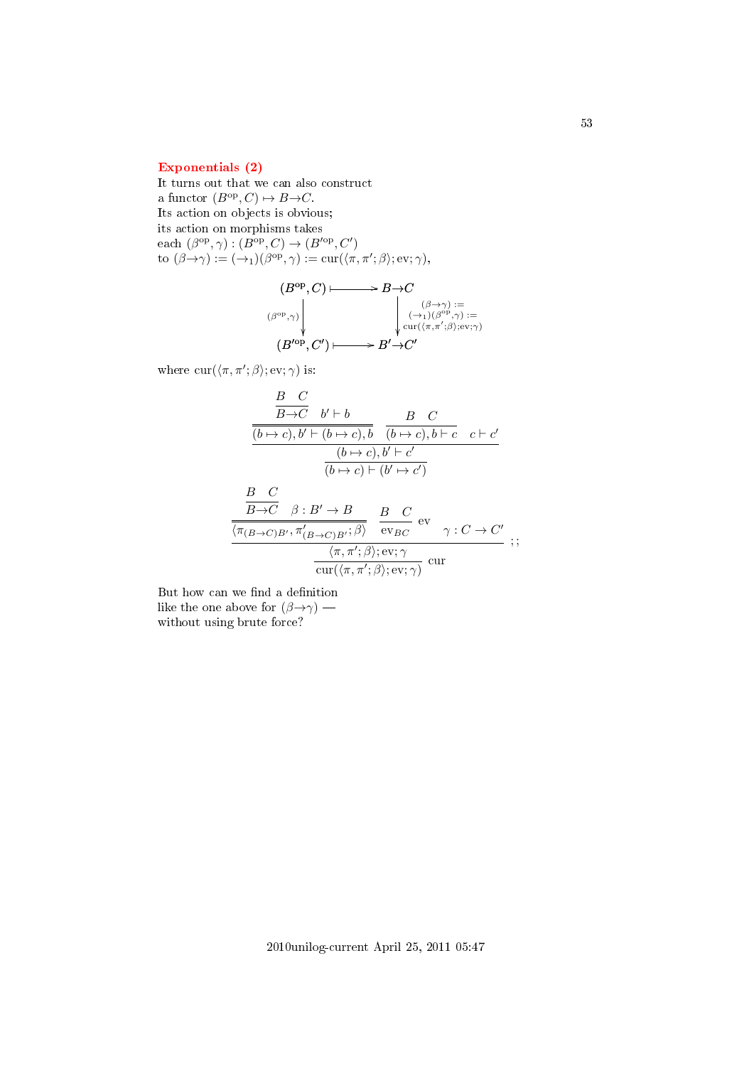### Exponentials (2)

It turns out that we can also construct
a functor $(B^{\mathrm{op}}, C) \mapsto B{\to}C$.
Its action on objects is obvious;
its action on morphisms takes
each $(\beta^{\mathrm{op}}, \gamma) : (B^{\mathrm{op}}, C) \to (B'^{\mathrm{op}}, C')$
to $(\beta{\to}\gamma) := ({\to}_1)(\beta^{\mathrm{op}}, \gamma) := \mathrm{cur}(\langle \pi, \pi'; \beta \rangle; \mathrm{ev}; \gamma)$,

$$
\begin{array}{ccc}
(B^{\mathrm{op}}, C) & \longmapsto & B{\to}C \\
{\scriptstyle (\beta^{\mathrm{op}}, \gamma)} \downarrow & & \downarrow {\scriptstyle (\beta\to\gamma) := ({\to}_1)(\beta^{\mathrm{op}}, \gamma) := \mathrm{cur}(\langle \pi, \pi'; \beta \rangle; \mathrm{ev}; \gamma)} \\
(B'^{\mathrm{op}}, C') & \longmapsto & B'{\to}C'
\end{array}
$$

where $\mathrm{cur}(\langle \pi, \pi'; \beta \rangle; \mathrm{ev}; \gamma)$ is:

$$
\dfrac{\dfrac{\dfrac{\dfrac{B \quad C}{B{\to}C} \quad b' \vdash b}{(b \mapsto c), b' \vdash (b \mapsto c), b} \quad \dfrac{B \quad C}{(b \mapsto c), b \vdash c} \quad c \vdash c'}{(b \mapsto c), b' \vdash c'}}{(b \mapsto c) \vdash (b' \mapsto c')}
$$

$$
\dfrac{\dfrac{\dfrac{\dfrac{B \quad C}{B{\to}C} \quad \beta : B' \to B}{\langle \pi_{(B\to C)B'}, \pi'_{(B\to C)B'}; \beta \rangle} \quad \dfrac{B \quad C}{\mathrm{ev}_{BC}}\,\mathrm{ev} \quad \gamma : C \to C'}{\langle \pi, \pi'; \beta \rangle; \mathrm{ev}; \gamma}}{\mathrm{cur}(\langle \pi, \pi'; \beta \rangle; \mathrm{ev}; \gamma)}\,\mathrm{cur} \;;
$$

But how can we find a definition
like the one above for $(\beta{\to}\gamma)$ —
without using brute force?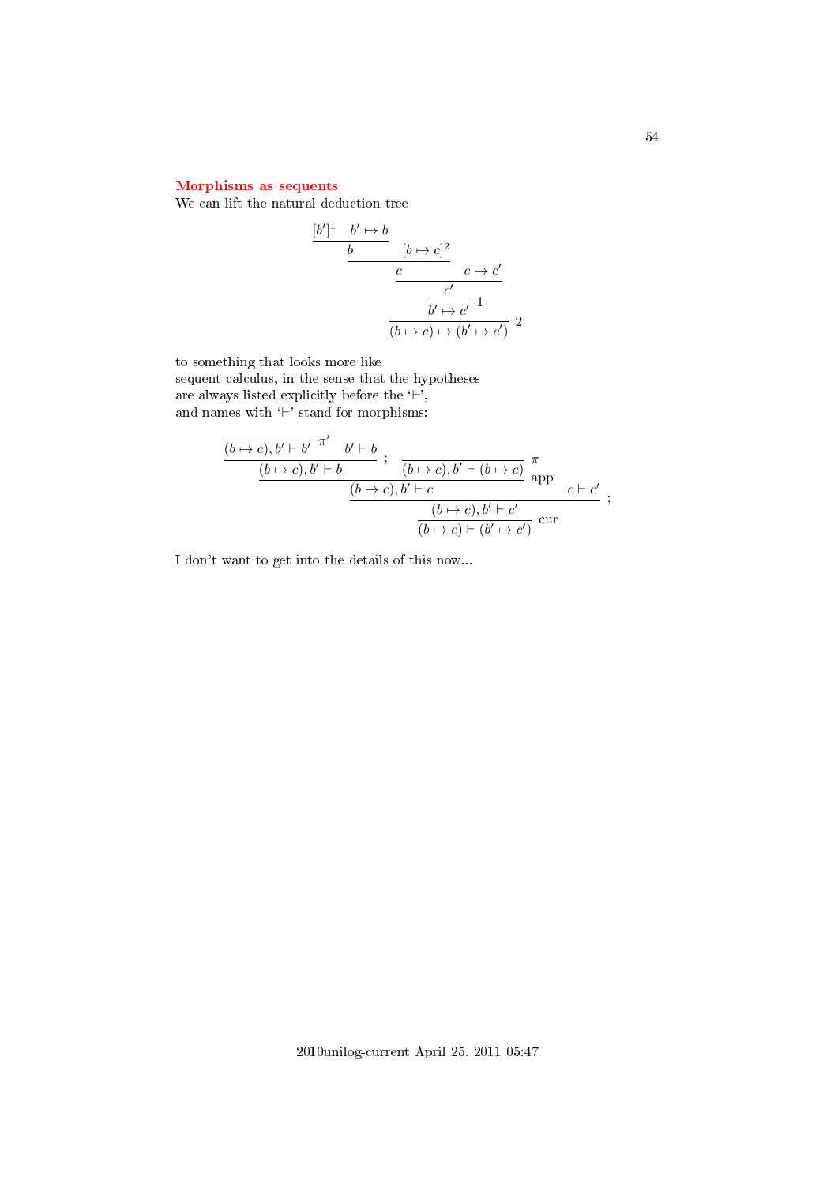### Morphisms as sequents

We can lift the natural deduction tree

$$
\dfrac{\dfrac{\dfrac{\dfrac{\dfrac{[b']^1 \quad b' \mapsto b}{b} \quad [b \mapsto c]^2}{c} \quad c \mapsto c'}{c'}}{b' \mapsto c'}\ 1}{(b \mapsto c) \mapsto (b' \mapsto c')}\ 2
$$

to something that looks more like
sequent calculus, in the sense that the hypotheses
are always listed explicitly before the '$\vdash$',
and names with '$\vdash$' stand for morphisms:

$$
\dfrac{\dfrac{\dfrac{\dfrac{}{(b \mapsto c), b' \vdash b'}\ \pi' \quad b' \vdash b}{(b \mapsto c), b' \vdash b}\ ; \quad \dfrac{}{(b \mapsto c), b' \vdash (b \mapsto c)}\ \pi}{(b \mapsto c), b' \vdash c}\ \text{app} \quad c \vdash c'}{\dfrac{(b \mapsto c), b' \vdash c'}{(b \mapsto c) \vdash (b' \mapsto c')}\ \text{cur}}\ ;
$$

I don't want to get into the details of this now...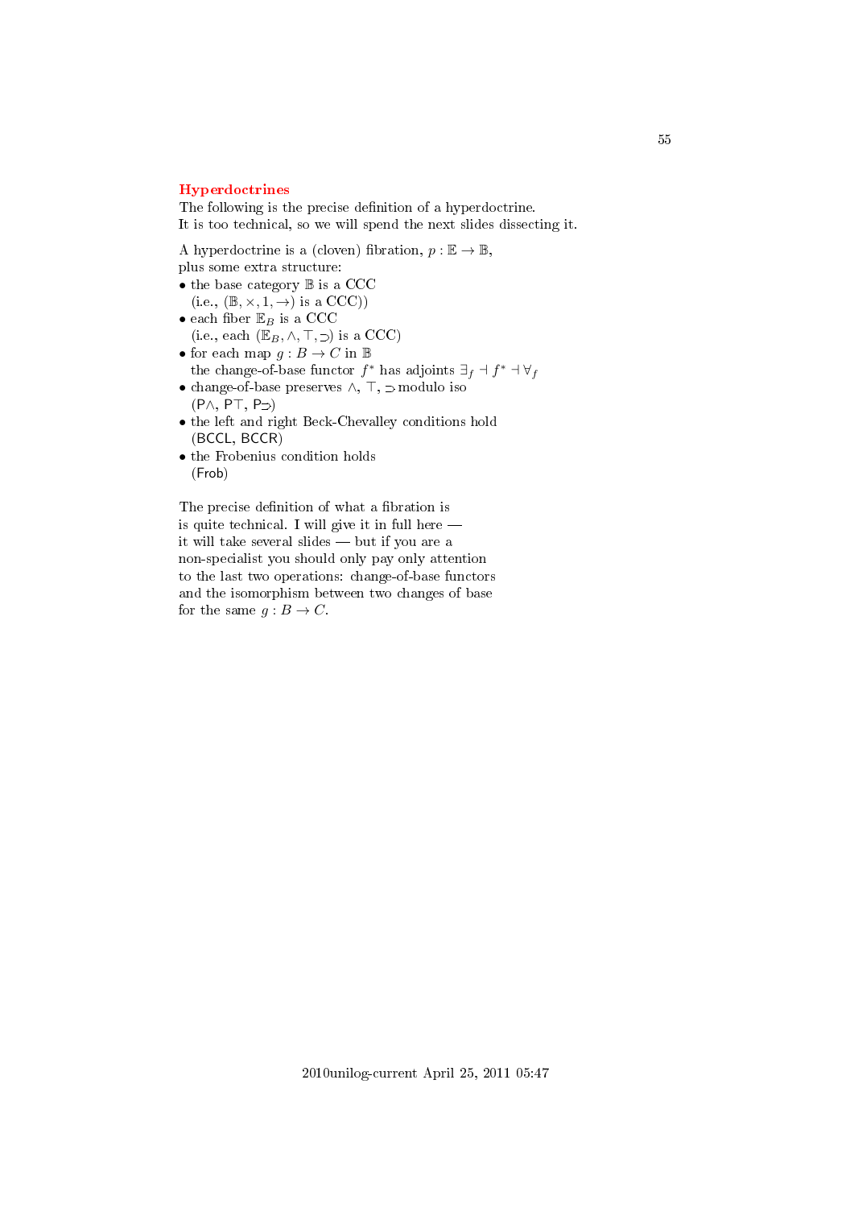## Hyperdoctrines

The following is the precise definition of a hyperdoctrine.
It is too technical, so we will spend the next slides dissecting it.

A hyperdoctrine is a (cloven) fibration, $p : \mathbb{E} \to \mathbb{B}$,
plus some extra structure:

- the base category $\mathbb{B}$ is a CCC
  (i.e., $(\mathbb{B}, \times, 1, \to)$ is a CCC))
- each fiber $\mathbb{E}_B$ is a CCC
  (i.e., each $(\mathbb{E}_B, \wedge, \top, \supset)$ is a CCC)
- for each map $g : B \to C$ in $\mathbb{B}$
  the change-of-base functor $f^*$ has adjoints $\exists_f \dashv f^* \dashv \forall_f$
- change-of-base preserves $\wedge$, $\top$, $\supset$ modulo iso
  (P$\wedge$, P$\top$, P$\supset$)
- the left and right Beck-Chevalley conditions hold
  (BCCL, BCCR)
- the Frobenius condition holds
  (Frob)

The precise definition of what a fibration is
is quite technical. I will give it in full here —
it will take several slides — but if you are a
non-specialist you should only pay only attention
to the last two operations: change-of-base functors
and the isomorphism between two changes of base
for the same $g : B \to C$.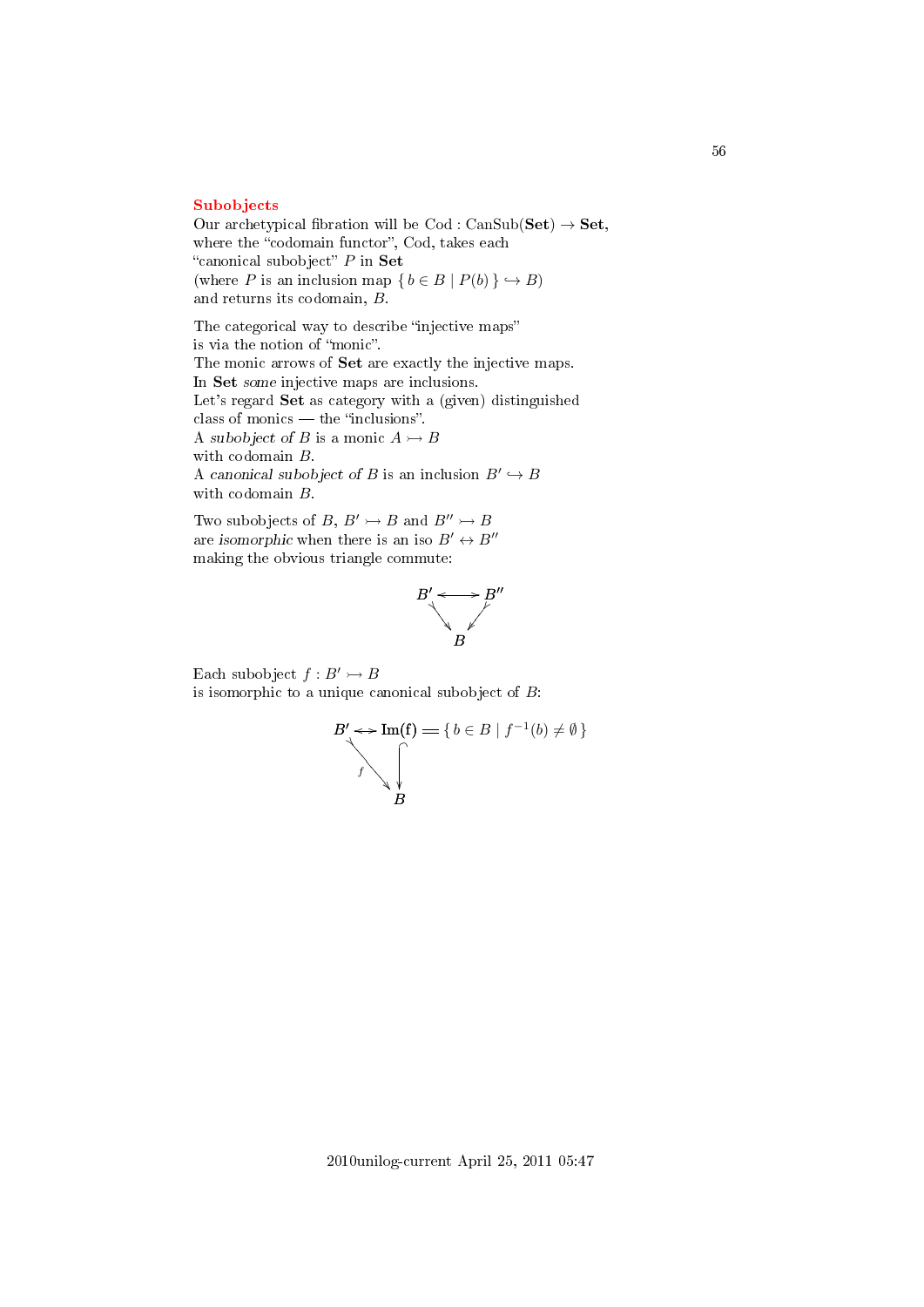### Subobjects

Our archetypical fibration will be $\mathrm{Cod} : \mathrm{CanSub}(\mathbf{Set}) \to \mathbf{Set}$,
where the "codomain functor", Cod, takes each
"canonical subobject" $P$ in **Set**
(where $P$ is an inclusion map $\{\, b \in B \mid P(b) \,\} \hookrightarrow B$)
and returns its codomain, $B$.

The categorical way to describe "injective maps"
is via the notion of "monic".
The monic arrows of **Set** are exactly the injective maps.
In **Set** *some* injective maps are inclusions.
Let's regard **Set** as category with a (given) distinguished
class of monics — the "inclusions".
A *subobject of* $B$ is a monic $A \rightarrowtail B$
with codomain $B$.
A *canonical subobject of* $B$ is an inclusion $B' \hookrightarrow B$
with codomain $B$.

Two subobjects of $B$, $B' \rightarrowtail B$ and $B'' \rightarrowtail B$
are *isomorphic* when there is an iso $B' \leftrightarrow B''$
making the obvious triangle commute:

$$\begin{array}{ccc} B' & \longleftrightarrow & B'' \\ & \searrow \quad \swarrow & \\ & B & \end{array}$$

Each subobject $f : B' \rightarrowtail B$
is isomorphic to a unique canonical subobject of $B$:

$$\begin{array}{ccl} B' & \leftrightarrow & \mathrm{Im(f)} = \{\, b \in B \mid f^{-1}(b) \neq \emptyset \,\} \\ & {\scriptstyle f}\searrow & \downarrow \\ & & B \end{array}$$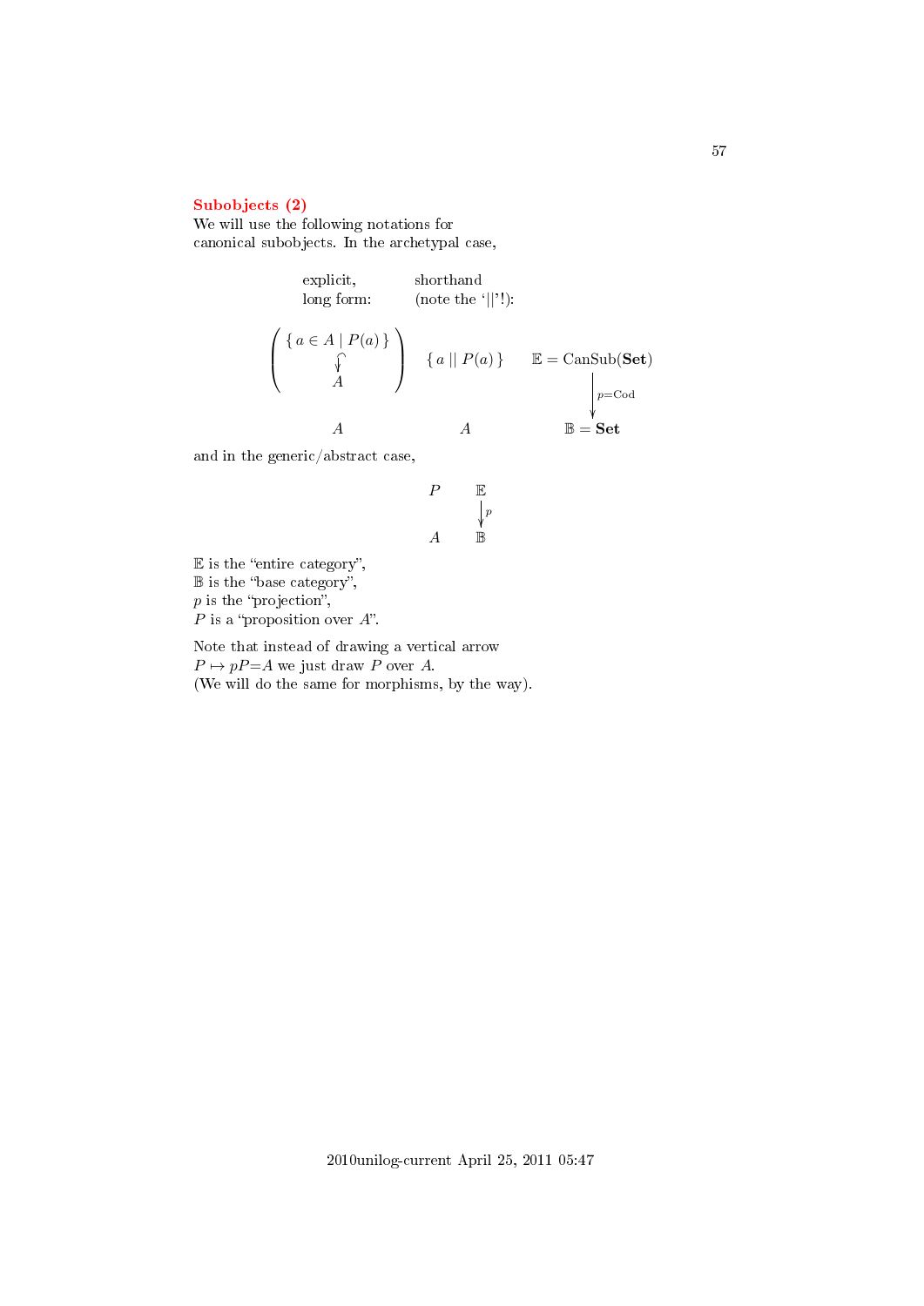## Subobjects (2)

We will use the following notations for canonical subobjects. In the archetypal case,

| explicit, long form: | shorthand (note the '\|\|'!): | |
|---|---|---|
| $\left(\begin{array}{c} \{\, a \in A \mid P(a) \,\} \\ \downarrow \\ A \end{array}\right)$ | $\{\, a \mid\mid P(a) \,\}$ | $\mathbb{E} = \mathrm{CanSub}(\mathbf{Set})$ |
| | | $\downarrow p{=}\mathrm{Cod}$ |
| $A$ | $A$ | $\mathbb{B} = \mathbf{Set}$ |

and in the generic/abstract case,

$$\begin{array}{cc} P & \mathbb{E} \\ & \downarrow p \\ A & \mathbb{B} \end{array}$$

$\mathbb{E}$ is the "entire category",
$\mathbb{B}$ is the "base category",
$p$ is the "projection",
$P$ is a "proposition over $A$".

Note that instead of drawing a vertical arrow $P \mapsto pP{=}A$ we just draw $P$ over $A$.
(We will do the same for morphisms, by the way).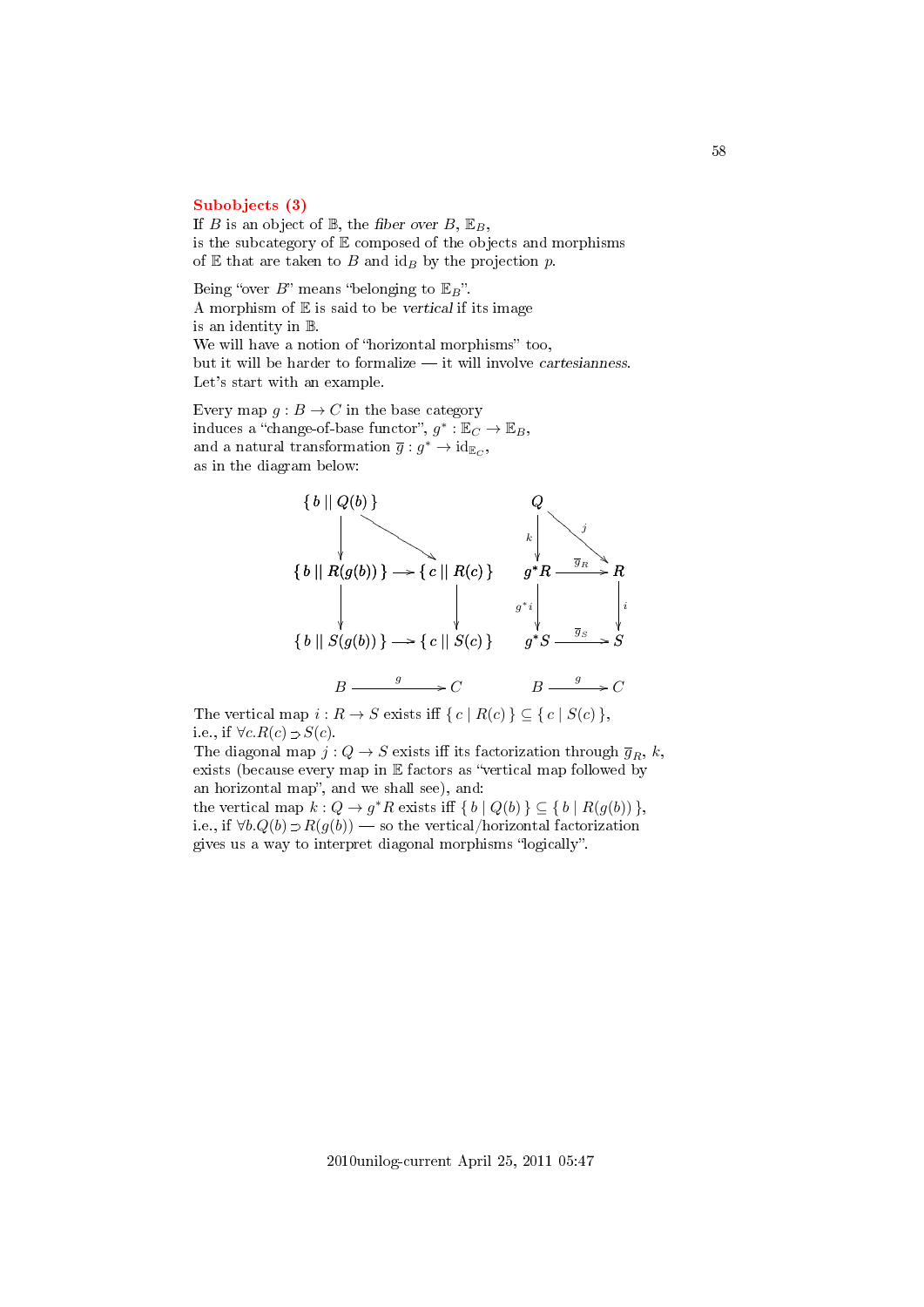## Subobjects (3)

If $B$ is an object of $\mathbb{B}$, the *fiber over* $B$, $\mathbb{E}_B$,
is the subcategory of $\mathbb{E}$ composed of the objects and morphisms
of $\mathbb{E}$ that are taken to $B$ and $\mathrm{id}_B$ by the projection $p$.

Being "over $B$" means "belonging to $\mathbb{E}_B$".
A morphism of $\mathbb{E}$ is said to be *vertical* if its image
is an identity in $\mathbb{B}$.
We will have a notion of "horizontal morphisms" too,
but it will be harder to formalize — it will involve *cartesianness*.
Let's start with an example.

Every map $g : B \to C$ in the base category
induces a "change-of-base functor", $g^* : \mathbb{E}_C \to \mathbb{E}_B$,
and a natural transformation $\overline{g} : g^* \to \mathrm{id}_{\mathbb{E}_C}$,
as in the diagram below:

$$
\begin{array}{ccc}
\{\, b \mid\mid Q(b)\,\} & & \\
\downarrow & \searrow & \\
\{\, b \mid\mid R(g(b))\,\} & \longrightarrow & \{\, c \mid\mid R(c)\,\} \\
\downarrow & & \downarrow \\
\{\, b \mid\mid S(g(b))\,\} & \longrightarrow & \{\, c \mid\mid S(c)\,\} \\
 & & \\
B & \xrightarrow{\;g\;} & C
\end{array}
\qquad\qquad
\begin{array}{ccc}
Q & & \\
{\scriptstyle k}\downarrow & \searrow{\scriptstyle j} & \\
g^*R & \xrightarrow{\;\overline{g}_R\;} & R \\
{\scriptstyle g^*i}\downarrow & & \downarrow{\scriptstyle i} \\
g^*S & \xrightarrow{\;\overline{g}_S\;} & S \\
 & & \\
B & \xrightarrow{\;g\;} & C
\end{array}
$$

The vertical map $i : R \to S$ exists iff $\{\, c \mid R(c)\,\} \subseteq \{\, c \mid S(c)\,\}$,
i.e., if $\forall c. R(c) \supset S(c)$.
The diagonal map $j : Q \to S$ exists iff its factorization through $\overline{g}_R$, $k$,
exists (because every map in $\mathbb{E}$ factors as "vertical map followed by
an horizontal map", and we shall see), and:
the vertical map $k : Q \to g^*R$ exists iff $\{\, b \mid Q(b)\,\} \subseteq \{\, b \mid R(g(b))\,\}$,
i.e., if $\forall b. Q(b) \supset R(g(b))$ — so the vertical/horizontal factorization
gives us a way to interpret diagonal morphisms "logically".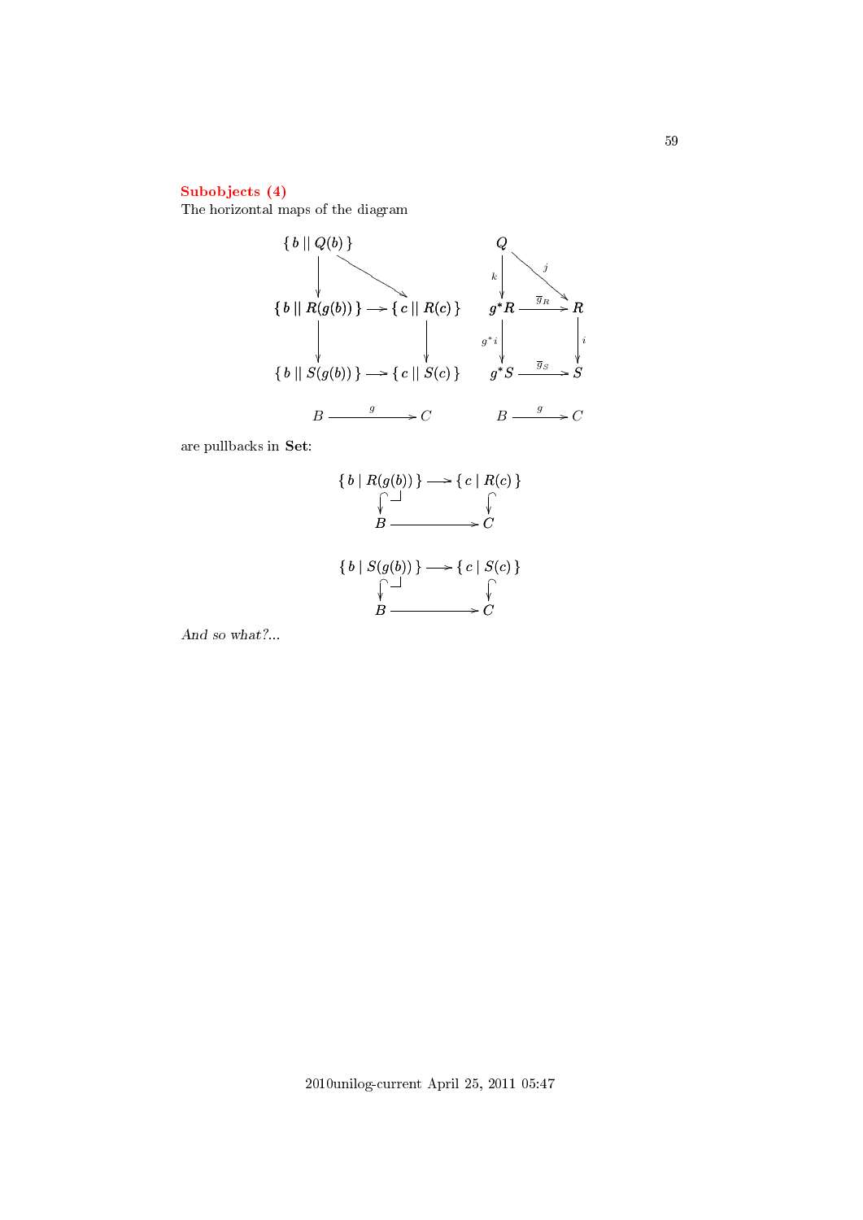## Subobjects (4)

The horizontal maps of the diagram

$$
\begin{array}{ccc}
\{\, b \mid\mid Q(b) \,\} & & \\
\downarrow & \searrow & \\
\{\, b \mid\mid R(g(b)) \,\} & \longrightarrow & \{\, c \mid\mid R(c) \,\} \\
\downarrow & & \downarrow \\
\{\, b \mid\mid S(g(b)) \,\} & \longrightarrow & \{\, c \mid\mid S(c) \,\} \\
 & & \\
B & \xrightarrow{g} & C
\end{array}
\qquad
\begin{array}{ccc}
Q & & \\
{\scriptstyle k}\downarrow & \overset{j}{\searrow} & \\
g^*R & \xrightarrow{\overline{g}_R} & R \\
{\scriptstyle g^*i}\downarrow & & \downarrow{\scriptstyle i} \\
g^*S & \xrightarrow{\overline{g}_S} & S \\
 & & \\
B & \xrightarrow{g} & C
\end{array}
$$

are pullbacks in **Set**:

$$
\begin{array}{ccc}
\{\, b \mid R(g(b)) \,\} & \longrightarrow & \{\, c \mid R(c) \,\} \\
\downarrow \lrcorner & & \downarrow \\
B & \longrightarrow & C
\end{array}
$$

$$
\begin{array}{ccc}
\{\, b \mid S(g(b)) \,\} & \longrightarrow & \{\, c \mid S(c) \,\} \\
\downarrow \lrcorner & & \downarrow \\
B & \longrightarrow & C
\end{array}
$$

*And so what?...*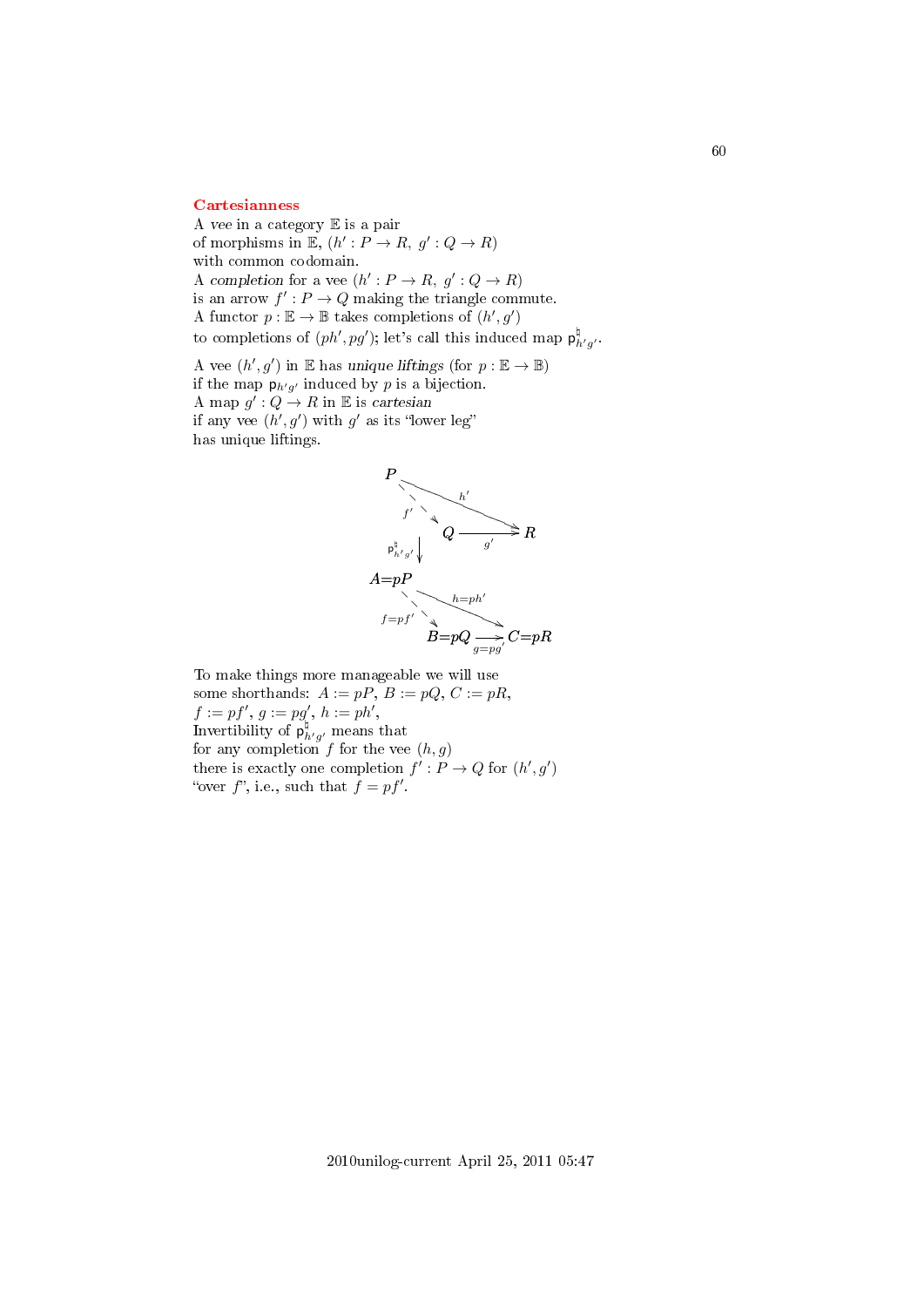## Cartesianness

A *vee* in a category $\mathbb{E}$ is a pair
of morphisms in $\mathbb{E}$, $(h' : P \to R,\ g' : Q \to R)$
with common codomain.
A *completion* for a vee $(h' : P \to R,\ g' : Q \to R)$
is an arrow $f' : P \to Q$ making the triangle commute.
A functor $p : \mathbb{E} \to \mathbb{B}$ takes completions of $(h', g')$
to completions of $(ph', pg')$; let's call this induced map $\mathsf{p}^{\natural}_{h'g'}$.

A vee $(h', g')$ in $\mathbb{E}$ has *unique liftings* (for $p : \mathbb{E} \to \mathbb{B}$)
if the map $\mathsf{p}_{h'g'}$ induced by $p$ is a bijection.
A map $g' : Q \to R$ in $\mathbb{E}$ is *cartesian*
if any vee $(h', g')$ with $g'$ as its "lower leg"
has unique liftings.

$$
\begin{array}{ccc}
P & \xrightarrow{h'} & R \\
{\scriptstyle f'} \searrow & & \nearrow {\scriptstyle g'} \\
& Q & \\
\downarrow {\scriptstyle \mathsf{p}^{\natural}_{h'g'}} & & \\
A{=}pP & \xrightarrow{h=ph'} & C{=}pR \\
{\scriptstyle f=pf'} \searrow & & \nearrow {\scriptstyle g=pg'} \\
& B{=}pQ &
\end{array}
$$

To make things more manageable we will use
some shorthands: $A := pP$, $B := pQ$, $C := pR$,
$f := pf'$, $g := pg'$, $h := ph'$,
Invertibility of $\mathsf{p}^{\natural}_{h'g'}$ means that
for any completion $f$ for the vee $(h, g)$
there is exactly one completion $f' : P \to Q$ for $(h', g')$
"over $f$", i.e., such that $f = pf'$.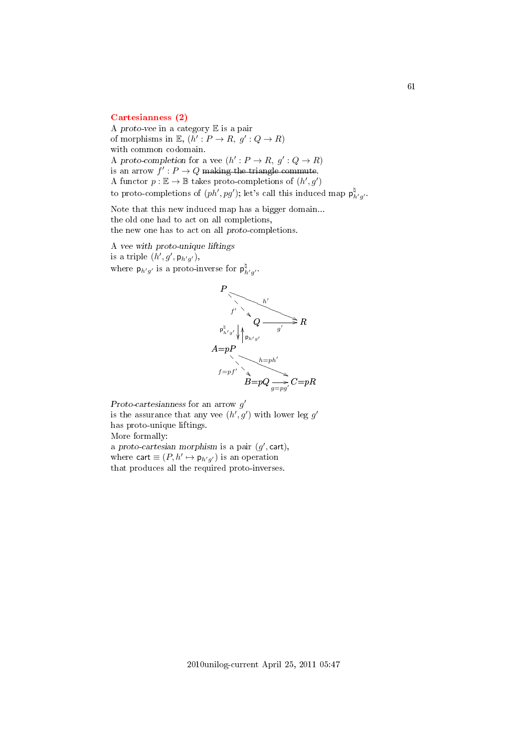## Cartesianness (2)

A *proto-vee* in a category $\mathbb{E}$ is a pair
of morphisms in $\mathbb{E}$, $(h' : P \to R,\ g' : Q \to R)$
with common codomain.
A *proto-completion* for a vee $(h' : P \to R,\ g' : Q \to R)$
is an arrow $f' : P \to Q$ ~~making the triangle commute~~.
A functor $p : \mathbb{E} \to \mathbb{B}$ takes proto-completions of $(h', g')$
to proto-completions of $(ph', pg')$; let's call this induced map $\mathsf{p}^\natural_{h'g'}$.

Note that this new induced map has a bigger domain...
the old one had to act on all completions,
the new one has to act on all *proto*-completions.

A *vee with proto-unique liftings*
is a triple $(h', g', \mathsf{p}_{h'g'})$,
where $\mathsf{p}_{h'g'}$ is a proto-inverse for $\mathsf{p}^\natural_{h'g'}$.

$$
\begin{array}{ccc}
P & \xrightarrow{h'} & R \\
{\scriptstyle f'} \searrow & & \nearrow {\scriptstyle g'} \\
 & Q & \\
\mathsf{p}^\natural_{h'g'} \downarrow \uparrow \mathsf{p}_{h'g'} & & \\
A{=}pP & \xrightarrow{h=ph'} & C{=}pR \\
{\scriptstyle f=pf'} \searrow & & \nearrow {\scriptstyle g=pg'} \\
 & B{=}pQ &
\end{array}
$$

*Proto-cartesianness* for an arrow $g'$
is the assurance that any vee $(h', g')$ with lower leg $g'$
has proto-unique liftings.
More formally:
a *proto-cartesian morphism* is a pair $(g', \mathsf{cart})$,
where $\mathsf{cart} \equiv (P, h' \mapsto \mathsf{p}_{h'g'})$ is an operation
that produces all the required proto-inverses.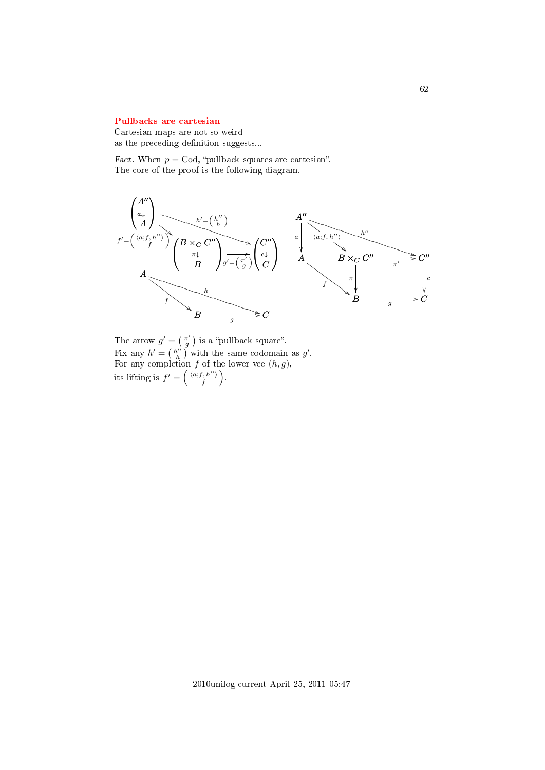## Pullbacks are cartesian

Cartesian maps are not so weird
as the preceding definition suggests...

*Fact.* When $p = \mathrm{Cod}$, "pullback squares are cartesian".
The core of the proof is the following diagram.

The arrow $g' = \binom{\pi'}{g}$ is a "pullback square".
Fix any $h' = \binom{h''}{h}$ with the same codomain as $g'$.
For any completion $f$ of the lower vee $(h, g)$,
its lifting is $f' = \left(\begin{smallmatrix} \langle a;f,\, h''\rangle \\ f \end{smallmatrix}\right)$.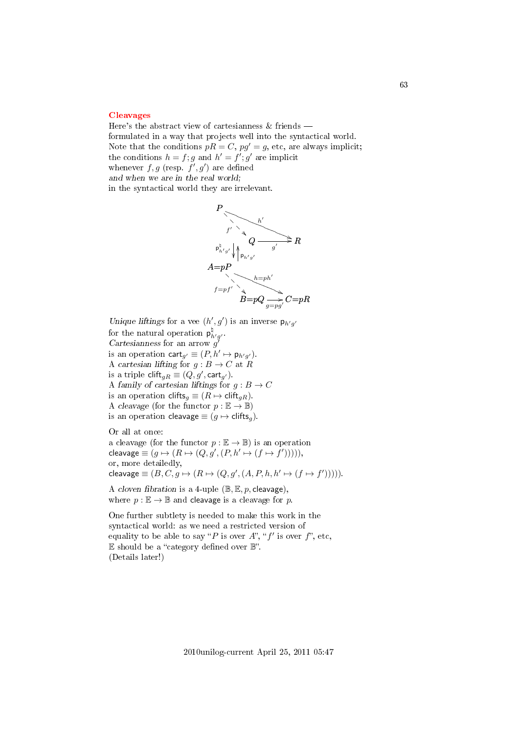## Cleavages

Here's the abstract view of cartesianness & friends —
formulated in a way that projects well into the syntactical world.
Note that the conditions $pR = C$, $pg' = g$, etc, are always implicit;
the conditions $h = f;g$ and $h' = f';g'$ are implicit
whenever $f, g$ (resp. $f', g'$) are defined
*and when we are in the real world;*
in the syntactical world they are irrelevant.

$$
\begin{array}{ccc}
P & \xrightarrow{h'} & R \\
\downarrow{\scriptstyle f'} & & \\
Q & \xrightarrow{g'} & R \\
\mathsf{p}^\natural_{h'g'} \downarrow \uparrow \mathsf{p}_{h'g'} & & \\
A{=}pP & \xrightarrow{h=ph'} & C{=}pR \\
\downarrow{\scriptstyle f=pf'} & & \\
B{=}pQ & \xrightarrow{g=pg'} & C{=}pR
\end{array}
$$

*Unique liftings* for a vee $(h', g')$ is an inverse $\mathsf{p}_{h'g'}$
for the natural operation $\mathsf{p}^\natural_{h'g'}$.
*Cartesianness* for an arrow $g'$
is an operation $\mathsf{cart}_{g'} \equiv (P, h' \mapsto \mathsf{p}_{h'g'})$.
A *cartesian lifting* for $g : B \to C$ at $R$
is a triple $\mathsf{clift}_{gR} \equiv (Q, g', \mathsf{cart}_{g'})$.
A *family of cartesian liftings* for $g : B \to C$
is an operation $\mathsf{clifts}_g \equiv (R \mapsto \mathsf{clift}_{gR})$.
A *cleavage* (for the functor $p : \mathbb{E} \to \mathbb{B}$)
is an operation $\mathsf{cleavage} \equiv (g \mapsto \mathsf{clifts}_g)$.

Or all at once:
a cleavage (for the functor $p : \mathbb{E} \to \mathbb{B}$) is an operation
$\mathsf{cleavage} \equiv (g \mapsto (R \mapsto (Q, g', (P, h' \mapsto (f \mapsto f')))))$,
or, more detailedly,
$\mathsf{cleavage} \equiv (B, C, g \mapsto (R \mapsto (Q, g', (A, P, h, h' \mapsto (f \mapsto f')))))$.

A *cloven fibration* is a 4-uple $(\mathbb{B}, \mathbb{E}, p, \mathsf{cleavage})$,
where $p : \mathbb{E} \to \mathbb{B}$ and $\mathsf{cleavage}$ is a cleavage for $p$.

One further subtlety is needed to make this work in the
syntactical world: as we need a restricted version of
equality to be able to say "$P$ is over $A$", "$f'$ is over $f$", etc,
$\mathbb{E}$ should be a "category defined over $\mathbb{B}$".
(Details later!)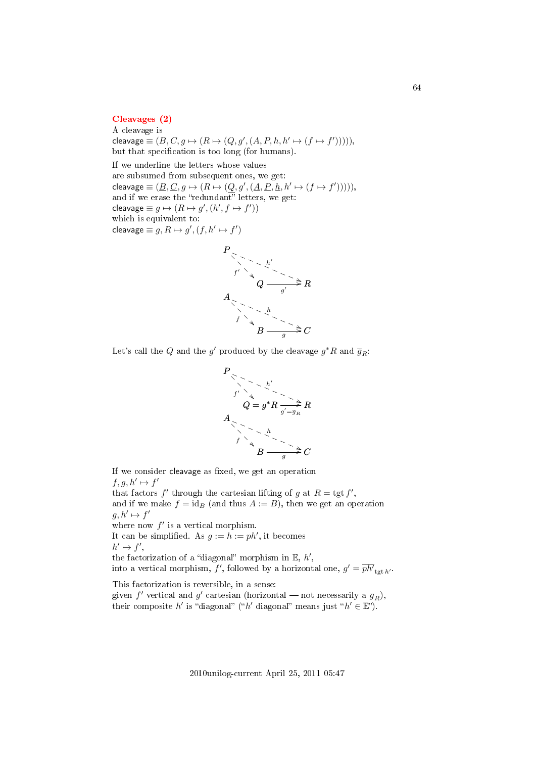## Cleavages (2)

A cleavage is
$\mathsf{cleavage} \equiv (B, C, g \mapsto (R \mapsto (Q, g', (A, P, h, h' \mapsto (f \mapsto f'))))),$
but that specification is too long (for humans).

If we underline the letters whose values
are subsumed from subsequent ones, we get:
$\mathsf{cleavage} \equiv (\underline{B}, \underline{C}, g \mapsto (R \mapsto (\underline{Q}, g', (\underline{A}, \underline{P}, \underline{h}, h' \mapsto (f \mapsto f'))))),$
and if we erase the "redundant" letters, we get:
$\mathsf{cleavage} \equiv g \mapsto (R \mapsto g', (h', f \mapsto f'))$
which is equivalent to:
$\mathsf{cleavage} \equiv g, R \mapsto g', (f, h' \mapsto f')$

$$\begin{array}{ccc} P & & \\ & \overset{f'}{\searrow} \quad \overset{h'}{\dashrightarrow} & \\ & Q & \xrightarrow[g']{} R \\ A & & \\ & \overset{f}{\searrow} \quad \overset{h}{\dashrightarrow} & \\ & B & \xrightarrow[g]{} C \end{array}$$

Let's call the $Q$ and the $g'$ produced by the cleavage $g^*R$ and $\overline{g}_R$:

$$\begin{array}{ccc} P & & \\ & \overset{f'}{\searrow} \quad \overset{h'}{\dashrightarrow} & \\ & Q = g^*R & \xrightarrow[g'=\overline{g}_R]{} R \\ A & & \\ & \overset{f}{\searrow} \quad \overset{h}{\dashrightarrow} & \\ & B & \xrightarrow[g]{} C \end{array}$$

If we consider $\mathsf{cleavage}$ as fixed, we get an operation
$f, g, h' \mapsto f'$
that factors $f'$ through the cartesian lifting of $g$ at $R = \mathrm{tgt}\, f'$,
and if we make $f = \mathrm{id}_B$ (and thus $A := B$), then we get an operation
$g, h' \mapsto f'$
where now $f'$ is a vertical morphism.
It can be simplified. As $g := h := ph'$, it becomes
$h' \mapsto f'$,
the factorization of a "diagonal" morphism in $\mathbb{E}$, $h'$,
into a vertical morphism, $f'$, followed by a horizontal one, $g' = \overline{ph'}_{\mathrm{tgt}\, h'}$.

This factorization is reversible, in a sense:
given $f'$ vertical and $g'$ cartesian (horizontal — not necessarily a $\overline{g}_R$),
their composite $h'$ is "diagonal" ("$h'$ diagonal" means just "$h' \in \mathbb{E}$").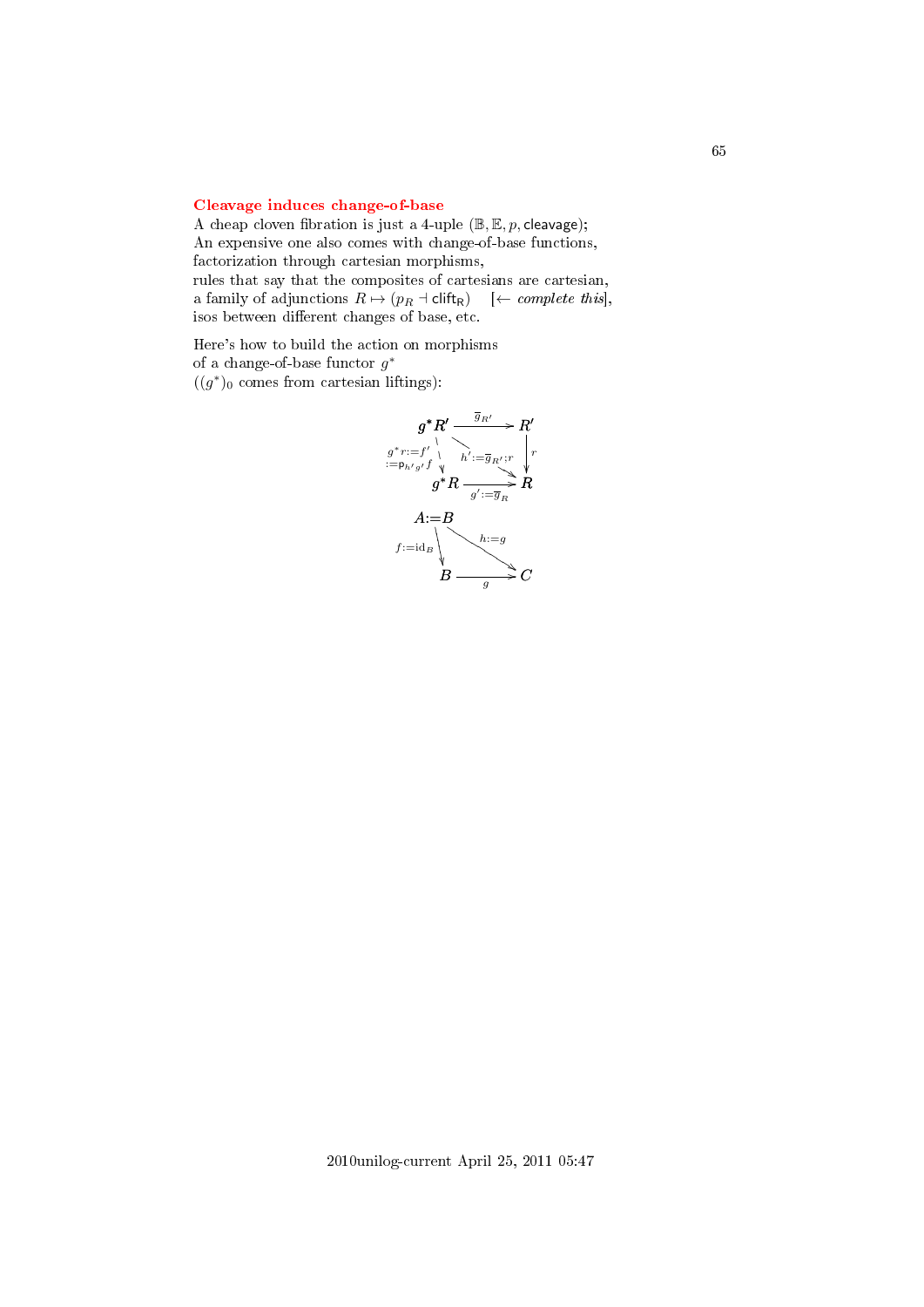## Cleavage induces change-of-base

A cheap cloven fibration is just a 4-uple $(\mathbb{B}, \mathbb{E}, p, \mathsf{cleavage})$;
An expensive one also comes with change-of-base functions,
factorization through cartesian morphisms,
rules that say that the composites of cartesians are cartesian,
a family of adjunctions $R \mapsto (p_R \dashv \mathsf{clift_R})$ [$\leftarrow$ *complete this*],
isos between different changes of base, etc.

Here's how to build the action on morphisms
of a change-of-base functor $g^*$
($(g^*)_0$ comes from cartesian liftings):

$$
\begin{array}{ccc}
g^*R' & \xrightarrow{\overline{g}_{R'}} & R' \\
{\scriptstyle g^*r := f' \atop := \mathsf{p}_{h'g'}f} \downarrow & \searrow^{h' := \overline{g}_{R'};r} & \downarrow r \\
g^*R & \xrightarrow[g' := \overline{g}_R]{} & R
\end{array}
$$

$$
\begin{array}{ccc}
A := B & & \\
{\scriptstyle f := \mathrm{id}_B} \downarrow & \searrow^{h := g} & \\
B & \xrightarrow[g]{} & C
\end{array}
$$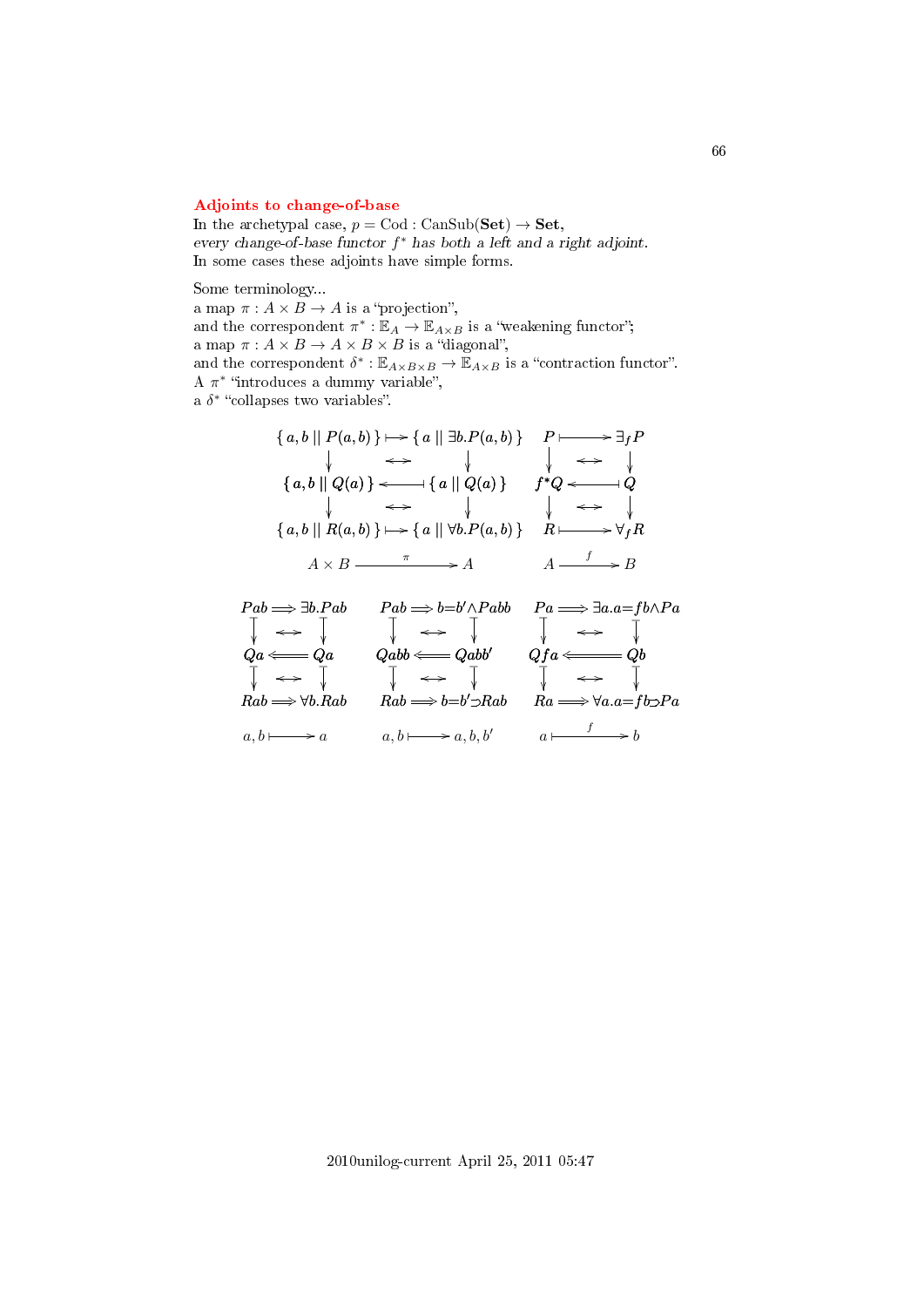## Adjoints to change-of-base

In the archetypal case, $p = \mathrm{Cod} : \mathrm{CanSub}(\mathbf{Set}) \to \mathbf{Set}$,
*every change-of-base functor $f^*$ has both a left and a right adjoint.*
In some cases these adjoints have simple forms.

Some terminology...
a map $\pi : A \times B \to A$ is a "projection",
and the correspondent $\pi^* : \mathbb{E}_A \to \mathbb{E}_{A\times B}$ is a "weakening functor";
a map $\pi : A \times B \to A \times B \times B$ is a "diagonal",
and the correspondent $\delta^* : \mathbb{E}_{A\times B\times B} \to \mathbb{E}_{A\times B}$ is a "contraction functor".
A $\pi^*$ "introduces a dummy variable",
a $\delta^*$ "collapses two variables".

$$
\begin{array}{ccc}
\{\, a, b \mid\mid P(a,b) \,\} & \longmapsto & \{\, a \mid\mid \exists b. P(a,b) \,\} \\
\downarrow & \Leftrightarrow & \downarrow \\
\{\, a, b \mid\mid Q(a) \,\} & \longleftarrow & \{\, a \mid\mid Q(a) \,\} \\
\downarrow & \Leftrightarrow & \downarrow \\
\{\, a, b \mid\mid R(a,b) \,\} & \longmapsto & \{\, a \mid\mid \forall b. P(a,b) \,\} \\
A \times B & \xrightarrow{\ \pi\ } & A
\end{array}
\qquad
\begin{array}{ccc}
P & \longmapsto & \exists_f P \\
\downarrow & \Leftrightarrow & \downarrow \\
f^* Q & \longleftarrow & Q \\
\downarrow & \Leftrightarrow & \downarrow \\
R & \longmapsto & \forall_f R \\
A & \xrightarrow{\ f\ } & B
\end{array}
$$

$$
\begin{array}{ccc}
Pab & \Longrightarrow & \exists b. Pab \\
\downarrow & \Leftrightarrow & \downarrow \\
Qa & \Longleftarrow & Qa \\
\downarrow & \Leftrightarrow & \downarrow \\
Rab & \Longrightarrow & \forall b. Rab \\
a, b & \longmapsto & a
\end{array}
\qquad
\begin{array}{ccc}
Pab & \Longrightarrow & b{=}b' \wedge Pabb \\
\downarrow & \Leftrightarrow & \downarrow \\
Qabb & \Longleftarrow & Qabb' \\
\downarrow & \Leftrightarrow & \downarrow \\
Rab & \Longrightarrow & b{=}b' \supset Rab \\
a, b & \longmapsto & a, b, b'
\end{array}
\qquad
\begin{array}{ccc}
Pa & \Longrightarrow & \exists a. a{=}fb \wedge Pa \\
\downarrow & \Leftrightarrow & \downarrow \\
Qfa & \Longleftarrow & Qb \\
\downarrow & \Leftrightarrow & \downarrow \\
Ra & \Longrightarrow & \forall a. a{=}fb \supset Pa \\
a & \xrightarrow{\ f\ } & b
\end{array}
$$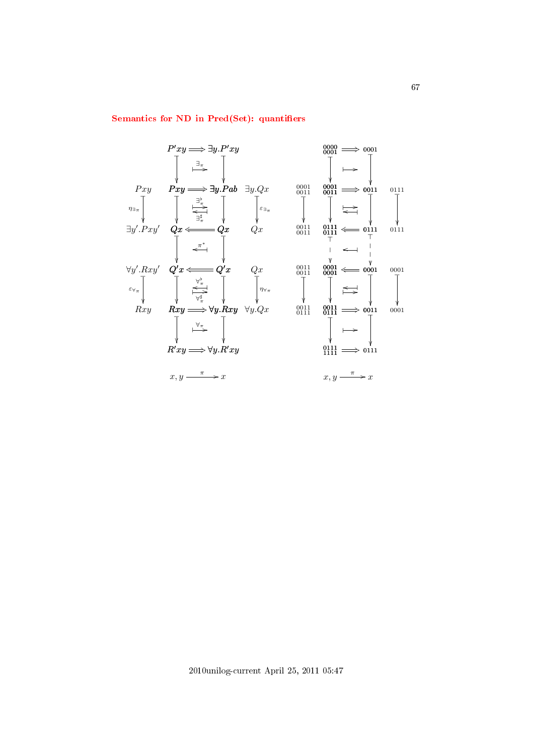## Semantics for ND in Pred(Set): quantifiers

$$
\begin{array}{ccccc}
 & P'xy & \Longrightarrow & \exists y. P'xy & \\
 & \downarrow & \overset{\exists_\pi}{\longmapsto} & \downarrow & \\
Pxy & \boldsymbol{Pxy} & \Longrightarrow & \boldsymbol{\exists y. Pab} & \exists y. Qx \\
\downarrow \eta_{\exists_\pi} & \downarrow & \overset{\exists^\flat_\pi}{\longmapsto}\ \underset{\exists^\sharp_\pi}{\longleftarrow} & \downarrow & \downarrow \varepsilon_{\exists_\pi} \\
\exists y'. Pxy' & \boldsymbol{Qx} & \Longleftarrow & \boldsymbol{Qx} & Qx \\
 & \downarrow & \overset{\pi^*}{\longleftarrow} & \downarrow & \\
\forall y'. Rxy' & \boldsymbol{Q'x} & \Longleftarrow & \boldsymbol{Q'x} & Qx \\
\downarrow \varepsilon_{\forall_\pi} & \downarrow & \overset{\forall^\flat_\pi}{\longleftarrow}\ \underset{\forall^\sharp_\pi}{\longmapsto} & \downarrow & \downarrow \eta_{\forall_\pi} \\
Rxy & \boldsymbol{Rxy} & \Longrightarrow & \boldsymbol{\forall y. Rxy} & \forall y. Qx \\
 & \downarrow & \overset{\forall_\pi}{\longmapsto} & \downarrow & \\
 & R'xy & \Longrightarrow & \forall y. R'xy & \\
 & & & & \\
 & x, y & \xrightarrow{\ \pi\ } & x &
\end{array}
$$

$$
\begin{array}{ccccc}
 & {}^{0000}_{0001} & \Longrightarrow & 0001 & \\
 & \downarrow & \longmapsto & \downarrow & \\
{}^{0001}_{0011} & \boldsymbol{{}^{0001}_{0011}} & \Longrightarrow & \boldsymbol{0011} & 0111 \\
\downarrow & \downarrow & \longmapsto\ \longleftarrow & \downarrow & \downarrow \\
{}^{0011}_{0011} & \boldsymbol{{}^{0111}_{0111}} & \Longleftarrow & \boldsymbol{0111} & 0111 \\
 & \vdots & \longleftarrow & \vdots & \\
{}^{0011}_{0011} & \boldsymbol{{}^{0001}_{0001}} & \Longleftarrow & \boldsymbol{0001} & 0001 \\
\downarrow & \downarrow & \longleftarrow\ \longmapsto & \downarrow & \downarrow \\
{}^{0011}_{0111} & \boldsymbol{{}^{0011}_{0111}} & \Longrightarrow & \boldsymbol{0011} & 0001 \\
 & \downarrow & \longmapsto & \downarrow & \\
 & {}^{0111}_{1111} & \Longrightarrow & 0111 & \\
 & & & & \\
 & x, y & \xrightarrow{\ \pi\ } & x &
\end{array}
$$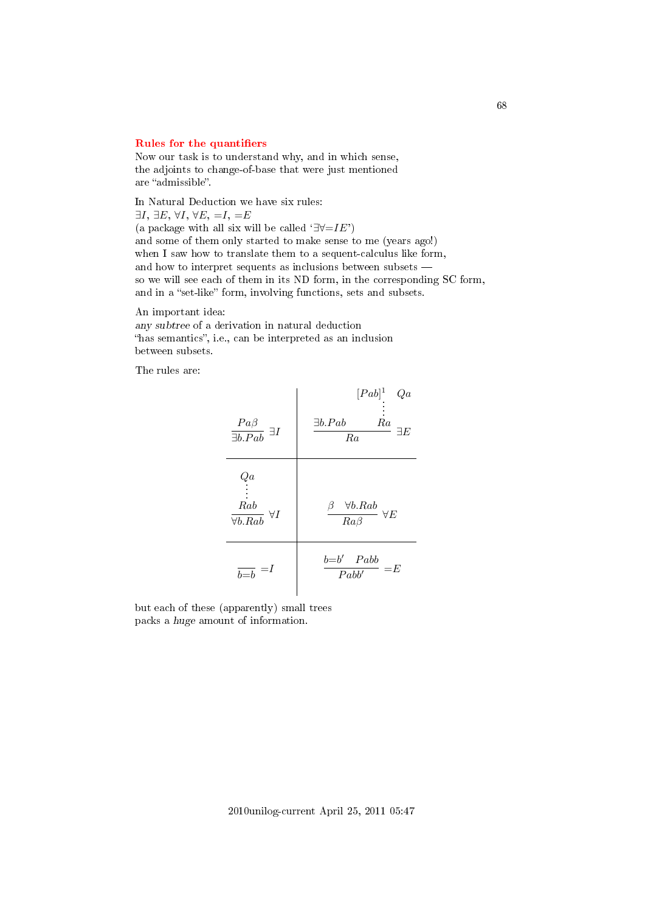## Rules for the quantifiers

Now our task is to understand why, and in which sense, the adjoints to change-of-base that were just mentioned are "admissible".

In Natural Deduction we have six rules:
$\exists I$, $\exists E$, $\forall I$, $\forall E$, $=I$, $=E$
(a package with all six will be called '$\exists\forall{=}IE$')
and some of them only started to make sense to me (years ago!) when I saw how to translate them to a sequent-calculus like form, and how to interpret sequents as inclusions between subsets — so we will see each of them in its ND form, in the corresponding SC form, and in a "set-like" form, involving functions, sets and subsets.

An important idea:
*any subtree* of a derivation in natural deduction "has semantics", i.e., can be interpreted as an inclusion between subsets.

The rules are:

$$\dfrac{Pa\beta}{\exists b.Pab}\,\exists I \qquad\qquad \dfrac{\exists b.Pab \qquad \begin{matrix}[Pab]^1 \quad Qa \\ \vdots \\ Ra\end{matrix}}{Ra}\,\exists E$$

$$\dfrac{\begin{matrix}Qa \\ \vdots \\ Rab\end{matrix}}{\forall b.Rab}\,\forall I \qquad\qquad \dfrac{\beta \quad \forall b.Rab}{Ra\beta}\,\forall E$$

$$\dfrac{}{b{=}b}\,{=}I \qquad\qquad \dfrac{b{=}b' \quad Pabb}{Pabb'}\,{=}E$$

but each of these (apparently) small trees packs a *huge* amount of information.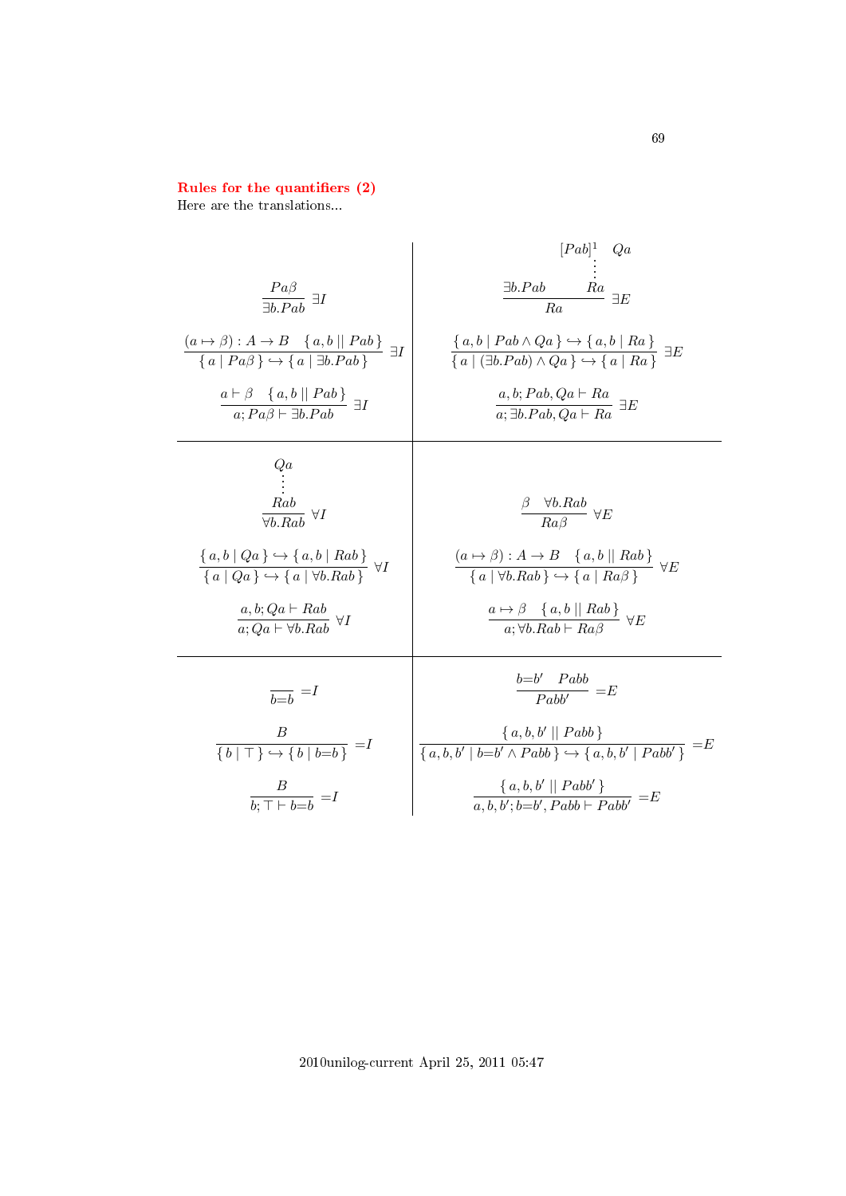## Rules for the quantifiers (2)

Here are the translations...

$$\frac{Pa\beta}{\exists b.Pab}\ \exists I$$

$$\frac{(a\mapsto\beta): A\to B \quad \{\, a,b \mid\mid Pab \,\}}{\{\, a \mid Pa\beta \,\} \hookrightarrow \{\, a \mid \exists b.Pab \,\}}\ \exists I$$

$$\frac{a\vdash\beta \quad \{\, a,b \mid\mid Pab \,\}}{a; Pa\beta \vdash \exists b.Pab}\ \exists I$$

$$\frac{\exists b.Pab \qquad \begin{matrix}[Pab]^1 \quad Qa \\ \vdots \\ Ra\end{matrix}}{Ra}\ \exists E$$

$$\frac{\{\, a,b \mid Pab \land Qa \,\} \hookrightarrow \{\, a,b \mid Ra \,\}}{\{\, a \mid (\exists b.Pab) \land Qa \,\} \hookrightarrow \{\, a \mid Ra \,\}}\ \exists E$$

$$\frac{a,b; Pab, Qa \vdash Ra}{a; \exists b.Pab, Qa \vdash Ra}\ \exists E$$

$$\frac{\begin{matrix}Qa \\ \vdots \\ Rab\end{matrix}}{\forall b.Rab}\ \forall I$$

$$\frac{\{\, a,b \mid Qa \,\} \hookrightarrow \{\, a,b \mid Rab \,\}}{\{\, a \mid Qa \,\} \hookrightarrow \{\, a \mid \forall b.Rab \,\}}\ \forall I$$

$$\frac{a,b; Qa \vdash Rab}{a; Qa \vdash \forall b.Rab}\ \forall I$$

$$\frac{\beta \quad \forall b.Rab}{Ra\beta}\ \forall E$$

$$\frac{(a\mapsto\beta): A\to B \quad \{\, a,b \mid\mid Rab \,\}}{\{\, a \mid \forall b.Rab \,\} \hookrightarrow \{\, a \mid Ra\beta \,\}}\ \forall E$$

$$\frac{a\mapsto\beta \quad \{\, a,b \mid\mid Rab \,\}}{a; \forall b.Rab \vdash Ra\beta}\ \forall E$$

$$\frac{}{b{=}b}\ {=}I$$

$$\frac{B}{\{\, b \mid \top \,\} \hookrightarrow \{\, b \mid b{=}b \,\}}\ {=}I$$

$$\frac{B}{b; \top \vdash b{=}b}\ {=}I$$

$$\frac{b{=}b' \quad Pabb}{Pabb'}\ {=}E$$

$$\frac{\{\, a,b,b' \mid\mid Pabb \,\}}{\{\, a,b,b' \mid b{=}b' \land Pabb \,\} \hookrightarrow \{\, a,b,b' \mid Pabb' \,\}}\ {=}E$$

$$\frac{\{\, a,b,b' \mid\mid Pabb' \,\}}{a,b,b'; b{=}b', Pabb \vdash Pabb'}\ {=}E$$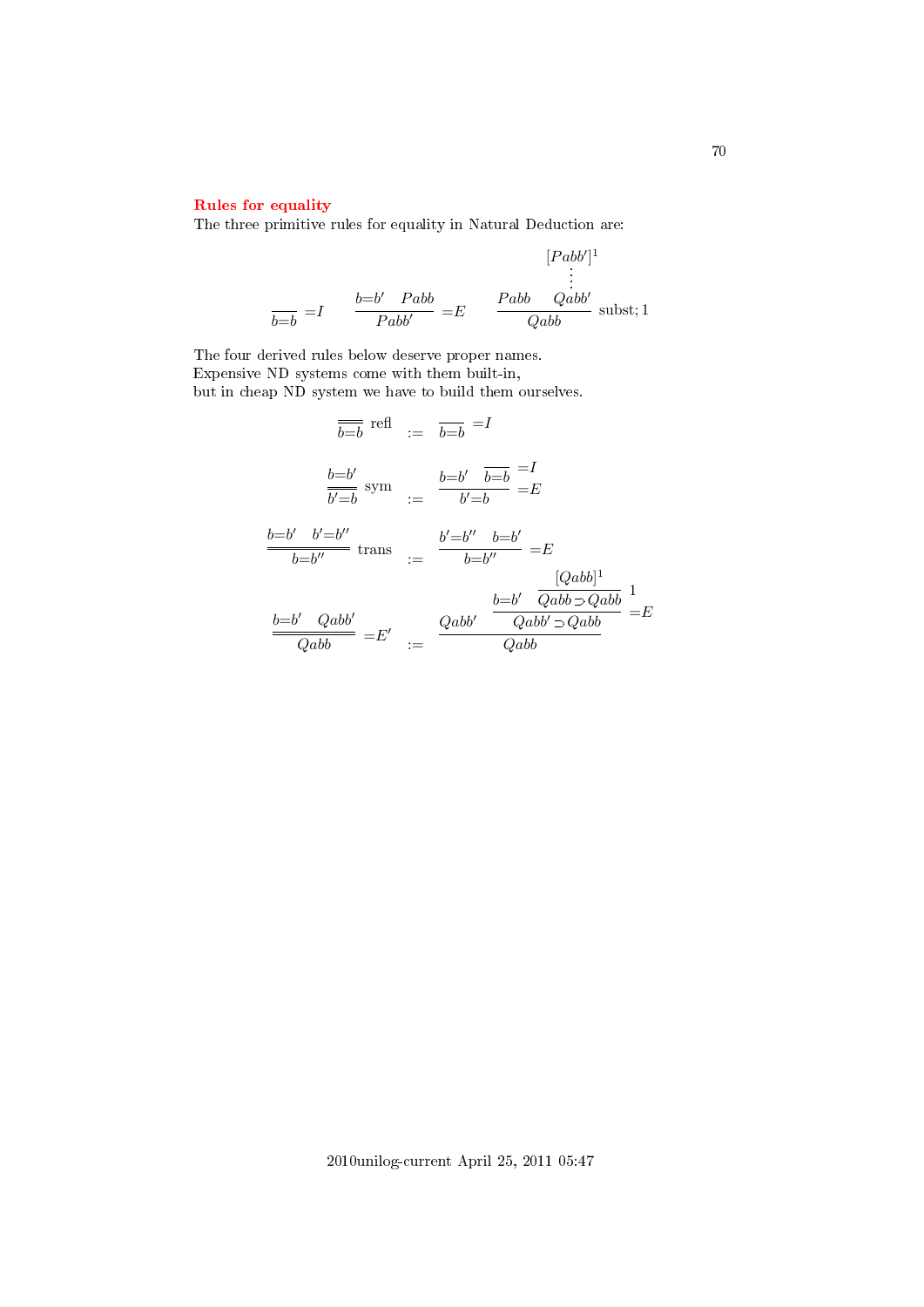**Rules for equality**

The three primitive rules for equality in Natural Deduction are:

$$
\frac{}{b{=}b}\ {=}I
\qquad
\frac{b{=}b' \quad Pabb}{Pabb'}\ {=}E
\qquad
\frac{Pabb \quad \begin{matrix}[Pabb']^1 \\ \vdots \\ Qabb'\end{matrix}}{Qabb}\ \text{subst; 1}
$$

The four derived rules below deserve proper names.
Expensive ND systems come with them built-in,
but in cheap ND system we have to build them ourselves.

$$
\frac{}{b{=}b}\ \text{refl} \quad := \quad \frac{}{b{=}b}\ {=}I
$$

$$
\frac{b{=}b'}{b'{=}b}\ \text{sym} \quad := \quad \frac{b{=}b' \quad \dfrac{}{b{=}b}\ {=}I}{b'{=}b}\ {=}E
$$

$$
\frac{b{=}b' \quad b'{=}b''}{b{=}b''}\ \text{trans} \quad := \quad \frac{b'{=}b'' \quad b{=}b'}{b{=}b''}\ {=}E
$$

$$
\frac{b{=}b' \quad Qabb'}{Qabb}\ {=}E' \quad := \quad \frac{Qabb' \quad \dfrac{b{=}b' \quad \dfrac{[Qabb]^1}{Qabb \supset Qabb}\ 1}{Qabb' \supset Qabb}\ {=}E}{Qabb}
$$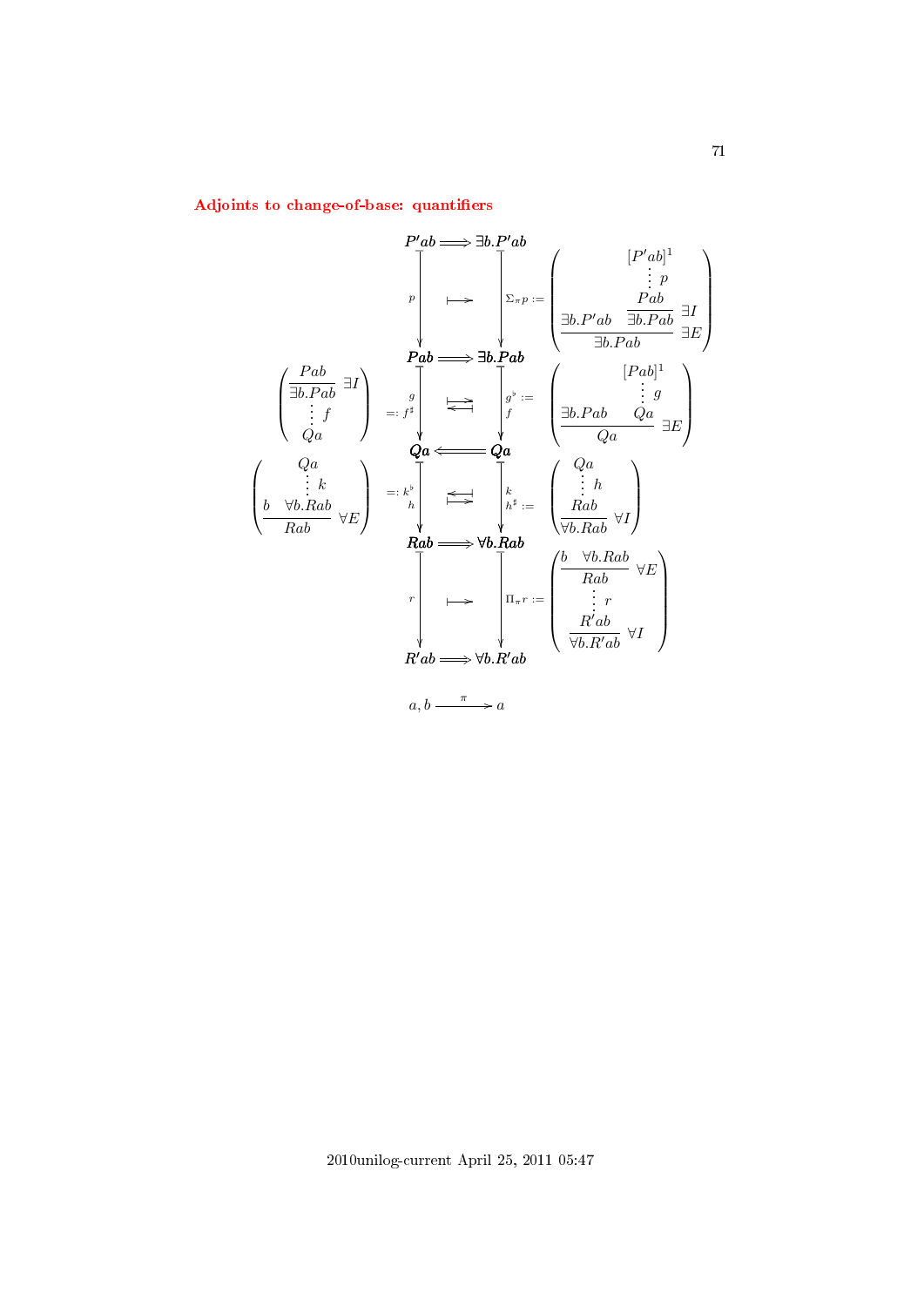## Adjoints to change-of-base: quantifiers

$$
\begin{array}{ccccc}
 & P'ab & \Longrightarrow & \exists b.P'ab & \\
 & {\scriptstyle p}\downarrow & \longmapsto & \downarrow{\scriptstyle \Sigma_\pi p} & := \left( \dfrac{\exists b.P'ab \quad \dfrac{\dfrac{[P'ab]^1}{\vdots\, p}\;\; Pab}{\exists b.Pab}\,\exists I}{\exists b.Pab}\,\exists E \right) \\
 & Pab & \Longrightarrow & \exists b.Pab & \\
\left( \dfrac{Pab}{\exists b.Pab}\,\exists I \;\; \vdots\, f \;\; Qa \right) =: & {\scriptstyle g}\downarrow{\scriptstyle f^\sharp} & \rightleftarrows & \downarrow{\scriptstyle g^\flat := f} & \left( \dfrac{\exists b.Pab \quad \dfrac{[Pab]^1}{\vdots\, g}\; Qa}{Qa}\,\exists E \right) \\
 & Qa & \Longleftarrow & Qa & \\
\left( Qa \;\; \vdots\, k \;\; \dfrac{b \quad \forall b.Rab}{Rab}\,\forall E \right) =: & {\scriptstyle k^\flat}\downarrow{\scriptstyle h} & \rightleftarrows & \downarrow{\scriptstyle k \;\; h^\sharp :=} & \left( Qa \;\; \vdots\, h \;\; \dfrac{Rab}{\forall b.Rab}\,\forall I \right) \\
 & Rab & \Longrightarrow & \forall b.Rab & \\
 & {\scriptstyle r}\downarrow & \longmapsto & \downarrow{\scriptstyle \Pi_\pi r} & := \left( \dfrac{b \quad \forall b.Rab}{Rab}\,\forall E \;\; \vdots\, r \;\; \dfrac{R'ab}{\forall b.R'ab}\,\forall I \right) \\
 & R'ab & \Longrightarrow & \forall b.R'ab &
\end{array}
$$

$$a, b \xrightarrow{\;\pi\;} a$$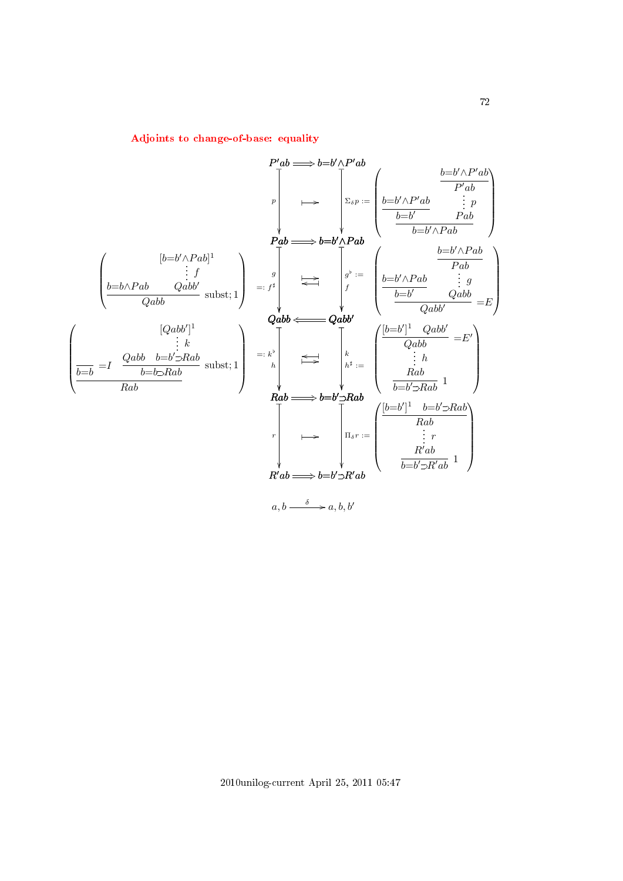## Adjoints to change-of-base: equality

$$
\begin{array}{ccc}
P'ab & \Longrightarrow & b{=}b' \wedge P'ab \\
\downarrow p & \longmapsto & \downarrow \Sigma_\delta p := \left( \dfrac{\dfrac{b{=}b'\wedge P'ab}{b{=}b'} \qquad \dfrac{\dfrac{b{=}b'\wedge P'ab}{P'ab}}{\vdots\, p \atop Pab}}{b{=}b'\wedge Pab} \right) \\
Pab & \Longrightarrow & b{=}b' \wedge Pab
\end{array}
$$

$$
\left( \dfrac{b{=}b\wedge Pab \qquad \dfrac{[b{=}b'\wedge Pab]^1}{\vdots\, f \atop Qabb'}}{Qabb} \ \text{subst}; 1 \right) =: f^\sharp \quad g \qquad \overset{\longmapsto}{\longleftarrow\!\!\!\!\dashv} \qquad g^\flat := f \quad \left( \dfrac{\dfrac{b{=}b'\wedge Pab}{b{=}b'} \qquad \dfrac{\dfrac{b{=}b'\wedge Pab}{Pab}}{\vdots\, g \atop Qabb}}{Qabb'} \ {=}E \right)
$$

$$
Qabb \Longleftarrow Qabb'
$$

$$
\left( \dfrac{\overline{b{=}b}\ {=}I \qquad \dfrac{Qabb \quad \dfrac{[Qabb']^1}{\vdots\, k \atop b{=}b'{\supset}Rab}}{b{=}b{\supset}Rab} \ \text{subst}; 1}{Rab} \right) =: k^\flat \quad h \qquad \overset{\longleftarrow\!\!\!\!\dashv}{\longmapsto} \qquad k \quad h^\sharp := \left( \dfrac{\dfrac{\dfrac{[b{=}b']^1 \quad Qabb'}{Qabb}\ {=}E'}{\vdots\, h \atop Rab}}{b{=}b'{\supset}Rab}\ 1 \right)
$$

$$
\begin{array}{ccc}
Rab & \Longrightarrow & b{=}b' \supset Rab \\
\downarrow r & \longmapsto & \downarrow \Pi_\delta r := \left( \dfrac{\dfrac{\dfrac{[b{=}b']^1 \quad b{=}b'{\supset}Rab}{Rab}}{\vdots\, r \atop R'ab}}{b{=}b'{\supset}R'ab}\ 1 \right) \\
R'ab & \Longrightarrow & b{=}b' \supset R'ab
\end{array}
$$

$$
a, b \xrightarrow{\ \delta\ } a, b, b'
$$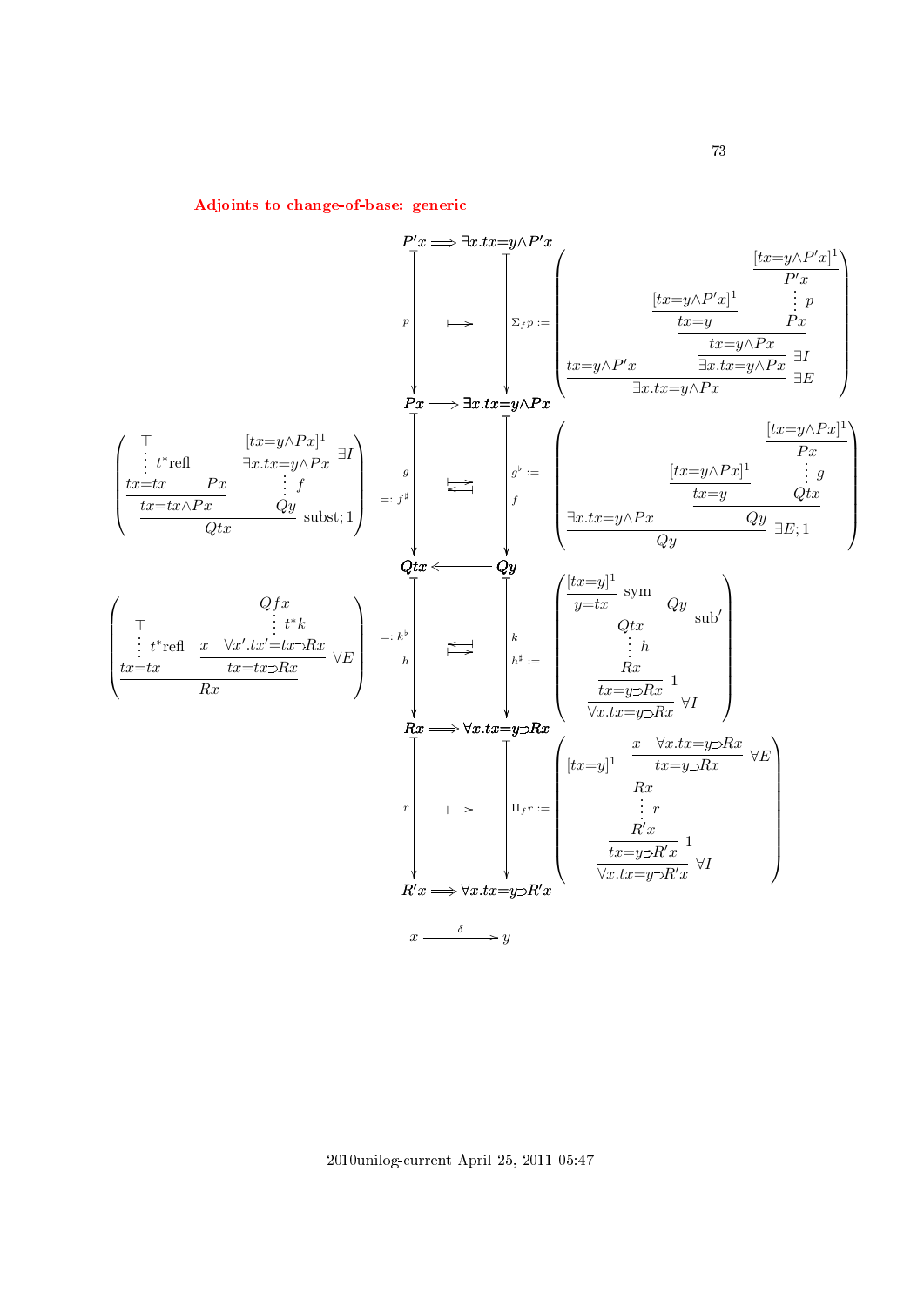## Adjoints to change-of-base: generic

$$
\begin{array}{ccc}
P'x & \Longrightarrow & \exists x.tx{=}y\wedge P'x \\
\Big\downarrow p & \longmapsto & \Big\downarrow \Sigma_f p := \left(\dfrac{tx{=}y\wedge P'x \qquad \dfrac{\dfrac{[tx{=}y\wedge P'x]^1}{tx{=}y} \qquad \dfrac{\dfrac{[tx{=}y\wedge P'x]^1}{P'x}}{\vdots\, p \atop Px}}{\dfrac{tx{=}y\wedge Px}{\exists x.tx{=}y\wedge Px}\ \exists I}}{\exists x.tx{=}y\wedge Px}\ \exists E\right) \\
Px & \Longrightarrow & \exists x.tx{=}y\wedge Px
\end{array}
$$

$$
\left(\dfrac{\dfrac{{\top \atop \vdots\, t^*\text{refl}} \atop tx{=}tx \qquad Px}{tx{=}tx\wedge Px} \qquad \dfrac{[tx{=}y\wedge Px]^1}{\exists x.tx{=}y\wedge Px}\ \exists I \atop {\vdots\, f \atop Qy}}{Qtx}\ \text{subst};1\right) =: f^\sharp \quad \Big\downarrow g \quad \rightleftarrows \quad \Big\downarrow {g^\flat := \atop f} \quad \left(\dfrac{\exists x.tx{=}y\wedge Px \qquad \dfrac{\dfrac{[tx{=}y\wedge Px]^1}{tx{=}y} \qquad \dfrac{\dfrac{[tx{=}y\wedge Px]^1}{Px}}{\vdots\, g \atop Qtx}}{Qy}}{Qy}\ \exists E;1\right)
$$

$$
Qtx \Longleftarrow\!\!=\!\!= Qy
$$

$$
\left(\dfrac{{\top \atop \vdots\, t^*\text{refl}} \atop tx{=}tx \qquad \dfrac{x \qquad {Qfx \atop \vdots\, t^*k} \atop \forall x'.tx'{=}tx\supset Rx}{tx{=}tx\supset Rx}\ \forall E}{Rx}\right) =: k^\flat \quad \Big\downarrow h \quad \rightleftarrows \quad \Big\downarrow {k \atop h^\sharp :=} \quad \left(\dfrac{\dfrac{\dfrac{\dfrac{[tx{=}y]^1}{y{=}tx}\ \text{sym} \qquad Qy}{Qtx}\ \text{sub}' \atop {\vdots\, h \atop Rx}}{tx{=}y\supset Rx}\ 1}{\forall x.tx{=}y\supset Rx}\ \forall I\right)
$$

$$
\begin{array}{ccc}
Rx & \Longrightarrow & \forall x.tx{=}y\supset Rx \\
\Big\downarrow r & \longmapsto & \Big\downarrow \Pi_f r := \left(\dfrac{\dfrac{\dfrac{[tx{=}y]^1 \qquad \dfrac{x \qquad \forall x.tx{=}y\supset Rx}{tx{=}y\supset Rx}\ \forall E}{Rx} \atop {\vdots\, r \atop R'x}}{tx{=}y\supset R'x}\ 1}{\forall x.tx{=}y\supset R'x}\ \forall I\right) \\
R'x & \Longrightarrow & \forall x.tx{=}y\supset R'x
\end{array}
$$

$$
x \xrightarrow{\ \delta\ } y
$$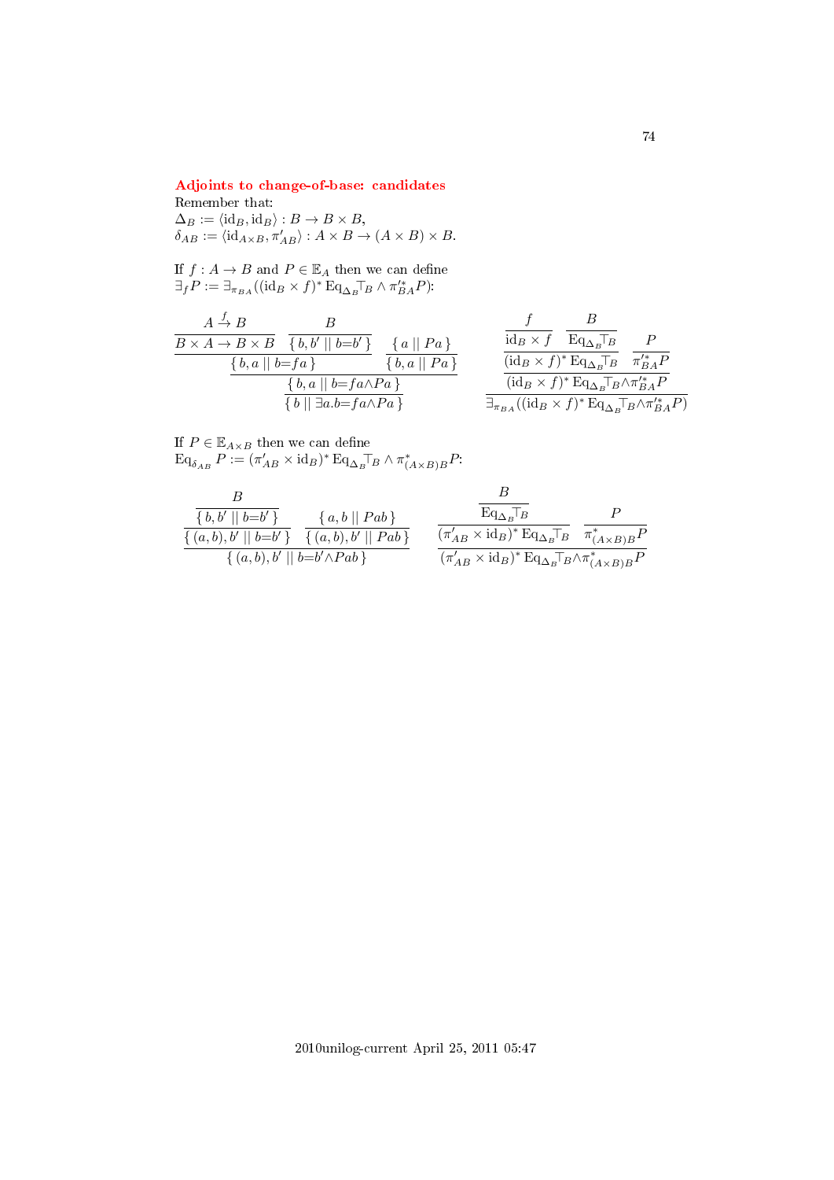## Adjoints to change-of-base: candidates

Remember that:
$\Delta_B := \langle \mathrm{id}_B, \mathrm{id}_B \rangle : B \to B \times B$,
$\delta_{AB} := \langle \mathrm{id}_{A \times B}, \pi'_{AB} \rangle : A \times B \to (A \times B) \times B$.

If $f : A \to B$ and $P \in \mathbb{E}_A$ then we can define
$\exists_f P := \exists_{\pi_{BA}}((\mathrm{id}_B \times f)^* \operatorname{Eq}_{\Delta_B} \top_B \wedge \pi'^*_{BA} P)$:

$$
\dfrac{
  \dfrac{
    \dfrac{A \overset{f}{\to} B}{B \times A \to B \times B}
    \quad
    \dfrac{B}{\{\, b, b' \mid\mid b{=}b' \,\}}
  }{\{\, b, a \mid\mid b{=}fa \,\}}
  \quad
  \dfrac{\{\, a \mid\mid Pa \,\}}{\{\, b, a \mid\mid Pa \,\}}
}{
  \dfrac{\{\, b, a \mid\mid b{=}fa {\wedge} Pa \,\}}{\{\, b \mid\mid \exists a. b{=}fa {\wedge} Pa \,\}}
}
\qquad
\dfrac{
  \dfrac{
    \dfrac{
      \dfrac{f}{\mathrm{id}_B \times f}
      \quad
      \dfrac{B}{\operatorname{Eq}_{\Delta_B} \top_B}
    }{(\mathrm{id}_B \times f)^* \operatorname{Eq}_{\Delta_B} \top_B}
    \quad
    \dfrac{P}{\pi'^*_{BA} P}
  }{(\mathrm{id}_B \times f)^* \operatorname{Eq}_{\Delta_B} \top_B {\wedge} \pi'^*_{BA} P}
}{\exists_{\pi_{BA}}((\mathrm{id}_B \times f)^* \operatorname{Eq}_{\Delta_B} \top_B {\wedge} \pi'^*_{BA} P)}
$$

If $P \in \mathbb{E}_{A \times B}$ then we can define
$\operatorname{Eq}_{\delta_{AB}} P := (\pi'_{AB} \times \mathrm{id}_B)^* \operatorname{Eq}_{\Delta_B} \top_B \wedge \pi^*_{(A \times B)B} P$:

$$
\dfrac{
  \dfrac{
    \dfrac{B}{\{\, b, b' \mid\mid b{=}b' \,\}}
  }{\{\, (a,b), b' \mid\mid b{=}b' \,\}}
  \quad
  \dfrac{\{\, a, b \mid\mid Pab \,\}}{\{\, (a,b), b' \mid\mid Pab \,\}}
}{\{\, (a,b), b' \mid\mid b{=}b' {\wedge} Pab \,\}}
\qquad
\dfrac{
  \dfrac{
    \dfrac{B}{\operatorname{Eq}_{\Delta_B} \top_B}
  }{(\pi'_{AB} \times \mathrm{id}_B)^* \operatorname{Eq}_{\Delta_B} \top_B}
  \quad
  \dfrac{P}{\pi^*_{(A \times B)B} P}
}{(\pi'_{AB} \times \mathrm{id}_B)^* \operatorname{Eq}_{\Delta_B} \top_B {\wedge} \pi^*_{(A \times B)B} P}
$$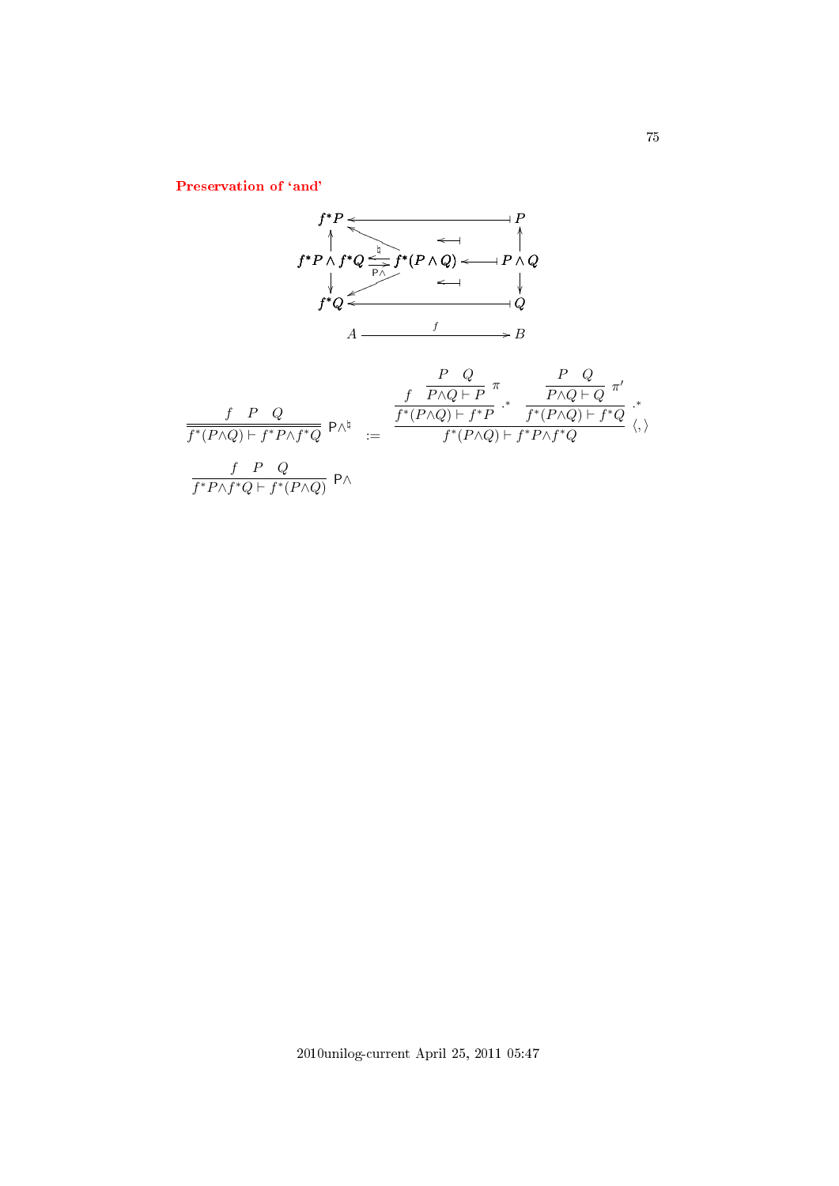**Preservation of 'and'**

$$
\begin{array}{ccccc}
f^*P & \longleftarrow\!\!\!\!\dashv & & & P \\
\uparrow & \nwarrow & \longleftarrow\!\!\dashv & & \uparrow \\
f^*P \wedge f^*Q & \overset{\natural}{\underset{\mathsf{P}\wedge}{\leftrightarrows}} & f^*(P \wedge Q) & \longleftarrow\!\!\dashv & P \wedge Q \\
\downarrow & \swarrow & \longleftarrow\!\!\dashv & & \downarrow \\
f^*Q & \longleftarrow\!\!\!\!\dashv & & & Q \\
A & & \xrightarrow{\quad f \quad} & & B
\end{array}
$$

$$
\dfrac{f \quad P \quad Q}{f^*(P\wedge Q) \vdash f^*P\wedge f^*Q}\ \mathsf{P}\wedge^{\natural} \quad := \quad \dfrac{\dfrac{f \quad \dfrac{P \quad Q}{P\wedge Q \vdash P}\ \pi}{f^*(P\wedge Q) \vdash f^*P}\ .^* \qquad \dfrac{\dfrac{P \quad Q}{P\wedge Q \vdash Q}\ \pi'}{f^*(P\wedge Q) \vdash f^*Q}\ .^*}{f^*(P\wedge Q) \vdash f^*P\wedge f^*Q}\ \langle,\rangle
$$

$$
\dfrac{f \quad P \quad Q}{f^*P\wedge f^*Q \vdash f^*(P\wedge Q)}\ \mathsf{P}\wedge
$$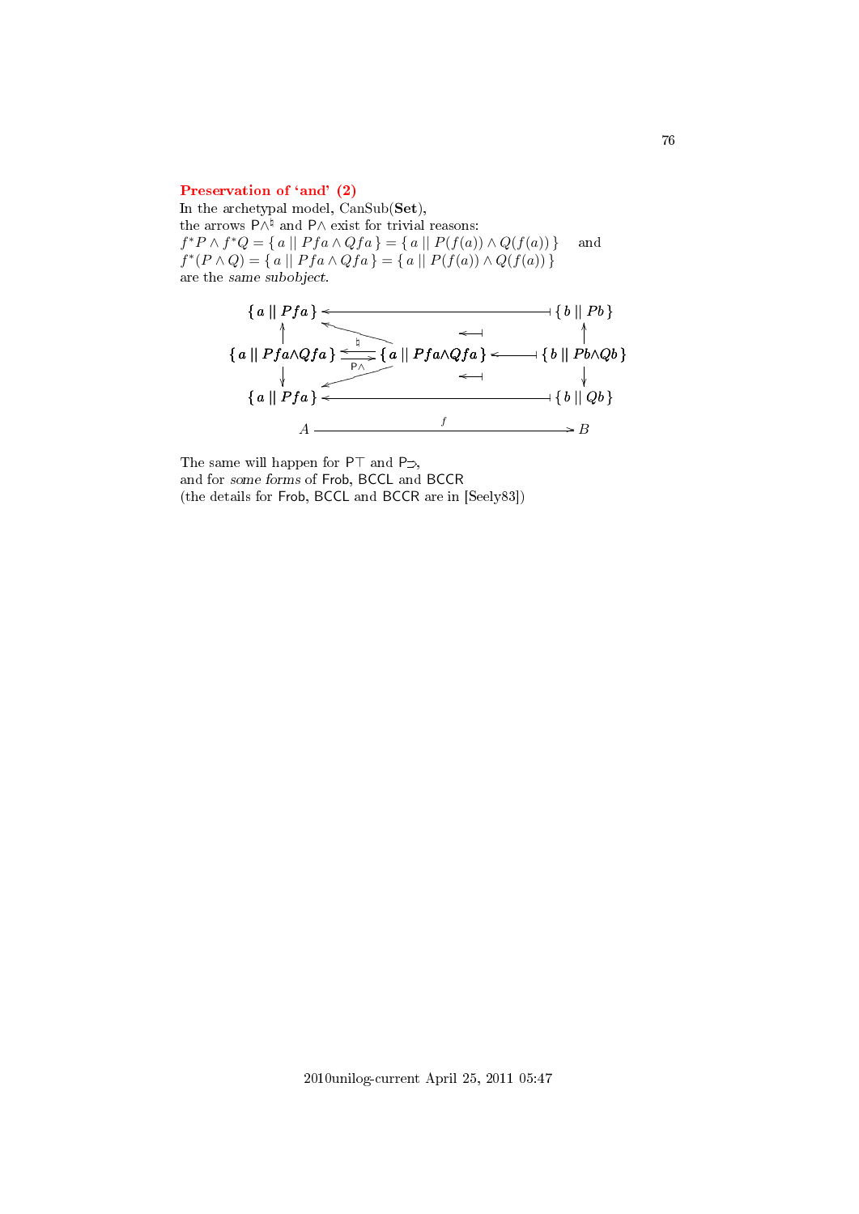## Preservation of 'and' (2)

In the archetypal model, CanSub(**Set**),
the arrows $\mathsf{P}\wedge^\natural$ and $\mathsf{P}\wedge$ exist for trivial reasons:
$f^*P \wedge f^*Q = \{\, a \mid\mid Pfa \wedge Qfa \,\} = \{\, a \mid\mid P(f(a)) \wedge Q(f(a)) \,\}$ and
$f^*(P \wedge Q) = \{\, a \mid\mid Pfa \wedge Qfa \,\} = \{\, a \mid\mid P(f(a)) \wedge Q(f(a)) \,\}$
are the *same subobject*.

$$
\begin{array}{ccccc}
\{\, a \mid\mid Pfa \,\} & & \longleftarrow & & \{\, b \mid\mid Pb \,\} \\
\uparrow & & & & \uparrow \\
\{\, a \mid\mid Pfa{\wedge}Qfa \,\} & \underset{\mathsf{P}\wedge}{\overset{\natural}{\rightleftarrows}} & \{\, a \mid\mid Pfa{\wedge}Qfa \,\} & \longleftarrow & \{\, b \mid\mid Pb{\wedge}Qb \,\} \\
\downarrow & & & & \downarrow \\
\{\, a \mid\mid Pfa \,\} & & \longleftarrow & & \{\, b \mid\mid Qb \,\} \\
A & & \xrightarrow{\quad f \quad} & & B
\end{array}
$$

The same will happen for $\mathsf{P}\top$ and $\mathsf{P}\supset$,
and for *some forms* of Frob, BCCL and BCCR
(the details for Frob, BCCL and BCCR are in [Seely83])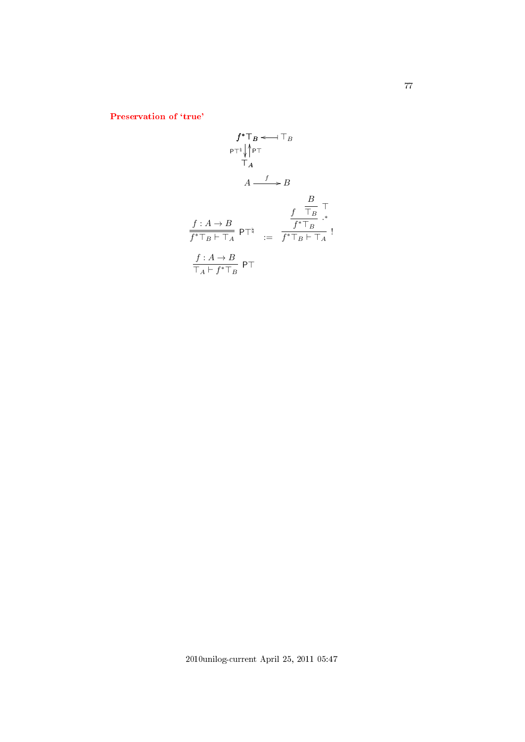## Preservation of 'true'

$$
\begin{array}{ccc}
f^*\top_B & \longleftarrow\!\!\shortmid & \top_B \\
{\scriptstyle \mathsf{P}\top^\natural}\big\downarrow\big\uparrow{\scriptstyle \mathsf{P}\top} & & \\
\top_A & &
\end{array}
$$

$$
A \xrightarrow{\ f\ } B
$$

$$
\dfrac{f : A \to B}{f^*\top_B \vdash \top_A}\ \mathsf{P}\top^\natural \quad := \quad \dfrac{\dfrac{f \quad \dfrac{B}{\top_B}\ \top}{f^*\top_B}\ .^*}{f^*\top_B \vdash \top_A}\ !
$$

$$
\dfrac{f : A \to B}{\top_A \vdash f^*\top_B}\ \mathsf{P}\top
$$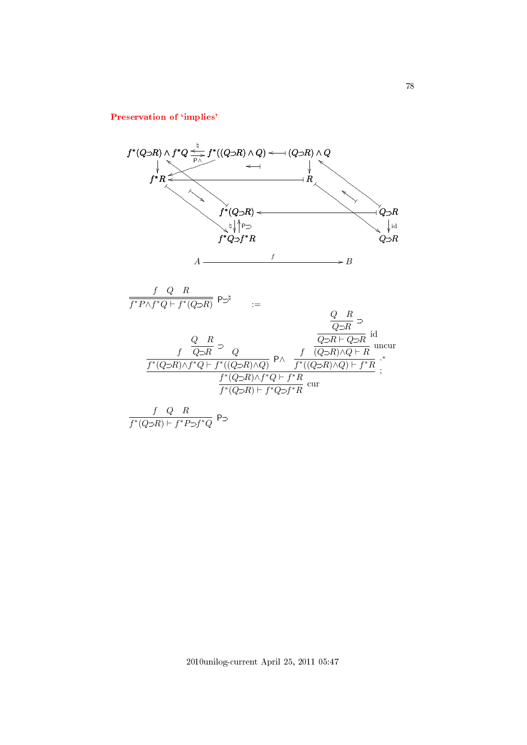**Preservation of 'implies'**

$$
\begin{array}{ccccc}
f^*(Q{\supset}R)\wedge f^*Q & \underset{\mathsf{P}\wedge}{\overset{\natural}{\rightleftarrows}} & f^*((Q{\supset}R)\wedge Q) & \longleftarrow\!\!\shortmid & (Q{\supset}R)\wedge Q \\
\downarrow & & & & \downarrow \\
f^*R & & \longleftarrow\!\!\shortmid & & R \\
 & & f^*(Q{\supset}R) & \longleftarrow\!\!\shortmid & Q{\supset}R \\
 & & \natural\downarrow\uparrow\mathsf{P}{\supset} & & \downarrow\text{id} \\
 & & f^*Q{\supset}f^*R & & Q{\supset}R \\
 & A & \xrightarrow{\quad f \quad} & B &
\end{array}
$$

$$
\frac{f \quad Q \quad R}{f^*P\wedge f^*Q \vdash f^*(Q{\supset}R)}\ \mathsf{P}{\supset}^\natural \qquad :=
$$

$$
\dfrac{\dfrac{f \quad \dfrac{Q \quad R}{Q{\supset}R}\supset \quad Q}{f^*(Q{\supset}R)\wedge f^*Q \vdash f^*((Q{\supset}R)\wedge Q)}\ \mathsf{P}\wedge \qquad \dfrac{f \quad \dfrac{\dfrac{\dfrac{Q \quad R}{Q{\supset}R}\supset}{Q{\supset}R \vdash Q{\supset}R}\ \text{id}}{(Q{\supset}R)\wedge Q \vdash R}\ \text{uncur}}{f^*((Q{\supset}R)\wedge Q) \vdash f^*R}\ .^*}{\dfrac{f^*(Q{\supset}R)\wedge f^*Q \vdash f^*R}{f^*(Q{\supset}R) \vdash f^*Q{\supset}f^*R}\ \text{cur}}\ ;
$$

$$
\frac{f \quad Q \quad R}{f^*(Q{\supset}R) \vdash f^*P{\supset}f^*Q}\ \mathsf{P}{\supset}
$$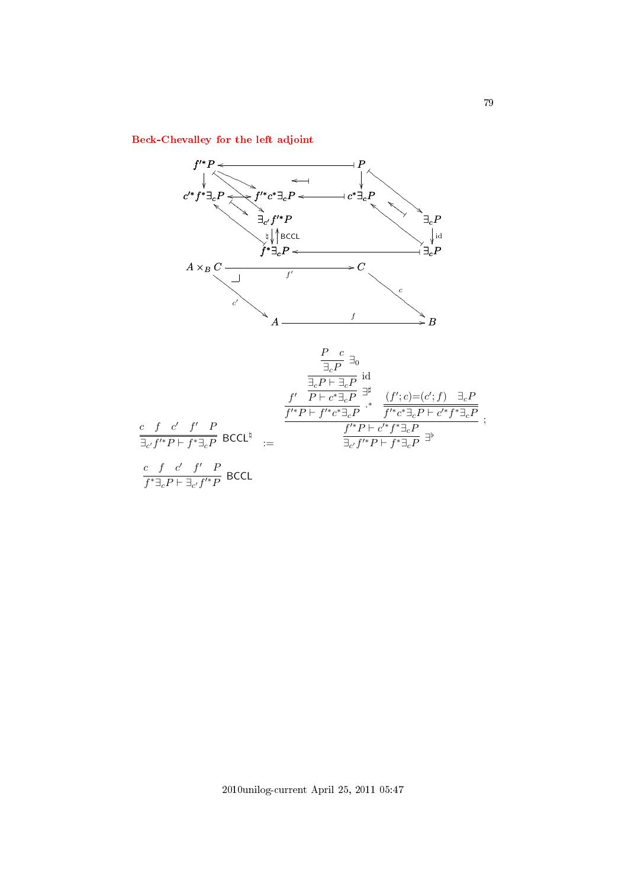## Beck-Chevalley for the left adjoint

$$
\begin{array}{ccccc}
f'^*P & \longleftarrow & & \longmapsto & P \\
\downarrow & & \longleftarrow\!\!\!\mid & & \downarrow \\
c'^* f^* \exists_c P & \longleftrightarrow & f'^* c^* \exists_c P & \longleftarrow\!\!\!\mid & c^*\exists_c P \qquad \exists_c P \\
& & \exists_{c'} f'^* P & & \downarrow \mathrm{id} \\
& & \natural \downarrow \uparrow \mathsf{BCCL} & & \\
& & f^*\exists_c P & \longleftarrow\!\!\!\mid & \exists_c P \\
A \times_B C & & \xrightarrow{f'} & & C \\
& \searrow^{c'} & & & \searrow^{c} \\
& & A & \xrightarrow{f} & B
\end{array}
$$

$$
\dfrac{c \quad f \quad c' \quad f' \quad P}{\exists_{c'} f'^* P \vdash f^* \exists_c P}\ \mathsf{BCCL}^\natural \quad := \quad
\dfrac{\dfrac{\dfrac{f' \quad \dfrac{\dfrac{\dfrac{P \quad c}{\exists_c P}\ \exists_0}{\exists_c P \vdash \exists_c P}\ \mathrm{id}}{P \vdash c^* \exists_c P}\ \exists^\sharp}{f'^* P \vdash f'^* c^* \exists_c P}\ .^* \qquad \dfrac{(f';c)=(c';f) \quad \exists_c P}{f'^* c^* \exists_c P \vdash c'^* f^* \exists_c P}}{f'^* P \vdash c'^* f^* \exists_c P}}{\exists_{c'} f'^* P \vdash f^* \exists_c P}\ \exists^\flat \ ;
$$

$$
\dfrac{c \quad f \quad c' \quad f' \quad P}{f^* \exists_c P \vdash \exists_{c'} f'^* P}\ \mathsf{BCCL}
$$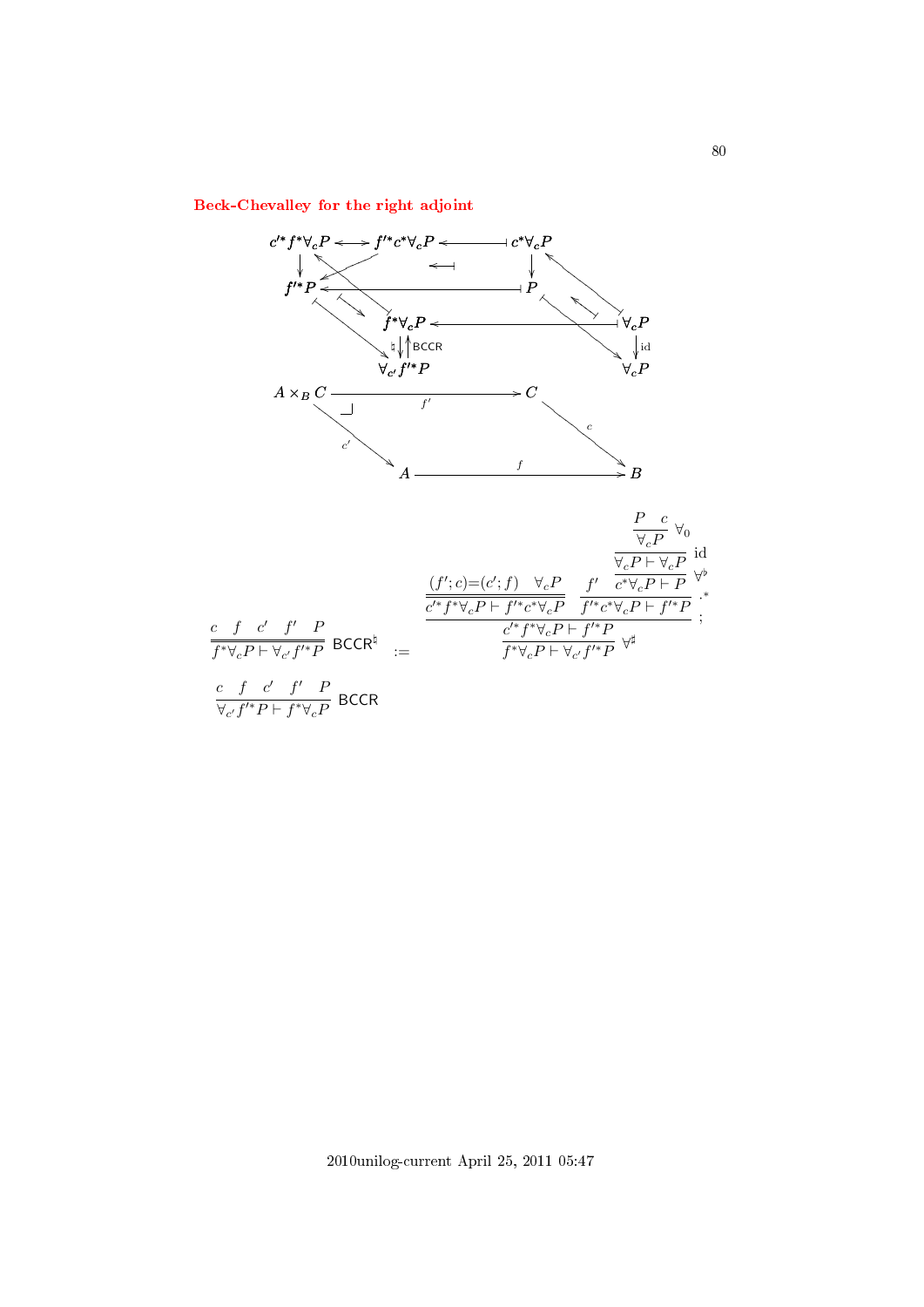## Beck-Chevalley for the right adjoint

$$
\begin{array}{ccccc}
c'^*f^*\forall_c P & \longleftrightarrow & f'^*c^*\forall_c P & \longleftarrow & c^*\forall_c P \\
\downarrow & & & & \downarrow \\
f'^*P & \longleftarrow & & & P \\
& & f^*\forall_c P & \longleftarrow & \forall_c P \\
& & \natural \downarrow \uparrow \mathsf{BCCR} & & \downarrow \mathrm{id} \\
& & \forall_{c'} f'^* P & & \forall_c P \\
A\times_B C & \xrightarrow{f'} & C & & \\
\downarrow c' & & \downarrow c & & \\
A & \xrightarrow{f} & B & &
\end{array}
$$

$$
\dfrac{c \quad f \quad c' \quad f' \quad P}{\overline{f^*\forall_c P \vdash \forall_{c'} f'^* P}}\ \mathsf{BCCR}^\natural
\quad := \quad
\dfrac{\dfrac{\dfrac{(f';c)=(c';f) \quad \forall_c P}{\overline{c'^*f^*\forall_c P \vdash f'^*c^*\forall_c P}} \quad \dfrac{f' \quad \dfrac{\dfrac{\dfrac{P \quad c}{\forall_c P}\ \forall_0}{\forall_c P \vdash \forall_c P}\ \mathrm{id}}{c^*\forall_c P \vdash P}\ \forall^\flat}{f'^*c^*\forall_c P \vdash f'^*P}\ .^*}{c'^*f^*\forall_c P \vdash f'^*P}\ ;}{f^*\forall_c P \vdash \forall_{c'} f'^*P}\ \forall^\sharp
$$

$$
\dfrac{c \quad f \quad c' \quad f' \quad P}{\forall_{c'} f'^* P \vdash f^*\forall_c P}\ \mathsf{BCCR}
$$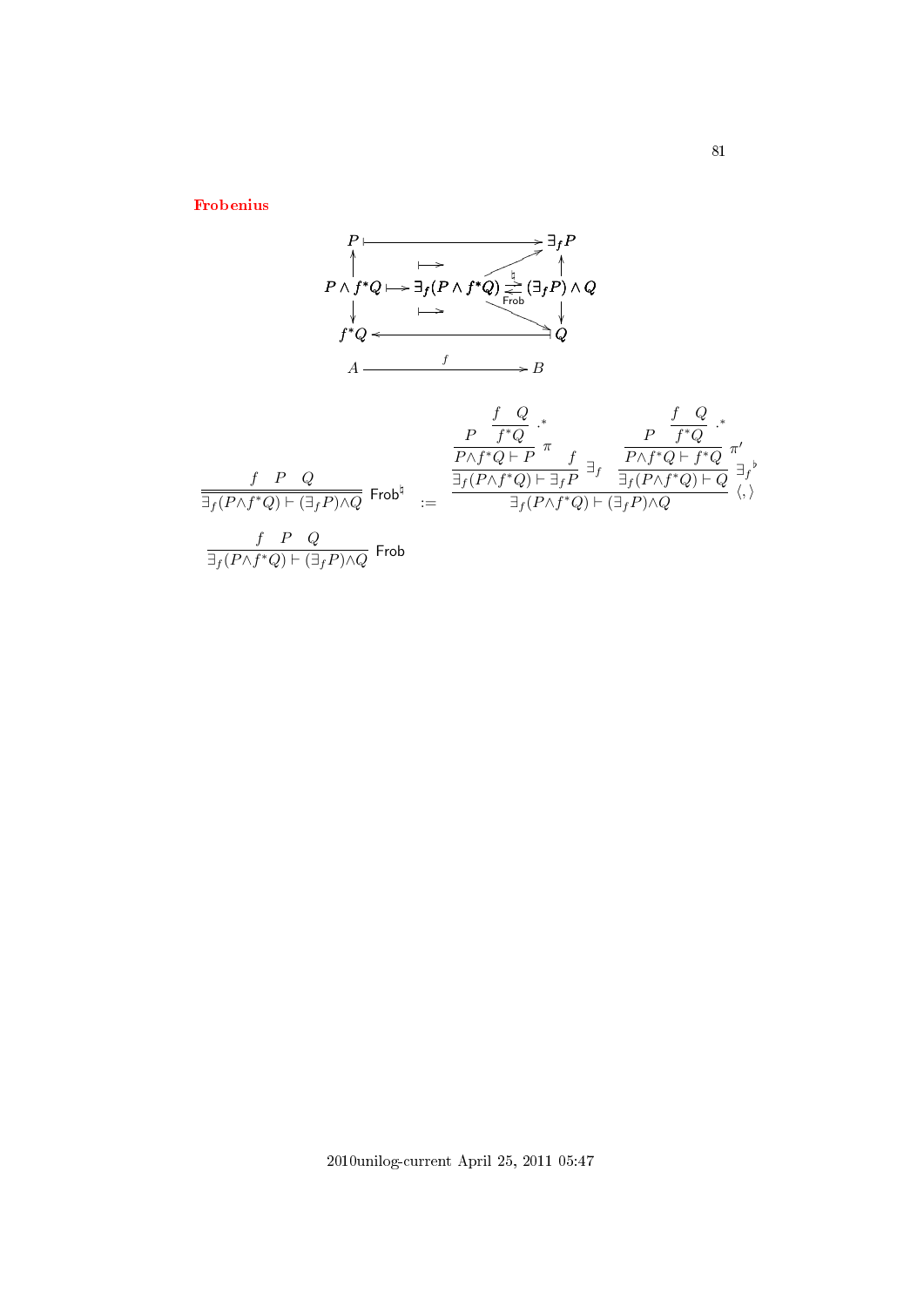**Frobenius**

$$
\begin{array}{ccccc}
P & \longmapsto & & & \exists_f P \\
\uparrow & & & \nearrow & \uparrow \\
P \wedge f^*Q & \longmapsto & \exists_f(P \wedge f^*Q) & \underset{\mathsf{Frob}}{\overset{\natural}{\rightleftarrows}} & (\exists_f P) \wedge Q \\
\downarrow & & & \searrow & \downarrow \\
f^*Q & \longleftarrow & & & Q \\
A & & \xrightarrow{\quad f \quad} & & B
\end{array}
$$

$$
\dfrac{f \quad P \quad Q}{\exists_f(P \wedge f^*Q) \vdash (\exists_f P) \wedge Q}\ \mathsf{Frob}^\natural \quad := \quad
\dfrac{
\dfrac{\dfrac{P \quad \dfrac{f \quad Q}{f^*Q}\ {\cdot^*}}{P \wedge f^*Q \vdash P}\ \pi \quad f}{\exists_f(P \wedge f^*Q) \vdash \exists_f P}\ \exists_f
\quad
\dfrac{\dfrac{P \quad \dfrac{f \quad Q}{f^*Q}\ {\cdot^*}}{P \wedge f^*Q \vdash f^*Q}\ \pi'}{\exists_f(P \wedge f^*Q) \vdash Q}\ {\exists_f}^\flat
}{\exists_f(P \wedge f^*Q) \vdash (\exists_f P) \wedge Q}\ \langle , \rangle
$$

$$
\dfrac{f \quad P \quad Q}{\exists_f(P \wedge f^*Q) \vdash (\exists_f P) \wedge Q}\ \mathsf{Frob}
$$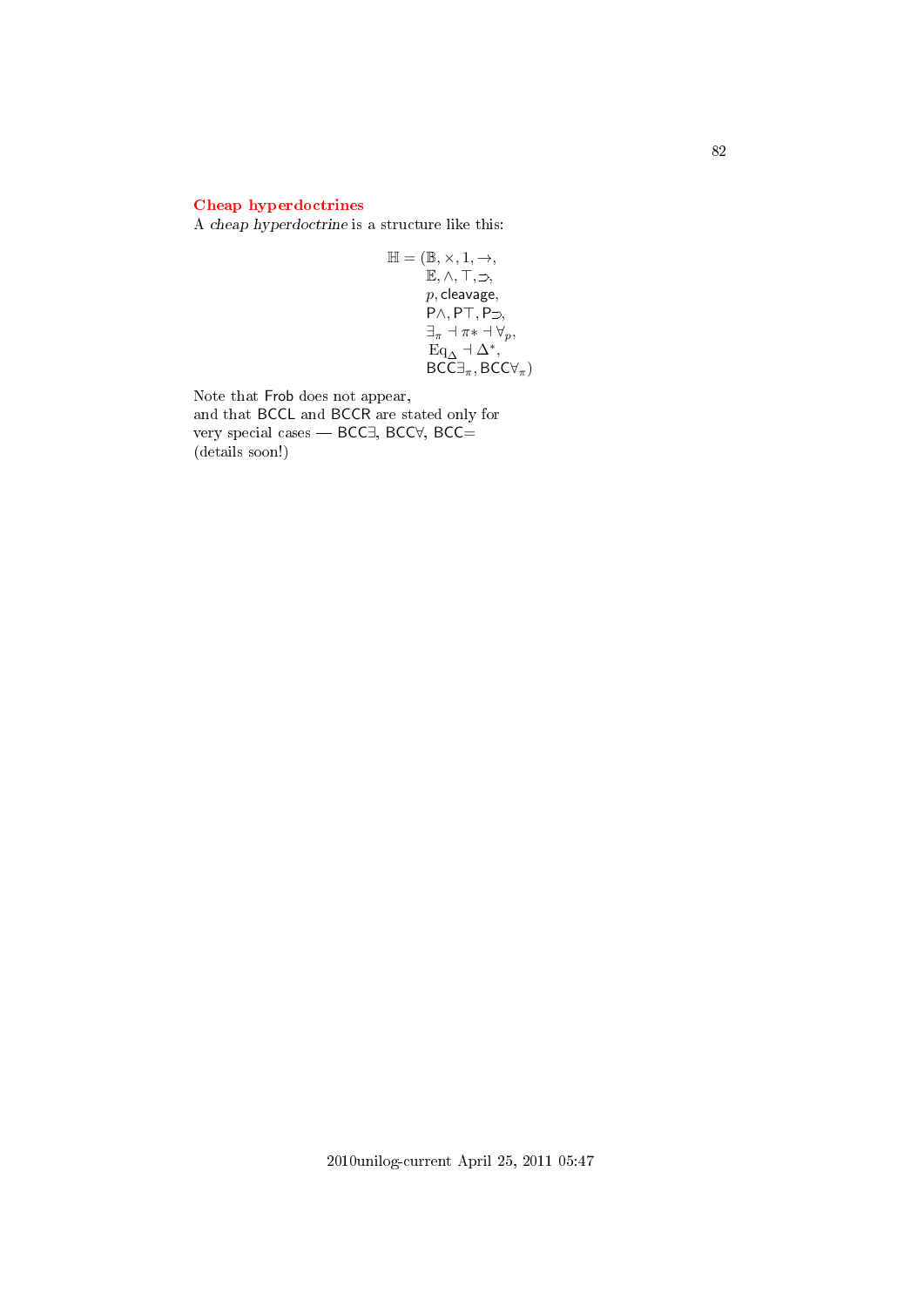### Cheap hyperdoctrines

A *cheap hyperdoctrine* is a structure like this:

$$
\begin{array}{rl}
\mathbb{H} = (& \mathbb{B}, \times, 1, \to, \\
& \mathbb{E}, \wedge, \top, \supset, \\
& p, \mathsf{cleavage}, \\
& \mathsf{P}\wedge, \mathsf{P}\top, \mathsf{P}\supset, \\
& \exists_\pi \dashv \pi * \dashv \forall_p, \\
& \mathrm{Eq}_\Delta \dashv \Delta^*, \\
& \mathsf{BCC}\exists_\pi, \mathsf{BCC}\forall_\pi)
\end{array}
$$

Note that Frob does not appear,
and that BCCL and BCCR are stated only for
very special cases — BCC∃, BCC∀, BCC=
(details soon!)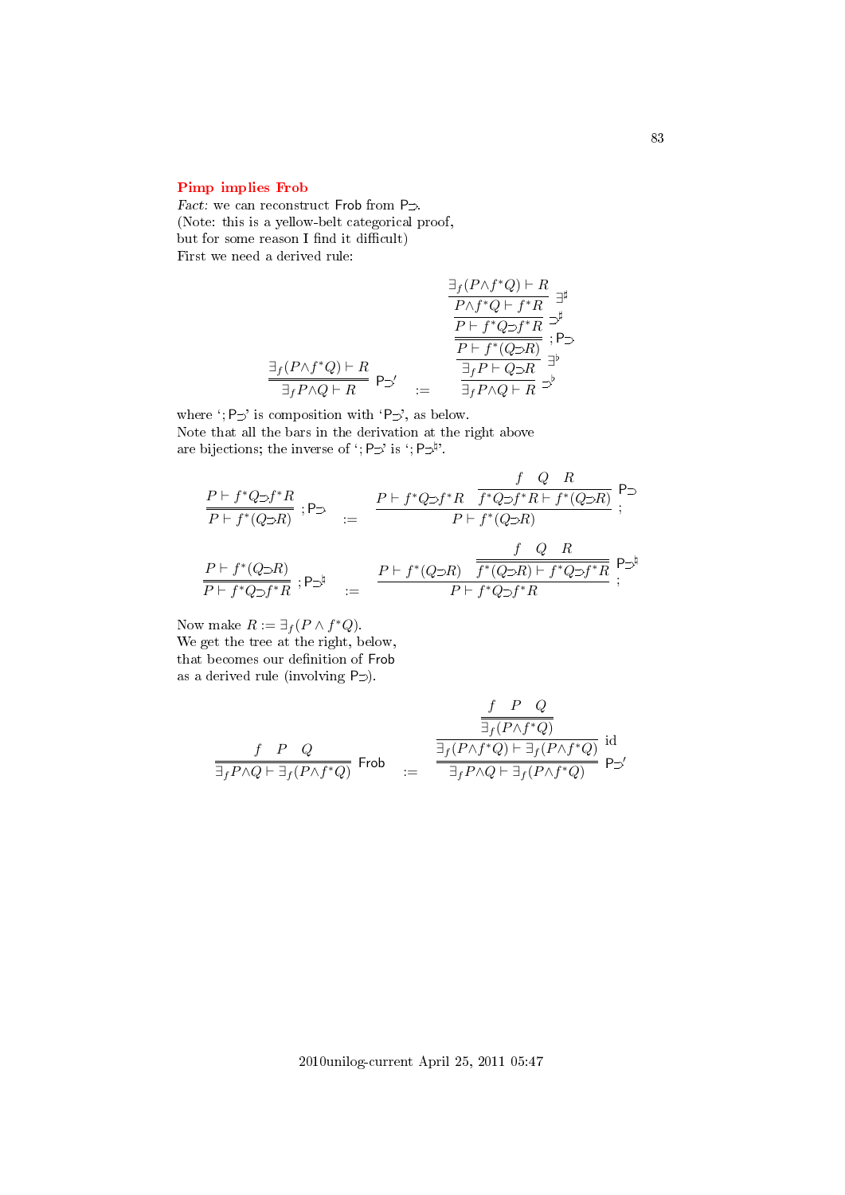## Pimp implies Frob

*Fact:* we can reconstruct Frob from P⊃.
(Note: this is a yellow-belt categorical proof, but for some reason I find it difficult)
First we need a derived rule:

$$
\dfrac{\exists_f(P\land f^*Q)\vdash R}{\exists_f P\land Q\vdash R}\ \mathsf{P}{\supset}' \quad := \quad
\dfrac{\dfrac{\dfrac{\dfrac{\dfrac{\exists_f(P\land f^*Q)\vdash R}{P\land f^*Q\vdash f^*R}\ \exists^\sharp}{P\vdash f^*Q{\supset}f^*R}\ {\supset}^\sharp}{P\vdash f^*(Q{\supset}R)}\ ;\mathsf{P}{\supset}}{\exists_f P\vdash Q{\supset}R}\ \exists^\flat}{\exists_f P\land Q\vdash R}\ {\supset}^\flat
$$

where ‘$;\mathsf{P}{\supset}$’ is composition with ‘$\mathsf{P}{\supset}$’, as below.
Note that all the bars in the derivation at the right above are bijections; the inverse of ‘$;\mathsf{P}{\supset}$’ is ‘$;\mathsf{P}{\supset}^\natural$’.

$$
\dfrac{P\vdash f^*Q{\supset}f^*R}{P\vdash f^*(Q{\supset}R)}\ ;\mathsf{P}{\supset} \quad := \quad
\dfrac{P\vdash f^*Q{\supset}f^*R \qquad \dfrac{f \quad Q \quad R}{f^*Q{\supset}f^*R\vdash f^*(Q{\supset}R)}\ \mathsf{P}{\supset}}{P\vdash f^*(Q{\supset}R)}\ ;
$$

$$
\dfrac{P\vdash f^*(Q{\supset}R)}{P\vdash f^*Q{\supset}f^*R}\ ;\mathsf{P}{\supset}^\natural \quad := \quad
\dfrac{P\vdash f^*(Q{\supset}R) \qquad \dfrac{f \quad Q \quad R}{f^*(Q{\supset}R)\vdash f^*Q{\supset}f^*R}\ \mathsf{P}{\supset}^\natural}{P\vdash f^*Q{\supset}f^*R}\ ;
$$

Now make $R:=\exists_f(P\land f^*Q)$.
We get the tree at the right, below, that becomes our definition of Frob as a derived rule (involving $\mathsf{P}{\supset}$).

$$
\dfrac{f \quad P \quad Q}{\exists_f P\land Q\vdash \exists_f(P\land f^*Q)}\ \mathsf{Frob} \quad := \quad
\dfrac{\dfrac{\dfrac{f \quad P \quad Q}{\exists_f(P\land f^*Q)}}{\exists_f(P\land f^*Q)\vdash \exists_f(P\land f^*Q)}\ \mathrm{id}}{\exists_f P\land Q\vdash \exists_f(P\land f^*Q)}\ \mathsf{P}{\supset}'
$$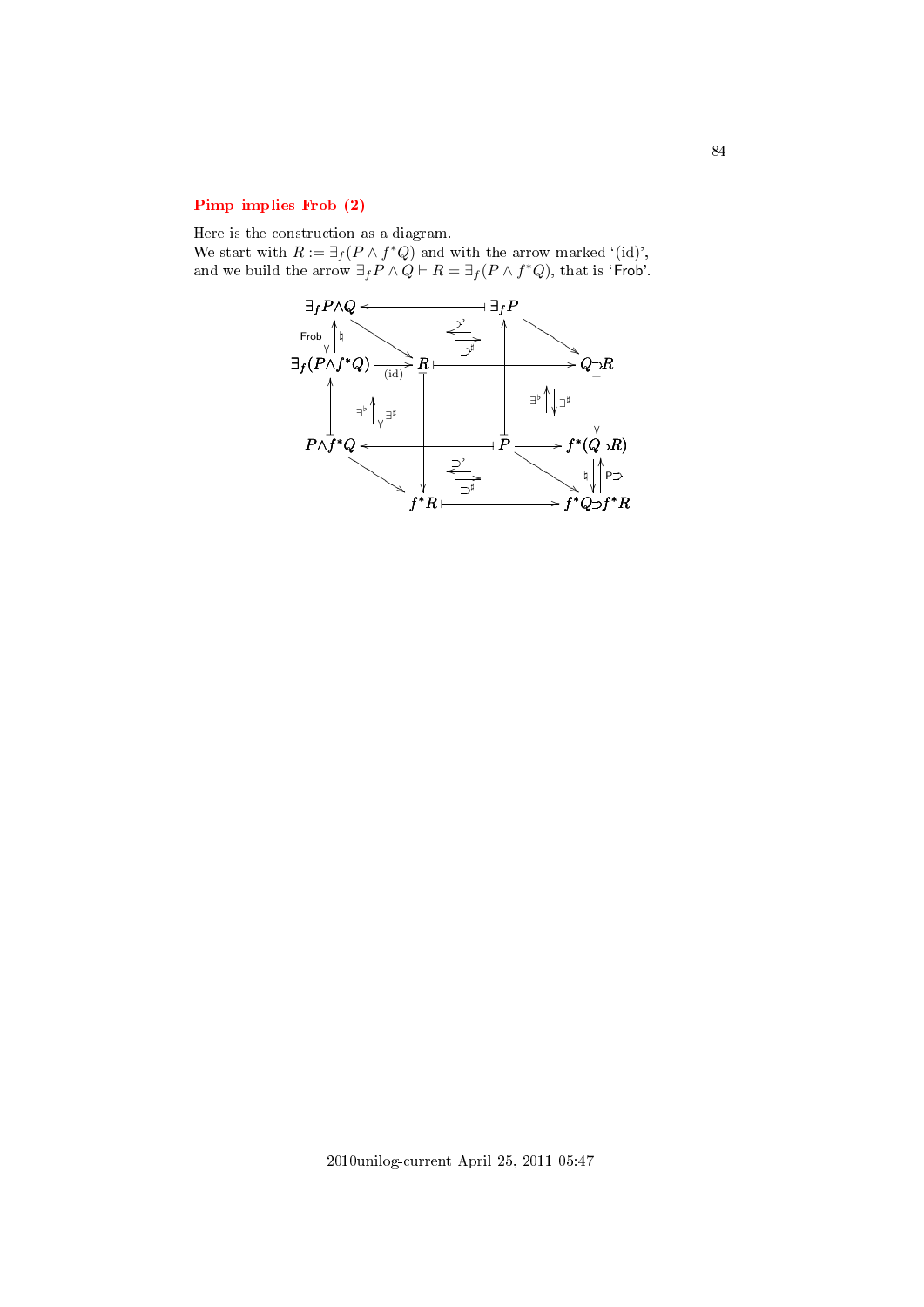### Pimp implies Frob (2)

Here is the construction as a diagram.
We start with $R := \exists_f(P \wedge f^*Q)$ and with the arrow marked '(id)', and we build the arrow $\exists_f P \wedge Q \vdash R = \exists_f(P \wedge f^*Q)$, that is 'Frob'.

$$
\begin{array}{ccccccc}
\exists_f P{\wedge}Q & \longleftarrow\!\!\!\dashv & & & \exists_f P & & \\
\text{Frob}\downarrow\uparrow\natural & \searrow & & \overset{\supset^\flat}{\longleftarrow}\underset{\supset^\sharp}{\longrightarrow} & \uparrow & \searrow & \\
\exists_f(P{\wedge}f^*Q) & \xrightarrow[\text{(id)}]{} & R & \longmapsto & & & Q{\supset}R \\
\uparrow & \exists^\flat\uparrow\downarrow\exists^\sharp & \downarrow & & & \exists^\flat\uparrow\downarrow\exists^\sharp & \downarrow \\
P{\wedge}f^*Q & \longleftarrow\!\!\!\dashv & & & P & \longrightarrow & f^*(Q{\supset}R) \\
& \searrow & & \overset{\supset^\flat}{\longleftarrow}\underset{\supset^\sharp}{\longrightarrow} & & \searrow & \natural\downarrow\uparrow\mathsf{P}{\supset} \\
& & f^*R & \longmapsto & & & f^*Q{\supset}f^*R
\end{array}
$$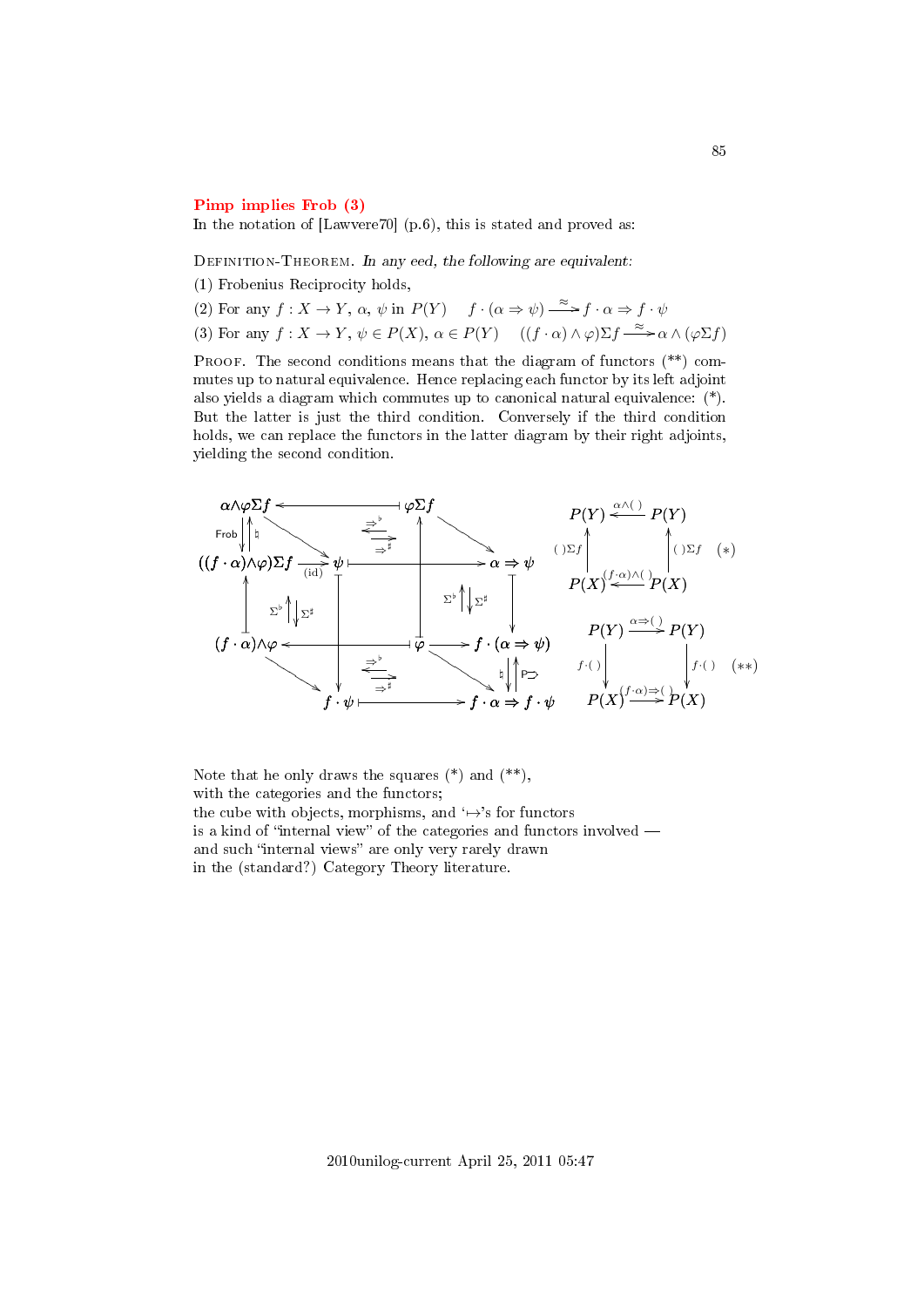## Pimp implies Frob (3)

In the notation of [Lawvere70] (p.6), this is stated and proved as:

Definition-Theorem. *In any eed, the following are equivalent:*

(1) Frobenius Reciprocity holds,

(2) For any $f : X \to Y$, $\alpha$, $\psi$ in $P(Y)$ $\quad f \cdot (\alpha \Rightarrow \psi) \xrightarrow{\approx} f \cdot \alpha \Rightarrow f \cdot \psi$

(3) For any $f : X \to Y$, $\psi \in P(X)$, $\alpha \in P(Y)$ $\quad ((f \cdot \alpha) \wedge \varphi)\Sigma f \xrightarrow{\approx} \alpha \wedge (\varphi \Sigma f)$

Proof. The second conditions means that the diagram of functors (**) commutes up to natural equivalence. Hence replacing each functor by its left adjoint also yields a diagram which commutes up to canonical natural equivalence: (*). But the latter is just the third condition. Conversely if the third condition holds, we can replace the functors in the latter diagram by their right adjoints, yielding the second condition.

Note that he only draws the squares (*) and (**),
with the categories and the functors;
the cube with objects, morphisms, and '$\mapsto$'s for functors
is a kind of "internal view" of the categories and functors involved —
and such "internal views" are only very rarely drawn
in the (standard?) Category Theory literature.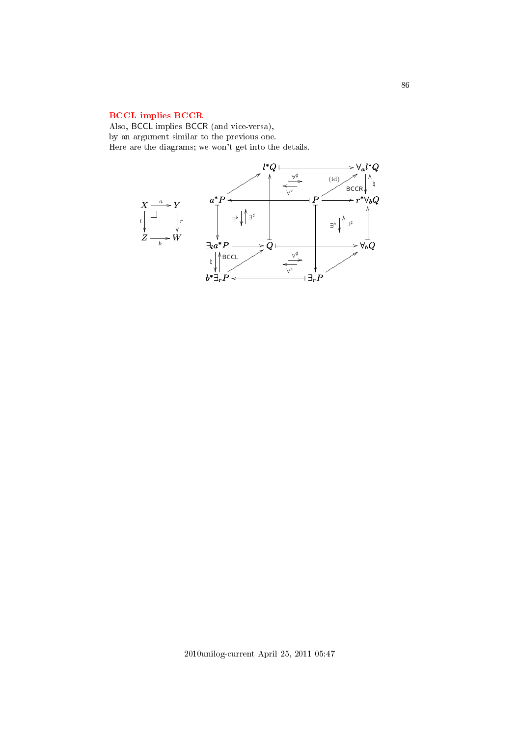## BCCL implies BCCR

Also, BCCL implies BCCR (and vice-versa),
by an argument similar to the previous one.
Here are the diagrams; we won't get into the details.

$$
\begin{array}{ccc}
X & \xrightarrow{a} & Y \\
{\scriptstyle l}\downarrow & \lrcorner & \downarrow{\scriptstyle r} \\
Z & \xrightarrow[b]{} & W
\end{array}
$$

$$
\begin{array}{ccccccc}
 & & l^*Q & \longmapsto & \forall_a l^*Q & & \\
a^*P & \longleftarrow & P & \longrightarrow & r^*\forall_b Q & & \\
\exists_l a^*P & \longrightarrow & Q & \longmapsto & \forall_b Q & & \\
b^*\exists_r P & \longleftarrow & \exists_r P & & & &
\end{array}
$$

Labels in the diagram: $\forall^\sharp$, $\forall^\flat$, (id), BCCR, $\natural$, $\exists^\flat$, $\exists^\sharp$, BCCL.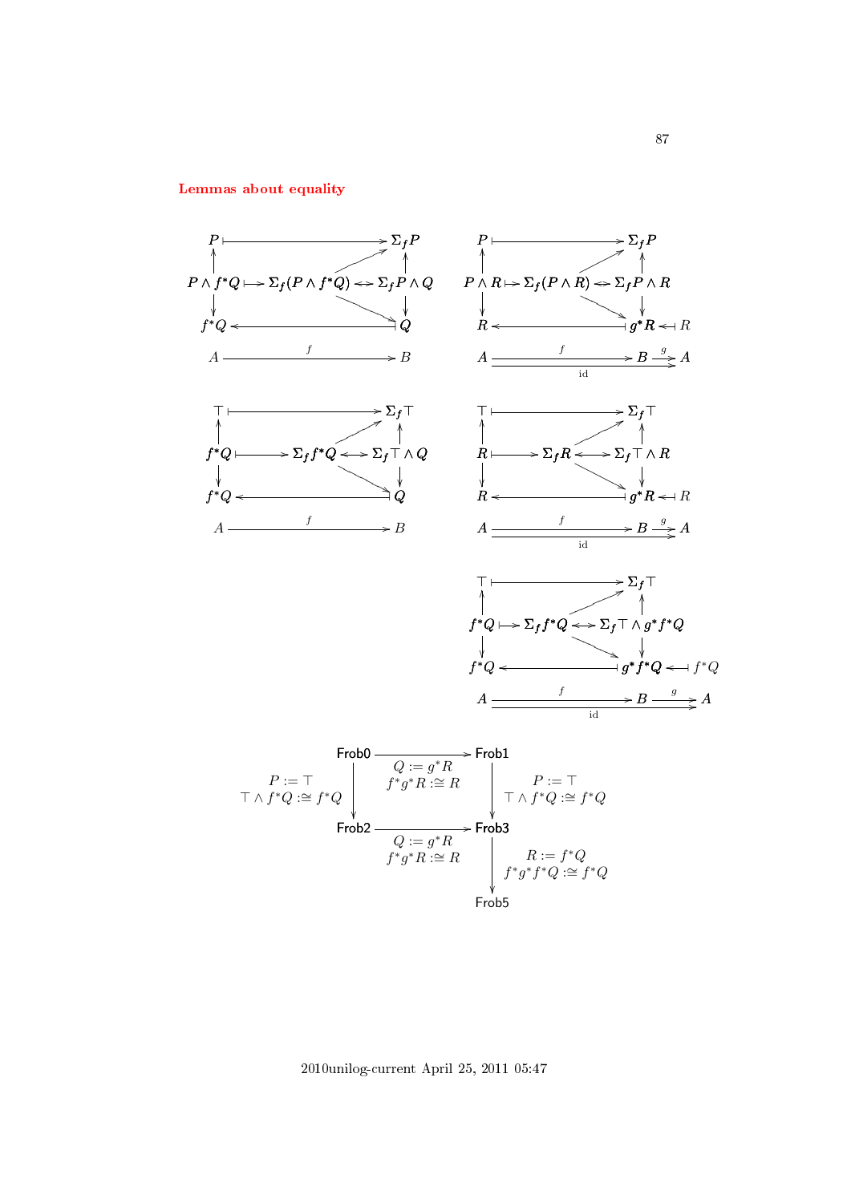**Lemmas about equality**

$$
\begin{array}{ccccc}
P & \mapsto & & & \Sigma_f P \\
\uparrow & & & \nearrow & \uparrow \\
P \wedge f^*Q & \mapsto & \Sigma_f(P \wedge f^*Q) & \leftrightarrow & \Sigma_f P \wedge Q \\
\downarrow & & & \searrow & \downarrow \\
f^*Q & \leftarrow & & & Q \\
A & & \xrightarrow{f} & & B
\end{array}
\qquad
\begin{array}{ccccc}
P & \mapsto & & & \Sigma_f P \\
\uparrow & & & \nearrow & \uparrow \\
P \wedge R & \mapsto & \Sigma_f(P \wedge R) & \leftrightarrow & \Sigma_f P \wedge R \\
\downarrow & & & \searrow & \downarrow \\
R & \leftarrow & & & g^*R \leftarrow R \\
A & & \xrightarrow{f} & & B \xrightarrow{g} A \\
 & & \xrightarrow[\mathrm{id}]{} & &
\end{array}
$$

$$
\begin{array}{ccccc}
\top & \mapsto & & & \Sigma_f \top \\
\uparrow & & & \nearrow & \uparrow \\
f^*Q & \mapsto & \Sigma_f f^*Q & \leftrightarrow & \Sigma_f \top \wedge Q \\
\downarrow & & & \searrow & \downarrow \\
f^*Q & \leftarrow & & & Q \\
A & & \xrightarrow{f} & & B
\end{array}
\qquad
\begin{array}{ccccc}
\top & \mapsto & & & \Sigma_f \top \\
\uparrow & & & \nearrow & \uparrow \\
R & \mapsto & \Sigma_f R & \leftrightarrow & \Sigma_f \top \wedge R \\
\downarrow & & & \searrow & \downarrow \\
R & \leftarrow & & & g^*R \leftarrow R \\
A & & \xrightarrow{f} & & B \xrightarrow{g} A \\
 & & \xrightarrow[\mathrm{id}]{} & &
\end{array}
$$

$$
\begin{array}{ccccc}
\top & \mapsto & & & \Sigma_f \top \\
\uparrow & & & \nearrow & \uparrow \\
f^*Q & \mapsto & \Sigma_f f^*Q & \leftrightarrow & \Sigma_f \top \wedge g^*f^*Q \\
\downarrow & & & \searrow & \downarrow \\
f^*Q & \leftarrow & & & g^*f^*Q \leftarrow f^*Q \\
A & & \xrightarrow{f} & & B \xrightarrow{g} A \\
 & & \xrightarrow[\mathrm{id}]{} & &
\end{array}
$$

$$
\begin{array}{ccc}
\mathsf{Frob0} & \xrightarrow[\substack{Q := g^*R \\ f^*g^*R :\cong R}]{} & \mathsf{Frob1} \\
{\scriptstyle P := \top,\ \top \wedge f^*Q :\cong f^*Q} \downarrow & & \downarrow {\scriptstyle P := \top,\ \top \wedge f^*Q :\cong f^*Q} \\
\mathsf{Frob2} & \xrightarrow[\substack{Q := g^*R \\ f^*g^*R :\cong R}]{} & \mathsf{Frob3} \\
 & & \downarrow {\scriptstyle R := f^*Q,\ f^*g^*f^*Q :\cong f^*Q} \\
 & & \mathsf{Frob5}
\end{array}
$$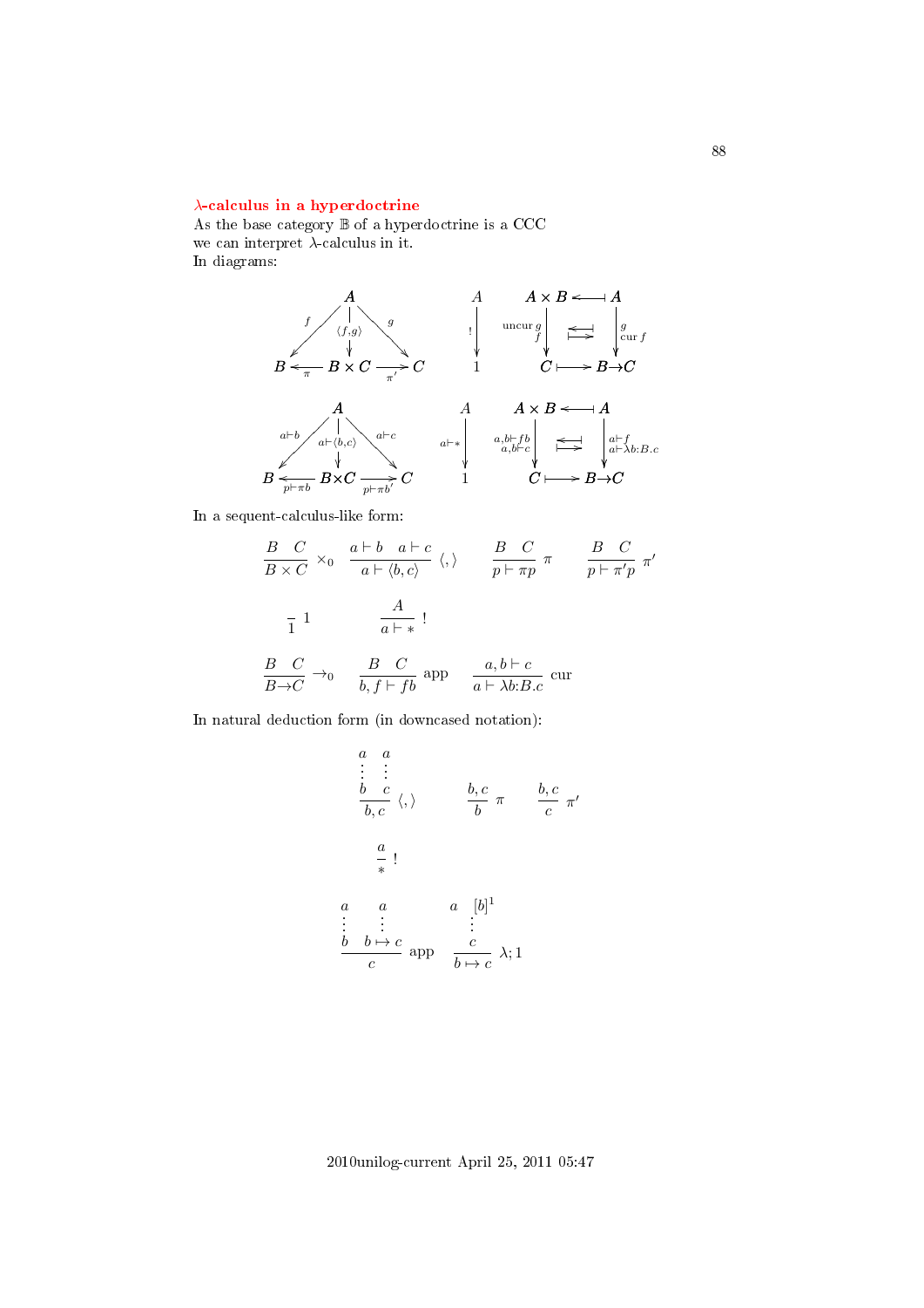## $\lambda$-calculus in a hyperdoctrine

As the base category $\mathbb{B}$ of a hyperdoctrine is a CCC
we can interpret $\lambda$-calculus in it.
In diagrams:

$$
\begin{array}{ccc}
 & A & \\
{}^{f}\swarrow & \downarrow{\scriptstyle \langle f,g\rangle} & \searrow^{g} \\
B & \xleftarrow[\pi]{} B\times C \xrightarrow[\pi']{} & C
\end{array}
\qquad
\begin{array}{c} A \\ \downarrow{\scriptstyle !} \\ 1 \end{array}
\qquad
\begin{array}{ccc}
A\times B & \longleftarrow\!\shortmid & A \\
\downarrow{\scriptstyle \text{uncur}\,g}\ {\scriptstyle f} & \overset{\longleftarrow\!\shortmid}{\shortmid\!\longrightarrow} & \downarrow{\scriptstyle g}\ {\scriptstyle \text{cur}\,f} \\
C & \shortmid\!\longrightarrow & B\to C
\end{array}
$$

$$
\begin{array}{ccc}
 & A & \\
{}^{a\vdash b}\swarrow & \downarrow{\scriptstyle a\vdash\langle b,c\rangle} & \searrow^{a\vdash c} \\
B & \xleftarrow[p\vdash \pi b]{} B\times C \xrightarrow[p\vdash \pi b']{} & C
\end{array}
\qquad
\begin{array}{c} A \\ \downarrow{\scriptstyle a\vdash *} \\ 1 \end{array}
\qquad
\begin{array}{ccc}
A\times B & \longleftarrow\!\shortmid & A \\
\downarrow{\scriptstyle a,b\vdash fb}\ {\scriptstyle a,b\vdash c} & \overset{\longleftarrow\!\shortmid}{\shortmid\!\longrightarrow} & \downarrow{\scriptstyle a\vdash f}\ {\scriptstyle a\vdash\lambda b:B.c} \\
C & \shortmid\!\longrightarrow & B\to C
\end{array}
$$

In a sequent-calculus-like form:

$$
\frac{B \quad C}{B\times C}\ \times_0
\qquad
\frac{a\vdash b \quad a\vdash c}{a\vdash \langle b,c\rangle}\ \langle,\rangle
\qquad
\frac{B \quad C}{p\vdash \pi p}\ \pi
\qquad
\frac{B \quad C}{p\vdash \pi' p}\ \pi'
$$

$$
\frac{}{1}\ 1
\qquad\qquad
\frac{A}{a\vdash *}\ !
$$

$$
\frac{B \quad C}{B\to C}\ \to_0
\qquad
\frac{B \quad C}{b,f\vdash fb}\ \text{app}
\qquad
\frac{a,b\vdash c}{a\vdash \lambda b{:}B.c}\ \text{cur}
$$

In natural deduction form (in downcased notation):

$$
\frac{\begin{array}{cc} a & a \\ \vdots & \vdots \\ b & c \end{array}}{b,c}\ \langle,\rangle
\qquad
\frac{b,c}{b}\ \pi
\qquad
\frac{b,c}{c}\ \pi'
$$

$$
\frac{a}{*}\ !
$$

$$
\frac{\begin{array}{cc} a & a \\ \vdots & \vdots \\ b & b\mapsto c \end{array}}{c}\ \text{app}
\qquad
\frac{\begin{array}{cc} a & [b]^1 \\ \vdots & \\ c & \end{array}}{b\mapsto c}\ \lambda;1
$$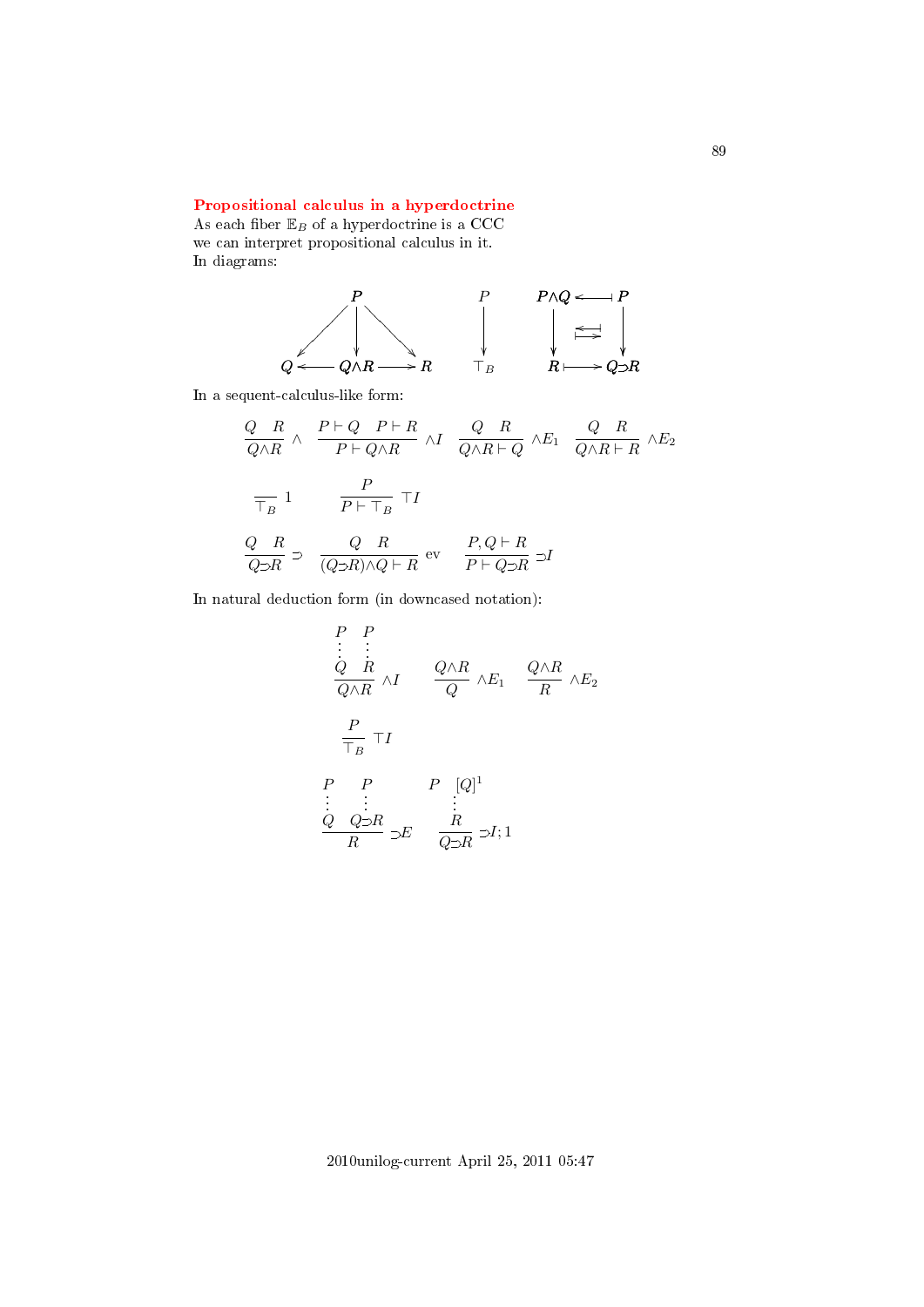## Propositional calculus in a hyperdoctrine

As each fiber $\mathbb{E}_B$ of a hyperdoctrine is a CCC we can interpret propositional calculus in it.
In diagrams:

$$
\begin{array}{ccc}
 & P & \\
\swarrow & \downarrow & \searrow \\
Q & \longleftarrow Q\wedge R \longrightarrow & R
\end{array}
\qquad
\begin{array}{c}
P \\
\downarrow \\
\top_B
\end{array}
\qquad
\begin{array}{ccc}
P\wedge Q & \longleftarrow\!\dashv & P \\
\downarrow & \rightleftarrows & \downarrow \\
R & \longmapsto & Q\supset R
\end{array}
$$

In a sequent-calculus-like form:

$$
\frac{Q \quad R}{Q\wedge R}\ \wedge \qquad \frac{P\vdash Q \quad P\vdash R}{P\vdash Q\wedge R}\ \wedge I \qquad \frac{Q \quad R}{Q\wedge R\vdash Q}\ \wedge E_1 \qquad \frac{Q \quad R}{Q\wedge R\vdash R}\ \wedge E_2
$$

$$
\frac{}{\top_B}\ 1 \qquad \frac{P}{P\vdash \top_B}\ \top I
$$

$$
\frac{Q \quad R}{Q\supset R}\ \supset \qquad \frac{Q \quad R}{(Q\supset R)\wedge Q\vdash R}\ \text{ev} \qquad \frac{P, Q\vdash R}{P\vdash Q\supset R}\ \supset I
$$

In natural deduction form (in downcased notation):

$$
\frac{\begin{array}{cc} P & P \\ \vdots & \vdots \\ Q & R \end{array}}{Q\wedge R}\ \wedge I \qquad \frac{Q\wedge R}{Q}\ \wedge E_1 \qquad \frac{Q\wedge R}{R}\ \wedge E_2
$$

$$
\frac{P}{\top_B}\ \top I
$$

$$
\frac{\begin{array}{cc} P & P \\ \vdots & \vdots \\ Q & Q\supset R \end{array}}{R}\ \supset E \qquad \frac{\begin{array}{cc} P & [Q]^1 \\ & \vdots \\ & R \end{array}}{Q\supset R}\ \supset I; 1
$$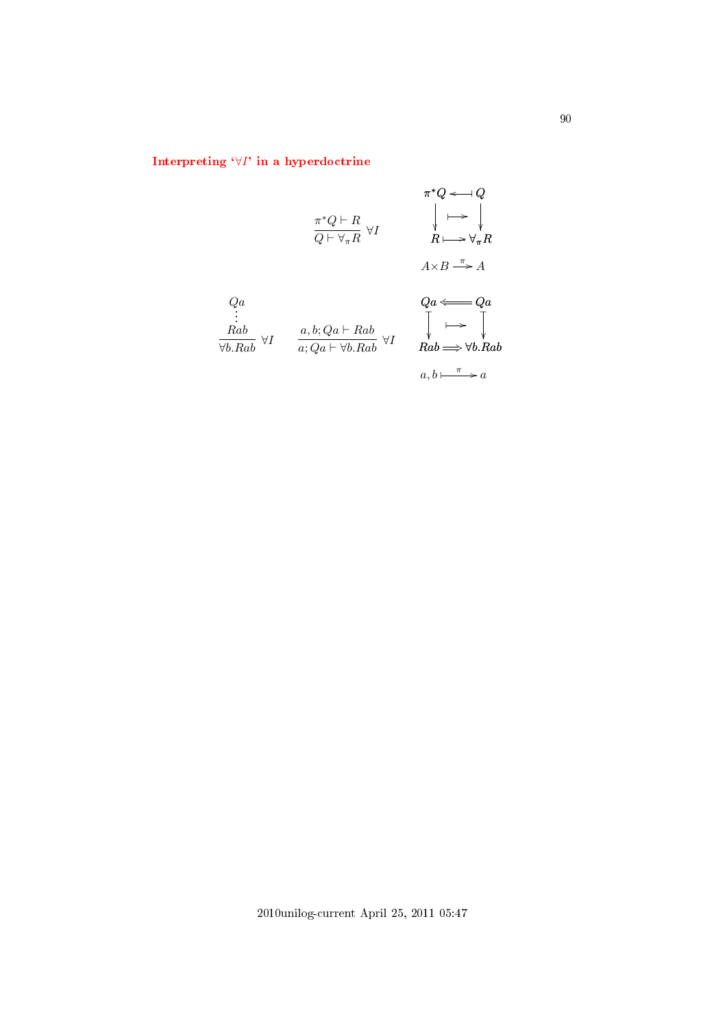## Interpreting '$\forall I$' in a hyperdoctrine

$$\frac{\pi^* Q \vdash R}{Q \vdash \forall_\pi R}\ \forall I \qquad \begin{array}{ccc} \pi^* Q & \longleftarrow\!\dashv & Q \\ \downarrow & \longmapsto & \downarrow \\ R & \longmapsto & \forall_\pi R \end{array}$$

$$A \times B \xrightarrow{\pi} A$$

$$\frac{\begin{array}{c} Qa \\ \vdots \\ Rab \end{array}}{\forall b.Rab}\ \forall I \qquad \frac{a, b; Qa \vdash Rab}{a; Qa \vdash \forall b.Rab}\ \forall I \qquad \begin{array}{ccc} Qa & \Longleftarrow & Qa \\ \downarrow & \longmapsto & \downarrow \\ Rab & \Longrightarrow & \forall b.Rab \end{array}$$

$$a, b \stackrel{\pi}{\longmapsto} a$$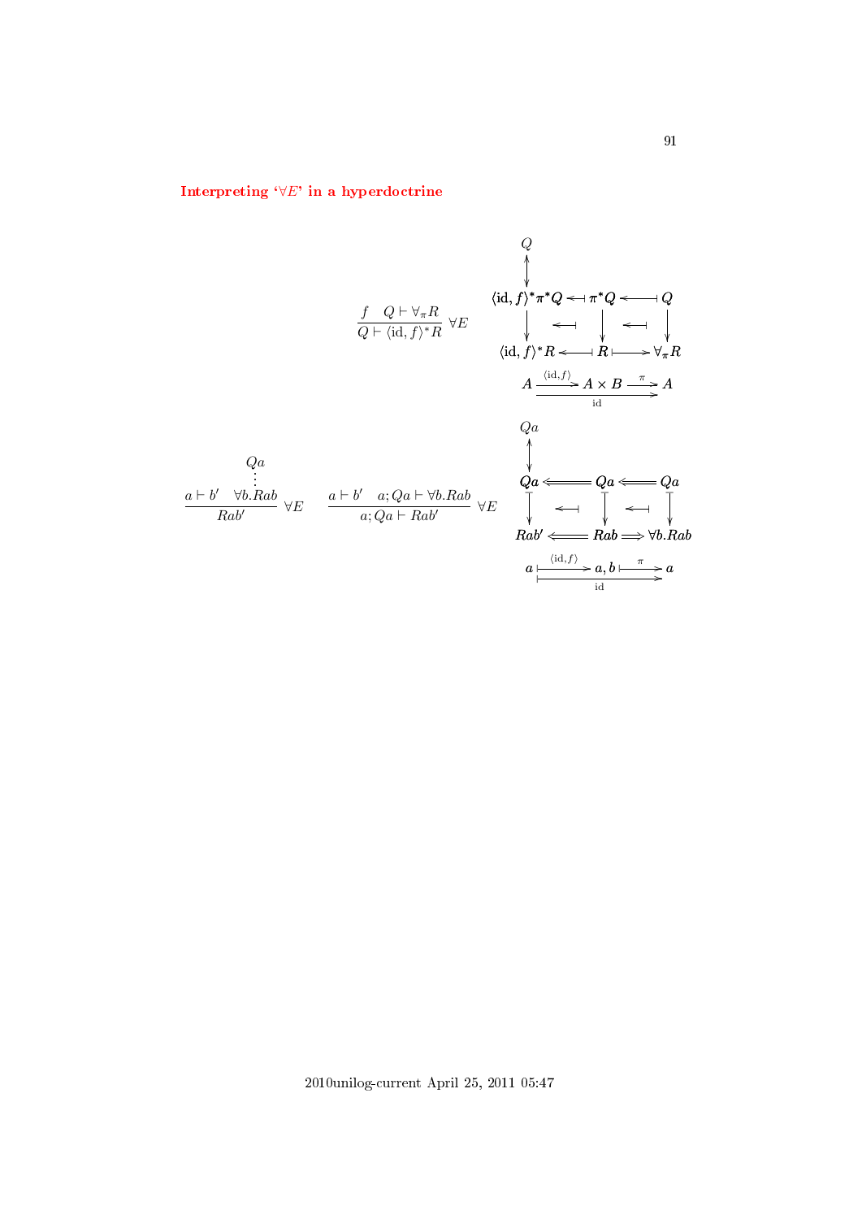## Interpreting '$\forall E$' in a hyperdoctrine

$$\frac{f \quad Q \vdash \forall_\pi R}{Q \vdash \langle \mathrm{id}, f\rangle^* R}\ \forall E$$

$$\begin{array}{ccccc}
 & & Q & & \\
 & & \updownarrow & & \\
\langle \mathrm{id}, f\rangle^* \pi^* Q & \leftarrow\!\dashv & \pi^* Q & \leftarrow\!\!\!-\!\!\!\dashv & Q \\
\downarrow & \leftarrow\!\dashv & \downarrow & \leftarrow\!\dashv & \downarrow \\
\langle \mathrm{id}, f\rangle^* R & \leftarrow\!\!\!-\!\!\!\dashv & R & \longmapsto & \forall_\pi R \\
A & \xrightarrow{\langle \mathrm{id}, f\rangle} & A \times B & \xrightarrow{\pi} & A
\end{array}$$

with $\mathrm{id}: A \to A$ along the bottom.

$$\frac{a \vdash b' \quad \begin{array}{c} Qa \\ \vdots \\ \forall b.Rab \end{array}}{Rab'}\ \forall E \qquad \frac{a \vdash b' \quad a; Qa \vdash \forall b.Rab}{a; Qa \vdash Rab'}\ \forall E$$

$$\begin{array}{ccccc}
 & & Qa & & \\
 & & \updownarrow & & \\
Qa & \Longleftarrow & Qa & \Longleftarrow & Qa \\
\downarrow & \leftarrow\!\dashv & \downarrow & \leftarrow\!\dashv & \downarrow \\
Rab' & \Longleftarrow & Rab & \Longrightarrow & \forall b.Rab \\
a & \xmapsto{\langle \mathrm{id}, f\rangle} & a, b & \xmapsto{\pi} & a
\end{array}$$

with $\mathrm{id}: a \mapsto a$ along the bottom.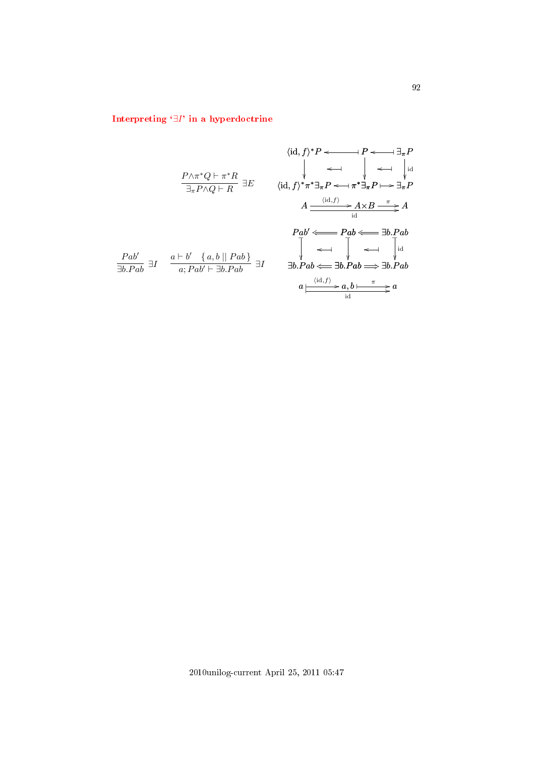## Interpreting '$\exists I$' in a hyperdoctrine

$$\frac{P \wedge \pi^* Q \vdash \pi^* R}{\exists_\pi P \wedge Q \vdash R} \;\exists E$$

$$\begin{array}{ccccc}
\langle \mathrm{id}, f\rangle^* P & \longleftarrow\!\shortmid & P & \longleftarrow\!\shortmid & \exists_\pi P \\
\downarrow & \longleftarrow\!\shortmid & \downarrow & \longleftarrow\!\shortmid & \downarrow \mathrm{id} \\
\langle \mathrm{id}, f\rangle^* \pi^* \exists_\pi P & \longleftarrow\!\shortmid & \pi^* \exists_\pi P & \shortmid\!\longrightarrow & \exists_\pi P
\end{array}$$

$$A \xrightarrow{\langle \mathrm{id}, f\rangle} A \times B \xrightarrow{\pi} A, \qquad A \xrightarrow{\mathrm{id}} A$$

$$\frac{Pab'}{\exists b.Pab} \;\exists I \qquad \frac{a \vdash b' \quad \{\, a, b \mid\mid Pab \,\}}{a; Pab' \vdash \exists b.Pab} \;\exists I$$

$$\begin{array}{ccccc}
Pab' & \Longleftarrow & Pab & \Longleftarrow & \exists b.Pab \\
\downarrow & \longleftarrow\!\shortmid & \downarrow & \longleftarrow\!\shortmid & \downarrow \mathrm{id} \\
\exists b.Pab & \Longleftarrow & \exists b.Pab & \Longrightarrow & \exists b.Pab
\end{array}$$

$$a \stackrel{\langle \mathrm{id}, f\rangle}{\longmapsto} a, b \stackrel{\pi}{\longmapsto} a, \qquad a \stackrel{\mathrm{id}}{\longmapsto} a$$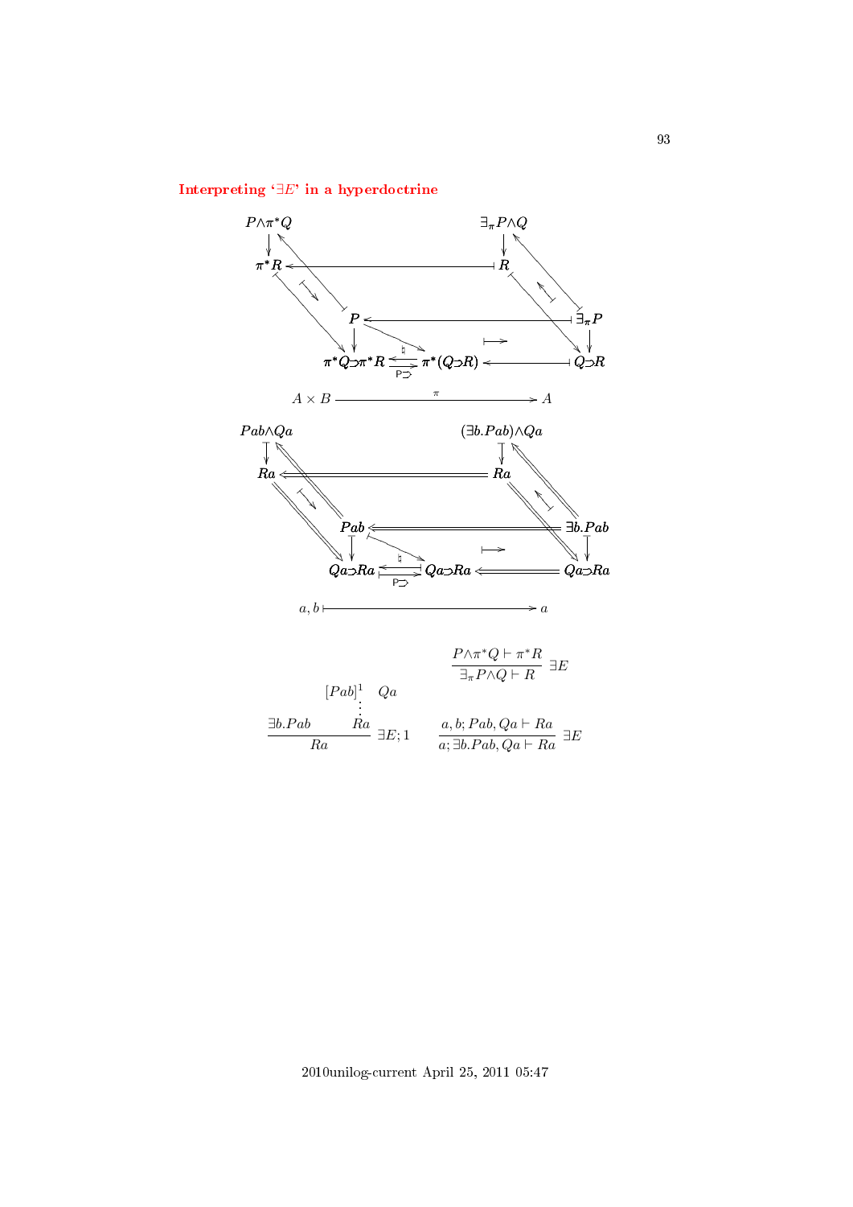### Interpreting '$\exists E$' in a hyperdoctrine

$$
\begin{array}{ccccc}
P\wedge\pi^*Q & & & & \exists_\pi P\wedge Q \\
\pi^*R & \longleftarrow & & & R \\
& P & \longleftarrow & & \exists_\pi P \\
& \pi^*Q\supset\pi^*R \; \underset{\mathsf{P}\supset}{\overset{\natural}{\rightleftarrows}} \; \pi^*(Q\supset R) & \longleftarrow & & Q\supset R
\end{array}
$$

$$A \times B \xrightarrow{\quad\pi\quad} A$$

$$
\begin{array}{ccccc}
Pab\wedge Qa & & & & (\exists b.Pab)\wedge Qa \\
Ra & \Longleftarrow & & & Ra \\
& Pab & \Longleftarrow & & \exists b.Pab \\
& Qa\supset Ra \; \underset{\mathsf{P}\supset}{\overset{\natural}{\rightleftarrows}} \; Qa\supset Ra & \Longleftarrow & & Qa\supset Ra
\end{array}
$$

$$a, b \longmapsto a$$

$$\frac{P\wedge\pi^*Q \vdash \pi^*R}{\exists_\pi P\wedge Q \vdash R}\ \exists E$$

$$\frac{\exists b.Pab \qquad \begin{matrix}[Pab]^1 \quad Qa \\ \vdots \\ Ra\end{matrix}}{Ra}\ \exists E;1 \qquad\qquad \frac{a, b; Pab, Qa \vdash Ra}{a; \exists b.Pab, Qa \vdash Ra}\ \exists E$$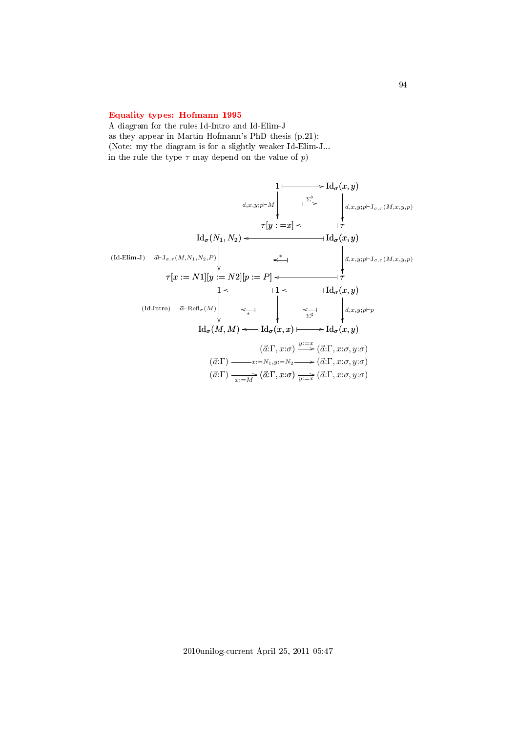## Equality types: Hofmann 1995

A diagram for the rules Id-Intro and Id-Elim-J
as they appear in Martin Hofmann's PhD thesis (p.21):
(Note: my the diagram is for a slightly weaker Id-Elim-J...
in the rule the type $\tau$ may depend on the value of $p$)

$$
\begin{array}{ccccc}
 & & 1 & \longmapsto & \mathrm{Id}_\sigma(x,y) \\
 & & \downarrow{\scriptstyle \vec{a},x,y;p\vdash M} & \overset{\Sigma^\flat}{\longmapsto} & \downarrow{\scriptstyle \vec{a},x,y;p\vdash \mathrm{J}_{\sigma,\tau}(M,x,y,p)} \\
 & & \tau[y:=x] & \longleftarrow & \tau \\
\mathrm{Id}_\sigma(N_1,N_2) & & \longleftarrow & & \mathrm{Id}_\sigma(x,y) \\
\text{(Id-Elim-J)} \quad \downarrow{\scriptstyle \vec{a}\vdash \mathrm{J}_{\sigma,\tau}(M,N_1,N_2,P)} & & \overset{*}{\longleftarrow} & & \downarrow{\scriptstyle \vec{a},x,y;p\vdash \mathrm{J}_{\sigma,\tau}(M,x,y,p)} \\
\tau[x:=N1][y:=N2][p:=P] & & \longleftarrow & & \tau \\
1 & \longleftarrow & 1 & \longleftarrow & \mathrm{Id}_\sigma(x,y) \\
\text{(Id-Intro)} \quad \downarrow{\scriptstyle \vec{a}\vdash \mathrm{Refl}_\sigma(M)} & \underset{*}{\longleftarrow} & \downarrow & \underset{\Sigma^\sharp}{\longleftarrow} & \downarrow{\scriptstyle \vec{a},x,y;p\vdash p} \\
\mathrm{Id}_\sigma(M,M) & \longleftarrow & \mathrm{Id}_\sigma(x,x) & \longmapsto & \mathrm{Id}_\sigma(x,y)
\end{array}
$$

$$
(\vec{a}{:}\Gamma, x{:}\sigma) \xrightarrow{y:=x} (\vec{a}{:}\Gamma, x{:}\sigma, y{:}\sigma)
$$

$$
(\vec{a}{:}\Gamma) \xrightarrow{x:=N_1, y:=N_2} (\vec{a}{:}\Gamma, x{:}\sigma, y{:}\sigma)
$$

$$
(\vec{a}{:}\Gamma) \xrightarrow[x:=M]{} (\vec{a}{:}\Gamma, x{:}\sigma) \xrightarrow[y:=x]{} (\vec{a}{:}\Gamma, x{:}\sigma, y{:}\sigma)
$$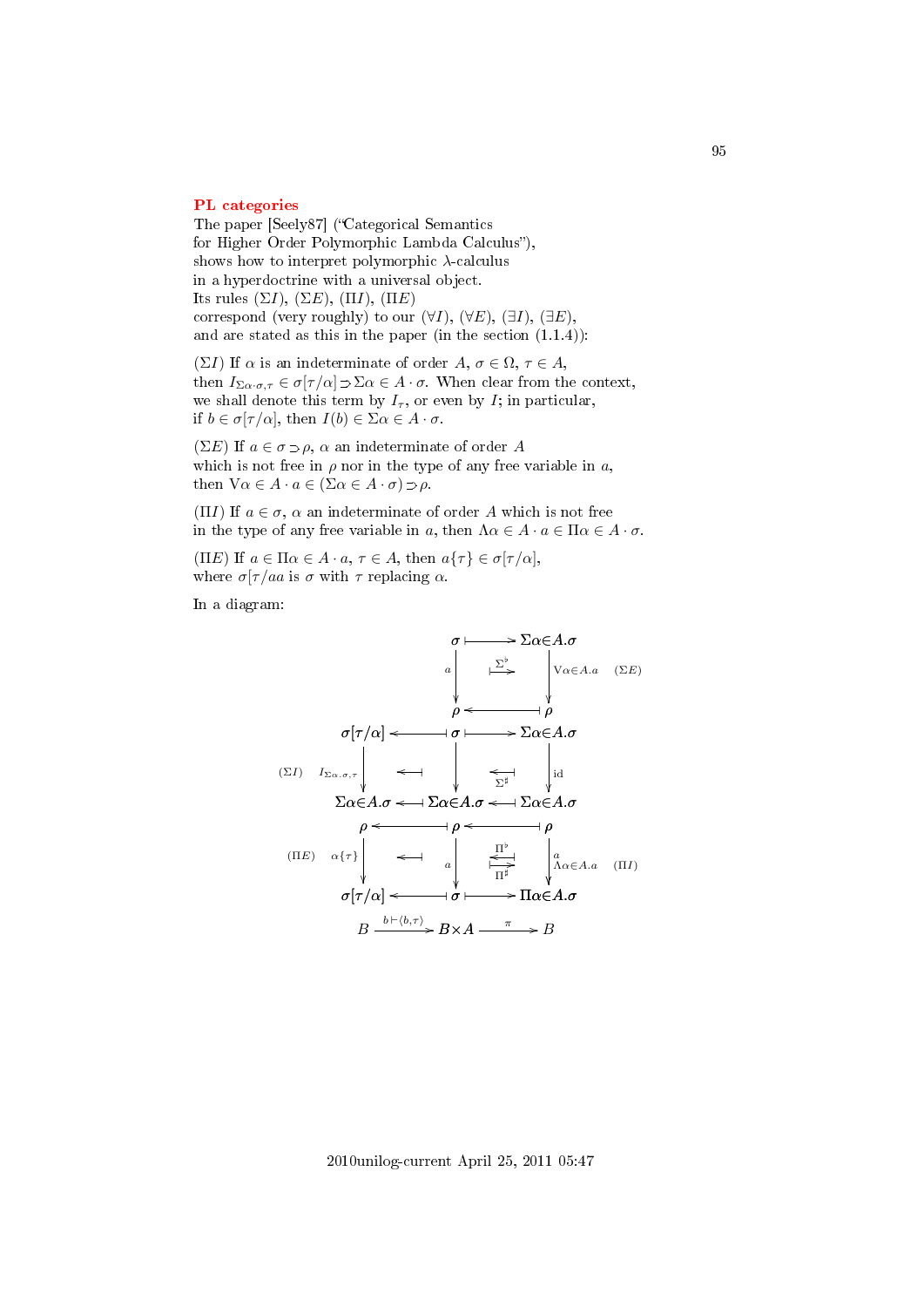## PL categories

The paper [Seely87] ("Categorical Semantics for Higher Order Polymorphic Lambda Calculus"), shows how to interpret polymorphic $\lambda$-calculus in a hyperdoctrine with a universal object. Its rules $(\Sigma I)$, $(\Sigma E)$, $(\Pi I)$, $(\Pi E)$ correspond (very roughly) to our $(\forall I)$, $(\forall E)$, $(\exists I)$, $(\exists E)$, and are stated as this in the paper (in the section (1.1.4)):

$(\Sigma I)$ If $\alpha$ is an indeterminate of order $A$, $\sigma \in \Omega$, $\tau \in A$, then $I_{\Sigma\alpha \cdot \sigma, \tau} \in \sigma[\tau/\alpha] \supset \Sigma\alpha \in A \cdot \sigma$. When clear from the context, we shall denote this term by $I_\tau$, or even by $I$; in particular, if $b \in \sigma[\tau/\alpha]$, then $I(b) \in \Sigma\alpha \in A \cdot \sigma$.

$(\Sigma E)$ If $a \in \sigma \supset \rho$, $\alpha$ an indeterminate of order $A$ which is not free in $\rho$ nor in the type of any free variable in $a$, then $\mathrm{V}\alpha \in A \cdot a \in (\Sigma\alpha \in A \cdot \sigma) \supset \rho$.

$(\Pi I)$ If $a \in \sigma$, $\alpha$ an indeterminate of order $A$ which is not free in the type of any free variable in $a$, then $\Lambda\alpha \in A \cdot a \in \Pi\alpha \in A \cdot \sigma$.

$(\Pi E)$ If $a \in \Pi\alpha \in A \cdot a$, $\tau \in A$, then $a\{\tau\} \in \sigma[\tau/\alpha]$, where $\sigma[\tau/aa$ is $\sigma$ with $\tau$ replacing $\alpha$.

In a diagram:

$$
\begin{array}{ccccccc}
 & & & \sigma & \longmapsto & \Sigma\alpha{\in}A.\sigma & \\
 & & & {\scriptstyle a}\downarrow & \overset{\Sigma^\flat}{\longmapsto} & \downarrow{\scriptstyle \mathrm{V}\alpha\in A.a} & (\Sigma E) \\
 & & & \rho & \longleftarrow\!\!| & \rho & \\
 & \sigma[\tau/\alpha] & \longleftarrow\!\!| & \sigma & \longmapsto & \Sigma\alpha{\in}A.\sigma & \\
(\Sigma I) & {\scriptstyle I_{\Sigma\alpha.\sigma,\tau}}\downarrow & \longleftarrow\!\!| & \downarrow & \underset{\Sigma^\sharp}{\longleftarrow\!\!|} & \downarrow{\scriptstyle \mathrm{id}} & \\
 & \Sigma\alpha{\in}A.\sigma & \longleftarrow\!\!| & \Sigma\alpha{\in}A.\sigma & \longleftarrow\!\!| & \Sigma\alpha{\in}A.\sigma & \\
 & \rho & \longleftarrow\!\!| & \rho & \longleftarrow\!\!| & \rho & \\
(\Pi E) & {\scriptstyle \alpha\{\tau\}}\downarrow & \longleftarrow\!\!| & {\scriptstyle a}\downarrow & \overset{\Pi^\flat}{\longleftarrow\!\!|}\ \underset{\Pi^\sharp}{\longmapsto} & \downarrow{\scriptstyle a \atop \Lambda\alpha\in A.a} & (\Pi I) \\
 & \sigma[\tau/\alpha] & \longleftarrow\!\!| & \sigma & \longmapsto & \Pi\alpha{\in}A.\sigma & \\
 & B & \xrightarrow{b \vdash \langle b,\tau\rangle} & B{\times}A & \xrightarrow{\pi} & B &
\end{array}
$$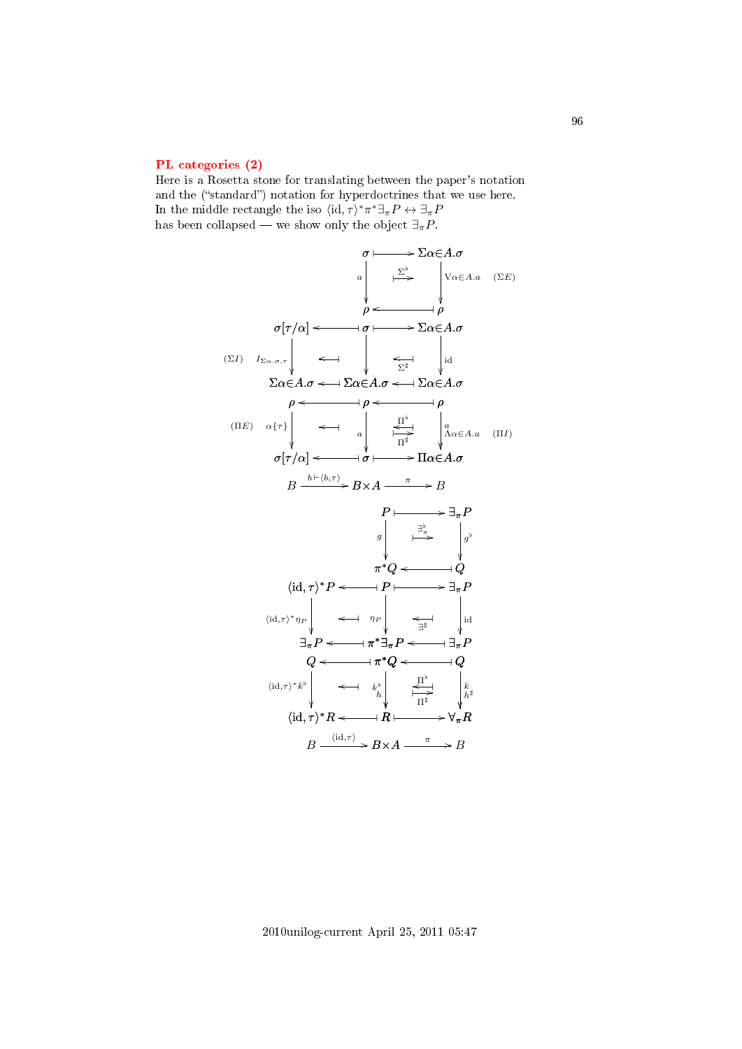## PL categories (2)

Here is a Rosetta stone for translating between the paper's notation and the ("standard") notation for hyperdoctrines that we use here. In the middle rectangle the iso $\langle \mathrm{id}, \tau\rangle^* \pi^* \exists_\pi P \leftrightarrow \exists_\pi P$ has been collapsed — we show only the object $\exists_\pi P$.

$$
\begin{array}{ccccc}
 & & \sigma & \longmapsto & \Sigma\alpha{\in}A.\sigma \\
 & & {\scriptstyle a}\downarrow & \overset{\Sigma^\flat}{\longmapsto} & \downarrow{\scriptstyle \mathrm{V}\alpha\in A.a} \quad (\Sigma E) \\
 & & \rho & \longleftarrow & \rho \\
\sigma[\tau/\alpha] & \longleftarrow & \sigma & \longmapsto & \Sigma\alpha{\in}A.\sigma \\
(\Sigma I) \quad {\scriptstyle I_{\Sigma\alpha.\sigma,\tau}}\downarrow & \longleftarrow & \downarrow & \underset{\Sigma^\sharp}{\longleftarrow} & \downarrow{\scriptstyle \mathrm{id}} \\
\Sigma\alpha{\in}A.\sigma & \longleftarrow & \Sigma\alpha{\in}A.\sigma & \longleftarrow & \Sigma\alpha{\in}A.\sigma \\
\rho & \longleftarrow & \rho & \longleftarrow & \rho \\
(\Pi E) \quad {\scriptstyle \alpha\{\tau\}}\downarrow & \longleftarrow & {\scriptstyle a}\downarrow & \overset{\Pi^\flat}{\longleftarrow}\ \underset{\Pi^\sharp}{\longmapsto} & \downarrow{\scriptstyle a \atop \Lambda\alpha\in A.a} \quad (\Pi I) \\
\sigma[\tau/\alpha] & \longleftarrow & \sigma & \longmapsto & \Pi\alpha{\in}A.\sigma \\
B & \xrightarrow{b\vdash\langle b,\tau\rangle} & B\times A & \xrightarrow{\pi} & B
\end{array}
$$

$$
\begin{array}{ccccc}
 & & P & \longmapsto & \exists_\pi P \\
 & & {\scriptstyle g}\downarrow & \overset{\exists^\flat_\pi}{\longmapsto} & \downarrow{\scriptstyle g^\flat} \\
 & & \pi^* Q & \longleftarrow & Q \\
\langle \mathrm{id},\tau\rangle^* P & \longleftarrow & P & \longmapsto & \exists_\pi P \\
{\scriptstyle \langle \mathrm{id},\tau\rangle^*\eta_P}\downarrow & \longleftarrow & {\scriptstyle \eta_P}\downarrow & \underset{\exists^\sharp}{\longleftarrow} & \downarrow{\scriptstyle \mathrm{id}} \\
\exists_\pi P & \longleftarrow & \pi^*\exists_\pi P & \longleftarrow & \exists_\pi P \\
Q & \longleftarrow & \pi^* Q & \longleftarrow & Q \\
{\scriptstyle \langle \mathrm{id},\tau\rangle^* k^\flat}\downarrow & \longleftarrow & {\scriptstyle k^\flat \atop h}\downarrow & \overset{\Pi^\flat}{\longleftarrow}\ \underset{\Pi^\sharp}{\longmapsto} & \downarrow{\scriptstyle k \atop h^\sharp} \\
\langle \mathrm{id},\tau\rangle^* R & \longleftarrow & R & \longmapsto & \forall_\pi R \\
B & \xrightarrow{\langle \mathrm{id},\tau\rangle} & B\times A & \xrightarrow{\pi} & B
\end{array}
$$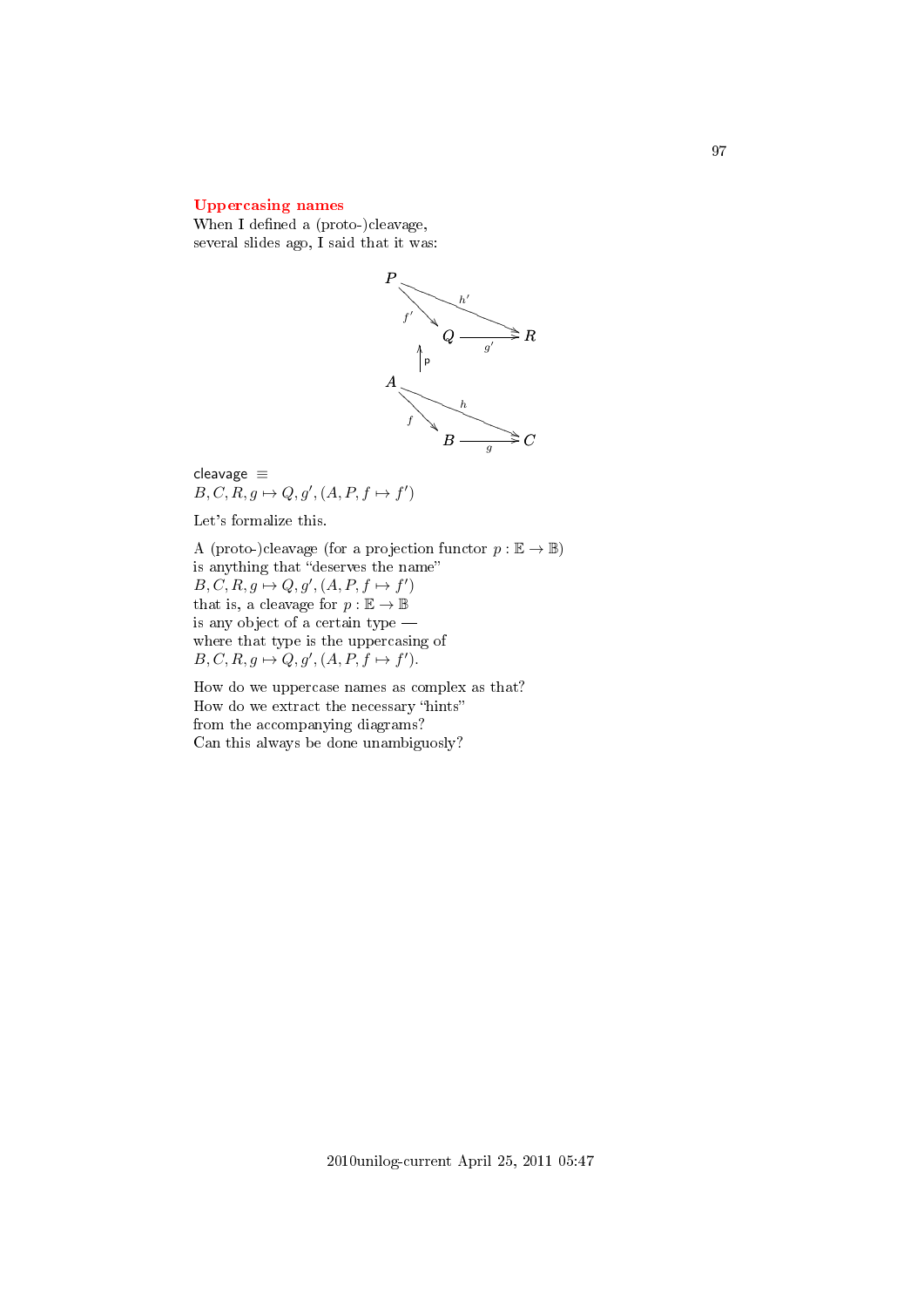## Uppercasing names

When I defined a (proto-)cleavage,
several slides ago, I said that it was:

$$
\begin{array}{ccc}
P & & \\
& \searrow^{f'} \quad \overset{h'}{\longrightarrow} & \\
& Q \xrightarrow{g'} & R \\
& \uparrow \mathsf{p} & \\
A & & \\
& \searrow^{f} \quad \overset{h}{\longrightarrow} & \\
& B \xrightarrow{g} & C
\end{array}
$$

cleavage $\equiv$
$B, C, R, g \mapsto Q, g', (A, P, f \mapsto f')$

Let's formalize this.

A (proto-)cleavage (for a projection functor $p : \mathbb{E} \to \mathbb{B}$)
is anything that "deserves the name"
$B, C, R, g \mapsto Q, g', (A, P, f \mapsto f')$
that is, a cleavage for $p : \mathbb{E} \to \mathbb{B}$
is any object of a certain type —
where that type is the uppercasing of
$B, C, R, g \mapsto Q, g', (A, P, f \mapsto f')$.

How do we uppercase names as complex as that?
How do we extract the necessary "hints"
from the accompanying diagrams?
Can this always be done unambiguosly?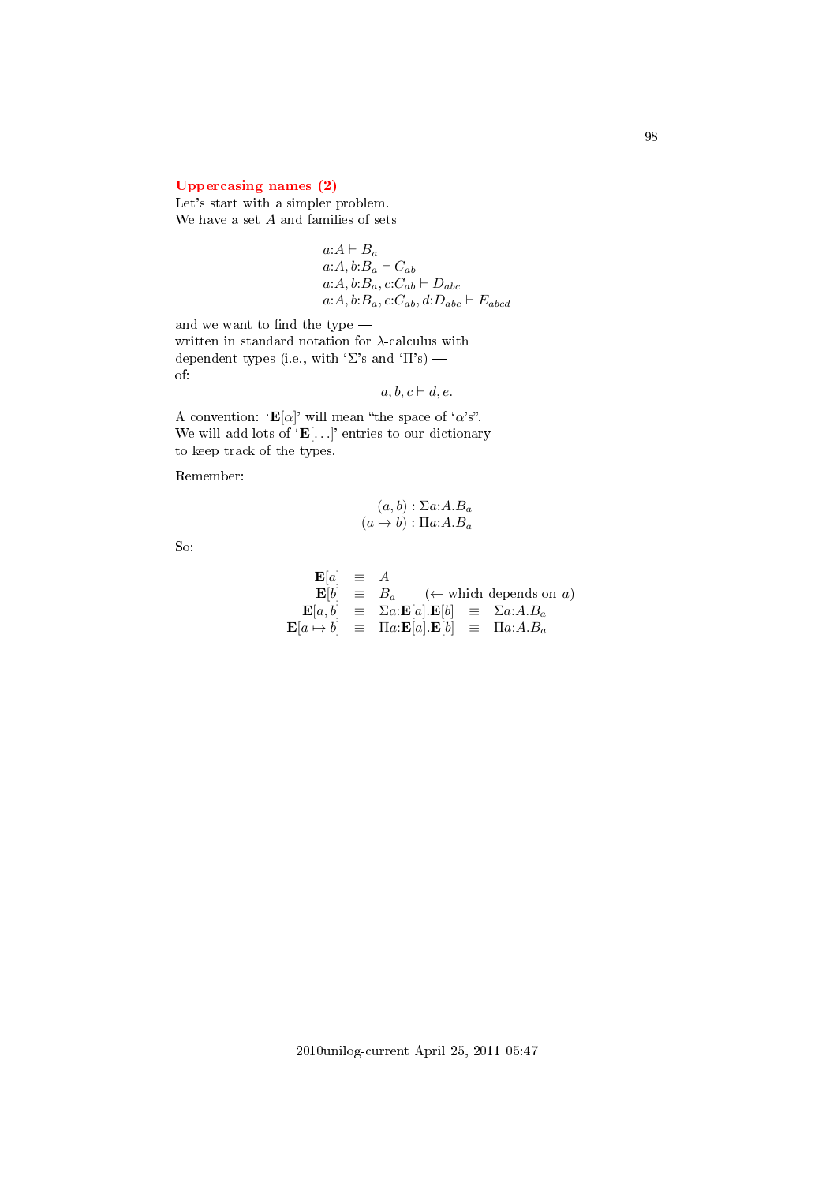## Uppercasing names (2)

Let's start with a simpler problem.
We have a set $A$ and families of sets

$$
\begin{array}{l}
a{:}A \vdash B_a \\
a{:}A, b{:}B_a \vdash C_{ab} \\
a{:}A, b{:}B_a, c{:}C_{ab} \vdash D_{abc} \\
a{:}A, b{:}B_a, c{:}C_{ab}, d{:}D_{abc} \vdash E_{abcd}
\end{array}
$$

and we want to find the type —
written in standard notation for $\lambda$-calculus with
dependent types (i.e., with '$\Sigma$'s and '$\Pi$'s) —
of:

$$a, b, c \vdash d, e.$$

A convention: '$\mathbf{E}[\alpha]$' will mean "the space of '$\alpha$'s".
We will add lots of '$\mathbf{E}[\ldots]$' entries to our dictionary
to keep track of the types.

Remember:

$$
\begin{array}{r}
(a, b) : \Sigma a{:}A.B_a \\
(a \mapsto b) : \Pi a{:}A.B_a
\end{array}
$$

So:

$$
\begin{array}{rcl}
\mathbf{E}[a] & \equiv & A \\
\mathbf{E}[b] & \equiv & B_a \qquad (\leftarrow \text{which depends on } a) \\
\mathbf{E}[a, b] & \equiv & \Sigma a{:}\mathbf{E}[a].\mathbf{E}[b] \quad \equiv \quad \Sigma a{:}A.B_a \\
\mathbf{E}[a \mapsto b] & \equiv & \Pi a{:}\mathbf{E}[a].\mathbf{E}[b] \quad \equiv \quad \Pi a{:}A.B_a
\end{array}
$$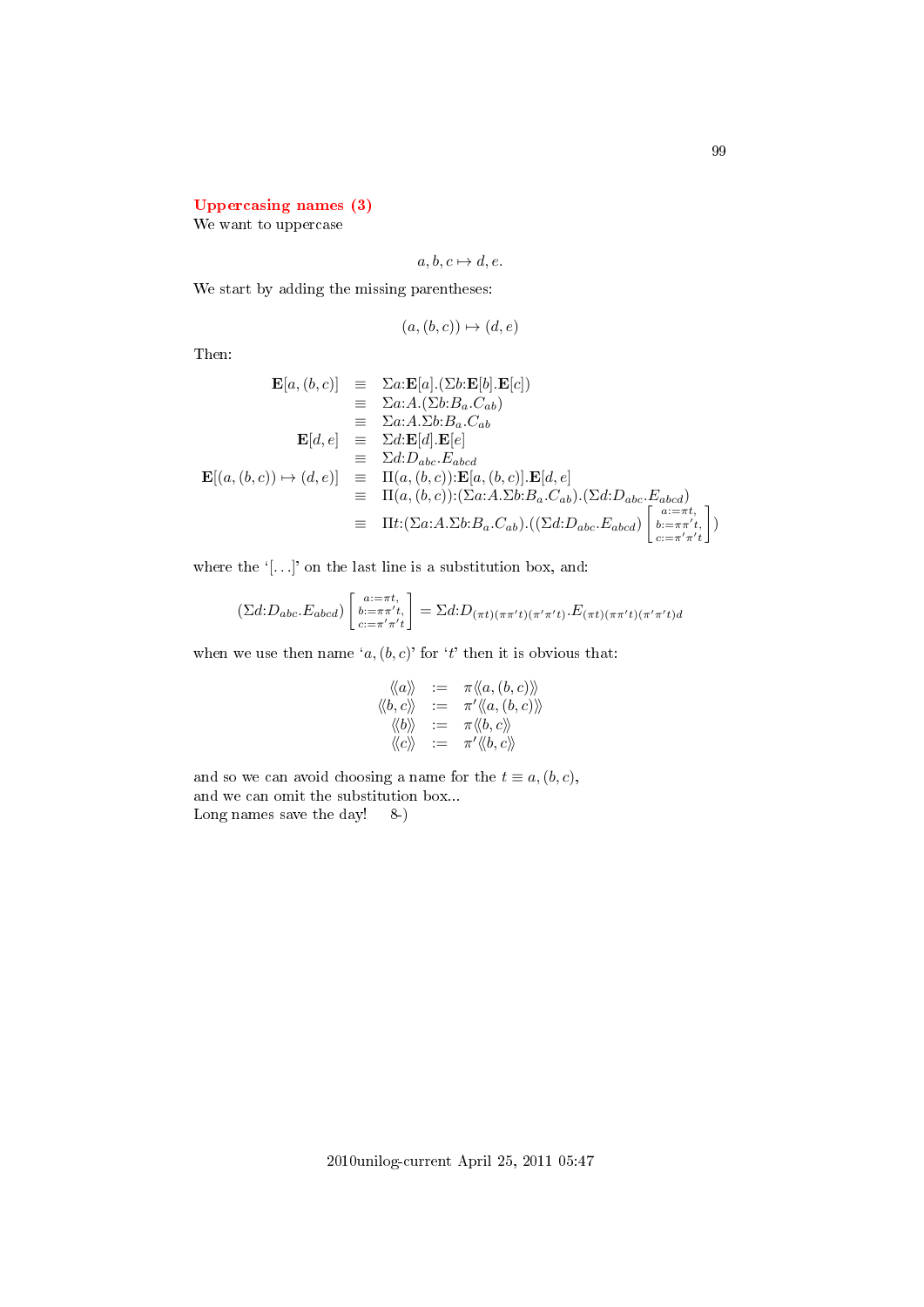## Uppercasing names (3)

We want to uppercase

$$a, b, c \mapsto d, e.$$

We start by adding the missing parentheses:

$$(a, (b, c)) \mapsto (d, e)$$

Then:

$$
\begin{array}{rcl}
\mathbf{E}[a, (b, c)] & \equiv & \Sigma a{:}\mathbf{E}[a].(\Sigma b{:}\mathbf{E}[b].\mathbf{E}[c]) \\
& \equiv & \Sigma a{:}A.(\Sigma b{:}B_a.C_{ab}) \\
& \equiv & \Sigma a{:}A.\Sigma b{:}B_a.C_{ab} \\
\mathbf{E}[d, e] & \equiv & \Sigma d{:}\mathbf{E}[d].\mathbf{E}[e] \\
& \equiv & \Sigma d{:}D_{abc}.E_{abcd} \\
\mathbf{E}[(a, (b, c)) \mapsto (d, e)] & \equiv & \Pi(a, (b, c)){:}\mathbf{E}[a, (b, c)].\mathbf{E}[d, e] \\
& \equiv & \Pi(a, (b, c)){:}(\Sigma a{:}A.\Sigma b{:}B_a.C_{ab}).(\Sigma d{:}D_{abc}.E_{abcd}) \\
& \equiv & \Pi t{:}(\Sigma a{:}A.\Sigma b{:}B_a.C_{ab}).((\Sigma d{:}D_{abc}.E_{abcd}) \left[\begin{smallmatrix} a:=\pi t, \\ b:=\pi\pi' t, \\ c:=\pi'\pi' t \end{smallmatrix}\right])
\end{array}
$$

where the '$[\ldots]$' on the last line is a substitution box, and:

$$(\Sigma d{:}D_{abc}.E_{abcd}) \left[\begin{smallmatrix} a:=\pi t, \\ b:=\pi\pi' t, \\ c:=\pi'\pi' t \end{smallmatrix}\right] = \Sigma d{:}D_{(\pi t)(\pi\pi' t)(\pi'\pi' t)}.E_{(\pi t)(\pi\pi' t)(\pi'\pi' t)d}$$

when we use then name '$a, (b, c)$' for '$t$' then it is obvious that:

$$
\begin{array}{rcl}
\langle\!\langle a \rangle\!\rangle & := & \pi\langle\!\langle a, (b, c) \rangle\!\rangle \\
\langle\!\langle b, c \rangle\!\rangle & := & \pi'\langle\!\langle a, (b, c) \rangle\!\rangle \\
\langle\!\langle b \rangle\!\rangle & := & \pi\langle\!\langle b, c \rangle\!\rangle \\
\langle\!\langle c \rangle\!\rangle & := & \pi'\langle\!\langle b, c \rangle\!\rangle
\end{array}
$$

and so we can avoid choosing a name for the $t \equiv a, (b, c)$,
and we can omit the substitution box...
Long names save the day! 8-)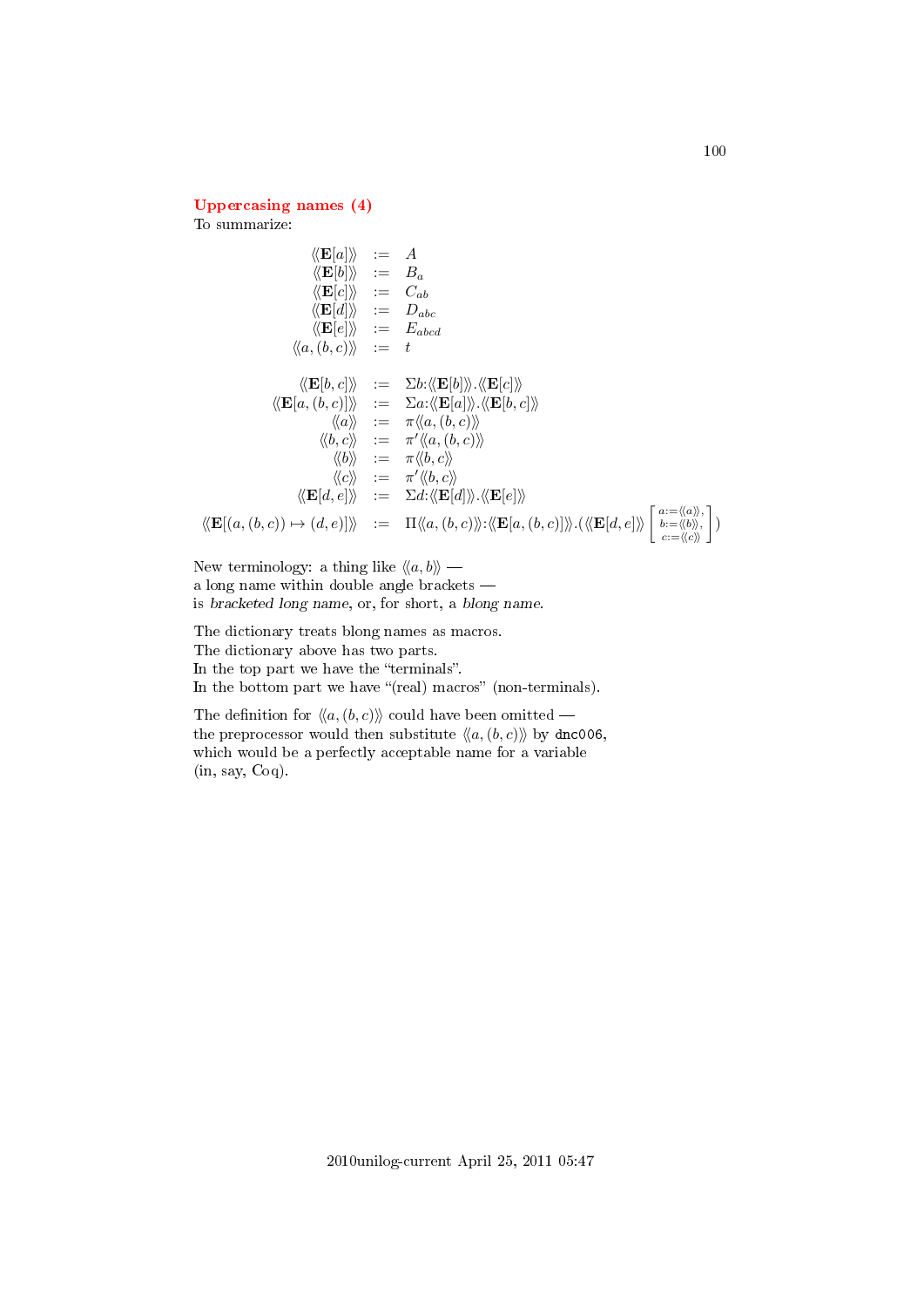## Uppercasing names (4)

To summarize:

$$
\begin{array}{rcl}
\langle\!\langle \mathbf{E}[a] \rangle\!\rangle & := & A \\
\langle\!\langle \mathbf{E}[b] \rangle\!\rangle & := & B_a \\
\langle\!\langle \mathbf{E}[c] \rangle\!\rangle & := & C_{ab} \\
\langle\!\langle \mathbf{E}[d] \rangle\!\rangle & := & D_{abc} \\
\langle\!\langle \mathbf{E}[e] \rangle\!\rangle & := & E_{abcd} \\
\langle\!\langle a,(b,c) \rangle\!\rangle & := & t \\
\\
\langle\!\langle \mathbf{E}[b,c] \rangle\!\rangle & := & \Sigma b{:}\langle\!\langle \mathbf{E}[b] \rangle\!\rangle.\langle\!\langle \mathbf{E}[c] \rangle\!\rangle \\
\langle\!\langle \mathbf{E}[a,(b,c)] \rangle\!\rangle & := & \Sigma a{:}\langle\!\langle \mathbf{E}[a] \rangle\!\rangle.\langle\!\langle \mathbf{E}[b,c] \rangle\!\rangle \\
\langle\!\langle a \rangle\!\rangle & := & \pi \langle\!\langle a,(b,c) \rangle\!\rangle \\
\langle\!\langle b,c \rangle\!\rangle & := & \pi' \langle\!\langle a,(b,c) \rangle\!\rangle \\
\langle\!\langle b \rangle\!\rangle & := & \pi \langle\!\langle b,c \rangle\!\rangle \\
\langle\!\langle c \rangle\!\rangle & := & \pi' \langle\!\langle b,c \rangle\!\rangle \\
\langle\!\langle \mathbf{E}[d,e] \rangle\!\rangle & := & \Sigma d{:}\langle\!\langle \mathbf{E}[d] \rangle\!\rangle.\langle\!\langle \mathbf{E}[e] \rangle\!\rangle \\
\langle\!\langle \mathbf{E}[(a,(b,c)) \mapsto (d,e)] \rangle\!\rangle & := & \Pi \langle\!\langle a,(b,c) \rangle\!\rangle{:}\langle\!\langle \mathbf{E}[a,(b,c)] \rangle\!\rangle.(\langle\!\langle \mathbf{E}[d,e] \rangle\!\rangle \left[\begin{smallmatrix} a:=\langle\!\langle a \rangle\!\rangle, \\ b:=\langle\!\langle b \rangle\!\rangle, \\ c:=\langle\!\langle c \rangle\!\rangle \end{smallmatrix}\right])
\end{array}
$$

New terminology: a thing like $\langle\!\langle a,b \rangle\!\rangle$ —
a long name within double angle brackets —
is *bracketed long name*, or, for short, a *blong name*.

The dictionary treats blong names as macros.
The dictionary above has two parts.
In the top part we have the "terminals".
In the bottom part we have "(real) macros" (non-terminals).

The definition for $\langle\!\langle a,(b,c) \rangle\!\rangle$ could have been omitted —
the preprocessor would then substitute $\langle\!\langle a,(b,c) \rangle\!\rangle$ by `dnc006`,
which would be a perfectly acceptable name for a variable
(in, say, Coq).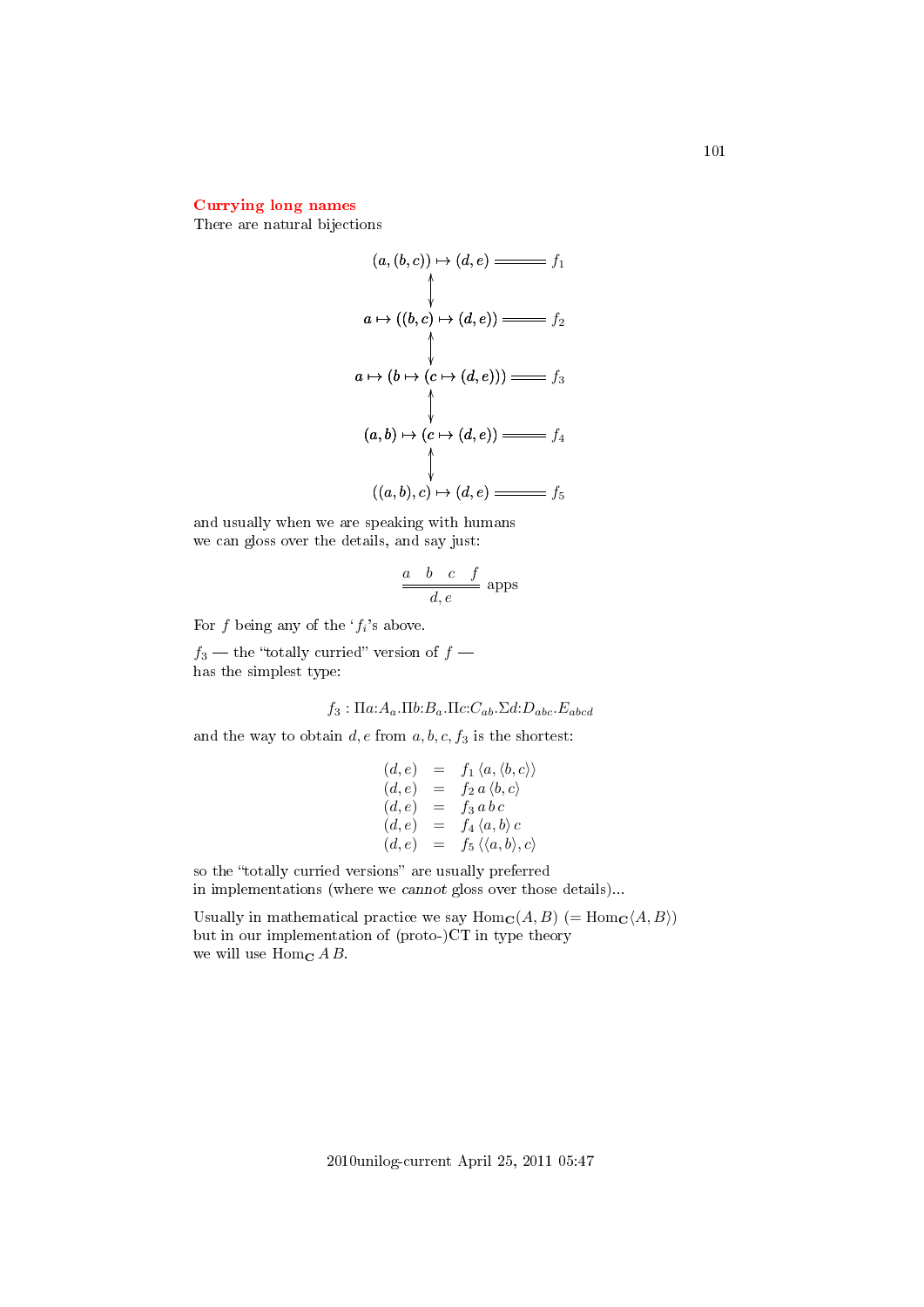## Currying long names

There are natural bijections

$$
\begin{array}{ccc}
(a,(b,c)) \mapsto (d,e) & \!=\!=\!=\! & f_1 \\
\updownarrow & & \\
a \mapsto ((b,c) \mapsto (d,e)) & \!=\!=\!=\! & f_2 \\
\updownarrow & & \\
a \mapsto (b \mapsto (c \mapsto (d,e))) & \!=\!=\!=\! & f_3 \\
\updownarrow & & \\
(a,b) \mapsto (c \mapsto (d,e)) & \!=\!=\!=\! & f_4 \\
\updownarrow & & \\
((a,b),c) \mapsto (d,e) & \!=\!=\!=\! & f_5
\end{array}
$$

and usually when we are speaking with humans
we can gloss over the details, and say just:

$$\dfrac{a \quad b \quad c \quad f}{d, e}\ \text{apps}$$

For $f$ being any of the '$f_i$'s above.

$f_3$ — the "totally curried" version of $f$ —
has the simplest type:

$$f_3 : \Pi a{:}A_a.\Pi b{:}B_a.\Pi c{:}C_{ab}.\Sigma d{:}D_{abc}.E_{abcd}$$

and the way to obtain $d, e$ from $a, b, c, f_3$ is the shortest:

$$
\begin{array}{rcl}
(d,e) & = & f_1\,\langle a, \langle b, c\rangle\rangle \\
(d,e) & = & f_2\,a\,\langle b, c\rangle \\
(d,e) & = & f_3\,a\,b\,c \\
(d,e) & = & f_4\,\langle a, b\rangle\,c \\
(d,e) & = & f_5\,\langle\langle a, b\rangle, c\rangle
\end{array}
$$

so the "totally curried versions" are usually preferred
in implementations (where we *cannot* gloss over those details)...

Usually in mathematical practice we say $\mathrm{Hom}_{\mathbf{C}}(A,B)$ $(= \mathrm{Hom}_{\mathbf{C}}\langle A,B\rangle)$
but in our implementation of (proto-)CT in type theory
we will use $\mathrm{Hom}_{\mathbf{C}}\,A\,B$.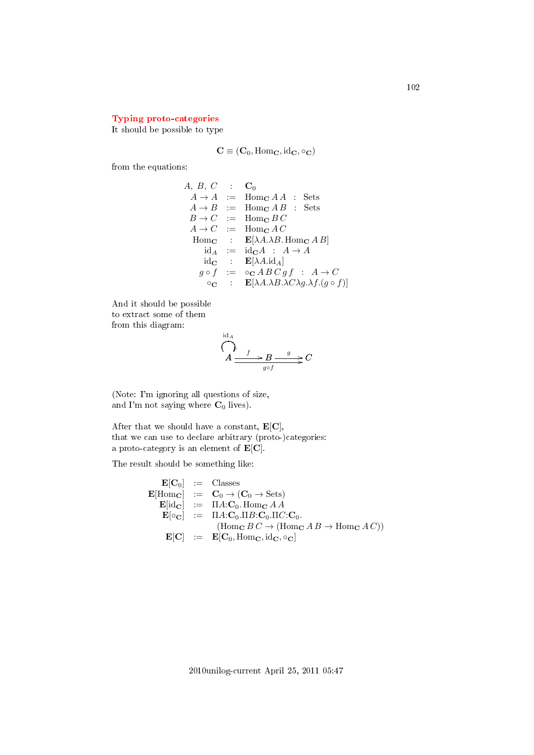## Typing proto-categories

It should be possible to type

$$\mathbf{C} \equiv (\mathbf{C}_0, \mathrm{Hom}_{\mathbf{C}}, \mathrm{id}_{\mathbf{C}}, \circ_{\mathbf{C}})$$

from the equations:

$$\begin{array}{rcl}
A,\ B,\ C & : & \mathbf{C}_0 \\
A \to A & := & \mathrm{Hom}_{\mathbf{C}}\, A\, A \quad : \quad \mathrm{Sets} \\
A \to B & := & \mathrm{Hom}_{\mathbf{C}}\, A\, B \quad : \quad \mathrm{Sets} \\
B \to C & := & \mathrm{Hom}_{\mathbf{C}}\, B\, C \\
A \to C & := & \mathrm{Hom}_{\mathbf{C}}\, A\, C \\
\mathrm{Hom}_{\mathbf{C}} & : & \mathbf{E}[\lambda A.\lambda B.\, \mathrm{Hom}_{\mathbf{C}}\, A\, B] \\
\mathrm{id}_A & := & \mathrm{id}_{\mathbf{C}} A \quad : \quad A \to A \\
\mathrm{id}_{\mathbf{C}} & : & \mathbf{E}[\lambda A.\mathrm{id}_A] \\
g \circ f & := & \circ_{\mathbf{C}}\, A\, B\, C\, g\, f \quad : \quad A \to C \\
\circ_{\mathbf{C}} & : & \mathbf{E}[\lambda A.\lambda B.\lambda C \lambda g.\lambda f.(g \circ f)]
\end{array}$$

And it should be possible to extract some of them from this diagram:

$$\begin{array}{c}
\overset{\mathrm{id}_A}{\circlearrowleft} \\
A \xrightarrow{\ f\ } B \xrightarrow{\ g\ } C \\
\xrightarrow[g \circ f]{\qquad\qquad}
\end{array}$$

(Note: I'm ignoring all questions of size, and I'm not saying where $\mathbf{C}_0$ lives).

After that we should have a constant, $\mathbf{E}[\mathbf{C}]$, that we can use to declare arbitrary (proto-)categories: a proto-category is an element of $\mathbf{E}[\mathbf{C}]$.

The result should be something like:

$$\begin{array}{rcl}
\mathbf{E}[\mathbf{C}_0] & := & \mathrm{Classes} \\
\mathbf{E}[\mathrm{Hom}_{\mathbf{C}}] & := & \mathbf{C}_0 \to (\mathbf{C}_0 \to \mathrm{Sets}) \\
\mathbf{E}[\mathrm{id}_{\mathbf{C}}] & := & \Pi A{:}\mathbf{C}_0.\, \mathrm{Hom}_{\mathbf{C}}\, A\, A \\
\mathbf{E}[\circ_{\mathbf{C}}] & := & \Pi A{:}\mathbf{C}_0.\Pi B{:}\mathbf{C}_0.\Pi C{:}\mathbf{C}_0. \\
 & & (\mathrm{Hom}_{\mathbf{C}}\, B\, C \to (\mathrm{Hom}_{\mathbf{C}}\, A\, B \to \mathrm{Hom}_{\mathbf{C}}\, A\, C)) \\
\mathbf{E}[\mathbf{C}] & := & \mathbf{E}[\mathbf{C}_0, \mathrm{Hom}_{\mathbf{C}}, \mathrm{id}_{\mathbf{C}}, \circ_{\mathbf{C}}]
\end{array}$$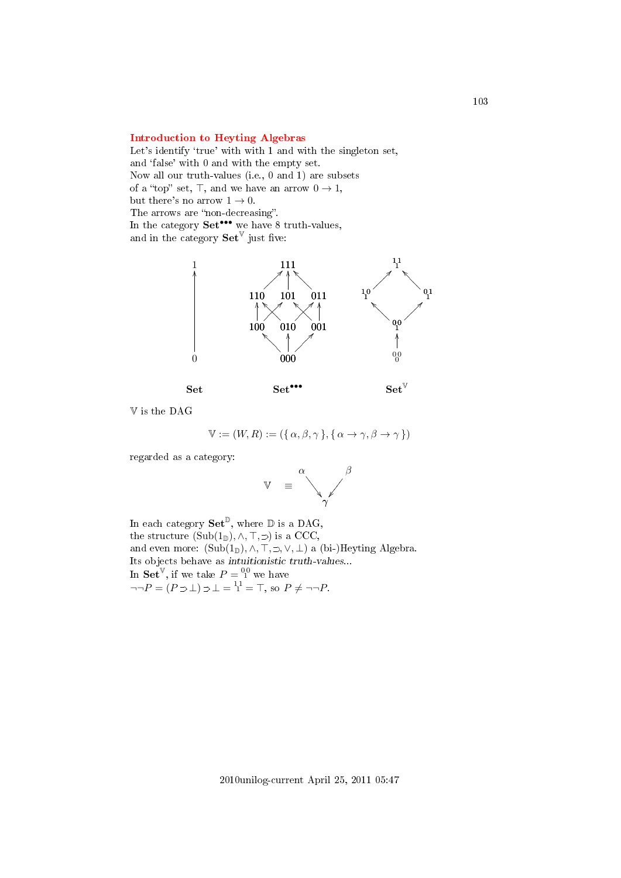## Introduction to Heyting Algebras

Let's identify 'true' with with 1 and with the singleton set,
and 'false' with 0 and with the empty set.
Now all our truth-values (i.e., 0 and 1) are subsets
of a "top" set, $\top$, and we have an arrow $0 \to 1$,
but there's no arrow $1 \to 0$.
The arrows are "non-decreasing".
In the category $\mathbf{Set}^{\bullet\bullet\bullet}$ we have 8 truth-values,
and in the category $\mathbf{Set}^{\mathbb{V}}$ just five:

$$\begin{array}{c} 1 \\ \uparrow \\ 0 \end{array}$$

$$\begin{array}{ccc} & 111 & \\ 110 & 101 & 011 \\ 100 & 010 & 001 \\ & 000 & \end{array}$$

$$\begin{array}{ccc} & {}^{1\,1}_{\;1} & \\ {}^{1\,0}_{\;1} & & {}^{0\,1}_{\;1} \\ & {}^{0\,0}_{\;1} & \\ & \uparrow & \\ & {}^{0\,0}_{\;0} & \end{array}$$

**Set** $\qquad$ $\mathbf{Set}^{\bullet\bullet\bullet}$ $\qquad$ $\mathbf{Set}^{\mathbb{V}}$

$\mathbb{V}$ is the DAG

$$\mathbb{V} := (W, R) := (\{\,\alpha, \beta, \gamma\,\}, \{\,\alpha \to \gamma, \beta \to \gamma\,\})$$

regarded as a category:

$$\mathbb{V} \quad \equiv \quad \begin{array}{ccc} \alpha & & \beta \\ & \searrow \; \swarrow & \\ & \gamma & \end{array}$$

In each category $\mathbf{Set}^{\mathbb{D}}$, where $\mathbb{D}$ is a DAG,
the structure $(\mathrm{Sub}(1_{\mathbb{D}}), \wedge, \top, \supset)$ is a CCC,
and even more: $(\mathrm{Sub}(1_{\mathbb{D}}), \wedge, \top, \supset, \vee, \bot)$ a (bi-)Heyting Algebra.
Its objects behave as *intuitionistic truth-values*...
In $\mathbf{Set}^{\mathbb{V}}$, if we take $P = {}^{0\,0}_{\;1}$ we have
$\neg\neg P = (P \supset \bot) \supset \bot = {}^{1\,1}_{\;1} = \top$, so $P \neq \neg\neg P$.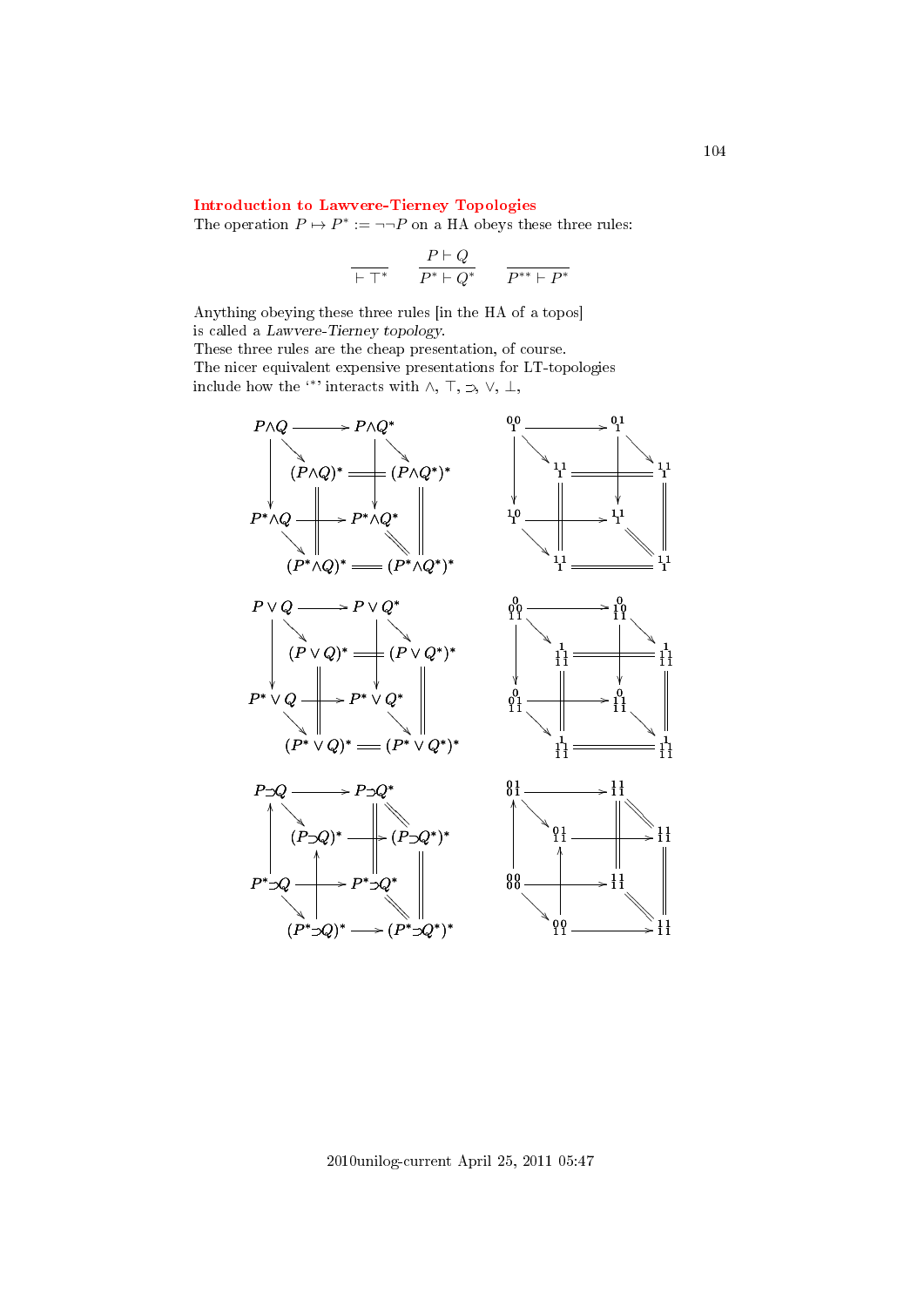## Introduction to Lawvere-Tierney Topologies

The operation $P \mapsto P^* := \neg\neg P$ on a HA obeys these three rules:

$$\frac{}{\vdash \top^*} \qquad \frac{P \vdash Q}{P^* \vdash Q^*} \qquad \frac{}{P^{**} \vdash P^*}$$

Anything obeying these three rules [in the HA of a topos]
is called a *Lawvere-Tierney topology*.
These three rules are the cheap presentation, of course.
The nicer equivalent expensive presentations for LT-topologies
include how the '*' interacts with $\wedge$, $\top$, $\supset$, $\vee$, $\bot$,

$$\begin{array}{ccc}
P \wedge Q & \longrightarrow & P \wedge Q^* \\
(P \wedge Q)^* & = & (P \wedge Q^*)^* \\
P^* \wedge Q & \longrightarrow & P^* \wedge Q^* \\
(P^* \wedge Q)^* & = & (P^* \wedge Q^*)^*
\end{array}$$

$$\begin{array}{ccc}
P \vee Q & \longrightarrow & P \vee Q^* \\
(P \vee Q)^* & = & (P \vee Q^*)^* \\
P^* \vee Q & \longrightarrow & P^* \vee Q^* \\
(P^* \vee Q)^* & = & (P^* \vee Q^*)^*
\end{array}$$

$$\begin{array}{ccc}
P \supset Q & \longrightarrow & P \supset Q^* \\
(P \supset Q)^* & \longrightarrow & (P \supset Q^*)^* \\
P^* \supset Q & \longrightarrow & P^* \supset Q^* \\
(P^* \supset Q)^* & \longrightarrow & (P^* \supset Q^*)^*
\end{array}$$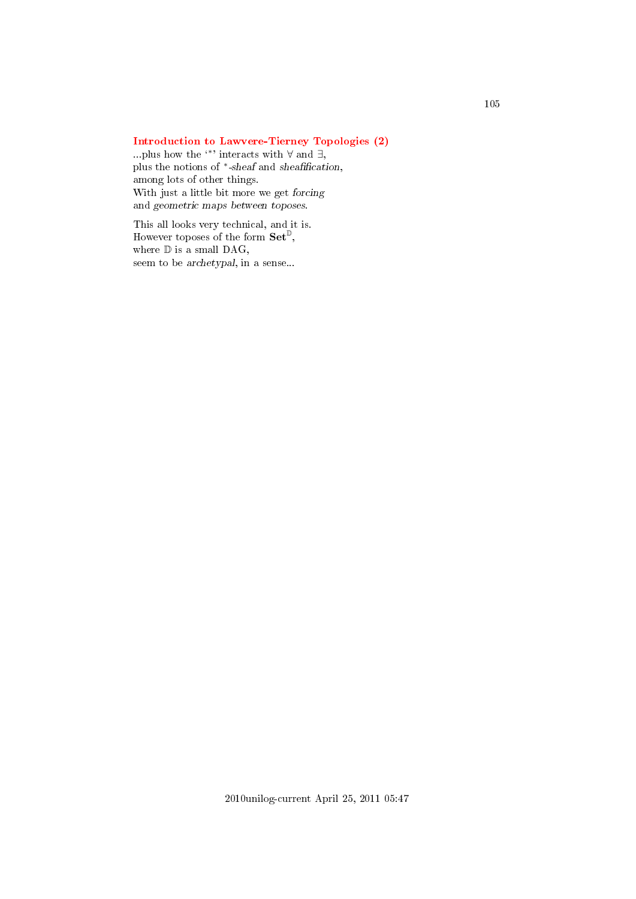## Introduction to Lawvere-Tierney Topologies (2)

...plus how the '$^*$' interacts with $\forall$ and $\exists$,
plus the notions of $^*$-*sheaf* and *sheafification*,
among lots of other things.
With just a little bit more we get *forcing*
and *geometric maps between toposes*.

This all looks very technical, and it is.
However toposes of the form $\mathbf{Set}^{\mathbb{D}}$,
where $\mathbb{D}$ is a small DAG,
seem to be *archetypal*, in a sense...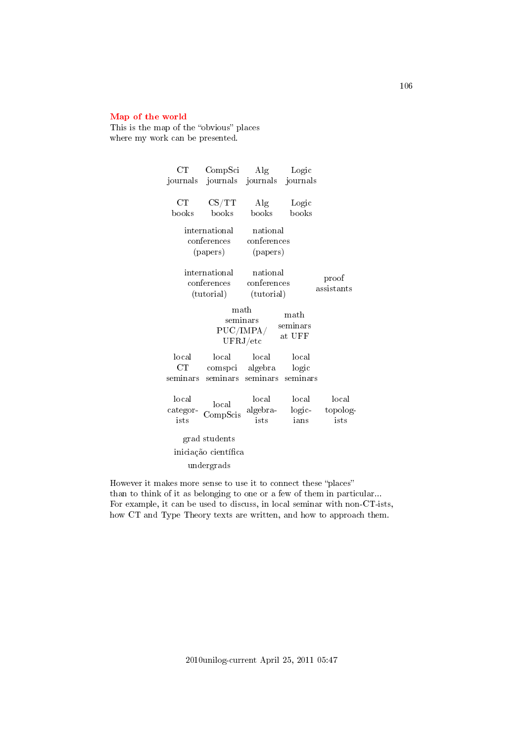## Map of the world

This is the map of the "obvious" places
where my work can be presented.

| | | | | |
|---|---|---|---|---|
| CT journals | CompSci journals | Alg journals | Logic journals | |
| CT books | CS/TT books | Alg books | Logic books | |
| international conferences (papers) | | national conferences (papers) | | |
| international conferences (tutorial) | | national conferences (tutorial) | | proof assistants |
| | math seminars PUC/IMPA/ UFRJ/etc | | math seminars at UFF | |
| local CT seminars | local comspci seminars | local algebra seminars | local logic seminars | |
| local categor-ists | local CompScis | local algebra-ists | local logic-ians | local topolog-ists |

grad students

iniciação científica

undergrads

However it makes more sense to use it to connect these "places"
than to think of it as belonging to one or a few of them in particular...
For example, it can be used to discuss, in local seminar with non-CT-ists,
how CT and Type Theory texts are written, and how to approach them.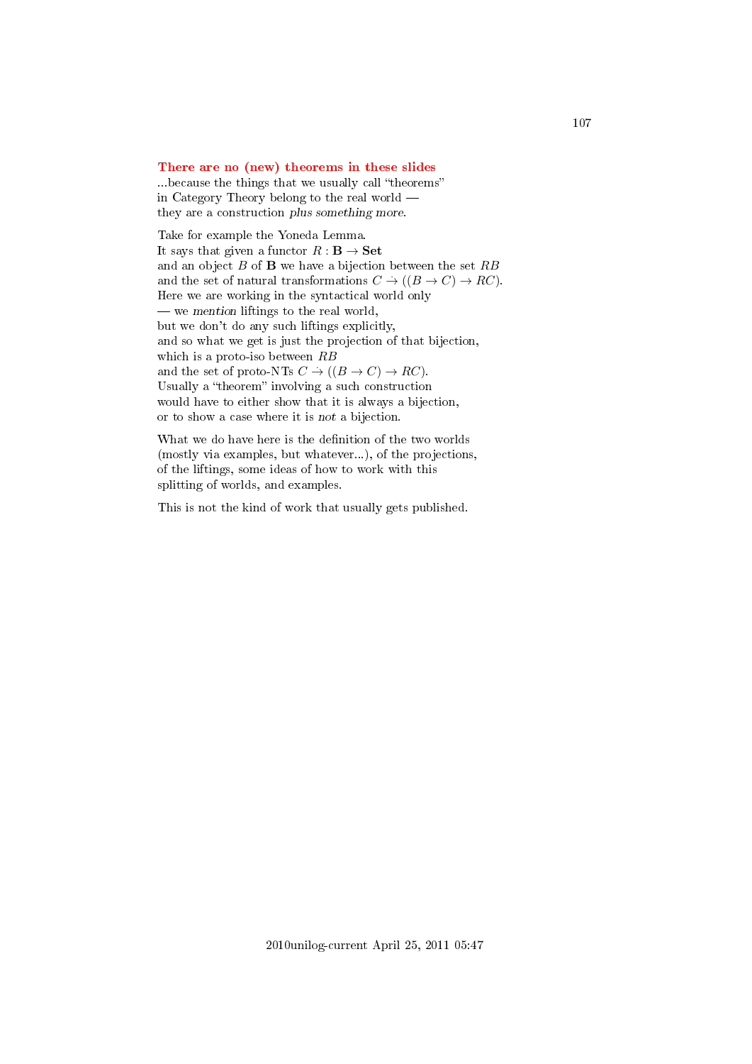**There are no (new) theorems in these slides**
...because the things that we usually call "theorems"
in Category Theory belong to the real world —
they are a construction *plus something more*.

Take for example the Yoneda Lemma.
It says that given a functor $R : \mathbf{B} \to \mathbf{Set}$
and an object $B$ of $\mathbf{B}$ we have a bijection between the set $RB$
and the set of natural transformations $C \dot{\to} ((B \to C) \to RC)$.
Here we are working in the syntactical world only
— we *mention* liftings to the real world,
but we don't do any such liftings explicitly,
and so what we get is just the projection of that bijection,
which is a proto-iso between $RB$
and the set of proto-NTs $C \dot{\to} ((B \to C) \to RC)$.
Usually a "theorem" involving a such construction
would have to either show that it is always a bijection,
or to show a case where it is *not* a bijection.

What we do have here is the definition of the two worlds
(mostly via examples, but whatever...), of the projections,
of the liftings, some ideas of how to work with this
splitting of worlds, and examples.

This is not the kind of work that usually gets published.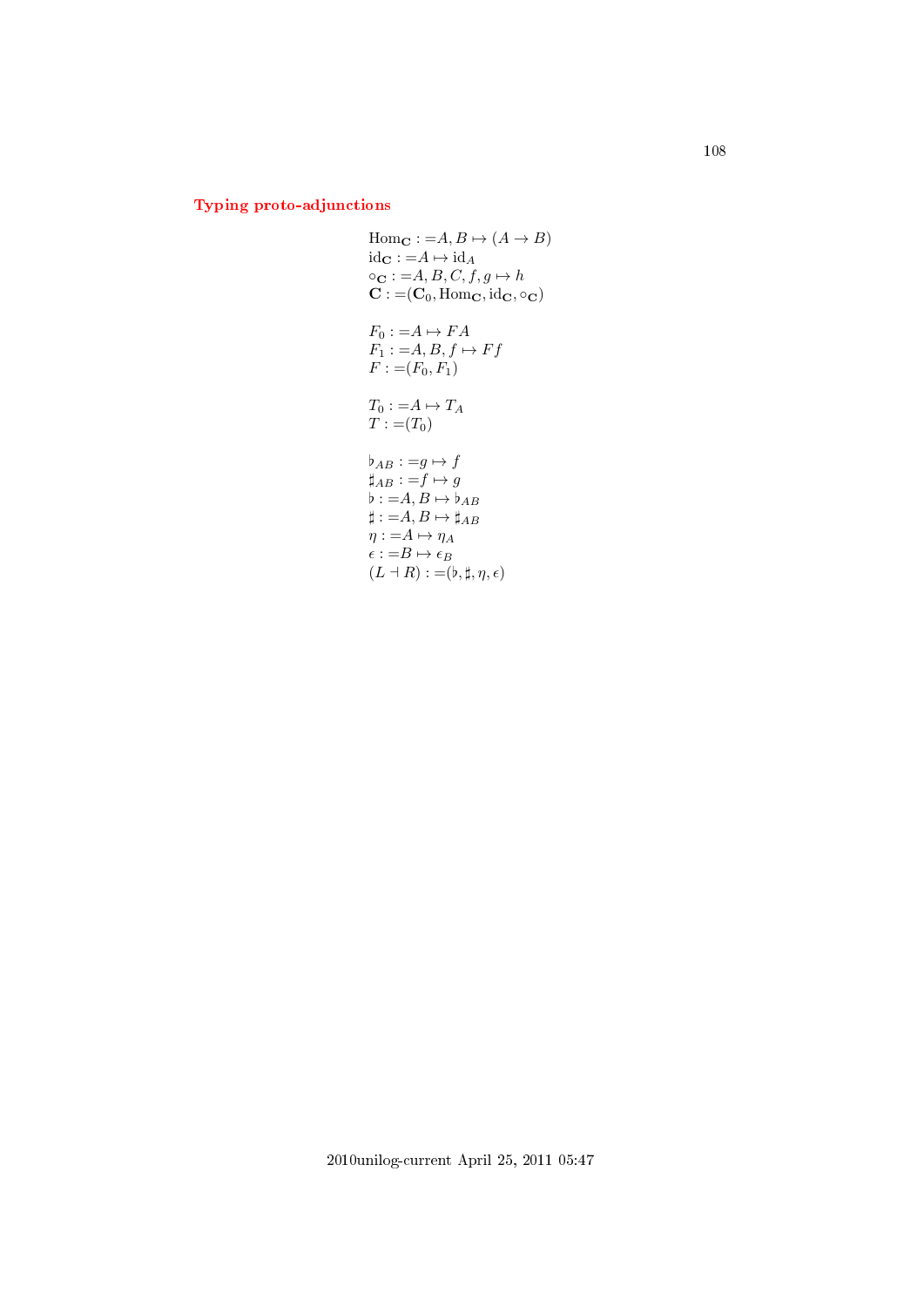### Typing proto-adjunctions

$$
\begin{aligned}
&\mathrm{Hom}_{\mathbf{C}} :=\! A, B \mapsto (A \to B)\\
&\mathrm{id}_{\mathbf{C}} :=\! A \mapsto \mathrm{id}_A\\
&\circ_{\mathbf{C}} :=\! A, B, C, f, g \mapsto h\\
&\mathbf{C} :=\! (\mathbf{C}_0, \mathrm{Hom}_{\mathbf{C}}, \mathrm{id}_{\mathbf{C}}, \circ_{\mathbf{C}})\\
\\
&F_0 :=\! A \mapsto FA\\
&F_1 :=\! A, B, f \mapsto Ff\\
&F :=\! (F_0, F_1)\\
\\
&T_0 :=\! A \mapsto T_A\\
&T :=\! (T_0)\\
\\
&\flat_{AB} :=\! g \mapsto f\\
&\sharp_{AB} :=\! f \mapsto g\\
&\flat :=\! A, B \mapsto \flat_{AB}\\
&\sharp :=\! A, B \mapsto \sharp_{AB}\\
&\eta :=\! A \mapsto \eta_A\\
&\epsilon :=\! B \mapsto \epsilon_B\\
&(L \dashv R) :=\! (\flat, \sharp, \eta, \epsilon)
\end{aligned}
$$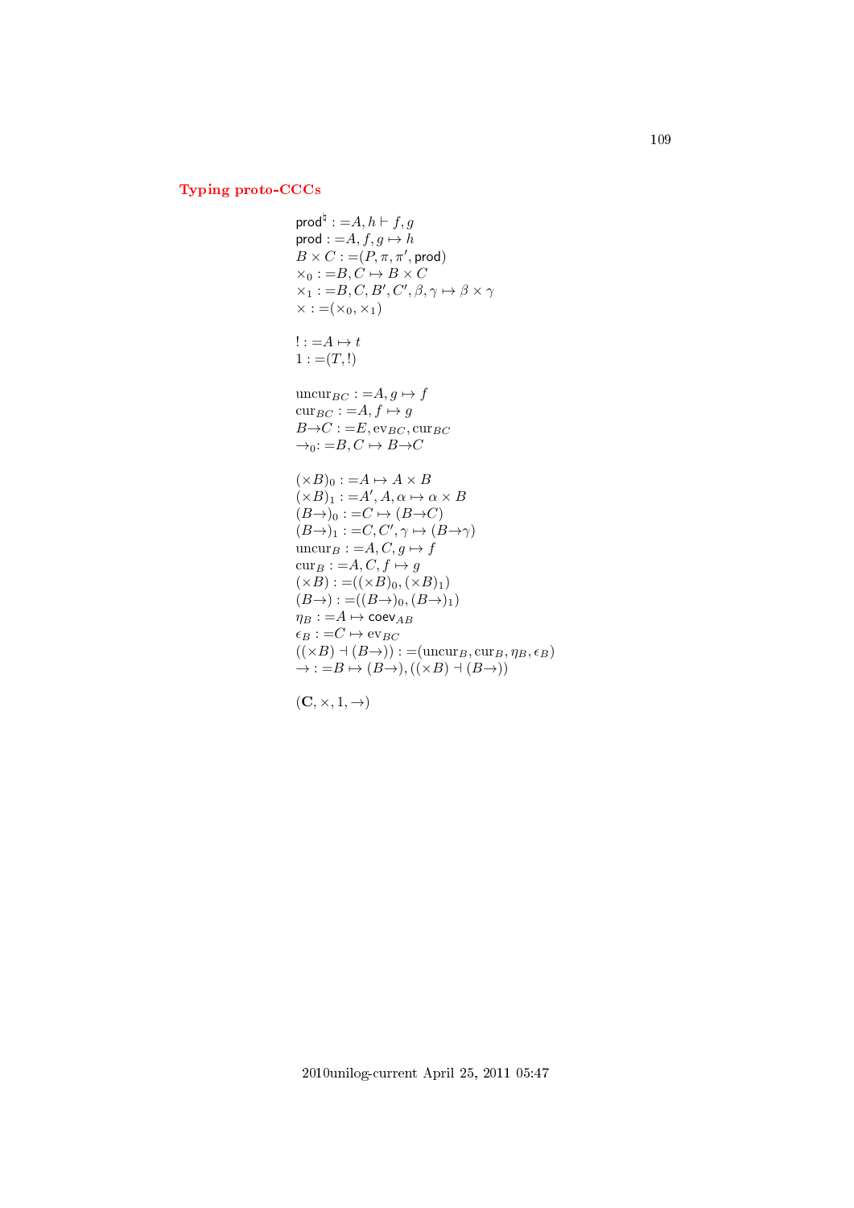# Typing proto-CCCs

$\mathsf{prod}^\natural := A, h \vdash f, g$
$\mathsf{prod} := A, f, g \mapsto h$
$B \times C := (P, \pi, \pi', \mathsf{prod})$
$\times_0 := B, C \mapsto B \times C$
$\times_1 := B, C, B', C', \beta, \gamma \mapsto \beta \times \gamma$
$\times := (\times_0, \times_1)$

$! := A \mapsto t$
$1 := (T, !)$

$\mathrm{uncur}_{BC} := A, g \mapsto f$
$\mathrm{cur}_{BC} := A, f \mapsto g$
$B {\to} C := E, \mathrm{ev}_{BC}, \mathrm{cur}_{BC}$
$\to_0 := B, C \mapsto B {\to} C$

$(\times B)_0 := A \mapsto A \times B$
$(\times B)_1 := A', A, \alpha \mapsto \alpha \times B$
$(B{\to})_0 := C \mapsto (B {\to} C)$
$(B{\to})_1 := C, C', \gamma \mapsto (B {\to} \gamma)$
$\mathrm{uncur}_B := A, C, g \mapsto f$
$\mathrm{cur}_B := A, C, f \mapsto g$
$(\times B) := ((\times B)_0, (\times B)_1)$
$(B{\to}) := ((B{\to})_0, (B{\to})_1)$
$\eta_B := A \mapsto \mathsf{coev}_{AB}$
$\epsilon_B := C \mapsto \mathrm{ev}_{BC}$
$((\times B) \dashv (B{\to})) := (\mathrm{uncur}_B, \mathrm{cur}_B, \eta_B, \epsilon_B)$
$\to := B \mapsto (B{\to}), ((\times B) \dashv (B{\to}))$

$(\mathbf{C}, \times, 1, \to)$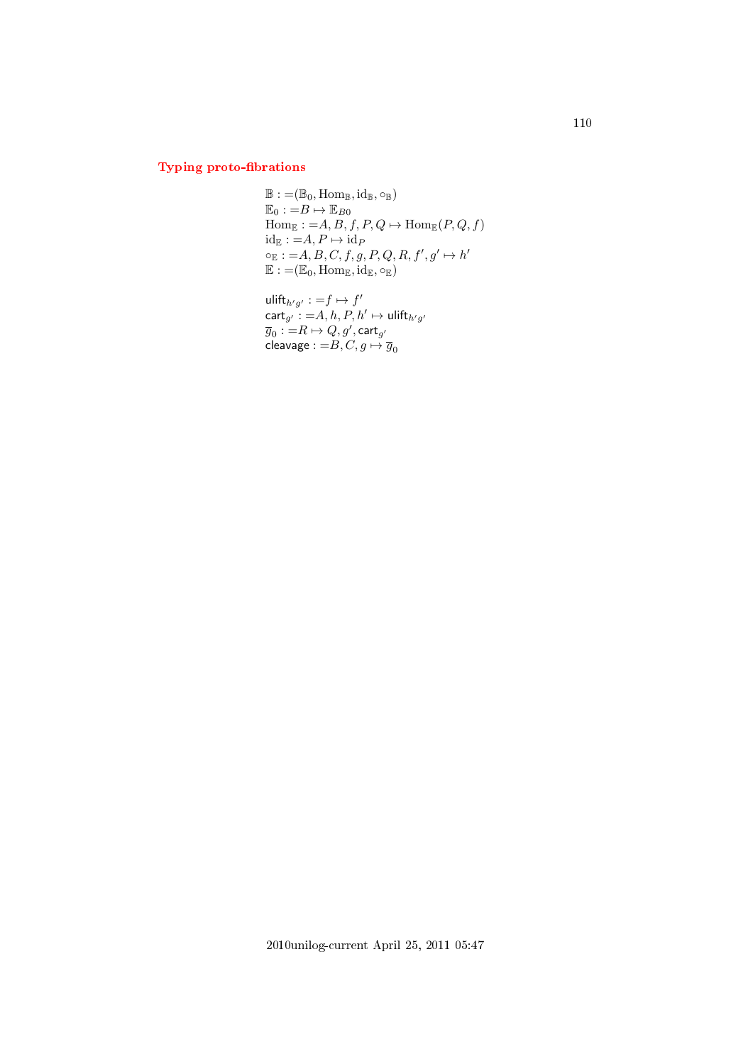## Typing proto-fibrations

$$\mathbb{B} :=(\mathbb{B}_0, \mathrm{Hom}_{\mathbb{B}}, \mathrm{id}_{\mathbb{B}}, \circ_{\mathbb{B}})$$
$$\mathbb{E}_0 := B \mapsto \mathbb{E}_{B0}$$
$$\mathrm{Hom}_{\mathbb{E}} := A, B, f, P, Q \mapsto \mathrm{Hom}_{\mathbb{E}}(P, Q, f)$$
$$\mathrm{id}_{\mathbb{E}} := A, P \mapsto \mathrm{id}_P$$
$$\circ_{\mathbb{E}} := A, B, C, f, g, P, Q, R, f', g' \mapsto h'$$
$$\mathbb{E} :=(\mathbb{E}_0, \mathrm{Hom}_{\mathbb{E}}, \mathrm{id}_{\mathbb{E}}, \circ_{\mathbb{E}})$$

$$\mathsf{ulift}_{h'g'} := f \mapsto f'$$
$$\mathsf{cart}_{g'} := A, h, P, h' \mapsto \mathsf{ulift}_{h'g'}$$
$$\overline{g}_0 := R \mapsto Q, g', \mathsf{cart}_{g'}$$
$$\mathsf{cleavage} := B, C, g \mapsto \overline{g}_0$$